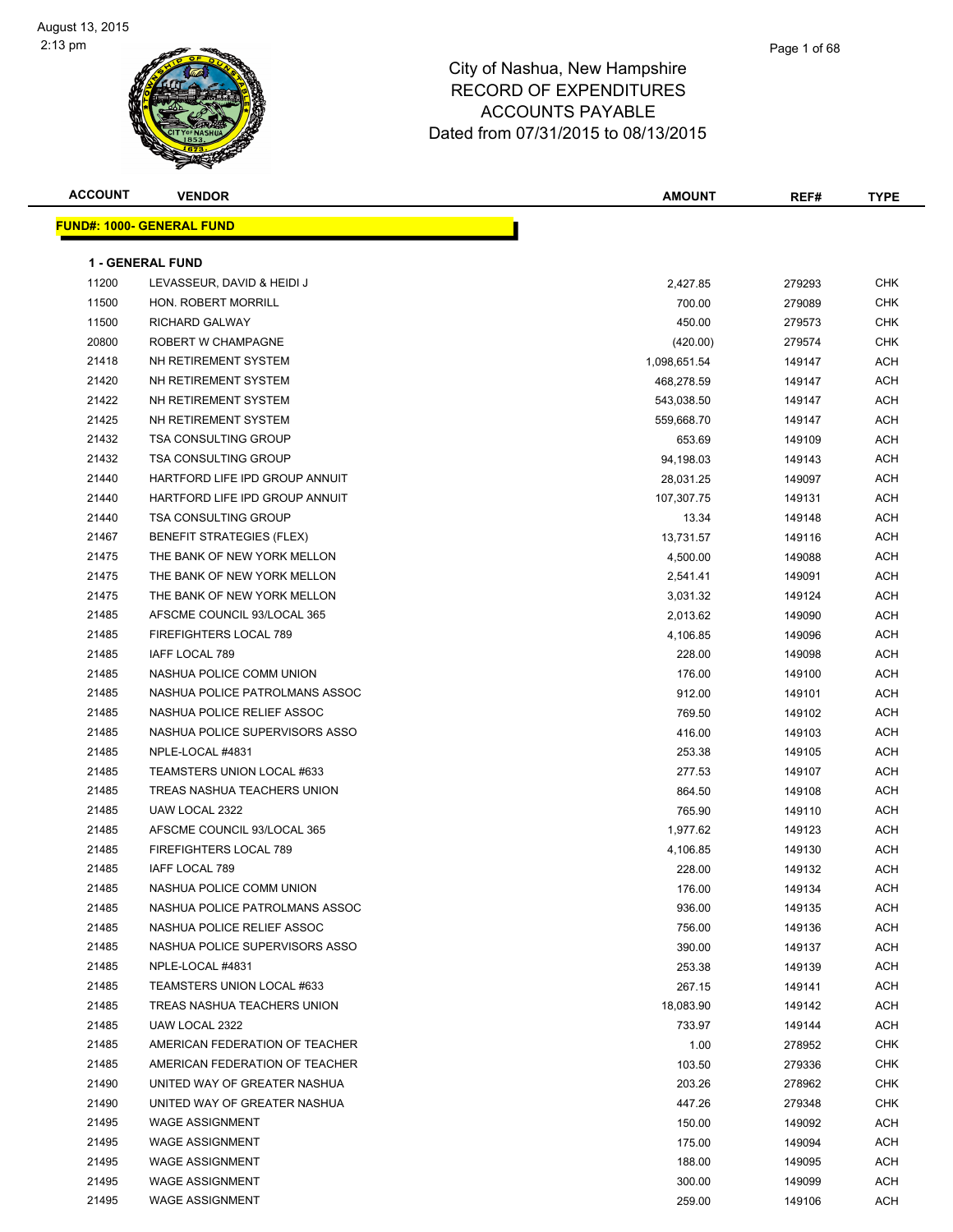# City of Nashua, New Hampshire
## RECORD OF EXPENDITURES
## ACCOUNTS PAYABLE
## Dated from 07/31/2015 to 08/13/2015

**FUND#: 1000- GENERAL FUND**

**1 - GENERAL FUND**

| ACCOUNT | VENDOR | AMOUNT | REF# | TYPE |
|---|---|---|---|---|
| 11200 | LEVASSEUR, DAVID & HEIDI J | 2,427.85 | 279293 | CHK |
| 11500 | HON. ROBERT MORRILL | 700.00 | 279089 | CHK |
| 11500 | RICHARD GALWAY | 450.00 | 279573 | CHK |
| 20800 | ROBERT W CHAMPAGNE | (420.00) | 279574 | CHK |
| 21418 | NH RETIREMENT SYSTEM | 1,098,651.54 | 149147 | ACH |
| 21420 | NH RETIREMENT SYSTEM | 468,278.59 | 149147 | ACH |
| 21422 | NH RETIREMENT SYSTEM | 543,038.50 | 149147 | ACH |
| 21425 | NH RETIREMENT SYSTEM | 559,668.70 | 149147 | ACH |
| 21432 | TSA CONSULTING GROUP | 653.69 | 149109 | ACH |
| 21432 | TSA CONSULTING GROUP | 94,198.03 | 149143 | ACH |
| 21440 | HARTFORD LIFE IPD GROUP ANNUIT | 28,031.25 | 149097 | ACH |
| 21440 | HARTFORD LIFE IPD GROUP ANNUIT | 107,307.75 | 149131 | ACH |
| 21440 | TSA CONSULTING GROUP | 13.34 | 149148 | ACH |
| 21467 | BENEFIT STRATEGIES (FLEX) | 13,731.57 | 149116 | ACH |
| 21475 | THE BANK OF NEW YORK MELLON | 4,500.00 | 149088 | ACH |
| 21475 | THE BANK OF NEW YORK MELLON | 2,541.41 | 149091 | ACH |
| 21475 | THE BANK OF NEW YORK MELLON | 3,031.32 | 149124 | ACH |
| 21485 | AFSCME COUNCIL 93/LOCAL 365 | 2,013.62 | 149090 | ACH |
| 21485 | FIREFIGHTERS LOCAL 789 | 4,106.85 | 149096 | ACH |
| 21485 | IAFF LOCAL 789 | 228.00 | 149098 | ACH |
| 21485 | NASHUA POLICE COMM UNION | 176.00 | 149100 | ACH |
| 21485 | NASHUA POLICE PATROLMANS ASSOC | 912.00 | 149101 | ACH |
| 21485 | NASHUA POLICE RELIEF ASSOC | 769.50 | 149102 | ACH |
| 21485 | NASHUA POLICE SUPERVISORS ASSO | 416.00 | 149103 | ACH |
| 21485 | NPLE-LOCAL #4831 | 253.38 | 149105 | ACH |
| 21485 | TEAMSTERS UNION LOCAL #633 | 277.53 | 149107 | ACH |
| 21485 | TREAS NASHUA TEACHERS UNION | 864.50 | 149108 | ACH |
| 21485 | UAW LOCAL 2322 | 765.90 | 149110 | ACH |
| 21485 | AFSCME COUNCIL 93/LOCAL 365 | 1,977.62 | 149123 | ACH |
| 21485 | FIREFIGHTERS LOCAL 789 | 4,106.85 | 149130 | ACH |
| 21485 | IAFF LOCAL 789 | 228.00 | 149132 | ACH |
| 21485 | NASHUA POLICE COMM UNION | 176.00 | 149134 | ACH |
| 21485 | NASHUA POLICE PATROLMANS ASSOC | 936.00 | 149135 | ACH |
| 21485 | NASHUA POLICE RELIEF ASSOC | 756.00 | 149136 | ACH |
| 21485 | NASHUA POLICE SUPERVISORS ASSO | 390.00 | 149137 | ACH |
| 21485 | NPLE-LOCAL #4831 | 253.38 | 149139 | ACH |
| 21485 | TEAMSTERS UNION LOCAL #633 | 267.15 | 149141 | ACH |
| 21485 | TREAS NASHUA TEACHERS UNION | 18,083.90 | 149142 | ACH |
| 21485 | UAW LOCAL 2322 | 733.97 | 149144 | ACH |
| 21485 | AMERICAN FEDERATION OF TEACHER | 1.00 | 278952 | CHK |
| 21485 | AMERICAN FEDERATION OF TEACHER | 103.50 | 279336 | CHK |
| 21490 | UNITED WAY OF GREATER NASHUA | 203.26 | 278962 | CHK |
| 21490 | UNITED WAY OF GREATER NASHUA | 447.26 | 279348 | CHK |
| 21495 | WAGE ASSIGNMENT | 150.00 | 149092 | ACH |
| 21495 | WAGE ASSIGNMENT | 175.00 | 149094 | ACH |
| 21495 | WAGE ASSIGNMENT | 188.00 | 149095 | ACH |
| 21495 | WAGE ASSIGNMENT | 300.00 | 149099 | ACH |
| 21495 | WAGE ASSIGNMENT | 259.00 | 149106 | ACH |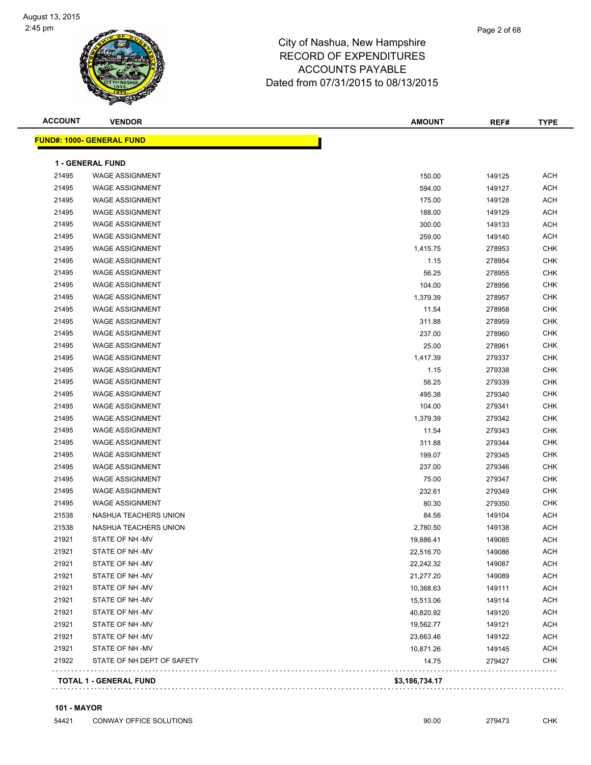# City of Nashua, New Hampshire
## RECORD OF EXPENDITURES
## ACCOUNTS PAYABLE
## Dated from 07/31/2015 to 08/13/2015

| ACCOUNT | VENDOR | AMOUNT | REF# | TYPE |
|---|---|---|---|---|
| **FUND#: 1000- GENERAL FUND** | | | | |
| **1 - GENERAL FUND** | | | | |
| 21495 | WAGE ASSIGNMENT | 150.00 | 149125 | ACH |
| 21495 | WAGE ASSIGNMENT | 594.00 | 149127 | ACH |
| 21495 | WAGE ASSIGNMENT | 175.00 | 149128 | ACH |
| 21495 | WAGE ASSIGNMENT | 188.00 | 149129 | ACH |
| 21495 | WAGE ASSIGNMENT | 300.00 | 149133 | ACH |
| 21495 | WAGE ASSIGNMENT | 259.00 | 149140 | ACH |
| 21495 | WAGE ASSIGNMENT | 1,415.75 | 278953 | CHK |
| 21495 | WAGE ASSIGNMENT | 1.15 | 278954 | CHK |
| 21495 | WAGE ASSIGNMENT | 56.25 | 278955 | CHK |
| 21495 | WAGE ASSIGNMENT | 104.00 | 278956 | CHK |
| 21495 | WAGE ASSIGNMENT | 1,379.39 | 278957 | CHK |
| 21495 | WAGE ASSIGNMENT | 11.54 | 278958 | CHK |
| 21495 | WAGE ASSIGNMENT | 311.88 | 278959 | CHK |
| 21495 | WAGE ASSIGNMENT | 237.00 | 278960 | CHK |
| 21495 | WAGE ASSIGNMENT | 25.00 | 278961 | CHK |
| 21495 | WAGE ASSIGNMENT | 1,417.39 | 279337 | CHK |
| 21495 | WAGE ASSIGNMENT | 1.15 | 279338 | CHK |
| 21495 | WAGE ASSIGNMENT | 56.25 | 279339 | CHK |
| 21495 | WAGE ASSIGNMENT | 495.38 | 279340 | CHK |
| 21495 | WAGE ASSIGNMENT | 104.00 | 279341 | CHK |
| 21495 | WAGE ASSIGNMENT | 1,379.39 | 279342 | CHK |
| 21495 | WAGE ASSIGNMENT | 11.54 | 279343 | CHK |
| 21495 | WAGE ASSIGNMENT | 311.88 | 279344 | CHK |
| 21495 | WAGE ASSIGNMENT | 199.07 | 279345 | CHK |
| 21495 | WAGE ASSIGNMENT | 237.00 | 279346 | CHK |
| 21495 | WAGE ASSIGNMENT | 75.00 | 279347 | CHK |
| 21495 | WAGE ASSIGNMENT | 232.61 | 279349 | CHK |
| 21495 | WAGE ASSIGNMENT | 80.30 | 279350 | CHK |
| 21538 | NASHUA TEACHERS UNION | 84.56 | 149104 | ACH |
| 21538 | NASHUA TEACHERS UNION | 2,780.50 | 149138 | ACH |
| 21921 | STATE OF NH -MV | 19,886.41 | 149085 | ACH |
| 21921 | STATE OF NH -MV | 22,516.70 | 149086 | ACH |
| 21921 | STATE OF NH -MV | 22,242.32 | 149087 | ACH |
| 21921 | STATE OF NH -MV | 21,277.20 | 149089 | ACH |
| 21921 | STATE OF NH -MV | 10,368.63 | 149111 | ACH |
| 21921 | STATE OF NH -MV | 15,513.06 | 149114 | ACH |
| 21921 | STATE OF NH -MV | 40,820.92 | 149120 | ACH |
| 21921 | STATE OF NH -MV | 19,562.77 | 149121 | ACH |
| 21921 | STATE OF NH -MV | 23,663.46 | 149122 | ACH |
| 21921 | STATE OF NH -MV | 10,871.26 | 149145 | ACH |
| 21922 | STATE OF NH DEPT OF SAFETY | 14.75 | 279427 | CHK |
| **TOTAL 1 - GENERAL FUND** | | **$3,186,734.17** | | |
| **101 - MAYOR** | | | | |
| 54421 | CONWAY OFFICE SOLUTIONS | 90.00 | 279473 | CHK |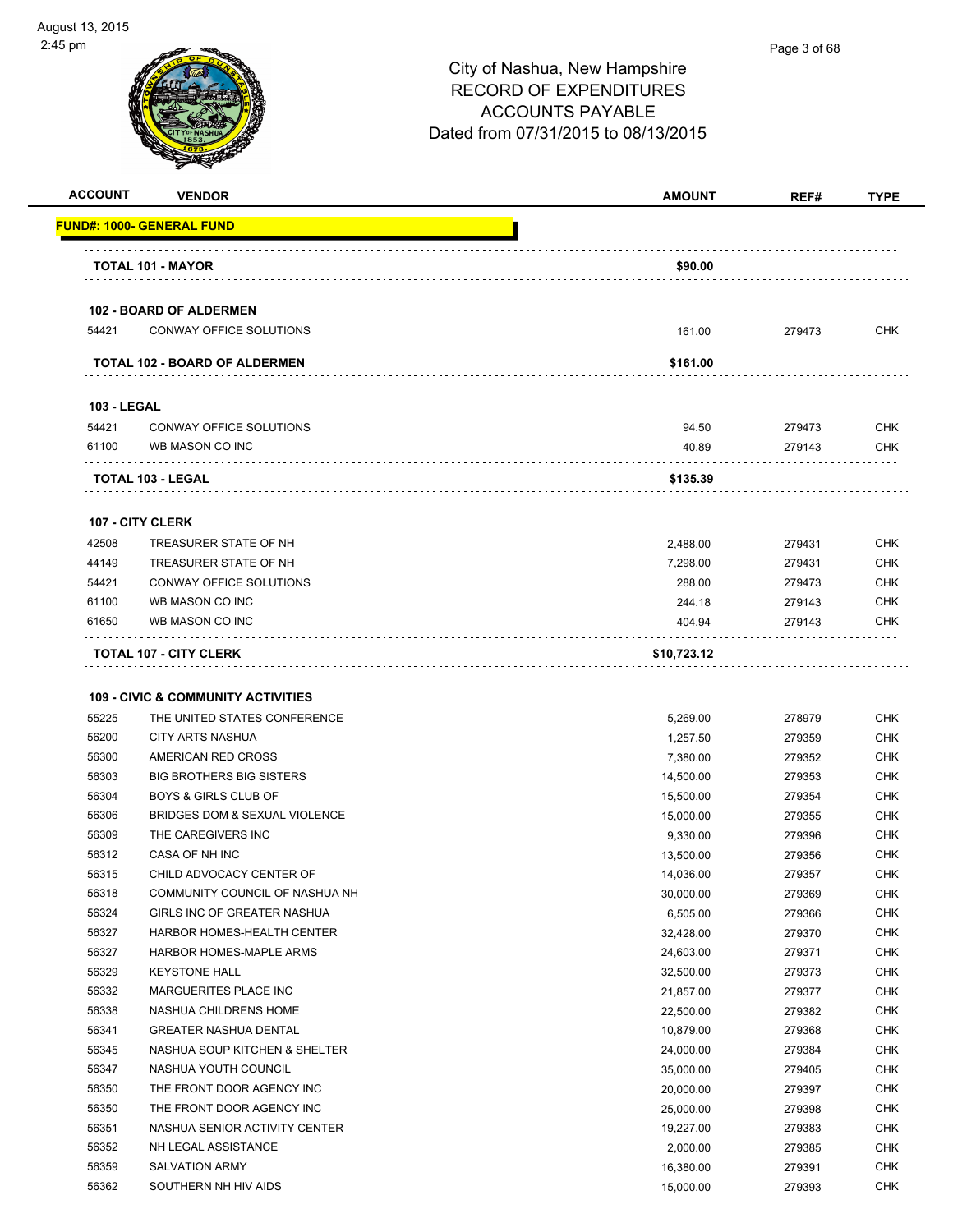City of Nashua, New Hampshire
RECORD OF EXPENDITURES
ACCOUNTS PAYABLE
Dated from 07/31/2015 to 08/13/2015

| ACCOUNT | VENDOR | AMOUNT | REF# | TYPE |
|---|---|---|---|---|
| **FUND#: 1000- GENERAL FUND** | | | | |
| | **TOTAL 101 - MAYOR** | **$90.00** | | |
| **102 - BOARD OF ALDERMEN** | | | | |
| 54421 | CONWAY OFFICE SOLUTIONS | 161.00 | 279473 | CHK |
| | **TOTAL 102 - BOARD OF ALDERMEN** | **$161.00** | | |
| **103 - LEGAL** | | | | |
| 54421 | CONWAY OFFICE SOLUTIONS | 94.50 | 279473 | CHK |
| 61100 | WB MASON CO INC | 40.89 | 279143 | CHK |
| | **TOTAL 103 - LEGAL** | **$135.39** | | |
| **107 - CITY CLERK** | | | | |
| 42508 | TREASURER STATE OF NH | 2,488.00 | 279431 | CHK |
| 44149 | TREASURER STATE OF NH | 7,298.00 | 279431 | CHK |
| 54421 | CONWAY OFFICE SOLUTIONS | 288.00 | 279473 | CHK |
| 61100 | WB MASON CO INC | 244.18 | 279143 | CHK |
| 61650 | WB MASON CO INC | 404.94 | 279143 | CHK |
| | **TOTAL 107 - CITY CLERK** | **$10,723.12** | | |
| **109 - CIVIC & COMMUNITY ACTIVITIES** | | | | |
| 55225 | THE UNITED STATES CONFERENCE | 5,269.00 | 278979 | CHK |
| 56200 | CITY ARTS NASHUA | 1,257.50 | 279359 | CHK |
| 56300 | AMERICAN RED CROSS | 7,380.00 | 279352 | CHK |
| 56303 | BIG BROTHERS BIG SISTERS | 14,500.00 | 279353 | CHK |
| 56304 | BOYS & GIRLS CLUB OF | 15,500.00 | 279354 | CHK |
| 56306 | BRIDGES DOM & SEXUAL VIOLENCE | 15,000.00 | 279355 | CHK |
| 56309 | THE CAREGIVERS INC | 9,330.00 | 279396 | CHK |
| 56312 | CASA OF NH INC | 13,500.00 | 279356 | CHK |
| 56315 | CHILD ADVOCACY CENTER OF | 14,036.00 | 279357 | CHK |
| 56318 | COMMUNITY COUNCIL OF NASHUA NH | 30,000.00 | 279369 | CHK |
| 56324 | GIRLS INC OF GREATER NASHUA | 6,505.00 | 279366 | CHK |
| 56327 | HARBOR HOMES-HEALTH CENTER | 32,428.00 | 279370 | CHK |
| 56327 | HARBOR HOMES-MAPLE ARMS | 24,603.00 | 279371 | CHK |
| 56329 | KEYSTONE HALL | 32,500.00 | 279373 | CHK |
| 56332 | MARGUERITES PLACE INC | 21,857.00 | 279377 | CHK |
| 56338 | NASHUA CHILDRENS HOME | 22,500.00 | 279382 | CHK |
| 56341 | GREATER NASHUA DENTAL | 10,879.00 | 279368 | CHK |
| 56345 | NASHUA SOUP KITCHEN & SHELTER | 24,000.00 | 279384 | CHK |
| 56347 | NASHUA YOUTH COUNCIL | 35,000.00 | 279405 | CHK |
| 56350 | THE FRONT DOOR AGENCY INC | 20,000.00 | 279397 | CHK |
| 56350 | THE FRONT DOOR AGENCY INC | 25,000.00 | 279398 | CHK |
| 56351 | NASHUA SENIOR ACTIVITY CENTER | 19,227.00 | 279383 | CHK |
| 56352 | NH LEGAL ASSISTANCE | 2,000.00 | 279385 | CHK |
| 56359 | SALVATION ARMY | 16,380.00 | 279391 | CHK |
| 56362 | SOUTHERN NH HIV AIDS | 15,000.00 | 279393 | CHK |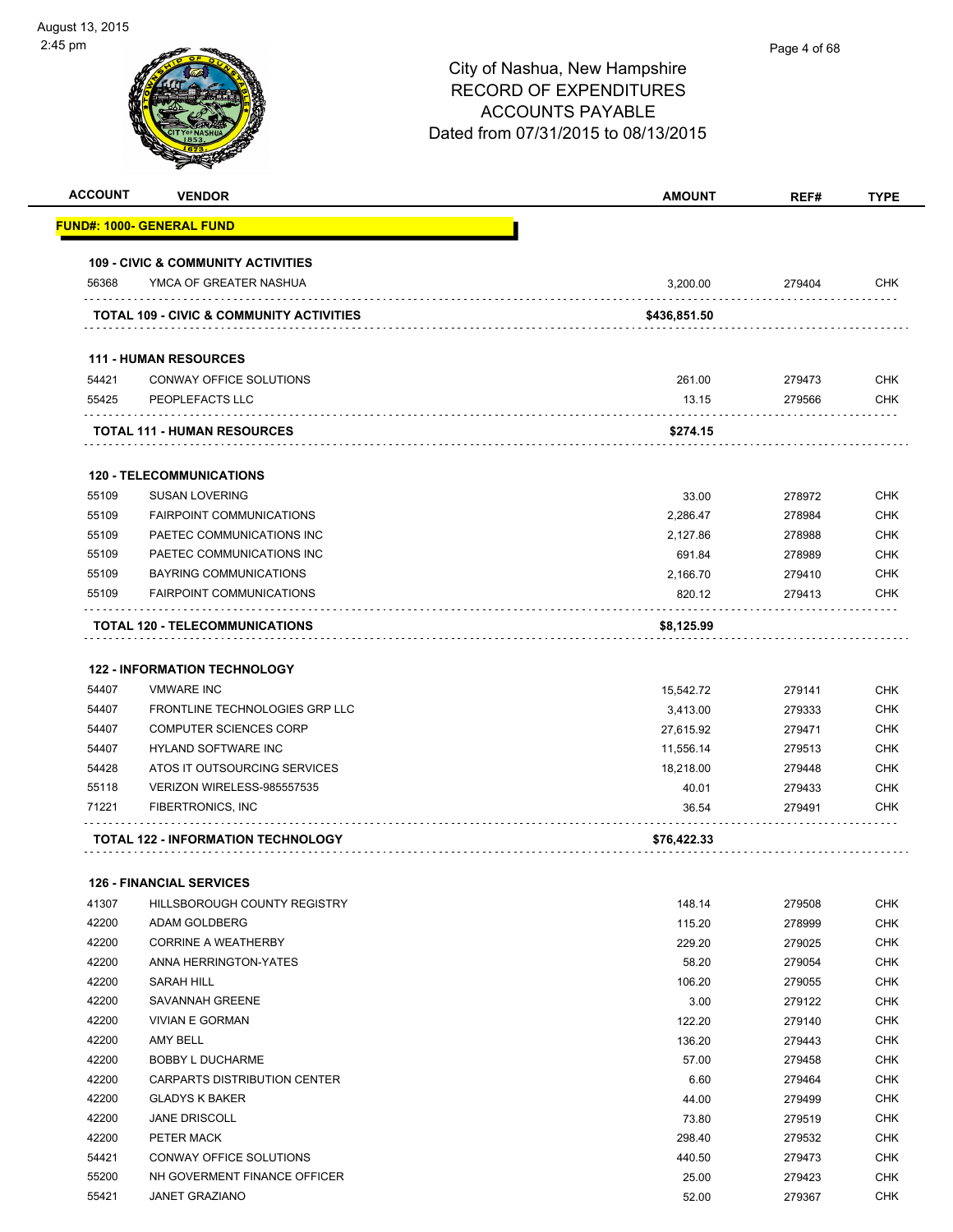# City of Nashua, New Hampshire
## RECORD OF EXPENDITURES
## ACCOUNTS PAYABLE
## Dated from 07/31/2015 to 08/13/2015

| ACCOUNT | VENDOR | AMOUNT | REF# | TYPE |
|---|---|---|---|---|
| **FUND#: 1000- GENERAL FUND** | | | | |
| **109 - CIVIC & COMMUNITY ACTIVITIES** | | | | |
| 56368 | YMCA OF GREATER NASHUA | 3,200.00 | 279404 | CHK |
| **TOTAL 109 - CIVIC & COMMUNITY ACTIVITIES** | | **$436,851.50** | | |
| **111 - HUMAN RESOURCES** | | | | |
| 54421 | CONWAY OFFICE SOLUTIONS | 261.00 | 279473 | CHK |
| 55425 | PEOPLEFACTS LLC | 13.15 | 279566 | CHK |
| **TOTAL 111 - HUMAN RESOURCES** | | **$274.15** | | |
| **120 - TELECOMMUNICATIONS** | | | | |
| 55109 | SUSAN LOVERING | 33.00 | 278972 | CHK |
| 55109 | FAIRPOINT COMMUNICATIONS | 2,286.47 | 278984 | CHK |
| 55109 | PAETEC COMMUNICATIONS INC | 2,127.86 | 278988 | CHK |
| 55109 | PAETEC COMMUNICATIONS INC | 691.84 | 278989 | CHK |
| 55109 | BAYRING COMMUNICATIONS | 2,166.70 | 279410 | CHK |
| 55109 | FAIRPOINT COMMUNICATIONS | 820.12 | 279413 | CHK |
| **TOTAL 120 - TELECOMMUNICATIONS** | | **$8,125.99** | | |
| **122 - INFORMATION TECHNOLOGY** | | | | |
| 54407 | VMWARE INC | 15,542.72 | 279141 | CHK |
| 54407 | FRONTLINE TECHNOLOGIES GRP LLC | 3,413.00 | 279333 | CHK |
| 54407 | COMPUTER SCIENCES CORP | 27,615.92 | 279471 | CHK |
| 54407 | HYLAND SOFTWARE INC | 11,556.14 | 279513 | CHK |
| 54428 | ATOS IT OUTSOURCING SERVICES | 18,218.00 | 279448 | CHK |
| 55118 | VERIZON WIRELESS-985557535 | 40.01 | 279433 | CHK |
| 71221 | FIBERTRONICS, INC | 36.54 | 279491 | CHK |
| **TOTAL 122 - INFORMATION TECHNOLOGY** | | **$76,422.33** | | |
| **126 - FINANCIAL SERVICES** | | | | |
| 41307 | HILLSBOROUGH COUNTY REGISTRY | 148.14 | 279508 | CHK |
| 42200 | ADAM GOLDBERG | 115.20 | 278999 | CHK |
| 42200 | CORRINE A WEATHERBY | 229.20 | 279025 | CHK |
| 42200 | ANNA HERRINGTON-YATES | 58.20 | 279054 | CHK |
| 42200 | SARAH HILL | 106.20 | 279055 | CHK |
| 42200 | SAVANNAH GREENE | 3.00 | 279122 | CHK |
| 42200 | VIVIAN E GORMAN | 122.20 | 279140 | CHK |
| 42200 | AMY BELL | 136.20 | 279443 | CHK |
| 42200 | BOBBY L DUCHARME | 57.00 | 279458 | CHK |
| 42200 | CARPARTS DISTRIBUTION CENTER | 6.60 | 279464 | CHK |
| 42200 | GLADYS K BAKER | 44.00 | 279499 | CHK |
| 42200 | JANE DRISCOLL | 73.80 | 279519 | CHK |
| 42200 | PETER MACK | 298.40 | 279532 | CHK |
| 54421 | CONWAY OFFICE SOLUTIONS | 440.50 | 279473 | CHK |
| 55200 | NH GOVERMENT FINANCE OFFICER | 25.00 | 279423 | CHK |
| 55421 | JANET GRAZIANO | 52.00 | 279367 | CHK |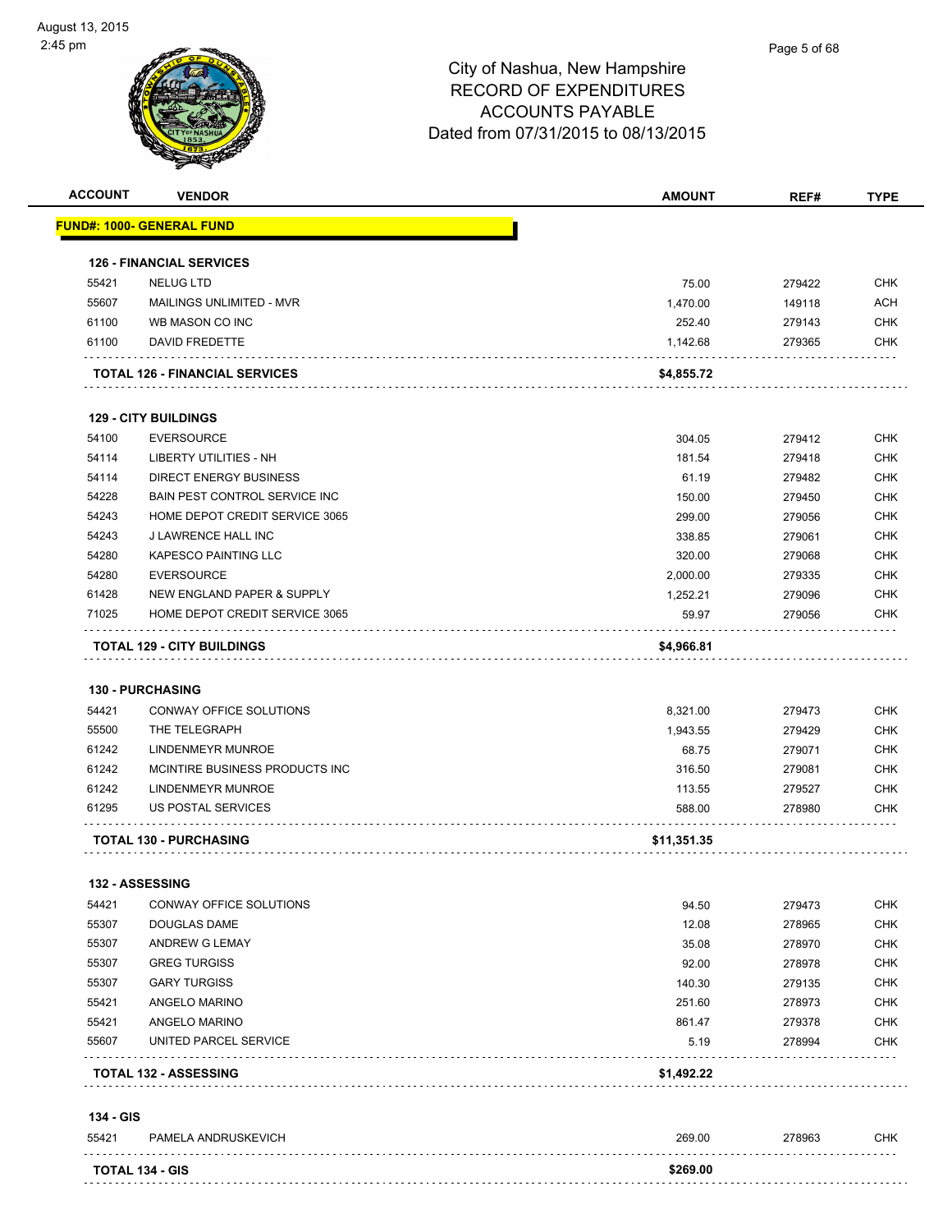# City of Nashua, New Hampshire
# RECORD OF EXPENDITURES
# ACCOUNTS PAYABLE
# Dated from 07/31/2015 to 08/13/2015

| ACCOUNT | VENDOR | AMOUNT | REF# | TYPE |
|---|---|---|---|---|
| **FUND#: 1000- GENERAL FUND** | | | | |
| **126 - FINANCIAL SERVICES** | | | | |
| 55421 | NELUG LTD | 75.00 | 279422 | CHK |
| 55607 | MAILINGS UNLIMITED - MVR | 1,470.00 | 149118 | ACH |
| 61100 | WB MASON CO INC | 252.40 | 279143 | CHK |
| 61100 | DAVID FREDETTE | 1,142.68 | 279365 | CHK |
| **TOTAL 126 - FINANCIAL SERVICES** | | **$4,855.72** | | |
| **129 - CITY BUILDINGS** | | | | |
| 54100 | EVERSOURCE | 304.05 | 279412 | CHK |
| 54114 | LIBERTY UTILITIES - NH | 181.54 | 279418 | CHK |
| 54114 | DIRECT ENERGY BUSINESS | 61.19 | 279482 | CHK |
| 54228 | BAIN PEST CONTROL SERVICE INC | 150.00 | 279450 | CHK |
| 54243 | HOME DEPOT CREDIT SERVICE 3065 | 299.00 | 279056 | CHK |
| 54243 | J LAWRENCE HALL INC | 338.85 | 279061 | CHK |
| 54280 | KAPESCO PAINTING LLC | 320.00 | 279068 | CHK |
| 54280 | EVERSOURCE | 2,000.00 | 279335 | CHK |
| 61428 | NEW ENGLAND PAPER & SUPPLY | 1,252.21 | 279096 | CHK |
| 71025 | HOME DEPOT CREDIT SERVICE 3065 | 59.97 | 279056 | CHK |
| **TOTAL 129 - CITY BUILDINGS** | | **$4,966.81** | | |
| **130 - PURCHASING** | | | | |
| 54421 | CONWAY OFFICE SOLUTIONS | 8,321.00 | 279473 | CHK |
| 55500 | THE TELEGRAPH | 1,943.55 | 279429 | CHK |
| 61242 | LINDENMEYR MUNROE | 68.75 | 279071 | CHK |
| 61242 | MCINTIRE BUSINESS PRODUCTS INC | 316.50 | 279081 | CHK |
| 61242 | LINDENMEYR MUNROE | 113.55 | 279527 | CHK |
| 61295 | US POSTAL SERVICES | 588.00 | 278980 | CHK |
| **TOTAL 130 - PURCHASING** | | **$11,351.35** | | |
| **132 - ASSESSING** | | | | |
| 54421 | CONWAY OFFICE SOLUTIONS | 94.50 | 279473 | CHK |
| 55307 | DOUGLAS DAME | 12.08 | 278965 | CHK |
| 55307 | ANDREW G LEMAY | 35.08 | 278970 | CHK |
| 55307 | GREG TURGISS | 92.00 | 278978 | CHK |
| 55307 | GARY TURGISS | 140.30 | 279135 | CHK |
| 55421 | ANGELO MARINO | 251.60 | 278973 | CHK |
| 55421 | ANGELO MARINO | 861.47 | 279378 | CHK |
| 55607 | UNITED PARCEL SERVICE | 5.19 | 278994 | CHK |
| **TOTAL 132 - ASSESSING** | | **$1,492.22** | | |
| **134 - GIS** | | | | |
| 55421 | PAMELA ANDRUSKEVICH | 269.00 | 278963 | CHK |
| **TOTAL 134 - GIS** | | **$269.00** | | |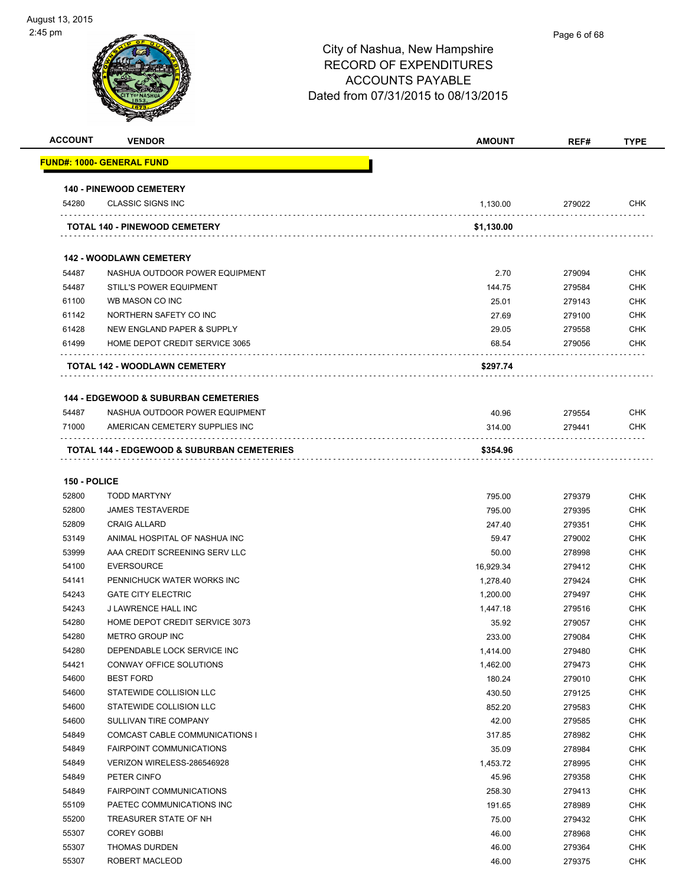# City of Nashua, New Hampshire
## RECORD OF EXPENDITURES
## ACCOUNTS PAYABLE
### Dated from 07/31/2015 to 08/13/2015

| ACCOUNT | VENDOR | AMOUNT | REF# | TYPE |
|---|---|---|---|---|
| **FUND#: 1000- GENERAL FUND** | | | | |
| **140 - PINEWOOD CEMETERY** | | | | |
| 54280 | CLASSIC SIGNS INC | 1,130.00 | 279022 | CHK |
| | **TOTAL 140 - PINEWOOD CEMETERY** | **$1,130.00** | | |
| **142 - WOODLAWN CEMETERY** | | | | |
| 54487 | NASHUA OUTDOOR POWER EQUIPMENT | 2.70 | 279094 | CHK |
| 54487 | STILL'S POWER EQUIPMENT | 144.75 | 279584 | CHK |
| 61100 | WB MASON CO INC | 25.01 | 279143 | CHK |
| 61142 | NORTHERN SAFETY CO INC | 27.69 | 279100 | CHK |
| 61428 | NEW ENGLAND PAPER & SUPPLY | 29.05 | 279558 | CHK |
| 61499 | HOME DEPOT CREDIT SERVICE 3065 | 68.54 | 279056 | CHK |
| | **TOTAL 142 - WOODLAWN CEMETERY** | **$297.74** | | |
| **144 - EDGEWOOD & SUBURBAN CEMETERIES** | | | | |
| 54487 | NASHUA OUTDOOR POWER EQUIPMENT | 40.96 | 279554 | CHK |
| 71000 | AMERICAN CEMETERY SUPPLIES INC | 314.00 | 279441 | CHK |
| | **TOTAL 144 - EDGEWOOD & SUBURBAN CEMETERIES** | **$354.96** | | |
| **150 - POLICE** | | | | |
| 52800 | TODD MARTYNY | 795.00 | 279379 | CHK |
| 52800 | JAMES TESTAVERDE | 795.00 | 279395 | CHK |
| 52809 | CRAIG ALLARD | 247.40 | 279351 | CHK |
| 53149 | ANIMAL HOSPITAL OF NASHUA INC | 59.47 | 279002 | CHK |
| 53999 | AAA CREDIT SCREENING SERV LLC | 50.00 | 278998 | CHK |
| 54100 | EVERSOURCE | 16,929.34 | 279412 | CHK |
| 54141 | PENNICHUCK WATER WORKS INC | 1,278.40 | 279424 | CHK |
| 54243 | GATE CITY ELECTRIC | 1,200.00 | 279497 | CHK |
| 54243 | J LAWRENCE HALL INC | 1,447.18 | 279516 | CHK |
| 54280 | HOME DEPOT CREDIT SERVICE 3073 | 35.92 | 279057 | CHK |
| 54280 | METRO GROUP INC | 233.00 | 279084 | CHK |
| 54280 | DEPENDABLE LOCK SERVICE INC | 1,414.00 | 279480 | CHK |
| 54421 | CONWAY OFFICE SOLUTIONS | 1,462.00 | 279473 | CHK |
| 54600 | BEST FORD | 180.24 | 279010 | CHK |
| 54600 | STATEWIDE COLLISION LLC | 430.50 | 279125 | CHK |
| 54600 | STATEWIDE COLLISION LLC | 852.20 | 279583 | CHK |
| 54600 | SULLIVAN TIRE COMPANY | 42.00 | 279585 | CHK |
| 54849 | COMCAST CABLE COMMUNICATIONS I | 317.85 | 278982 | CHK |
| 54849 | FAIRPOINT COMMUNICATIONS | 35.09 | 278984 | CHK |
| 54849 | VERIZON WIRELESS-286546928 | 1,453.72 | 278995 | CHK |
| 54849 | PETER CINFO | 45.96 | 279358 | CHK |
| 54849 | FAIRPOINT COMMUNICATIONS | 258.30 | 279413 | CHK |
| 55109 | PAETEC COMMUNICATIONS INC | 191.65 | 278989 | CHK |
| 55200 | TREASURER STATE OF NH | 75.00 | 279432 | CHK |
| 55307 | COREY GOBBI | 46.00 | 278968 | CHK |
| 55307 | THOMAS DURDEN | 46.00 | 279364 | CHK |
| 55307 | ROBERT MACLEOD | 46.00 | 279375 | CHK |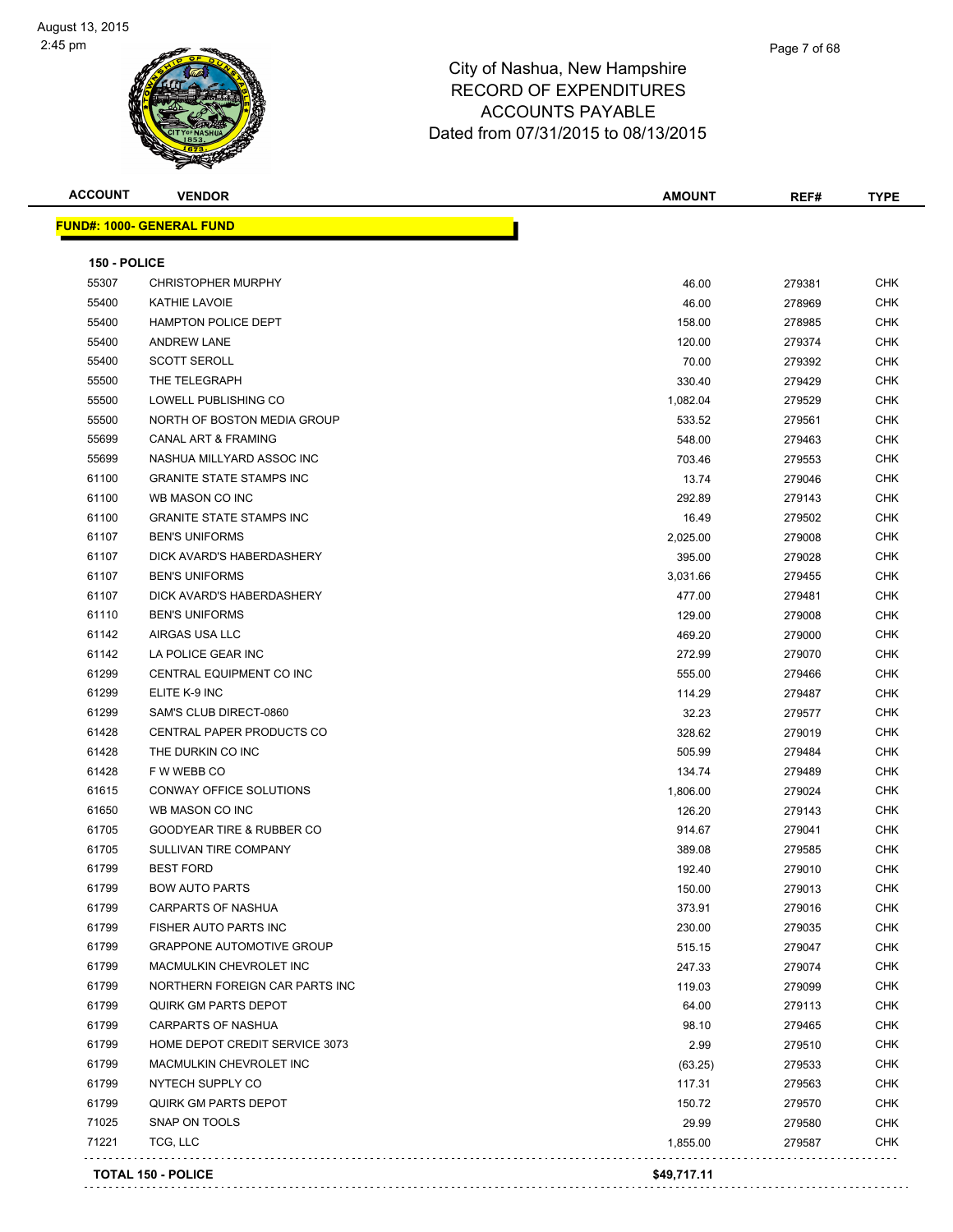# City of Nashua, New Hampshire
## RECORD OF EXPENDITURES
## ACCOUNTS PAYABLE
### Dated from 07/31/2015 to 08/13/2015

August 13, 2015
2:45 pm

**FUND#: 1000- GENERAL FUND**

**150 - POLICE**

| ACCOUNT | VENDOR | AMOUNT | REF# | TYPE |
|---|---|---|---|---|
| 55307 | CHRISTOPHER MURPHY | 46.00 | 279381 | CHK |
| 55400 | KATHIE LAVOIE | 46.00 | 278969 | CHK |
| 55400 | HAMPTON POLICE DEPT | 158.00 | 278985 | CHK |
| 55400 | ANDREW LANE | 120.00 | 279374 | CHK |
| 55400 | SCOTT SEROLL | 70.00 | 279392 | CHK |
| 55500 | THE TELEGRAPH | 330.40 | 279429 | CHK |
| 55500 | LOWELL PUBLISHING CO | 1,082.04 | 279529 | CHK |
| 55500 | NORTH OF BOSTON MEDIA GROUP | 533.52 | 279561 | CHK |
| 55699 | CANAL ART & FRAMING | 548.00 | 279463 | CHK |
| 55699 | NASHUA MILLYARD ASSOC INC | 703.46 | 279553 | CHK |
| 61100 | GRANITE STATE STAMPS INC | 13.74 | 279046 | CHK |
| 61100 | WB MASON CO INC | 292.89 | 279143 | CHK |
| 61100 | GRANITE STATE STAMPS INC | 16.49 | 279502 | CHK |
| 61107 | BEN'S UNIFORMS | 2,025.00 | 279008 | CHK |
| 61107 | DICK AVARD'S HABERDASHERY | 395.00 | 279028 | CHK |
| 61107 | BEN'S UNIFORMS | 3,031.66 | 279455 | CHK |
| 61107 | DICK AVARD'S HABERDASHERY | 477.00 | 279481 | CHK |
| 61110 | BEN'S UNIFORMS | 129.00 | 279008 | CHK |
| 61142 | AIRGAS USA LLC | 469.20 | 279000 | CHK |
| 61142 | LA POLICE GEAR INC | 272.99 | 279070 | CHK |
| 61299 | CENTRAL EQUIPMENT CO INC | 555.00 | 279466 | CHK |
| 61299 | ELITE K-9 INC | 114.29 | 279487 | CHK |
| 61299 | SAM'S CLUB DIRECT-0860 | 32.23 | 279577 | CHK |
| 61428 | CENTRAL PAPER PRODUCTS CO | 328.62 | 279019 | CHK |
| 61428 | THE DURKIN CO INC | 505.99 | 279484 | CHK |
| 61428 | F W WEBB CO | 134.74 | 279489 | CHK |
| 61615 | CONWAY OFFICE SOLUTIONS | 1,806.00 | 279024 | CHK |
| 61650 | WB MASON CO INC | 126.20 | 279143 | CHK |
| 61705 | GOODYEAR TIRE & RUBBER CO | 914.67 | 279041 | CHK |
| 61705 | SULLIVAN TIRE COMPANY | 389.08 | 279585 | CHK |
| 61799 | BEST FORD | 192.40 | 279010 | CHK |
| 61799 | BOW AUTO PARTS | 150.00 | 279013 | CHK |
| 61799 | CARPARTS OF NASHUA | 373.91 | 279016 | CHK |
| 61799 | FISHER AUTO PARTS INC | 230.00 | 279035 | CHK |
| 61799 | GRAPPONE AUTOMOTIVE GROUP | 515.15 | 279047 | CHK |
| 61799 | MACMULKIN CHEVROLET INC | 247.33 | 279074 | CHK |
| 61799 | NORTHERN FOREIGN CAR PARTS INC | 119.03 | 279099 | CHK |
| 61799 | QUIRK GM PARTS DEPOT | 64.00 | 279113 | CHK |
| 61799 | CARPARTS OF NASHUA | 98.10 | 279465 | CHK |
| 61799 | HOME DEPOT CREDIT SERVICE 3073 | 2.99 | 279510 | CHK |
| 61799 | MACMULKIN CHEVROLET INC | (63.25) | 279533 | CHK |
| 61799 | NYTECH SUPPLY CO | 117.31 | 279563 | CHK |
| 61799 | QUIRK GM PARTS DEPOT | 150.72 | 279570 | CHK |
| 71025 | SNAP ON TOOLS | 29.99 | 279580 | CHK |
| 71221 | TCG, LLC | 1,855.00 | 279587 | CHK |
| **TOTAL 150 - POLICE** | | **$49,717.11** | | |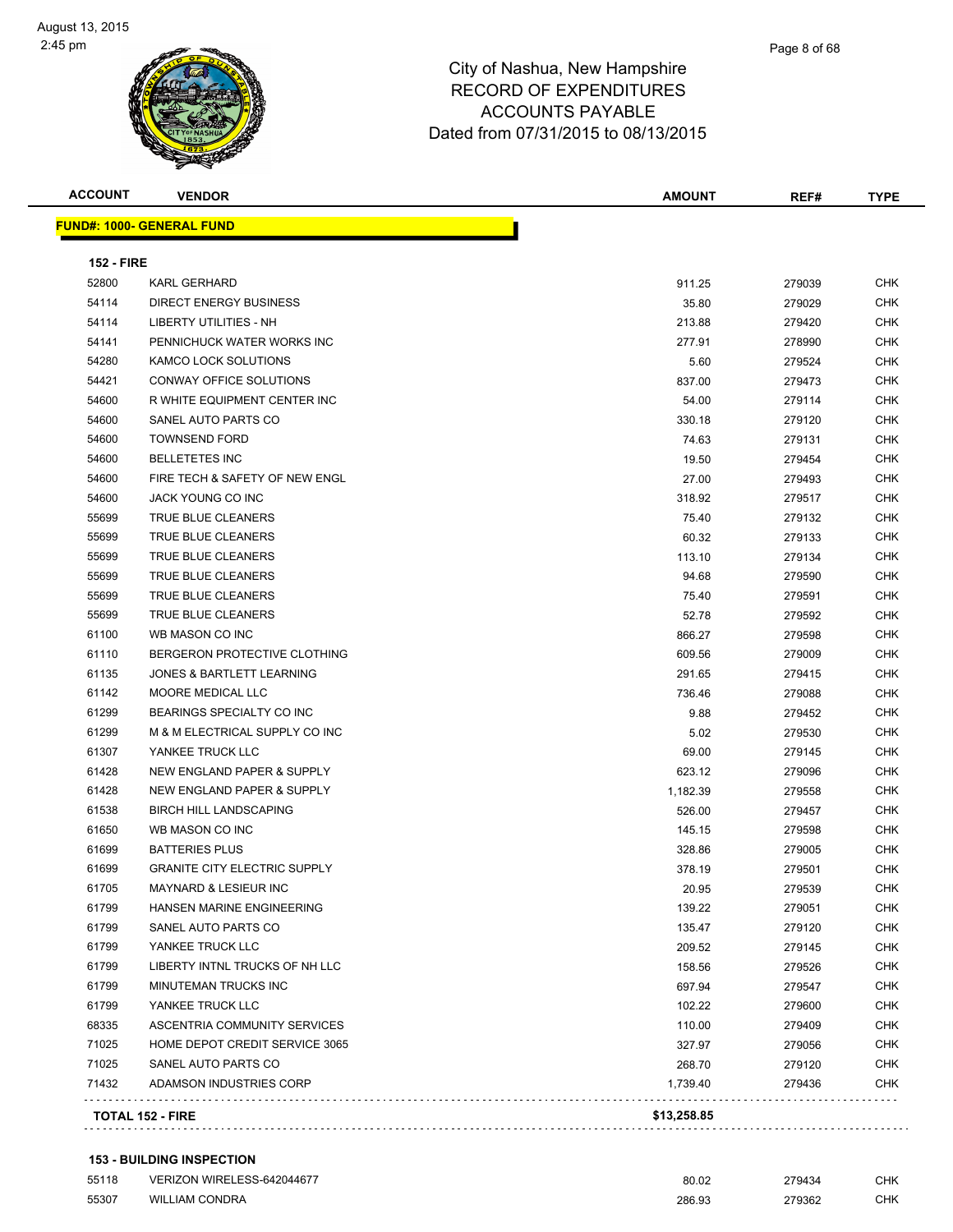City of Nashua, New Hampshire
RECORD OF EXPENDITURES
ACCOUNTS PAYABLE
Dated from 07/31/2015 to 08/13/2015

| ACCOUNT | VENDOR | AMOUNT | REF# | TYPE |
|---|---|---|---|---|
| **FUND#: 1000- GENERAL FUND** | | | | |
| **152 - FIRE** | | | | |
| 52800 | KARL GERHARD | 911.25 | 279039 | CHK |
| 54114 | DIRECT ENERGY BUSINESS | 35.80 | 279029 | CHK |
| 54114 | LIBERTY UTILITIES - NH | 213.88 | 279420 | CHK |
| 54141 | PENNICHUCK WATER WORKS INC | 277.91 | 278990 | CHK |
| 54280 | KAMCO LOCK SOLUTIONS | 5.60 | 279524 | CHK |
| 54421 | CONWAY OFFICE SOLUTIONS | 837.00 | 279473 | CHK |
| 54600 | R WHITE EQUIPMENT CENTER INC | 54.00 | 279114 | CHK |
| 54600 | SANEL AUTO PARTS CO | 330.18 | 279120 | CHK |
| 54600 | TOWNSEND FORD | 74.63 | 279131 | CHK |
| 54600 | BELLETETES INC | 19.50 | 279454 | CHK |
| 54600 | FIRE TECH & SAFETY OF NEW ENGL | 27.00 | 279493 | CHK |
| 54600 | JACK YOUNG CO INC | 318.92 | 279517 | CHK |
| 55699 | TRUE BLUE CLEANERS | 75.40 | 279132 | CHK |
| 55699 | TRUE BLUE CLEANERS | 60.32 | 279133 | CHK |
| 55699 | TRUE BLUE CLEANERS | 113.10 | 279134 | CHK |
| 55699 | TRUE BLUE CLEANERS | 94.68 | 279590 | CHK |
| 55699 | TRUE BLUE CLEANERS | 75.40 | 279591 | CHK |
| 55699 | TRUE BLUE CLEANERS | 52.78 | 279592 | CHK |
| 61100 | WB MASON CO INC | 866.27 | 279598 | CHK |
| 61110 | BERGERON PROTECTIVE CLOTHING | 609.56 | 279009 | CHK |
| 61135 | JONES & BARTLETT LEARNING | 291.65 | 279415 | CHK |
| 61142 | MOORE MEDICAL LLC | 736.46 | 279088 | CHK |
| 61299 | BEARINGS SPECIALTY CO INC | 9.88 | 279452 | CHK |
| 61299 | M & M ELECTRICAL SUPPLY CO INC | 5.02 | 279530 | CHK |
| 61307 | YANKEE TRUCK LLC | 69.00 | 279145 | CHK |
| 61428 | NEW ENGLAND PAPER & SUPPLY | 623.12 | 279096 | CHK |
| 61428 | NEW ENGLAND PAPER & SUPPLY | 1,182.39 | 279558 | CHK |
| 61538 | BIRCH HILL LANDSCAPING | 526.00 | 279457 | CHK |
| 61650 | WB MASON CO INC | 145.15 | 279598 | CHK |
| 61699 | BATTERIES PLUS | 328.86 | 279005 | CHK |
| 61699 | GRANITE CITY ELECTRIC SUPPLY | 378.19 | 279501 | CHK |
| 61705 | MAYNARD & LESIEUR INC | 20.95 | 279539 | CHK |
| 61799 | HANSEN MARINE ENGINEERING | 139.22 | 279051 | CHK |
| 61799 | SANEL AUTO PARTS CO | 135.47 | 279120 | CHK |
| 61799 | YANKEE TRUCK LLC | 209.52 | 279145 | CHK |
| 61799 | LIBERTY INTNL TRUCKS OF NH LLC | 158.56 | 279526 | CHK |
| 61799 | MINUTEMAN TRUCKS INC | 697.94 | 279547 | CHK |
| 61799 | YANKEE TRUCK LLC | 102.22 | 279600 | CHK |
| 68335 | ASCENTRIA COMMUNITY SERVICES | 110.00 | 279409 | CHK |
| 71025 | HOME DEPOT CREDIT SERVICE 3065 | 327.97 | 279056 | CHK |
| 71025 | SANEL AUTO PARTS CO | 268.70 | 279120 | CHK |
| 71432 | ADAMSON INDUSTRIES CORP | 1,739.40 | 279436 | CHK |
| **TOTAL 152 - FIRE** | | **$13,258.85** | | |
| **153 - BUILDING INSPECTION** | | | | |
| 55118 | VERIZON WIRELESS-642044677 | 80.02 | 279434 | CHK |
| 55307 | WILLIAM CONDRA | 286.93 | 279362 | CHK |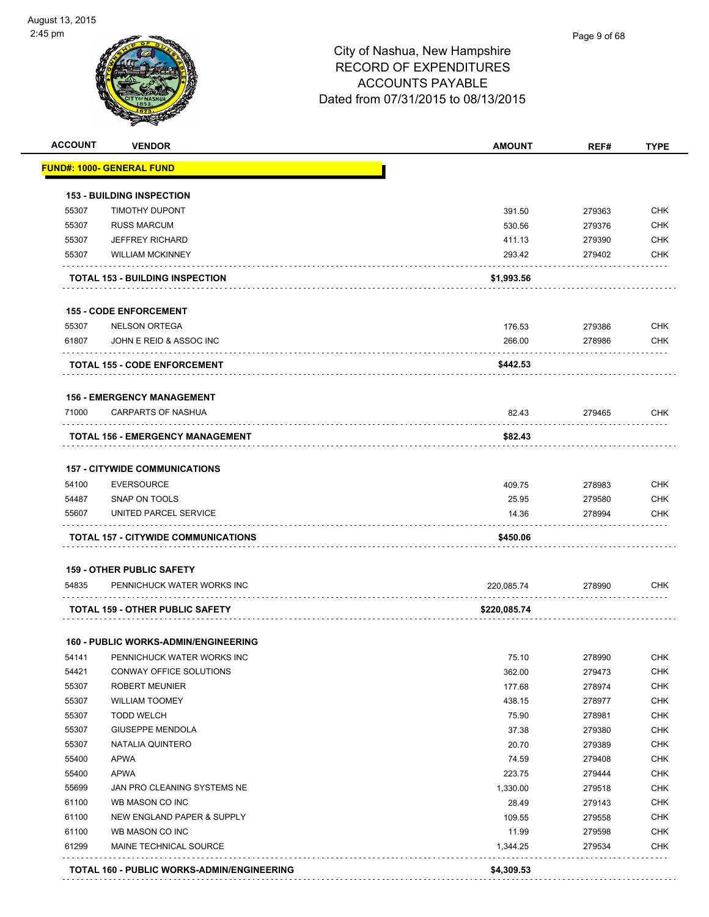# City of Nashua, New Hampshire
## RECORD OF EXPENDITURES
## ACCOUNTS PAYABLE
## Dated from 07/31/2015 to 08/13/2015

| ACCOUNT | VENDOR | AMOUNT | REF# | TYPE |
|---|---|---|---|---|
| **FUND#: 1000- GENERAL FUND** | | | | |
| **153 - BUILDING INSPECTION** | | | | |
| 55307 | TIMOTHY DUPONT | 391.50 | 279363 | CHK |
| 55307 | RUSS MARCUM | 530.56 | 279376 | CHK |
| 55307 | JEFFREY RICHARD | 411.13 | 279390 | CHK |
| 55307 | WILLIAM MCKINNEY | 293.42 | 279402 | CHK |
| | **TOTAL 153 - BUILDING INSPECTION** | **$1,993.56** | | |
| **155 - CODE ENFORCEMENT** | | | | |
| 55307 | NELSON ORTEGA | 176.53 | 279386 | CHK |
| 61807 | JOHN E REID & ASSOC INC | 266.00 | 278986 | CHK |
| | **TOTAL 155 - CODE ENFORCEMENT** | **$442.53** | | |
| **156 - EMERGENCY MANAGEMENT** | | | | |
| 71000 | CARPARTS OF NASHUA | 82.43 | 279465 | CHK |
| | **TOTAL 156 - EMERGENCY MANAGEMENT** | **$82.43** | | |
| **157 - CITYWIDE COMMUNICATIONS** | | | | |
| 54100 | EVERSOURCE | 409.75 | 278983 | CHK |
| 54487 | SNAP ON TOOLS | 25.95 | 279580 | CHK |
| 55607 | UNITED PARCEL SERVICE | 14.36 | 278994 | CHK |
| | **TOTAL 157 - CITYWIDE COMMUNICATIONS** | **$450.06** | | |
| **159 - OTHER PUBLIC SAFETY** | | | | |
| 54835 | PENNICHUCK WATER WORKS INC | 220,085.74 | 278990 | CHK |
| | **TOTAL 159 - OTHER PUBLIC SAFETY** | **$220,085.74** | | |
| **160 - PUBLIC WORKS-ADMIN/ENGINEERING** | | | | |
| 54141 | PENNICHUCK WATER WORKS INC | 75.10 | 278990 | CHK |
| 54421 | CONWAY OFFICE SOLUTIONS | 362.00 | 279473 | CHK |
| 55307 | ROBERT MEUNIER | 177.68 | 278974 | CHK |
| 55307 | WILLIAM TOOMEY | 438.15 | 278977 | CHK |
| 55307 | TODD WELCH | 75.90 | 278981 | CHK |
| 55307 | GIUSEPPE MENDOLA | 37.38 | 279380 | CHK |
| 55307 | NATALIA QUINTERO | 20.70 | 279389 | CHK |
| 55400 | APWA | 74.59 | 279408 | CHK |
| 55400 | APWA | 223.75 | 279444 | CHK |
| 55699 | JAN PRO CLEANING SYSTEMS NE | 1,330.00 | 279518 | CHK |
| 61100 | WB MASON CO INC | 28.49 | 279143 | CHK |
| 61100 | NEW ENGLAND PAPER & SUPPLY | 109.55 | 279558 | CHK |
| 61100 | WB MASON CO INC | 11.99 | 279598 | CHK |
| 61299 | MAINE TECHNICAL SOURCE | 1,344.25 | 279534 | CHK |
| | **TOTAL 160 - PUBLIC WORKS-ADMIN/ENGINEERING** | **$4,309.53** | | |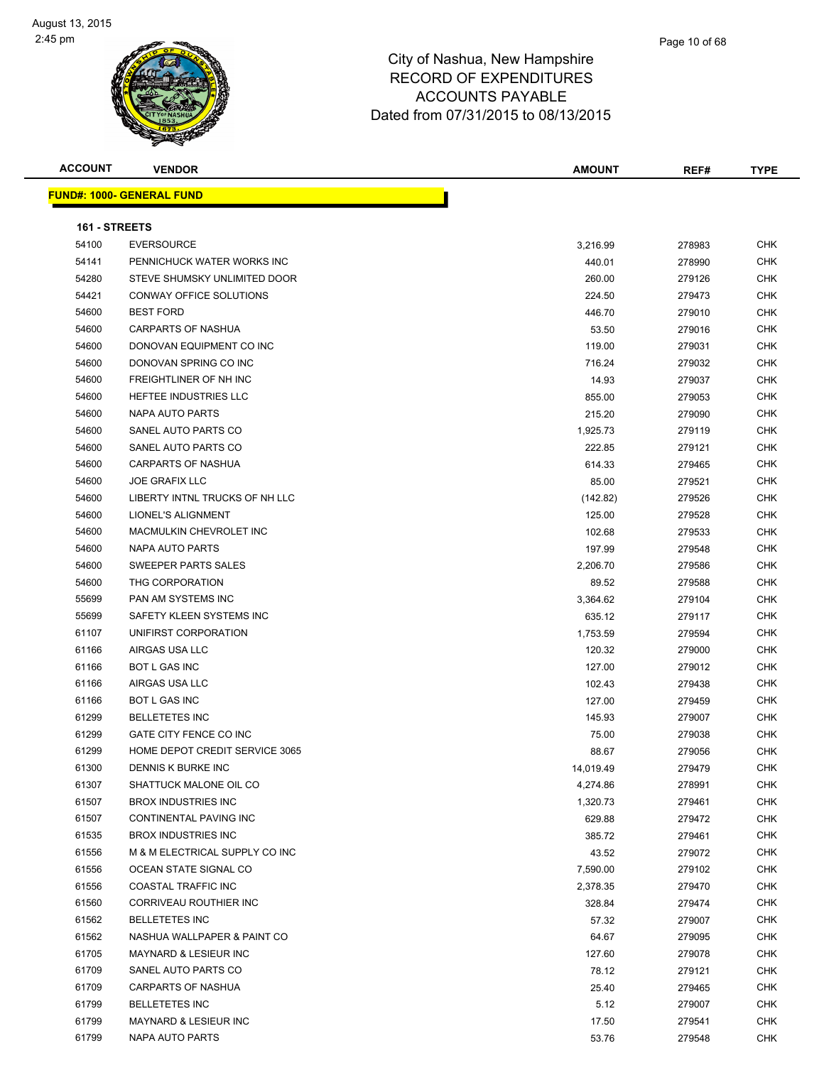City of Nashua, New Hampshire
RECORD OF EXPENDITURES
ACCOUNTS PAYABLE
Dated from 07/31/2015 to 08/13/2015

| ACCOUNT | VENDOR | AMOUNT | REF# | TYPE |
|---|---|---|---|---|

**FUND#: 1000- GENERAL FUND**

**161 - STREETS**

| ACCOUNT | VENDOR | AMOUNT | REF# | TYPE |
|---|---|---|---|---|
| 54100 | EVERSOURCE | 3,216.99 | 278983 | CHK |
| 54141 | PENNICHUCK WATER WORKS INC | 440.01 | 278990 | CHK |
| 54280 | STEVE SHUMSKY UNLIMITED DOOR | 260.00 | 279126 | CHK |
| 54421 | CONWAY OFFICE SOLUTIONS | 224.50 | 279473 | CHK |
| 54600 | BEST FORD | 446.70 | 279010 | CHK |
| 54600 | CARPARTS OF NASHUA | 53.50 | 279016 | CHK |
| 54600 | DONOVAN EQUIPMENT CO INC | 119.00 | 279031 | CHK |
| 54600 | DONOVAN SPRING CO INC | 716.24 | 279032 | CHK |
| 54600 | FREIGHTLINER OF NH INC | 14.93 | 279037 | CHK |
| 54600 | HEFTEE INDUSTRIES LLC | 855.00 | 279053 | CHK |
| 54600 | NAPA AUTO PARTS | 215.20 | 279090 | CHK |
| 54600 | SANEL AUTO PARTS CO | 1,925.73 | 279119 | CHK |
| 54600 | SANEL AUTO PARTS CO | 222.85 | 279121 | CHK |
| 54600 | CARPARTS OF NASHUA | 614.33 | 279465 | CHK |
| 54600 | JOE GRAFIX LLC | 85.00 | 279521 | CHK |
| 54600 | LIBERTY INTNL TRUCKS OF NH LLC | (142.82) | 279526 | CHK |
| 54600 | LIONEL'S ALIGNMENT | 125.00 | 279528 | CHK |
| 54600 | MACMULKIN CHEVROLET INC | 102.68 | 279533 | CHK |
| 54600 | NAPA AUTO PARTS | 197.99 | 279548 | CHK |
| 54600 | SWEEPER PARTS SALES | 2,206.70 | 279586 | CHK |
| 54600 | THG CORPORATION | 89.52 | 279588 | CHK |
| 55699 | PAN AM SYSTEMS INC | 3,364.62 | 279104 | CHK |
| 55699 | SAFETY KLEEN SYSTEMS INC | 635.12 | 279117 | CHK |
| 61107 | UNIFIRST CORPORATION | 1,753.59 | 279594 | CHK |
| 61166 | AIRGAS USA LLC | 120.32 | 279000 | CHK |
| 61166 | BOT L GAS INC | 127.00 | 279012 | CHK |
| 61166 | AIRGAS USA LLC | 102.43 | 279438 | CHK |
| 61166 | BOT L GAS INC | 127.00 | 279459 | CHK |
| 61299 | BELLETETES INC | 145.93 | 279007 | CHK |
| 61299 | GATE CITY FENCE CO INC | 75.00 | 279038 | CHK |
| 61299 | HOME DEPOT CREDIT SERVICE 3065 | 88.67 | 279056 | CHK |
| 61300 | DENNIS K BURKE INC | 14,019.49 | 279479 | CHK |
| 61307 | SHATTUCK MALONE OIL CO | 4,274.86 | 278991 | CHK |
| 61507 | BROX INDUSTRIES INC | 1,320.73 | 279461 | CHK |
| 61507 | CONTINENTAL PAVING INC | 629.88 | 279472 | CHK |
| 61535 | BROX INDUSTRIES INC | 385.72 | 279461 | CHK |
| 61556 | M & M ELECTRICAL SUPPLY CO INC | 43.52 | 279072 | CHK |
| 61556 | OCEAN STATE SIGNAL CO | 7,590.00 | 279102 | CHK |
| 61556 | COASTAL TRAFFIC INC | 2,378.35 | 279470 | CHK |
| 61560 | CORRIVEAU ROUTHIER INC | 328.84 | 279474 | CHK |
| 61562 | BELLETETES INC | 57.32 | 279007 | CHK |
| 61562 | NASHUA WALLPAPER & PAINT CO | 64.67 | 279095 | CHK |
| 61705 | MAYNARD & LESIEUR INC | 127.60 | 279078 | CHK |
| 61709 | SANEL AUTO PARTS CO | 78.12 | 279121 | CHK |
| 61709 | CARPARTS OF NASHUA | 25.40 | 279465 | CHK |
| 61799 | BELLETETES INC | 5.12 | 279007 | CHK |
| 61799 | MAYNARD & LESIEUR INC | 17.50 | 279541 | CHK |
| 61799 | NAPA AUTO PARTS | 53.76 | 279548 | CHK |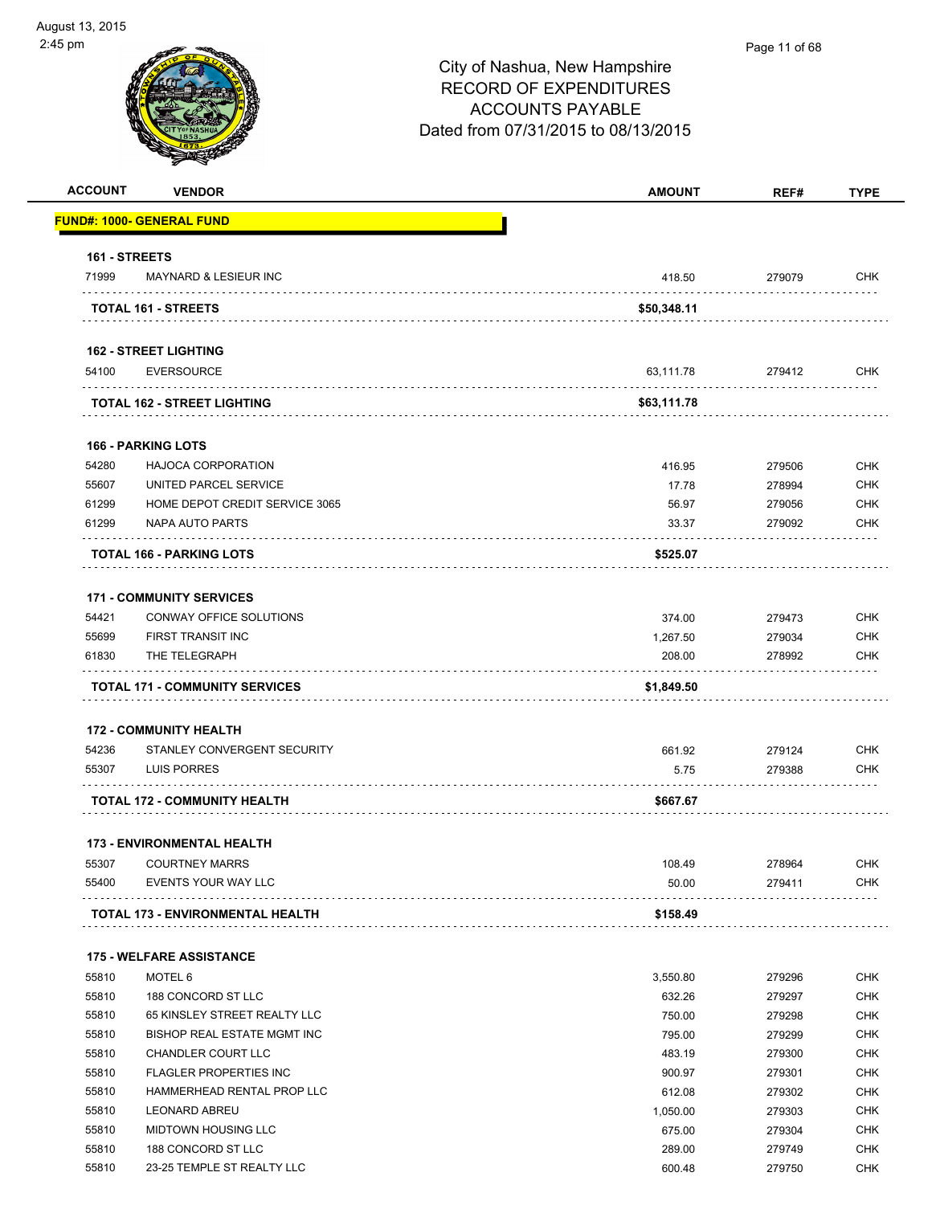# City of Nashua, New Hampshire
# RECORD OF EXPENDITURES
# ACCOUNTS PAYABLE
# Dated from 07/31/2015 to 08/13/2015

| ACCOUNT | VENDOR | AMOUNT | REF# | TYPE |
|---|---|---|---|---|
| **FUND#: 1000- GENERAL FUND** | | | | |
| **161 - STREETS** | | | | |
| 71999 | MAYNARD & LESIEUR INC | 418.50 | 279079 | CHK |
| | **TOTAL 161 - STREETS** | **$50,348.11** | | |
| **162 - STREET LIGHTING** | | | | |
| 54100 | EVERSOURCE | 63,111.78 | 279412 | CHK |
| | **TOTAL 162 - STREET LIGHTING** | **$63,111.78** | | |
| **166 - PARKING LOTS** | | | | |
| 54280 | HAJOCA CORPORATION | 416.95 | 279506 | CHK |
| 55607 | UNITED PARCEL SERVICE | 17.78 | 278994 | CHK |
| 61299 | HOME DEPOT CREDIT SERVICE 3065 | 56.97 | 279056 | CHK |
| 61299 | NAPA AUTO PARTS | 33.37 | 279092 | CHK |
| | **TOTAL 166 - PARKING LOTS** | **$525.07** | | |
| **171 - COMMUNITY SERVICES** | | | | |
| 54421 | CONWAY OFFICE SOLUTIONS | 374.00 | 279473 | CHK |
| 55699 | FIRST TRANSIT INC | 1,267.50 | 279034 | CHK |
| 61830 | THE TELEGRAPH | 208.00 | 278992 | CHK |
| | **TOTAL 171 - COMMUNITY SERVICES** | **$1,849.50** | | |
| **172 - COMMUNITY HEALTH** | | | | |
| 54236 | STANLEY CONVERGENT SECURITY | 661.92 | 279124 | CHK |
| 55307 | LUIS PORRES | 5.75 | 279388 | CHK |
| | **TOTAL 172 - COMMUNITY HEALTH** | **$667.67** | | |
| **173 - ENVIRONMENTAL HEALTH** | | | | |
| 55307 | COURTNEY MARRS | 108.49 | 278964 | CHK |
| 55400 | EVENTS YOUR WAY LLC | 50.00 | 279411 | CHK |
| | **TOTAL 173 - ENVIRONMENTAL HEALTH** | **$158.49** | | |
| **175 - WELFARE ASSISTANCE** | | | | |
| 55810 | MOTEL 6 | 3,550.80 | 279296 | CHK |
| 55810 | 188 CONCORD ST LLC | 632.26 | 279297 | CHK |
| 55810 | 65 KINSLEY STREET REALTY LLC | 750.00 | 279298 | CHK |
| 55810 | BISHOP REAL ESTATE MGMT INC | 795.00 | 279299 | CHK |
| 55810 | CHANDLER COURT LLC | 483.19 | 279300 | CHK |
| 55810 | FLAGLER PROPERTIES INC | 900.97 | 279301 | CHK |
| 55810 | HAMMERHEAD RENTAL PROP LLC | 612.08 | 279302 | CHK |
| 55810 | LEONARD ABREU | 1,050.00 | 279303 | CHK |
| 55810 | MIDTOWN HOUSING LLC | 675.00 | 279304 | CHK |
| 55810 | 188 CONCORD ST LLC | 289.00 | 279749 | CHK |
| 55810 | 23-25 TEMPLE ST REALTY LLC | 600.48 | 279750 | CHK |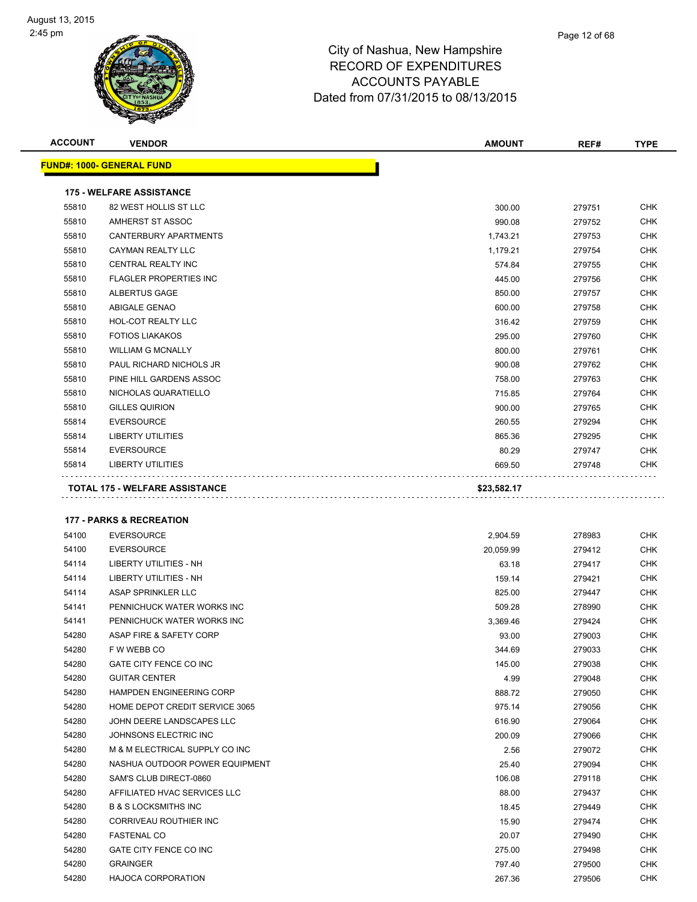City of Nashua, New Hampshire
RECORD OF EXPENDITURES
ACCOUNTS PAYABLE
Dated from 07/31/2015 to 08/13/2015

| ACCOUNT | VENDOR | AMOUNT | REF# | TYPE |
|---|---|---|---|---|
| **FUND#: 1000- GENERAL FUND** | | | | |
| **175 - WELFARE ASSISTANCE** | | | | |
| 55810 | 82 WEST HOLLIS ST LLC | 300.00 | 279751 | CHK |
| 55810 | AMHERST ST ASSOC | 990.08 | 279752 | CHK |
| 55810 | CANTERBURY APARTMENTS | 1,743.21 | 279753 | CHK |
| 55810 | CAYMAN REALTY LLC | 1,179.21 | 279754 | CHK |
| 55810 | CENTRAL REALTY INC | 574.84 | 279755 | CHK |
| 55810 | FLAGLER PROPERTIES INC | 445.00 | 279756 | CHK |
| 55810 | ALBERTUS GAGE | 850.00 | 279757 | CHK |
| 55810 | ABIGALE GENAO | 600.00 | 279758 | CHK |
| 55810 | HOL-COT REALTY LLC | 316.42 | 279759 | CHK |
| 55810 | FOTIOS LIAKAKOS | 295.00 | 279760 | CHK |
| 55810 | WILLIAM G MCNALLY | 800.00 | 279761 | CHK |
| 55810 | PAUL RICHARD NICHOLS JR | 900.08 | 279762 | CHK |
| 55810 | PINE HILL GARDENS ASSOC | 758.00 | 279763 | CHK |
| 55810 | NICHOLAS QUARATIELLO | 715.85 | 279764 | CHK |
| 55810 | GILLES QUIRION | 900.00 | 279765 | CHK |
| 55814 | EVERSOURCE | 260.55 | 279294 | CHK |
| 55814 | LIBERTY UTILITIES | 865.36 | 279295 | CHK |
| 55814 | EVERSOURCE | 80.29 | 279747 | CHK |
| 55814 | LIBERTY UTILITIES | 669.50 | 279748 | CHK |
| **TOTAL 175 - WELFARE ASSISTANCE** | | **$23,582.17** | | |
| **177 - PARKS & RECREATION** | | | | |
| 54100 | EVERSOURCE | 2,904.59 | 278983 | CHK |
| 54100 | EVERSOURCE | 20,059.99 | 279412 | CHK |
| 54114 | LIBERTY UTILITIES - NH | 63.18 | 279417 | CHK |
| 54114 | LIBERTY UTILITIES - NH | 159.14 | 279421 | CHK |
| 54114 | ASAP SPRINKLER LLC | 825.00 | 279447 | CHK |
| 54141 | PENNICHUCK WATER WORKS INC | 509.28 | 278990 | CHK |
| 54141 | PENNICHUCK WATER WORKS INC | 3,369.46 | 279424 | CHK |
| 54280 | ASAP FIRE & SAFETY CORP | 93.00 | 279003 | CHK |
| 54280 | F W WEBB CO | 344.69 | 279033 | CHK |
| 54280 | GATE CITY FENCE CO INC | 145.00 | 279038 | CHK |
| 54280 | GUITAR CENTER | 4.99 | 279048 | CHK |
| 54280 | HAMPDEN ENGINEERING CORP | 888.72 | 279050 | CHK |
| 54280 | HOME DEPOT CREDIT SERVICE 3065 | 975.14 | 279056 | CHK |
| 54280 | JOHN DEERE LANDSCAPES LLC | 616.90 | 279064 | CHK |
| 54280 | JOHNSONS ELECTRIC INC | 200.09 | 279066 | CHK |
| 54280 | M & M ELECTRICAL SUPPLY CO INC | 2.56 | 279072 | CHK |
| 54280 | NASHUA OUTDOOR POWER EQUIPMENT | 25.40 | 279094 | CHK |
| 54280 | SAM'S CLUB DIRECT-0860 | 106.08 | 279118 | CHK |
| 54280 | AFFILIATED HVAC SERVICES LLC | 88.00 | 279437 | CHK |
| 54280 | B & S LOCKSMITHS INC | 18.45 | 279449 | CHK |
| 54280 | CORRIVEAU ROUTHIER INC | 15.90 | 279474 | CHK |
| 54280 | FASTENAL CO | 20.07 | 279490 | CHK |
| 54280 | GATE CITY FENCE CO INC | 275.00 | 279498 | CHK |
| 54280 | GRAINGER | 797.40 | 279500 | CHK |
| 54280 | HAJOCA CORPORATION | 267.36 | 279506 | CHK |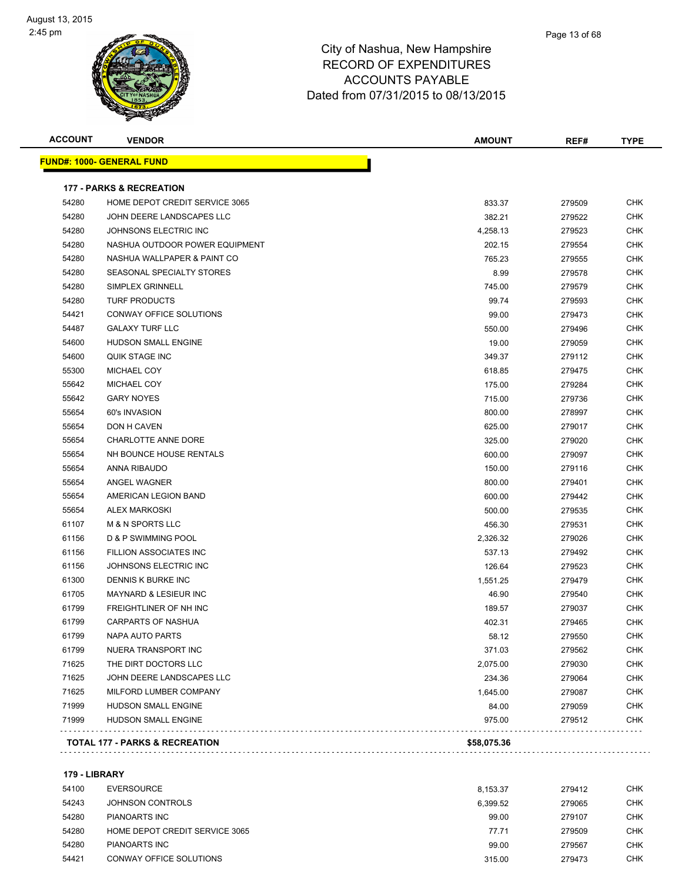August 13, 2015
2:45 pm

# City of Nashua, New Hampshire
# RECORD OF EXPENDITURES
# ACCOUNTS PAYABLE
# Dated from 07/31/2015 to 08/13/2015

| ACCOUNT | VENDOR | AMOUNT | REF# | TYPE |
|---|---|---|---|---|
| **FUND#: 1000- GENERAL FUND** | | | | |
| **177 - PARKS & RECREATION** | | | | |
| 54280 | HOME DEPOT CREDIT SERVICE 3065 | 833.37 | 279509 | CHK |
| 54280 | JOHN DEERE LANDSCAPES LLC | 382.21 | 279522 | CHK |
| 54280 | JOHNSONS ELECTRIC INC | 4,258.13 | 279523 | CHK |
| 54280 | NASHUA OUTDOOR POWER EQUIPMENT | 202.15 | 279554 | CHK |
| 54280 | NASHUA WALLPAPER & PAINT CO | 765.23 | 279555 | CHK |
| 54280 | SEASONAL SPECIALTY STORES | 8.99 | 279578 | CHK |
| 54280 | SIMPLEX GRINNELL | 745.00 | 279579 | CHK |
| 54280 | TURF PRODUCTS | 99.74 | 279593 | CHK |
| 54421 | CONWAY OFFICE SOLUTIONS | 99.00 | 279473 | CHK |
| 54487 | GALAXY TURF LLC | 550.00 | 279496 | CHK |
| 54600 | HUDSON SMALL ENGINE | 19.00 | 279059 | CHK |
| 54600 | QUIK STAGE INC | 349.37 | 279112 | CHK |
| 55300 | MICHAEL COY | 618.85 | 279475 | CHK |
| 55642 | MICHAEL COY | 175.00 | 279284 | CHK |
| 55642 | GARY NOYES | 715.00 | 279736 | CHK |
| 55654 | 60's INVASION | 800.00 | 278997 | CHK |
| 55654 | DON H CAVEN | 625.00 | 279017 | CHK |
| 55654 | CHARLOTTE ANNE DORE | 325.00 | 279020 | CHK |
| 55654 | NH BOUNCE HOUSE RENTALS | 600.00 | 279097 | CHK |
| 55654 | ANNA RIBAUDO | 150.00 | 279116 | CHK |
| 55654 | ANGEL WAGNER | 800.00 | 279401 | CHK |
| 55654 | AMERICAN LEGION BAND | 600.00 | 279442 | CHK |
| 55654 | ALEX MARKOSKI | 500.00 | 279535 | CHK |
| 61107 | M & N SPORTS LLC | 456.30 | 279531 | CHK |
| 61156 | D & P SWIMMING POOL | 2,326.32 | 279026 | CHK |
| 61156 | FILLION ASSOCIATES INC | 537.13 | 279492 | CHK |
| 61156 | JOHNSONS ELECTRIC INC | 126.64 | 279523 | CHK |
| 61300 | DENNIS K BURKE INC | 1,551.25 | 279479 | CHK |
| 61705 | MAYNARD & LESIEUR INC | 46.90 | 279540 | CHK |
| 61799 | FREIGHTLINER OF NH INC | 189.57 | 279037 | CHK |
| 61799 | CARPARTS OF NASHUA | 402.31 | 279465 | CHK |
| 61799 | NAPA AUTO PARTS | 58.12 | 279550 | CHK |
| 61799 | NUERA TRANSPORT INC | 371.03 | 279562 | CHK |
| 71625 | THE DIRT DOCTORS LLC | 2,075.00 | 279030 | CHK |
| 71625 | JOHN DEERE LANDSCAPES LLC | 234.36 | 279064 | CHK |
| 71625 | MILFORD LUMBER COMPANY | 1,645.00 | 279087 | CHK |
| 71999 | HUDSON SMALL ENGINE | 84.00 | 279059 | CHK |
| 71999 | HUDSON SMALL ENGINE | 975.00 | 279512 | CHK |
| **TOTAL 177 - PARKS & RECREATION** | | **$58,075.36** | | |
| **179 - LIBRARY** | | | | |
| 54100 | EVERSOURCE | 8,153.37 | 279412 | CHK |
| 54243 | JOHNSON CONTROLS | 6,399.52 | 279065 | CHK |
| 54280 | PIANOARTS INC | 99.00 | 279107 | CHK |
| 54280 | HOME DEPOT CREDIT SERVICE 3065 | 77.71 | 279509 | CHK |
| 54280 | PIANOARTS INC | 99.00 | 279567 | CHK |
| 54421 | CONWAY OFFICE SOLUTIONS | 315.00 | 279473 | CHK |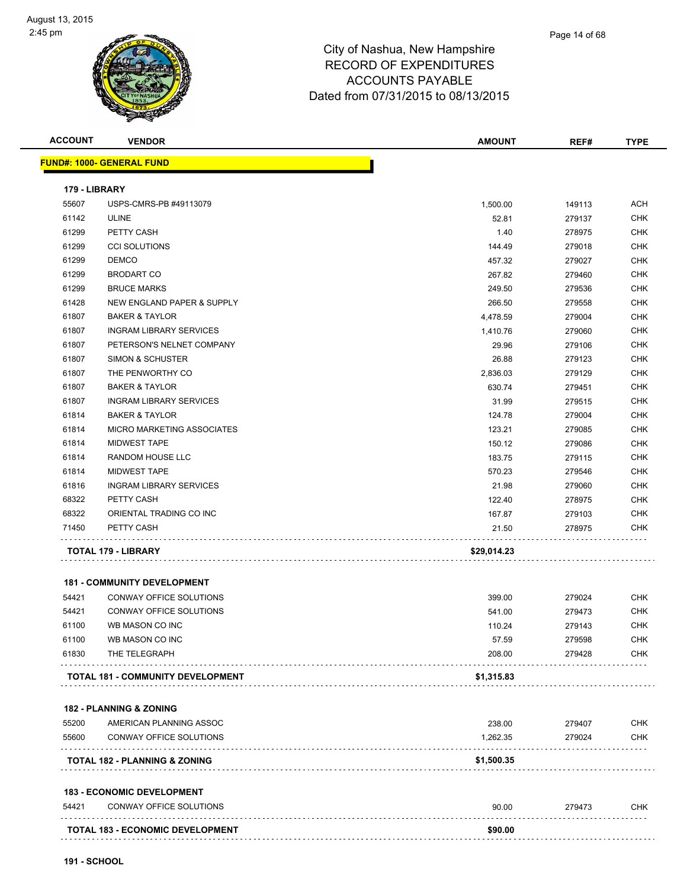# City of Nashua, New Hampshire
## RECORD OF EXPENDITURES
## ACCOUNTS PAYABLE
## Dated from 07/31/2015 to 08/13/2015

| ACCOUNT | VENDOR | AMOUNT | REF# | TYPE |
|---|---|---|---|---|
| **FUND#: 1000- GENERAL FUND** | | | | |
| **179 - LIBRARY** | | | | |
| 55607 | USPS-CMRS-PB #49113079 | 1,500.00 | 149113 | ACH |
| 61142 | ULINE | 52.81 | 279137 | CHK |
| 61299 | PETTY CASH | 1.40 | 278975 | CHK |
| 61299 | CCI SOLUTIONS | 144.49 | 279018 | CHK |
| 61299 | DEMCO | 457.32 | 279027 | CHK |
| 61299 | BRODART CO | 267.82 | 279460 | CHK |
| 61299 | BRUCE MARKS | 249.50 | 279536 | CHK |
| 61428 | NEW ENGLAND PAPER & SUPPLY | 266.50 | 279558 | CHK |
| 61807 | BAKER & TAYLOR | 4,478.59 | 279004 | CHK |
| 61807 | INGRAM LIBRARY SERVICES | 1,410.76 | 279060 | CHK |
| 61807 | PETERSON'S NELNET COMPANY | 29.96 | 279106 | CHK |
| 61807 | SIMON & SCHUSTER | 26.88 | 279123 | CHK |
| 61807 | THE PENWORTHY CO | 2,836.03 | 279129 | CHK |
| 61807 | BAKER & TAYLOR | 630.74 | 279451 | CHK |
| 61807 | INGRAM LIBRARY SERVICES | 31.99 | 279515 | CHK |
| 61814 | BAKER & TAYLOR | 124.78 | 279004 | CHK |
| 61814 | MICRO MARKETING ASSOCIATES | 123.21 | 279085 | CHK |
| 61814 | MIDWEST TAPE | 150.12 | 279086 | CHK |
| 61814 | RANDOM HOUSE LLC | 183.75 | 279115 | CHK |
| 61814 | MIDWEST TAPE | 570.23 | 279546 | CHK |
| 61816 | INGRAM LIBRARY SERVICES | 21.98 | 279060 | CHK |
| 68322 | PETTY CASH | 122.40 | 278975 | CHK |
| 68322 | ORIENTAL TRADING CO INC | 167.87 | 279103 | CHK |
| 71450 | PETTY CASH | 21.50 | 278975 | CHK |
| **TOTAL 179 - LIBRARY** | | **$29,014.23** | | |
| **181 - COMMUNITY DEVELOPMENT** | | | | |
| 54421 | CONWAY OFFICE SOLUTIONS | 399.00 | 279024 | CHK |
| 54421 | CONWAY OFFICE SOLUTIONS | 541.00 | 279473 | CHK |
| 61100 | WB MASON CO INC | 110.24 | 279143 | CHK |
| 61100 | WB MASON CO INC | 57.59 | 279598 | CHK |
| 61830 | THE TELEGRAPH | 208.00 | 279428 | CHK |
| **TOTAL 181 - COMMUNITY DEVELOPMENT** | | **$1,315.83** | | |
| **182 - PLANNING & ZONING** | | | | |
| 55200 | AMERICAN PLANNING ASSOC | 238.00 | 279407 | CHK |
| 55600 | CONWAY OFFICE SOLUTIONS | 1,262.35 | 279024 | CHK |
| **TOTAL 182 - PLANNING & ZONING** | | **$1,500.35** | | |
| **183 - ECONOMIC DEVELOPMENT** | | | | |
| 54421 | CONWAY OFFICE SOLUTIONS | 90.00 | 279473 | CHK |
| **TOTAL 183 - ECONOMIC DEVELOPMENT** | | **$90.00** | | |

**191 - SCHOOL**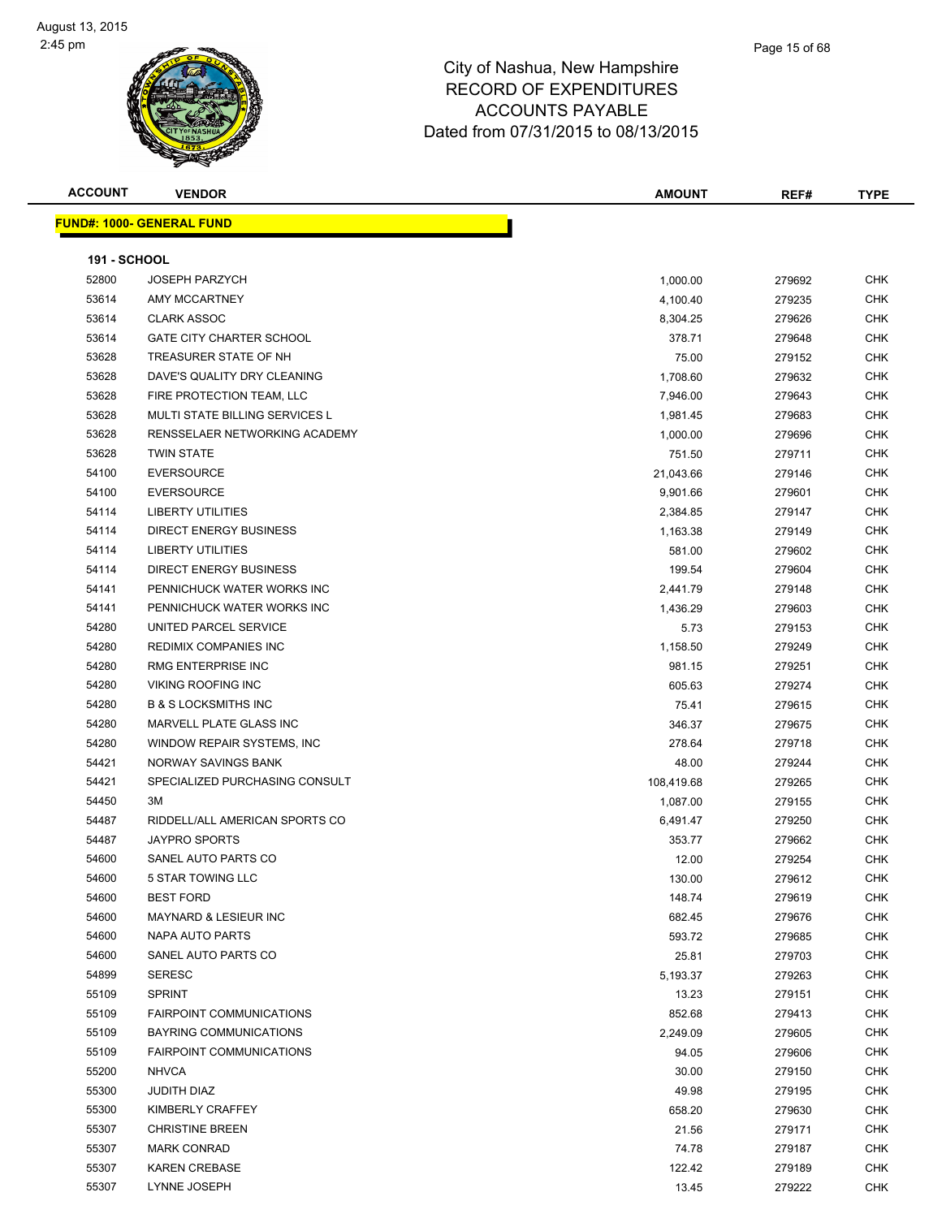# City of Nashua, New Hampshire
## RECORD OF EXPENDITURES
## ACCOUNTS PAYABLE
## Dated from 07/31/2015 to 08/13/2015

| ACCOUNT | VENDOR | AMOUNT | REF# | TYPE |
|---|---|---|---|---|

**FUND#: 1000- GENERAL FUND**

**191 - SCHOOL**

| ACCOUNT | VENDOR | AMOUNT | REF# | TYPE |
|---|---|---|---|---|
| 52800 | JOSEPH PARZYCH | 1,000.00 | 279692 | CHK |
| 53614 | AMY MCCARTNEY | 4,100.40 | 279235 | CHK |
| 53614 | CLARK ASSOC | 8,304.25 | 279626 | CHK |
| 53614 | GATE CITY CHARTER SCHOOL | 378.71 | 279648 | CHK |
| 53628 | TREASURER STATE OF NH | 75.00 | 279152 | CHK |
| 53628 | DAVE'S QUALITY DRY CLEANING | 1,708.60 | 279632 | CHK |
| 53628 | FIRE PROTECTION TEAM, LLC | 7,946.00 | 279643 | CHK |
| 53628 | MULTI STATE BILLING SERVICES L | 1,981.45 | 279683 | CHK |
| 53628 | RENSSELAER NETWORKING ACADEMY | 1,000.00 | 279696 | CHK |
| 53628 | TWIN STATE | 751.50 | 279711 | CHK |
| 54100 | EVERSOURCE | 21,043.66 | 279146 | CHK |
| 54100 | EVERSOURCE | 9,901.66 | 279601 | CHK |
| 54114 | LIBERTY UTILITIES | 2,384.85 | 279147 | CHK |
| 54114 | DIRECT ENERGY BUSINESS | 1,163.38 | 279149 | CHK |
| 54114 | LIBERTY UTILITIES | 581.00 | 279602 | CHK |
| 54114 | DIRECT ENERGY BUSINESS | 199.54 | 279604 | CHK |
| 54141 | PENNICHUCK WATER WORKS INC | 2,441.79 | 279148 | CHK |
| 54141 | PENNICHUCK WATER WORKS INC | 1,436.29 | 279603 | CHK |
| 54280 | UNITED PARCEL SERVICE | 5.73 | 279153 | CHK |
| 54280 | REDIMIX COMPANIES INC | 1,158.50 | 279249 | CHK |
| 54280 | RMG ENTERPRISE INC | 981.15 | 279251 | CHK |
| 54280 | VIKING ROOFING INC | 605.63 | 279274 | CHK |
| 54280 | B & S LOCKSMITHS INC | 75.41 | 279615 | CHK |
| 54280 | MARVELL PLATE GLASS INC | 346.37 | 279675 | CHK |
| 54280 | WINDOW REPAIR SYSTEMS, INC | 278.64 | 279718 | CHK |
| 54421 | NORWAY SAVINGS BANK | 48.00 | 279244 | CHK |
| 54421 | SPECIALIZED PURCHASING CONSULT | 108,419.68 | 279265 | CHK |
| 54450 | 3M | 1,087.00 | 279155 | CHK |
| 54487 | RIDDELL/ALL AMERICAN SPORTS CO | 6,491.47 | 279250 | CHK |
| 54487 | JAYPRO SPORTS | 353.77 | 279662 | CHK |
| 54600 | SANEL AUTO PARTS CO | 12.00 | 279254 | CHK |
| 54600 | 5 STAR TOWING LLC | 130.00 | 279612 | CHK |
| 54600 | BEST FORD | 148.74 | 279619 | CHK |
| 54600 | MAYNARD & LESIEUR INC | 682.45 | 279676 | CHK |
| 54600 | NAPA AUTO PARTS | 593.72 | 279685 | CHK |
| 54600 | SANEL AUTO PARTS CO | 25.81 | 279703 | CHK |
| 54899 | SERESC | 5,193.37 | 279263 | CHK |
| 55109 | SPRINT | 13.23 | 279151 | CHK |
| 55109 | FAIRPOINT COMMUNICATIONS | 852.68 | 279413 | CHK |
| 55109 | BAYRING COMMUNICATIONS | 2,249.09 | 279605 | CHK |
| 55109 | FAIRPOINT COMMUNICATIONS | 94.05 | 279606 | CHK |
| 55200 | NHVCA | 30.00 | 279150 | CHK |
| 55300 | JUDITH DIAZ | 49.98 | 279195 | CHK |
| 55300 | KIMBERLY CRAFFEY | 658.20 | 279630 | CHK |
| 55307 | CHRISTINE BREEN | 21.56 | 279171 | CHK |
| 55307 | MARK CONRAD | 74.78 | 279187 | CHK |
| 55307 | KAREN CREBASE | 122.42 | 279189 | CHK |
| 55307 | LYNNE JOSEPH | 13.45 | 279222 | CHK |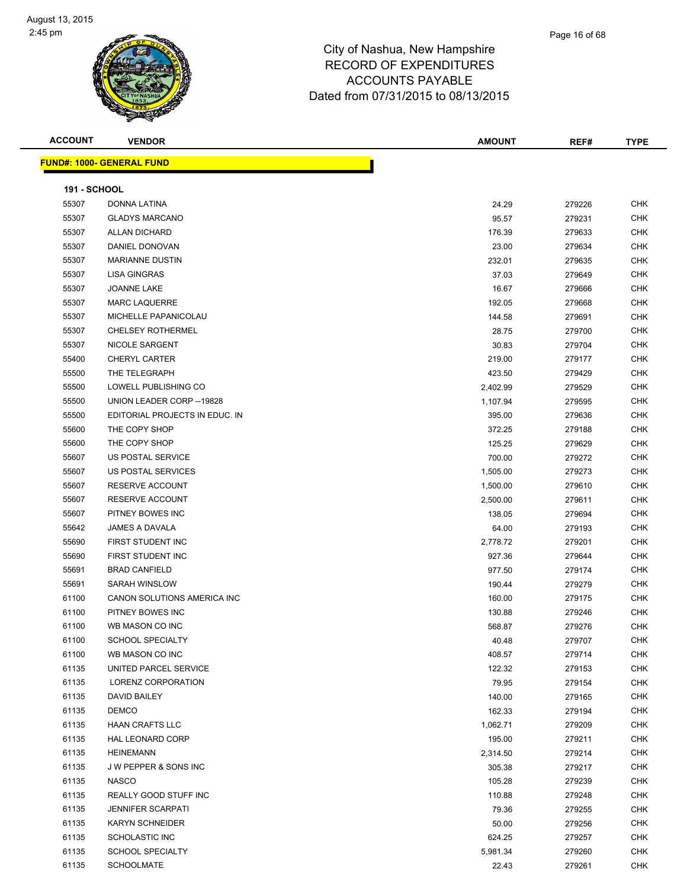# City of Nashua, New Hampshire
## RECORD OF EXPENDITURES
## ACCOUNTS PAYABLE
## Dated from 07/31/2015 to 08/13/2015

| ACCOUNT | VENDOR | AMOUNT | REF# | TYPE |
|---|---|---|---|---|
| **FUND#: 1000- GENERAL FUND** | | | | |
| **191 - SCHOOL** | | | | |
| 55307 | DONNA LATINA | 24.29 | 279226 | CHK |
| 55307 | GLADYS MARCANO | 95.57 | 279231 | CHK |
| 55307 | ALLAN DICHARD | 176.39 | 279633 | CHK |
| 55307 | DANIEL DONOVAN | 23.00 | 279634 | CHK |
| 55307 | MARIANNE DUSTIN | 232.01 | 279635 | CHK |
| 55307 | LISA GINGRAS | 37.03 | 279649 | CHK |
| 55307 | JOANNE LAKE | 16.67 | 279666 | CHK |
| 55307 | MARC LAQUERRE | 192.05 | 279668 | CHK |
| 55307 | MICHELLE PAPANICOLAU | 144.58 | 279691 | CHK |
| 55307 | CHELSEY ROTHERMEL | 28.75 | 279700 | CHK |
| 55307 | NICOLE SARGENT | 30.83 | 279704 | CHK |
| 55400 | CHERYL CARTER | 219.00 | 279177 | CHK |
| 55500 | THE TELEGRAPH | 423.50 | 279429 | CHK |
| 55500 | LOWELL PUBLISHING CO | 2,402.99 | 279529 | CHK |
| 55500 | UNION LEADER CORP --19828 | 1,107.94 | 279595 | CHK |
| 55500 | EDITORIAL PROJECTS IN EDUC. IN | 395.00 | 279636 | CHK |
| 55600 | THE COPY SHOP | 372.25 | 279188 | CHK |
| 55600 | THE COPY SHOP | 125.25 | 279629 | CHK |
| 55607 | US POSTAL SERVICE | 700.00 | 279272 | CHK |
| 55607 | US POSTAL SERVICES | 1,505.00 | 279273 | CHK |
| 55607 | RESERVE ACCOUNT | 1,500.00 | 279610 | CHK |
| 55607 | RESERVE ACCOUNT | 2,500.00 | 279611 | CHK |
| 55607 | PITNEY BOWES INC | 138.05 | 279694 | CHK |
| 55642 | JAMES A DAVALA | 64.00 | 279193 | CHK |
| 55690 | FIRST STUDENT INC | 2,778.72 | 279201 | CHK |
| 55690 | FIRST STUDENT INC | 927.36 | 279644 | CHK |
| 55691 | BRAD CANFIELD | 977.50 | 279174 | CHK |
| 55691 | SARAH WINSLOW | 190.44 | 279279 | CHK |
| 61100 | CANON SOLUTIONS AMERICA INC | 160.00 | 279175 | CHK |
| 61100 | PITNEY BOWES INC | 130.88 | 279246 | CHK |
| 61100 | WB MASON CO INC | 568.87 | 279276 | CHK |
| 61100 | SCHOOL SPECIALTY | 40.48 | 279707 | CHK |
| 61100 | WB MASON CO INC | 408.57 | 279714 | CHK |
| 61135 | UNITED PARCEL SERVICE | 122.32 | 279153 | CHK |
| 61135 | LORENZ CORPORATION | 79.95 | 279154 | CHK |
| 61135 | DAVID BAILEY | 140.00 | 279165 | CHK |
| 61135 | DEMCO | 162.33 | 279194 | CHK |
| 61135 | HAAN CRAFTS LLC | 1,062.71 | 279209 | CHK |
| 61135 | HAL LEONARD CORP | 195.00 | 279211 | CHK |
| 61135 | HEINEMANN | 2,314.50 | 279214 | CHK |
| 61135 | J W PEPPER & SONS INC | 305.38 | 279217 | CHK |
| 61135 | NASCO | 105.28 | 279239 | CHK |
| 61135 | REALLY GOOD STUFF INC | 110.88 | 279248 | CHK |
| 61135 | JENNIFER SCARPATI | 79.36 | 279255 | CHK |
| 61135 | KARYN SCHNEIDER | 50.00 | 279256 | CHK |
| 61135 | SCHOLASTIC INC | 624.25 | 279257 | CHK |
| 61135 | SCHOOL SPECIALTY | 5,981.34 | 279260 | CHK |
| 61135 | SCHOOLMATE | 22.43 | 279261 | CHK |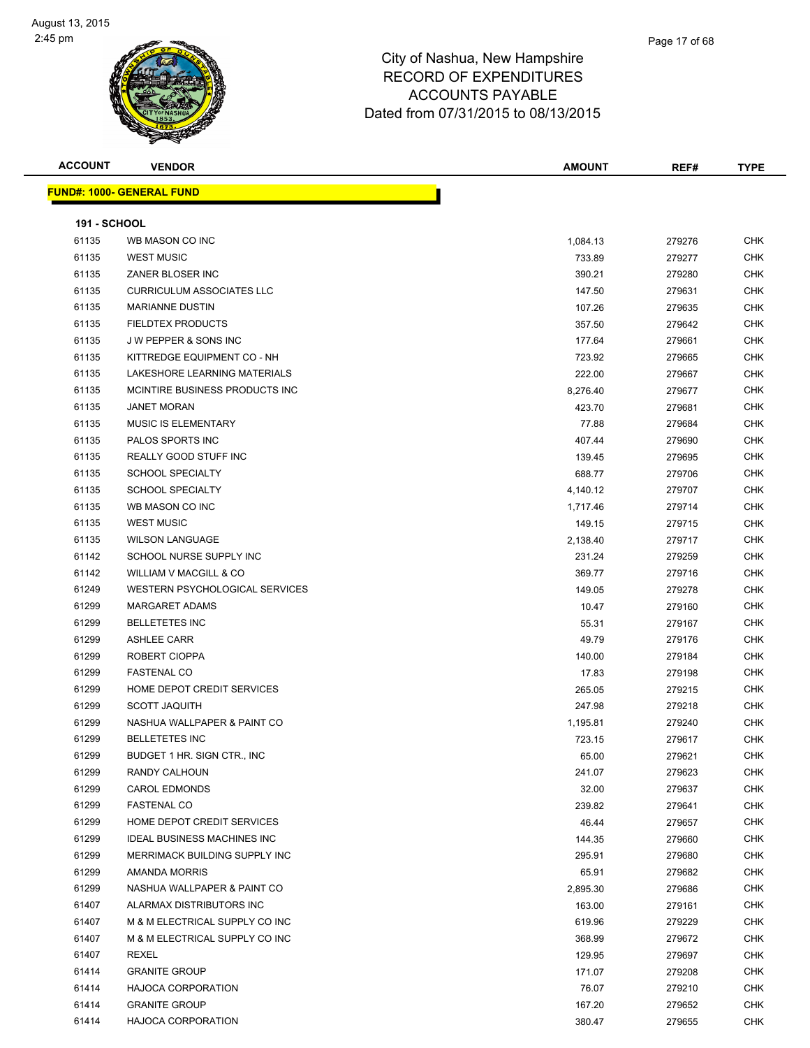City of Nashua, New Hampshire
RECORD OF EXPENDITURES
ACCOUNTS PAYABLE
Dated from 07/31/2015 to 08/13/2015

| ACCOUNT | VENDOR | AMOUNT | REF# | TYPE |
|---|---|---|---|---|

**FUND#: 1000- GENERAL FUND**

**191 - SCHOOL**

| ACCOUNT | VENDOR | AMOUNT | REF# | TYPE |
|---|---|---|---|---|
| 61135 | WB MASON CO INC | 1,084.13 | 279276 | CHK |
| 61135 | WEST MUSIC | 733.89 | 279277 | CHK |
| 61135 | ZANER BLOSER INC | 390.21 | 279280 | CHK |
| 61135 | CURRICULUM ASSOCIATES LLC | 147.50 | 279631 | CHK |
| 61135 | MARIANNE DUSTIN | 107.26 | 279635 | CHK |
| 61135 | FIELDTEX PRODUCTS | 357.50 | 279642 | CHK |
| 61135 | J W PEPPER & SONS INC | 177.64 | 279661 | CHK |
| 61135 | KITTREDGE EQUIPMENT CO - NH | 723.92 | 279665 | CHK |
| 61135 | LAKESHORE LEARNING MATERIALS | 222.00 | 279667 | CHK |
| 61135 | MCINTIRE BUSINESS PRODUCTS INC | 8,276.40 | 279677 | CHK |
| 61135 | JANET MORAN | 423.70 | 279681 | CHK |
| 61135 | MUSIC IS ELEMENTARY | 77.88 | 279684 | CHK |
| 61135 | PALOS SPORTS INC | 407.44 | 279690 | CHK |
| 61135 | REALLY GOOD STUFF INC | 139.45 | 279695 | CHK |
| 61135 | SCHOOL SPECIALTY | 688.77 | 279706 | CHK |
| 61135 | SCHOOL SPECIALTY | 4,140.12 | 279707 | CHK |
| 61135 | WB MASON CO INC | 1,717.46 | 279714 | CHK |
| 61135 | WEST MUSIC | 149.15 | 279715 | CHK |
| 61135 | WILSON LANGUAGE | 2,138.40 | 279717 | CHK |
| 61142 | SCHOOL NURSE SUPPLY INC | 231.24 | 279259 | CHK |
| 61142 | WILLIAM V MACGILL & CO | 369.77 | 279716 | CHK |
| 61249 | WESTERN PSYCHOLOGICAL SERVICES | 149.05 | 279278 | CHK |
| 61299 | MARGARET ADAMS | 10.47 | 279160 | CHK |
| 61299 | BELLETETES INC | 55.31 | 279167 | CHK |
| 61299 | ASHLEE CARR | 49.79 | 279176 | CHK |
| 61299 | ROBERT CIOPPA | 140.00 | 279184 | CHK |
| 61299 | FASTENAL CO | 17.83 | 279198 | CHK |
| 61299 | HOME DEPOT CREDIT SERVICES | 265.05 | 279215 | CHK |
| 61299 | SCOTT JAQUITH | 247.98 | 279218 | CHK |
| 61299 | NASHUA WALLPAPER & PAINT CO | 1,195.81 | 279240 | CHK |
| 61299 | BELLETETES INC | 723.15 | 279617 | CHK |
| 61299 | BUDGET 1 HR. SIGN CTR., INC | 65.00 | 279621 | CHK |
| 61299 | RANDY CALHOUN | 241.07 | 279623 | CHK |
| 61299 | CAROL EDMONDS | 32.00 | 279637 | CHK |
| 61299 | FASTENAL CO | 239.82 | 279641 | CHK |
| 61299 | HOME DEPOT CREDIT SERVICES | 46.44 | 279657 | CHK |
| 61299 | IDEAL BUSINESS MACHINES INC | 144.35 | 279660 | CHK |
| 61299 | MERRIMACK BUILDING SUPPLY INC | 295.91 | 279680 | CHK |
| 61299 | AMANDA MORRIS | 65.91 | 279682 | CHK |
| 61299 | NASHUA WALLPAPER & PAINT CO | 2,895.30 | 279686 | CHK |
| 61407 | ALARMAX DISTRIBUTORS INC | 163.00 | 279161 | CHK |
| 61407 | M & M ELECTRICAL SUPPLY CO INC | 619.96 | 279229 | CHK |
| 61407 | M & M ELECTRICAL SUPPLY CO INC | 368.99 | 279672 | CHK |
| 61407 | REXEL | 129.95 | 279697 | CHK |
| 61414 | GRANITE GROUP | 171.07 | 279208 | CHK |
| 61414 | HAJOCA CORPORATION | 76.07 | 279210 | CHK |
| 61414 | GRANITE GROUP | 167.20 | 279652 | CHK |
| 61414 | HAJOCA CORPORATION | 380.47 | 279655 | CHK |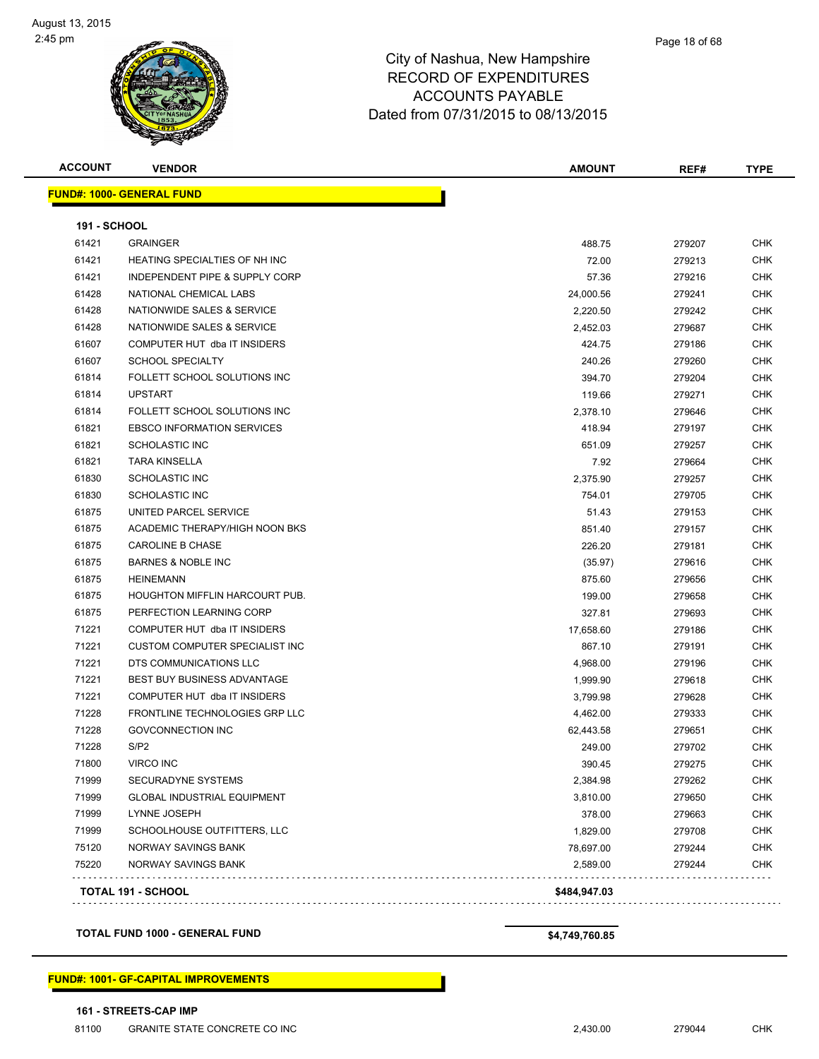# City of Nashua, New Hampshire
## RECORD OF EXPENDITURES
## ACCOUNTS PAYABLE
## Dated from 07/31/2015 to 08/13/2015

| ACCOUNT | VENDOR | AMOUNT | REF# | TYPE |
|---|---|---|---|---|
| **FUND#: 1000- GENERAL FUND** | | | | |
| **191 - SCHOOL** | | | | |
| 61421 | GRAINGER | 488.75 | 279207 | CHK |
| 61421 | HEATING SPECIALTIES OF NH INC | 72.00 | 279213 | CHK |
| 61421 | INDEPENDENT PIPE & SUPPLY CORP | 57.36 | 279216 | CHK |
| 61428 | NATIONAL CHEMICAL LABS | 24,000.56 | 279241 | CHK |
| 61428 | NATIONWIDE SALES & SERVICE | 2,220.50 | 279242 | CHK |
| 61428 | NATIONWIDE SALES & SERVICE | 2,452.03 | 279687 | CHK |
| 61607 | COMPUTER HUT dba IT INSIDERS | 424.75 | 279186 | CHK |
| 61607 | SCHOOL SPECIALTY | 240.26 | 279260 | CHK |
| 61814 | FOLLETT SCHOOL SOLUTIONS INC | 394.70 | 279204 | CHK |
| 61814 | UPSTART | 119.66 | 279271 | CHK |
| 61814 | FOLLETT SCHOOL SOLUTIONS INC | 2,378.10 | 279646 | CHK |
| 61821 | EBSCO INFORMATION SERVICES | 418.94 | 279197 | CHK |
| 61821 | SCHOLASTIC INC | 651.09 | 279257 | CHK |
| 61821 | TARA KINSELLA | 7.92 | 279664 | CHK |
| 61830 | SCHOLASTIC INC | 2,375.90 | 279257 | CHK |
| 61830 | SCHOLASTIC INC | 754.01 | 279705 | CHK |
| 61875 | UNITED PARCEL SERVICE | 51.43 | 279153 | CHK |
| 61875 | ACADEMIC THERAPY/HIGH NOON BKS | 851.40 | 279157 | CHK |
| 61875 | CAROLINE B CHASE | 226.20 | 279181 | CHK |
| 61875 | BARNES & NOBLE INC | (35.97) | 279616 | CHK |
| 61875 | HEINEMANN | 875.60 | 279656 | CHK |
| 61875 | HOUGHTON MIFFLIN HARCOURT PUB. | 199.00 | 279658 | CHK |
| 61875 | PERFECTION LEARNING CORP | 327.81 | 279693 | CHK |
| 71221 | COMPUTER HUT dba IT INSIDERS | 17,658.60 | 279186 | CHK |
| 71221 | CUSTOM COMPUTER SPECIALIST INC | 867.10 | 279191 | CHK |
| 71221 | DTS COMMUNICATIONS LLC | 4,968.00 | 279196 | CHK |
| 71221 | BEST BUY BUSINESS ADVANTAGE | 1,999.90 | 279618 | CHK |
| 71221 | COMPUTER HUT dba IT INSIDERS | 3,799.98 | 279628 | CHK |
| 71228 | FRONTLINE TECHNOLOGIES GRP LLC | 4,462.00 | 279333 | CHK |
| 71228 | GOVCONNECTION INC | 62,443.58 | 279651 | CHK |
| 71228 | S/P2 | 249.00 | 279702 | CHK |
| 71800 | VIRCO INC | 390.45 | 279275 | CHK |
| 71999 | SECURADYNE SYSTEMS | 2,384.98 | 279262 | CHK |
| 71999 | GLOBAL INDUSTRIAL EQUIPMENT | 3,810.00 | 279650 | CHK |
| 71999 | LYNNE JOSEPH | 378.00 | 279663 | CHK |
| 71999 | SCHOOLHOUSE OUTFITTERS, LLC | 1,829.00 | 279708 | CHK |
| 75120 | NORWAY SAVINGS BANK | 78,697.00 | 279244 | CHK |
| 75220 | NORWAY SAVINGS BANK | 2,589.00 | 279244 | CHK |
| **TOTAL 191 - SCHOOL** | | **$484,947.03** | | |
| **TOTAL FUND 1000 - GENERAL FUND** | | **$4,749,760.85** | | |
| **FUND#: 1001- GF-CAPITAL IMPROVEMENTS** | | | | |
| **161 - STREETS-CAP IMP** | | | | |
| 81100 | GRANITE STATE CONCRETE CO INC | 2,430.00 | 279044 | CHK |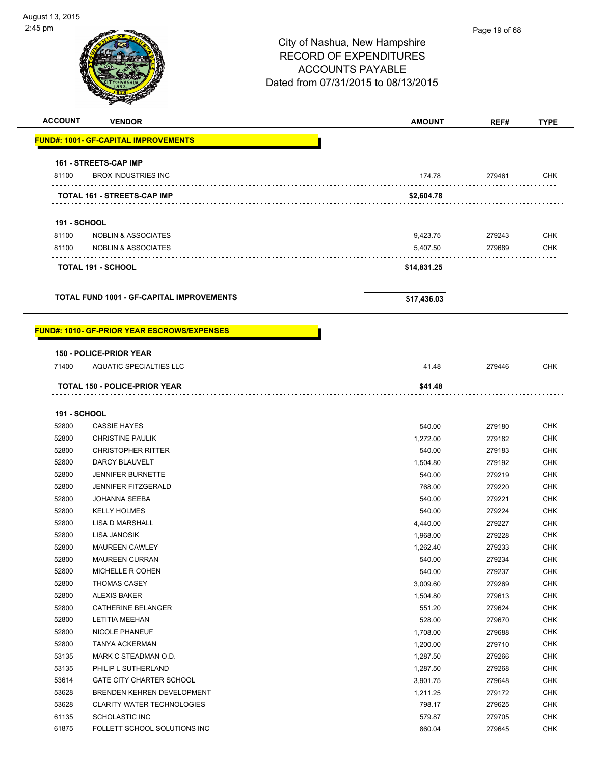City of Nashua, New Hampshire
RECORD OF EXPENDITURES
ACCOUNTS PAYABLE
Dated from 07/31/2015 to 08/13/2015

| ACCOUNT | VENDOR | AMOUNT | REF# | TYPE |
|---|---|---|---|---|
| **FUND#: 1001- GF-CAPITAL IMPROVEMENTS** | | | | |
| **161 - STREETS-CAP IMP** | | | | |
| 81100 | BROX INDUSTRIES INC | 174.78 | 279461 | CHK |
| | **TOTAL 161 - STREETS-CAP IMP** | **$2,604.78** | | |
| **191 - SCHOOL** | | | | |
| 81100 | NOBLIN & ASSOCIATES | 9,423.75 | 279243 | CHK |
| 81100 | NOBLIN & ASSOCIATES | 5,407.50 | 279689 | CHK |
| | **TOTAL 191 - SCHOOL** | **$14,831.25** | | |
| | **TOTAL FUND 1001 - GF-CAPITAL IMPROVEMENTS** | **$17,436.03** | | |
| **FUND#: 1010- GF-PRIOR YEAR ESCROWS/EXPENSES** | | | | |
| **150 - POLICE-PRIOR YEAR** | | | | |
| 71400 | AQUATIC SPECIALTIES LLC | 41.48 | 279446 | CHK |
| | **TOTAL 150 - POLICE-PRIOR YEAR** | **$41.48** | | |
| **191 - SCHOOL** | | | | |
| 52800 | CASSIE HAYES | 540.00 | 279180 | CHK |
| 52800 | CHRISTINE PAULIK | 1,272.00 | 279182 | CHK |
| 52800 | CHRISTOPHER RITTER | 540.00 | 279183 | CHK |
| 52800 | DARCY BLAUVELT | 1,504.80 | 279192 | CHK |
| 52800 | JENNIFER BURNETTE | 540.00 | 279219 | CHK |
| 52800 | JENNIFER FITZGERALD | 768.00 | 279220 | CHK |
| 52800 | JOHANNA SEEBA | 540.00 | 279221 | CHK |
| 52800 | KELLY HOLMES | 540.00 | 279224 | CHK |
| 52800 | LISA D MARSHALL | 4,440.00 | 279227 | CHK |
| 52800 | LISA JANOSIK | 1,968.00 | 279228 | CHK |
| 52800 | MAUREEN CAWLEY | 1,262.40 | 279233 | CHK |
| 52800 | MAUREEN CURRAN | 540.00 | 279234 | CHK |
| 52800 | MICHELLE R COHEN | 540.00 | 279237 | CHK |
| 52800 | THOMAS CASEY | 3,009.60 | 279269 | CHK |
| 52800 | ALEXIS BAKER | 1,504.80 | 279613 | CHK |
| 52800 | CATHERINE BELANGER | 551.20 | 279624 | CHK |
| 52800 | LETITIA MEEHAN | 528.00 | 279670 | CHK |
| 52800 | NICOLE PHANEUF | 1,708.00 | 279688 | CHK |
| 52800 | TANYA ACKERMAN | 1,200.00 | 279710 | CHK |
| 53135 | MARK C STEADMAN O.D. | 1,287.50 | 279266 | CHK |
| 53135 | PHILIP L SUTHERLAND | 1,287.50 | 279268 | CHK |
| 53614 | GATE CITY CHARTER SCHOOL | 3,901.75 | 279648 | CHK |
| 53628 | BRENDEN KEHREN DEVELOPMENT | 1,211.25 | 279172 | CHK |
| 53628 | CLARITY WATER TECHNOLOGIES | 798.17 | 279625 | CHK |
| 61135 | SCHOLASTIC INC | 579.87 | 279705 | CHK |
| 61875 | FOLLETT SCHOOL SOLUTIONS INC | 860.04 | 279645 | CHK |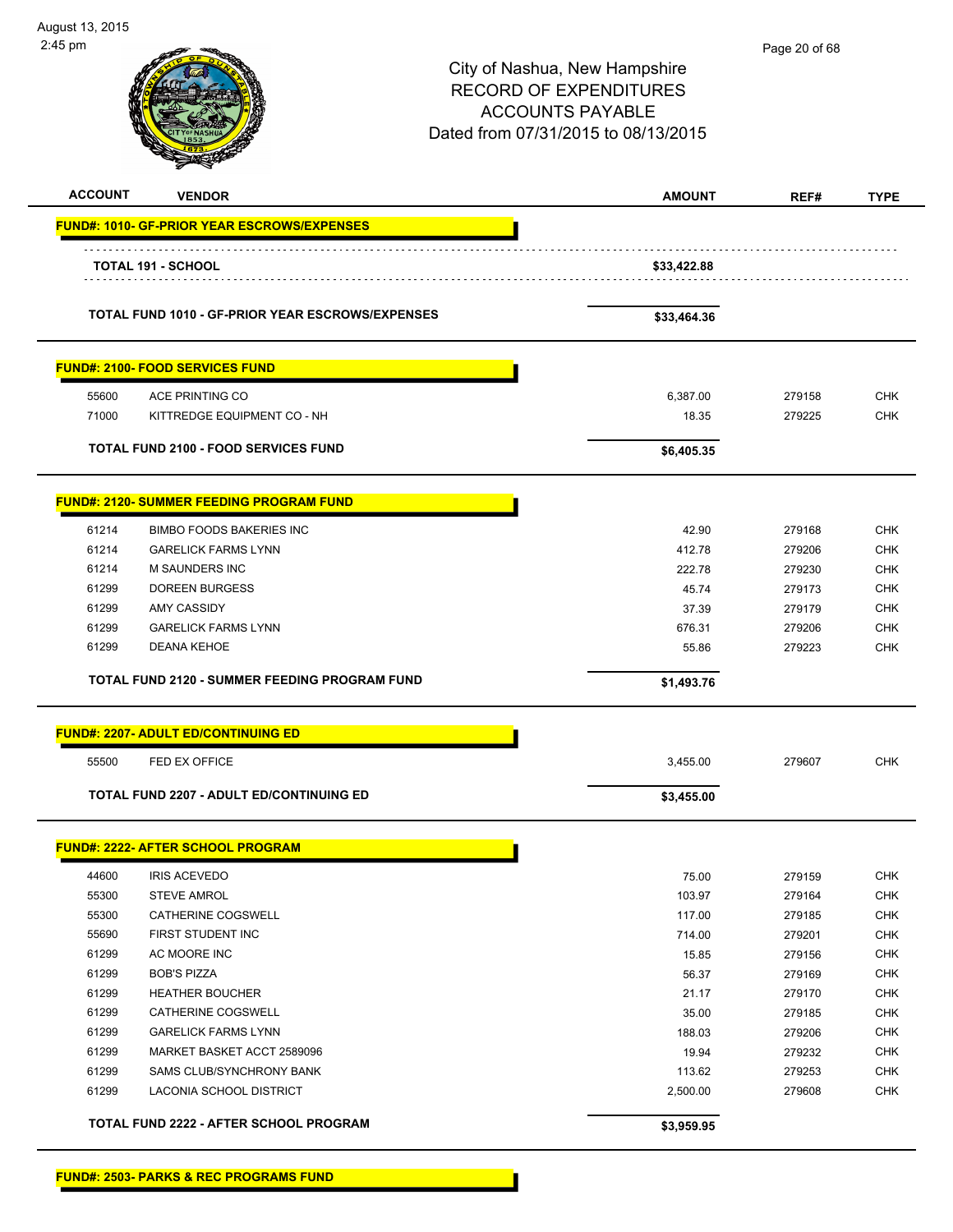City of Nashua, New Hampshire
RECORD OF EXPENDITURES
ACCOUNTS PAYABLE
Dated from 07/31/2015 to 08/13/2015

| ACCOUNT | VENDOR | AMOUNT | REF# | TYPE |
|---|---|---|---|---|
| **FUND#: 1010- GF-PRIOR YEAR ESCROWS/EXPENSES** | | | | |
| | **TOTAL 191 - SCHOOL** | **$33,422.88** | | |
| | **TOTAL FUND 1010 - GF-PRIOR YEAR ESCROWS/EXPENSES** | **$33,464.36** | | |
| **FUND#: 2100- FOOD SERVICES FUND** | | | | |
| 55600 | ACE PRINTING CO | 6,387.00 | 279158 | CHK |
| 71000 | KITTREDGE EQUIPMENT CO - NH | 18.35 | 279225 | CHK |
| | **TOTAL FUND 2100 - FOOD SERVICES FUND** | **$6,405.35** | | |
| **FUND#: 2120- SUMMER FEEDING PROGRAM FUND** | | | | |
| 61214 | BIMBO FOODS BAKERIES INC | 42.90 | 279168 | CHK |
| 61214 | GARELICK FARMS LYNN | 412.78 | 279206 | CHK |
| 61214 | M SAUNDERS INC | 222.78 | 279230 | CHK |
| 61299 | DOREEN BURGESS | 45.74 | 279173 | CHK |
| 61299 | AMY CASSIDY | 37.39 | 279179 | CHK |
| 61299 | GARELICK FARMS LYNN | 676.31 | 279206 | CHK |
| 61299 | DEANA KEHOE | 55.86 | 279223 | CHK |
| | **TOTAL FUND 2120 - SUMMER FEEDING PROGRAM FUND** | **$1,493.76** | | |
| **FUND#: 2207- ADULT ED/CONTINUING ED** | | | | |
| 55500 | FED EX OFFICE | 3,455.00 | 279607 | CHK |
| | **TOTAL FUND 2207 - ADULT ED/CONTINUING ED** | **$3,455.00** | | |
| **FUND#: 2222- AFTER SCHOOL PROGRAM** | | | | |
| 44600 | IRIS ACEVEDO | 75.00 | 279159 | CHK |
| 55300 | STEVE AMROL | 103.97 | 279164 | CHK |
| 55300 | CATHERINE COGSWELL | 117.00 | 279185 | CHK |
| 55690 | FIRST STUDENT INC | 714.00 | 279201 | CHK |
| 61299 | AC MOORE INC | 15.85 | 279156 | CHK |
| 61299 | BOB'S PIZZA | 56.37 | 279169 | CHK |
| 61299 | HEATHER BOUCHER | 21.17 | 279170 | CHK |
| 61299 | CATHERINE COGSWELL | 35.00 | 279185 | CHK |
| 61299 | GARELICK FARMS LYNN | 188.03 | 279206 | CHK |
| 61299 | MARKET BASKET ACCT 2589096 | 19.94 | 279232 | CHK |
| 61299 | SAMS CLUB/SYNCHRONY BANK | 113.62 | 279253 | CHK |
| 61299 | LACONIA SCHOOL DISTRICT | 2,500.00 | 279608 | CHK |
| | **TOTAL FUND 2222 - AFTER SCHOOL PROGRAM** | **$3,959.95** | | |
| **FUND#: 2503- PARKS & REC PROGRAMS FUND** | | | | |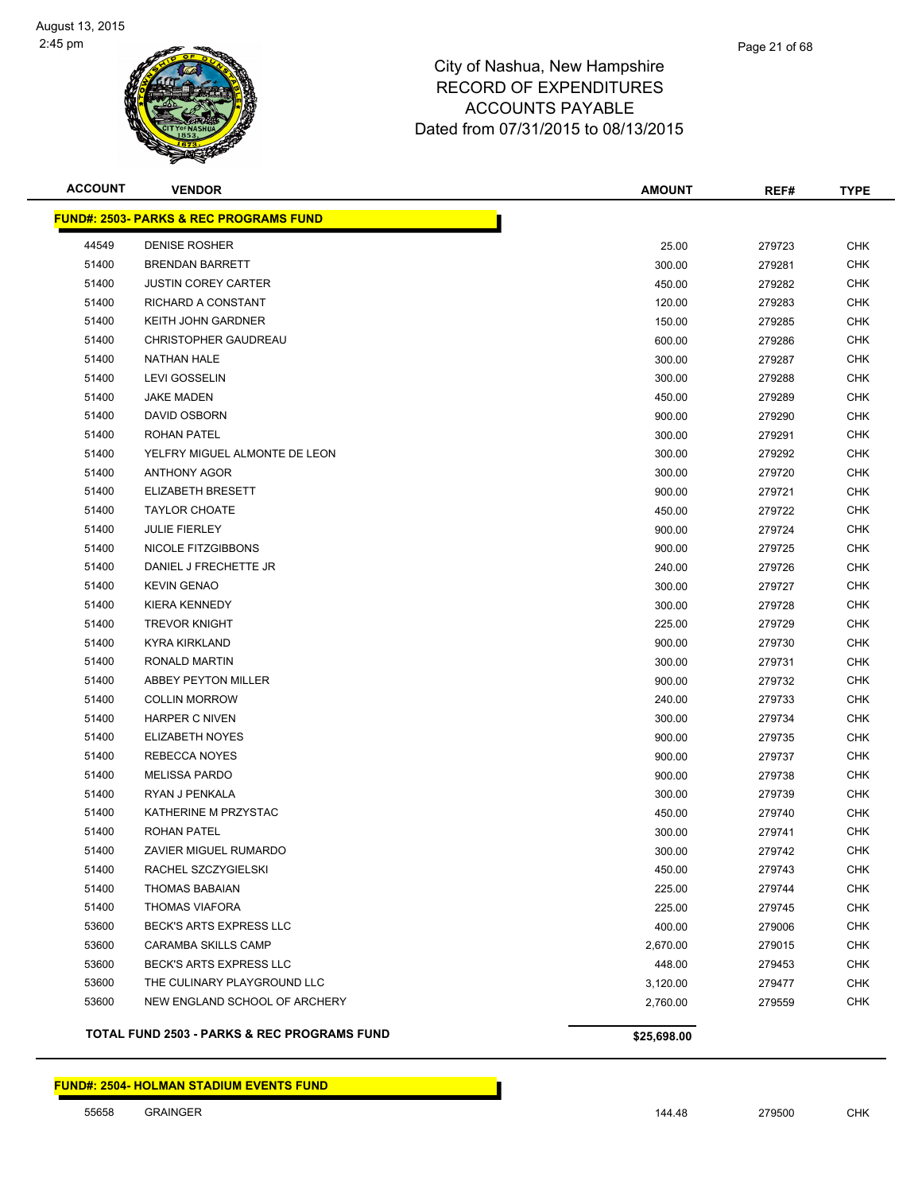# City of Nashua, New Hampshire
## RECORD OF EXPENDITURES
## ACCOUNTS PAYABLE
## Dated from 07/31/2015 to 08/13/2015

| ACCOUNT | VENDOR | AMOUNT | REF# | TYPE |
|---|---|---|---|---|
| **FUND#: 2503- PARKS & REC PROGRAMS FUND** | | | | |
| 44549 | DENISE ROSHER | 25.00 | 279723 | CHK |
| 51400 | BRENDAN BARRETT | 300.00 | 279281 | CHK |
| 51400 | JUSTIN COREY CARTER | 450.00 | 279282 | CHK |
| 51400 | RICHARD A CONSTANT | 120.00 | 279283 | CHK |
| 51400 | KEITH JOHN GARDNER | 150.00 | 279285 | CHK |
| 51400 | CHRISTOPHER GAUDREAU | 600.00 | 279286 | CHK |
| 51400 | NATHAN HALE | 300.00 | 279287 | CHK |
| 51400 | LEVI GOSSELIN | 300.00 | 279288 | CHK |
| 51400 | JAKE MADEN | 450.00 | 279289 | CHK |
| 51400 | DAVID OSBORN | 900.00 | 279290 | CHK |
| 51400 | ROHAN PATEL | 300.00 | 279291 | CHK |
| 51400 | YELFRY MIGUEL ALMONTE DE LEON | 300.00 | 279292 | CHK |
| 51400 | ANTHONY AGOR | 300.00 | 279720 | CHK |
| 51400 | ELIZABETH BRESETT | 900.00 | 279721 | CHK |
| 51400 | TAYLOR CHOATE | 450.00 | 279722 | CHK |
| 51400 | JULIE FIERLEY | 900.00 | 279724 | CHK |
| 51400 | NICOLE FITZGIBBONS | 900.00 | 279725 | CHK |
| 51400 | DANIEL J FRECHETTE JR | 240.00 | 279726 | CHK |
| 51400 | KEVIN GENAO | 300.00 | 279727 | CHK |
| 51400 | KIERA KENNEDY | 300.00 | 279728 | CHK |
| 51400 | TREVOR KNIGHT | 225.00 | 279729 | CHK |
| 51400 | KYRA KIRKLAND | 900.00 | 279730 | CHK |
| 51400 | RONALD MARTIN | 300.00 | 279731 | CHK |
| 51400 | ABBEY PEYTON MILLER | 900.00 | 279732 | CHK |
| 51400 | COLLIN MORROW | 240.00 | 279733 | CHK |
| 51400 | HARPER C NIVEN | 300.00 | 279734 | CHK |
| 51400 | ELIZABETH NOYES | 900.00 | 279735 | CHK |
| 51400 | REBECCA NOYES | 900.00 | 279737 | CHK |
| 51400 | MELISSA PARDO | 900.00 | 279738 | CHK |
| 51400 | RYAN J PENKALA | 300.00 | 279739 | CHK |
| 51400 | KATHERINE M PRZYSTAC | 450.00 | 279740 | CHK |
| 51400 | ROHAN PATEL | 300.00 | 279741 | CHK |
| 51400 | ZAVIER MIGUEL RUMARDO | 300.00 | 279742 | CHK |
| 51400 | RACHEL SZCZYGIELSKI | 450.00 | 279743 | CHK |
| 51400 | THOMAS BABAIAN | 225.00 | 279744 | CHK |
| 51400 | THOMAS VIAFORA | 225.00 | 279745 | CHK |
| 53600 | BECK'S ARTS EXPRESS LLC | 400.00 | 279006 | CHK |
| 53600 | CARAMBA SKILLS CAMP | 2,670.00 | 279015 | CHK |
| 53600 | BECK'S ARTS EXPRESS LLC | 448.00 | 279453 | CHK |
| 53600 | THE CULINARY PLAYGROUND LLC | 3,120.00 | 279477 | CHK |
| 53600 | NEW ENGLAND SCHOOL OF ARCHERY | 2,760.00 | 279559 | CHK |
| **TOTAL FUND 2503 - PARKS & REC PROGRAMS FUND** | | **$25,698.00** | | |
| **FUND#: 2504- HOLMAN STADIUM EVENTS FUND** | | | | |
| 55658 | GRAINGER | 144.48 | 279500 | CHK |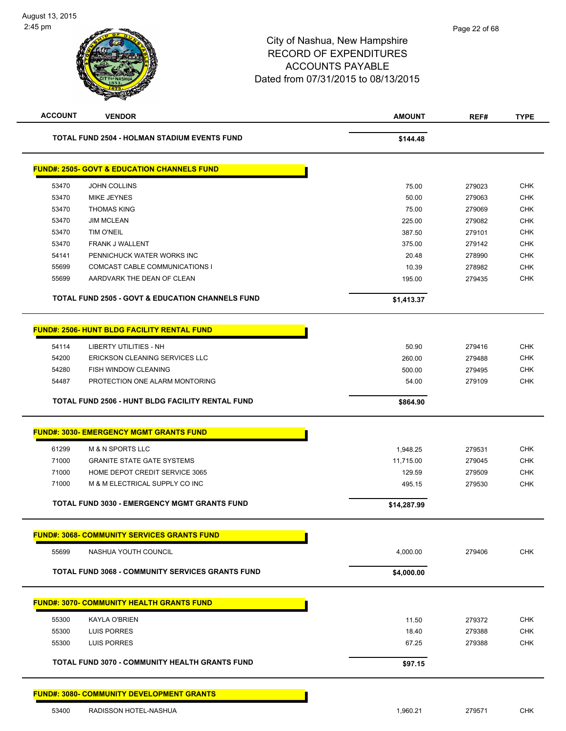City of Nashua, New Hampshire
RECORD OF EXPENDITURES
ACCOUNTS PAYABLE
Dated from 07/31/2015 to 08/13/2015

| ACCOUNT | VENDOR | AMOUNT | REF# | TYPE |
|---|---|---|---|---|
| | **TOTAL FUND 2504 - HOLMAN STADIUM EVENTS FUND** | **$144.48** | | |

**FUND#: 2505- GOVT & EDUCATION CHANNELS FUND**

| ACCOUNT | VENDOR | AMOUNT | REF# | TYPE |
|---|---|---|---|---|
| 53470 | JOHN COLLINS | 75.00 | 279023 | CHK |
| 53470 | MIKE JEYNES | 50.00 | 279063 | CHK |
| 53470 | THOMAS KING | 75.00 | 279069 | CHK |
| 53470 | JIM MCLEAN | 225.00 | 279082 | CHK |
| 53470 | TIM O'NEIL | 387.50 | 279101 | CHK |
| 53470 | FRANK J WALLENT | 375.00 | 279142 | CHK |
| 54141 | PENNICHUCK WATER WORKS INC | 20.48 | 278990 | CHK |
| 55699 | COMCAST CABLE COMMUNICATIONS I | 10.39 | 278982 | CHK |
| 55699 | AARDVARK THE DEAN OF CLEAN | 195.00 | 279435 | CHK |
| | **TOTAL FUND 2505 - GOVT & EDUCATION CHANNELS FUND** | **$1,413.37** | | |

**FUND#: 2506- HUNT BLDG FACILITY RENTAL FUND**

| ACCOUNT | VENDOR | AMOUNT | REF# | TYPE |
|---|---|---|---|---|
| 54114 | LIBERTY UTILITIES - NH | 50.90 | 279416 | CHK |
| 54200 | ERICKSON CLEANING SERVICES LLC | 260.00 | 279488 | CHK |
| 54280 | FISH WINDOW CLEANING | 500.00 | 279495 | CHK |
| 54487 | PROTECTION ONE ALARM MONTORING | 54.00 | 279109 | CHK |
| | **TOTAL FUND 2506 - HUNT BLDG FACILITY RENTAL FUND** | **$864.90** | | |

**FUND#: 3030- EMERGENCY MGMT GRANTS FUND**

| ACCOUNT | VENDOR | AMOUNT | REF# | TYPE |
|---|---|---|---|---|
| 61299 | M & N SPORTS LLC | 1,948.25 | 279531 | CHK |
| 71000 | GRANITE STATE GATE SYSTEMS | 11,715.00 | 279045 | CHK |
| 71000 | HOME DEPOT CREDIT SERVICE 3065 | 129.59 | 279509 | CHK |
| 71000 | M & M ELECTRICAL SUPPLY CO INC | 495.15 | 279530 | CHK |
| | **TOTAL FUND 3030 - EMERGENCY MGMT GRANTS FUND** | **$14,287.99** | | |

**FUND#: 3068- COMMUNITY SERVICES GRANTS FUND**

| ACCOUNT | VENDOR | AMOUNT | REF# | TYPE |
|---|---|---|---|---|
| 55699 | NASHUA YOUTH COUNCIL | 4,000.00 | 279406 | CHK |
| | **TOTAL FUND 3068 - COMMUNITY SERVICES GRANTS FUND** | **$4,000.00** | | |

**FUND#: 3070- COMMUNITY HEALTH GRANTS FUND**

| ACCOUNT | VENDOR | AMOUNT | REF# | TYPE |
|---|---|---|---|---|
| 55300 | KAYLA O'BRIEN | 11.50 | 279372 | CHK |
| 55300 | LUIS PORRES | 18.40 | 279388 | CHK |
| 55300 | LUIS PORRES | 67.25 | 279388 | CHK |
| | **TOTAL FUND 3070 - COMMUNITY HEALTH GRANTS FUND** | **$97.15** | | |

**FUND#: 3080- COMMUNITY DEVELOPMENT GRANTS**

| ACCOUNT | VENDOR | AMOUNT | REF# | TYPE |
|---|---|---|---|---|
| 53400 | RADISSON HOTEL-NASHUA | 1,960.21 | 279571 | CHK |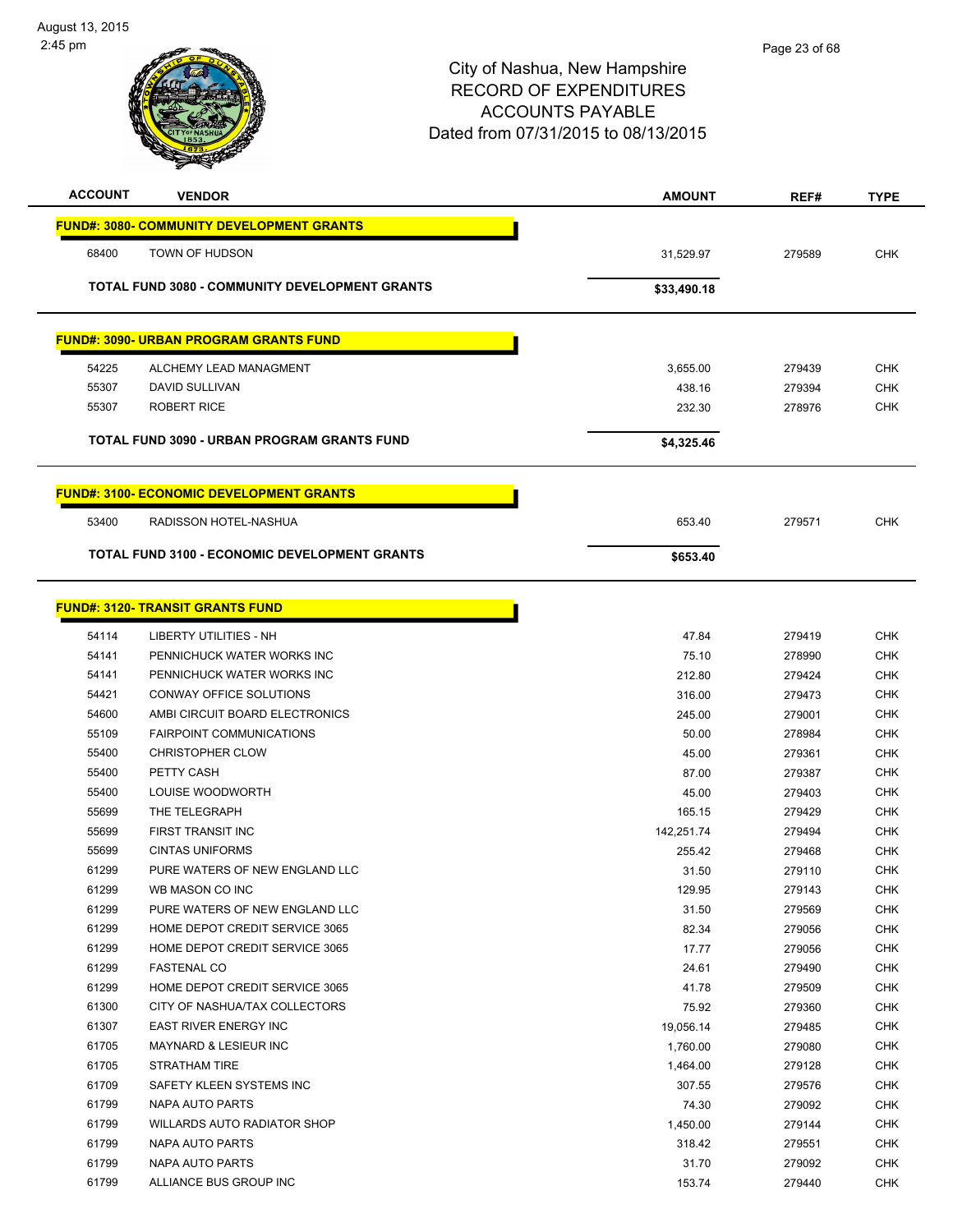# City of Nashua, New Hampshire
## RECORD OF EXPENDITURES
## ACCOUNTS PAYABLE
## Dated from 07/31/2015 to 08/13/2015

| ACCOUNT | VENDOR | AMOUNT | REF# | TYPE |
|---|---|---|---|---|
| **FUND#: 3080- COMMUNITY DEVELOPMENT GRANTS** | | | | |
| 68400 | TOWN OF HUDSON | 31,529.97 | 279589 | CHK |
| | **TOTAL FUND 3080 - COMMUNITY DEVELOPMENT GRANTS** | **$33,490.18** | | |
| **FUND#: 3090- URBAN PROGRAM GRANTS FUND** | | | | |
| 54225 | ALCHEMY LEAD MANAGMENT | 3,655.00 | 279439 | CHK |
| 55307 | DAVID SULLIVAN | 438.16 | 279394 | CHK |
| 55307 | ROBERT RICE | 232.30 | 278976 | CHK |
| | **TOTAL FUND 3090 - URBAN PROGRAM GRANTS FUND** | **$4,325.46** | | |
| **FUND#: 3100- ECONOMIC DEVELOPMENT GRANTS** | | | | |
| 53400 | RADISSON HOTEL-NASHUA | 653.40 | 279571 | CHK |
| | **TOTAL FUND 3100 - ECONOMIC DEVELOPMENT GRANTS** | **$653.40** | | |
| **FUND#: 3120- TRANSIT GRANTS FUND** | | | | |
| 54114 | LIBERTY UTILITIES - NH | 47.84 | 279419 | CHK |
| 54141 | PENNICHUCK WATER WORKS INC | 75.10 | 278990 | CHK |
| 54141 | PENNICHUCK WATER WORKS INC | 212.80 | 279424 | CHK |
| 54421 | CONWAY OFFICE SOLUTIONS | 316.00 | 279473 | CHK |
| 54600 | AMBI CIRCUIT BOARD ELECTRONICS | 245.00 | 279001 | CHK |
| 55109 | FAIRPOINT COMMUNICATIONS | 50.00 | 278984 | CHK |
| 55400 | CHRISTOPHER CLOW | 45.00 | 279361 | CHK |
| 55400 | PETTY CASH | 87.00 | 279387 | CHK |
| 55400 | LOUISE WOODWORTH | 45.00 | 279403 | CHK |
| 55699 | THE TELEGRAPH | 165.15 | 279429 | CHK |
| 55699 | FIRST TRANSIT INC | 142,251.74 | 279494 | CHK |
| 55699 | CINTAS UNIFORMS | 255.42 | 279468 | CHK |
| 61299 | PURE WATERS OF NEW ENGLAND LLC | 31.50 | 279110 | CHK |
| 61299 | WB MASON CO INC | 129.95 | 279143 | CHK |
| 61299 | PURE WATERS OF NEW ENGLAND LLC | 31.50 | 279569 | CHK |
| 61299 | HOME DEPOT CREDIT SERVICE 3065 | 82.34 | 279056 | CHK |
| 61299 | HOME DEPOT CREDIT SERVICE 3065 | 17.77 | 279056 | CHK |
| 61299 | FASTENAL CO | 24.61 | 279490 | CHK |
| 61299 | HOME DEPOT CREDIT SERVICE 3065 | 41.78 | 279509 | CHK |
| 61300 | CITY OF NASHUA/TAX COLLECTORS | 75.92 | 279360 | CHK |
| 61307 | EAST RIVER ENERGY INC | 19,056.14 | 279485 | CHK |
| 61705 | MAYNARD & LESIEUR INC | 1,760.00 | 279080 | CHK |
| 61705 | STRATHAM TIRE | 1,464.00 | 279128 | CHK |
| 61709 | SAFETY KLEEN SYSTEMS INC | 307.55 | 279576 | CHK |
| 61799 | NAPA AUTO PARTS | 74.30 | 279092 | CHK |
| 61799 | WILLARDS AUTO RADIATOR SHOP | 1,450.00 | 279144 | CHK |
| 61799 | NAPA AUTO PARTS | 318.42 | 279551 | CHK |
| 61799 | NAPA AUTO PARTS | 31.70 | 279092 | CHK |
| 61799 | ALLIANCE BUS GROUP INC | 153.74 | 279440 | CHK |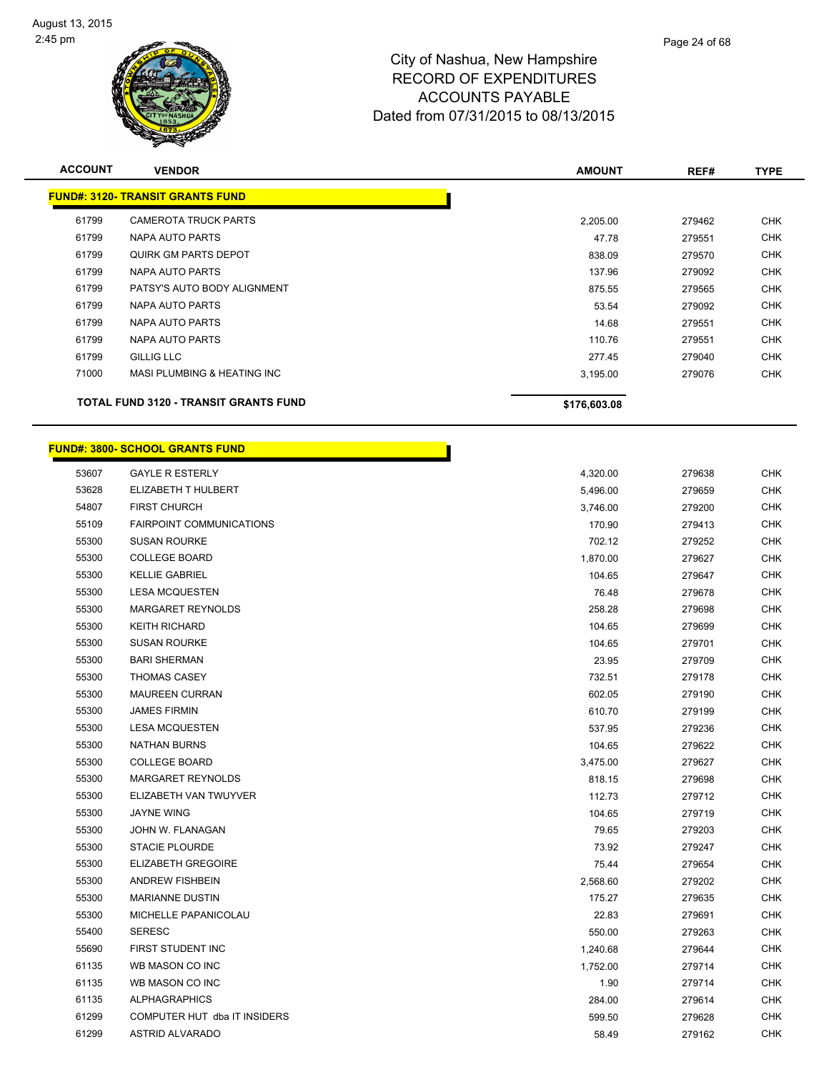City of Nashua, New Hampshire
RECORD OF EXPENDITURES
ACCOUNTS PAYABLE
Dated from 07/31/2015 to 08/13/2015

| ACCOUNT | VENDOR | AMOUNT | REF# | TYPE |
|---|---|---|---|---|
| **FUND#: 3120- TRANSIT GRANTS FUND** | | | | |
| 61799 | CAMEROTA TRUCK PARTS | 2,205.00 | 279462 | CHK |
| 61799 | NAPA AUTO PARTS | 47.78 | 279551 | CHK |
| 61799 | QUIRK GM PARTS DEPOT | 838.09 | 279570 | CHK |
| 61799 | NAPA AUTO PARTS | 137.96 | 279092 | CHK |
| 61799 | PATSY'S AUTO BODY ALIGNMENT | 875.55 | 279565 | CHK |
| 61799 | NAPA AUTO PARTS | 53.54 | 279092 | CHK |
| 61799 | NAPA AUTO PARTS | 14.68 | 279551 | CHK |
| 61799 | NAPA AUTO PARTS | 110.76 | 279551 | CHK |
| 61799 | GILLIG LLC | 277.45 | 279040 | CHK |
| 71000 | MASI PLUMBING & HEATING INC | 3,195.00 | 279076 | CHK |
| **TOTAL FUND 3120 - TRANSIT GRANTS FUND** | | **$176,603.08** | | |

| ACCOUNT | VENDOR | AMOUNT | REF# | TYPE |
|---|---|---|---|---|
| **FUND#: 3800- SCHOOL GRANTS FUND** | | | | |
| 53607 | GAYLE R ESTERLY | 4,320.00 | 279638 | CHK |
| 53628 | ELIZABETH T HULBERT | 5,496.00 | 279659 | CHK |
| 54807 | FIRST CHURCH | 3,746.00 | 279200 | CHK |
| 55109 | FAIRPOINT COMMUNICATIONS | 170.90 | 279413 | CHK |
| 55300 | SUSAN ROURKE | 702.12 | 279252 | CHK |
| 55300 | COLLEGE BOARD | 1,870.00 | 279627 | CHK |
| 55300 | KELLIE GABRIEL | 104.65 | 279647 | CHK |
| 55300 | LESA MCQUESTEN | 76.48 | 279678 | CHK |
| 55300 | MARGARET REYNOLDS | 258.28 | 279698 | CHK |
| 55300 | KEITH RICHARD | 104.65 | 279699 | CHK |
| 55300 | SUSAN ROURKE | 104.65 | 279701 | CHK |
| 55300 | BARI SHERMAN | 23.95 | 279709 | CHK |
| 55300 | THOMAS CASEY | 732.51 | 279178 | CHK |
| 55300 | MAUREEN CURRAN | 602.05 | 279190 | CHK |
| 55300 | JAMES FIRMIN | 610.70 | 279199 | CHK |
| 55300 | LESA MCQUESTEN | 537.95 | 279236 | CHK |
| 55300 | NATHAN BURNS | 104.65 | 279622 | CHK |
| 55300 | COLLEGE BOARD | 3,475.00 | 279627 | CHK |
| 55300 | MARGARET REYNOLDS | 818.15 | 279698 | CHK |
| 55300 | ELIZABETH VAN TWUYVER | 112.73 | 279712 | CHK |
| 55300 | JAYNE WING | 104.65 | 279719 | CHK |
| 55300 | JOHN W. FLANAGAN | 79.65 | 279203 | CHK |
| 55300 | STACIE PLOURDE | 73.92 | 279247 | CHK |
| 55300 | ELIZABETH GREGOIRE | 75.44 | 279654 | CHK |
| 55300 | ANDREW FISHBEIN | 2,568.60 | 279202 | CHK |
| 55300 | MARIANNE DUSTIN | 175.27 | 279635 | CHK |
| 55300 | MICHELLE PAPANICOLAU | 22.83 | 279691 | CHK |
| 55400 | SERESC | 550.00 | 279263 | CHK |
| 55690 | FIRST STUDENT INC | 1,240.68 | 279644 | CHK |
| 61135 | WB MASON CO INC | 1,752.00 | 279714 | CHK |
| 61135 | WB MASON CO INC | 1.90 | 279714 | CHK |
| 61135 | ALPHAGRAPHICS | 284.00 | 279614 | CHK |
| 61299 | COMPUTER HUT dba IT INSIDERS | 599.50 | 279628 | CHK |
| 61299 | ASTRID ALVARADO | 58.49 | 279162 | CHK |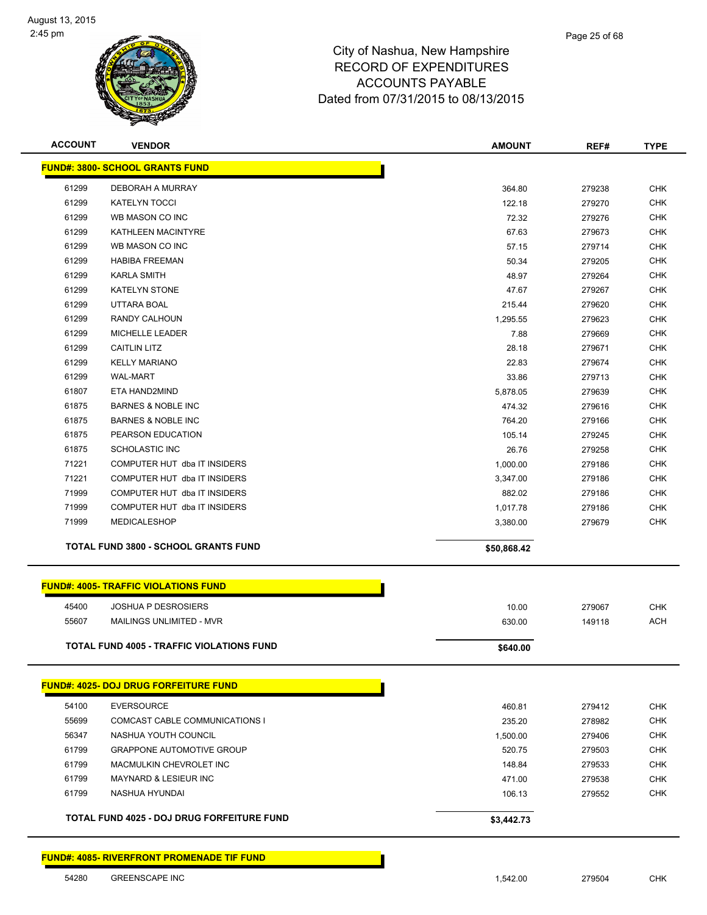# City of Nashua, New Hampshire
## RECORD OF EXPENDITURES
## ACCOUNTS PAYABLE
### Dated from 07/31/2015 to 08/13/2015

| ACCOUNT | VENDOR | AMOUNT | REF# | TYPE |
|---|---|---|---|---|
| **FUND#: 3800- SCHOOL GRANTS FUND** | | | | |
| 61299 | DEBORAH A MURRAY | 364.80 | 279238 | CHK |
| 61299 | KATELYN TOCCI | 122.18 | 279270 | CHK |
| 61299 | WB MASON CO INC | 72.32 | 279276 | CHK |
| 61299 | KATHLEEN MACINTYRE | 67.63 | 279673 | CHK |
| 61299 | WB MASON CO INC | 57.15 | 279714 | CHK |
| 61299 | HABIBA FREEMAN | 50.34 | 279205 | CHK |
| 61299 | KARLA SMITH | 48.97 | 279264 | CHK |
| 61299 | KATELYN STONE | 47.67 | 279267 | CHK |
| 61299 | UTTARA BOAL | 215.44 | 279620 | CHK |
| 61299 | RANDY CALHOUN | 1,295.55 | 279623 | CHK |
| 61299 | MICHELLE LEADER | 7.88 | 279669 | CHK |
| 61299 | CAITLIN LITZ | 28.18 | 279671 | CHK |
| 61299 | KELLY MARIANO | 22.83 | 279674 | CHK |
| 61299 | WAL-MART | 33.86 | 279713 | CHK |
| 61807 | ETA HAND2MIND | 5,878.05 | 279639 | CHK |
| 61875 | BARNES & NOBLE INC | 474.32 | 279616 | CHK |
| 61875 | BARNES & NOBLE INC | 764.20 | 279166 | CHK |
| 61875 | PEARSON EDUCATION | 105.14 | 279245 | CHK |
| 61875 | SCHOLASTIC INC | 26.76 | 279258 | CHK |
| 71221 | COMPUTER HUT dba IT INSIDERS | 1,000.00 | 279186 | CHK |
| 71221 | COMPUTER HUT dba IT INSIDERS | 3,347.00 | 279186 | CHK |
| 71999 | COMPUTER HUT dba IT INSIDERS | 882.02 | 279186 | CHK |
| 71999 | COMPUTER HUT dba IT INSIDERS | 1,017.78 | 279186 | CHK |
| 71999 | MEDICALESHOP | 3,380.00 | 279679 | CHK |
| **TOTAL FUND 3800 - SCHOOL GRANTS FUND** | | **$50,868.42** | | |
| **FUND#: 4005- TRAFFIC VIOLATIONS FUND** | | | | |
| 45400 | JOSHUA P DESROSIERS | 10.00 | 279067 | CHK |
| 55607 | MAILINGS UNLIMITED - MVR | 630.00 | 149118 | ACH |
| **TOTAL FUND 4005 - TRAFFIC VIOLATIONS FUND** | | **$640.00** | | |
| **FUND#: 4025- DOJ DRUG FORFEITURE FUND** | | | | |
| 54100 | EVERSOURCE | 460.81 | 279412 | CHK |
| 55699 | COMCAST CABLE COMMUNICATIONS I | 235.20 | 278982 | CHK |
| 56347 | NASHUA YOUTH COUNCIL | 1,500.00 | 279406 | CHK |
| 61799 | GRAPPONE AUTOMOTIVE GROUP | 520.75 | 279503 | CHK |
| 61799 | MACMULKIN CHEVROLET INC | 148.84 | 279533 | CHK |
| 61799 | MAYNARD & LESIEUR INC | 471.00 | 279538 | CHK |
| 61799 | NASHUA HYUNDAI | 106.13 | 279552 | CHK |
| **TOTAL FUND 4025 - DOJ DRUG FORFEITURE FUND** | | **$3,442.73** | | |
| **FUND#: 4085- RIVERFRONT PROMENADE TIF FUND** | | | | |
| 54280 | GREENSCAPE INC | 1,542.00 | 279504 | CHK |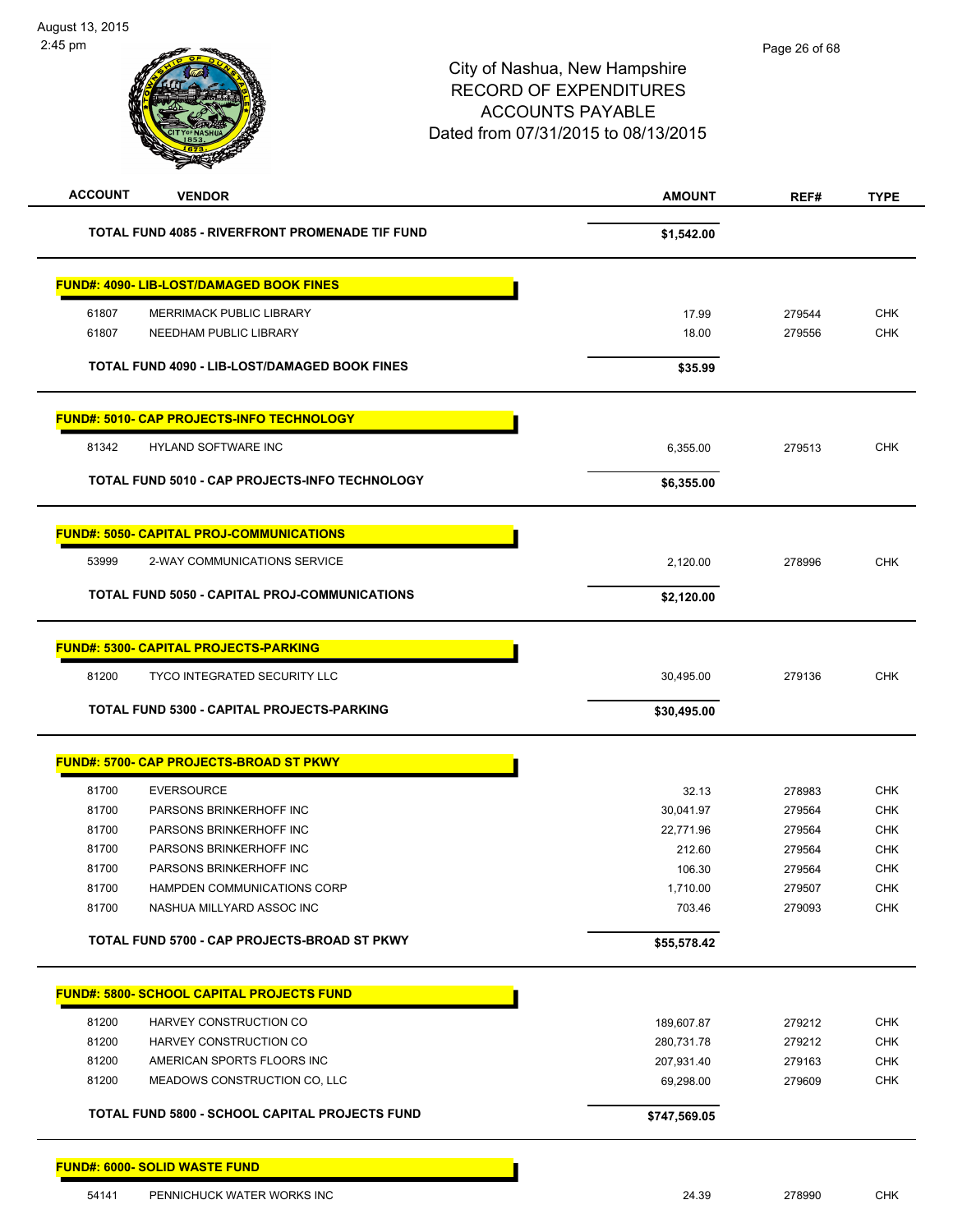| ACCOUNT | VENDOR | AMOUNT | REF# | TYPE |
|---|---|---|---|---|
| | **TOTAL FUND 4085 - RIVERFRONT PROMENADE TIF FUND** | **$1,542.00** | | |
| | **FUND#: 4090- LIB-LOST/DAMAGED BOOK FINES** | | | |
| 61807 | MERRIMACK PUBLIC LIBRARY | 17.99 | 279544 | CHK |
| 61807 | NEEDHAM PUBLIC LIBRARY | 18.00 | 279556 | CHK |
| | **TOTAL FUND 4090 - LIB-LOST/DAMAGED BOOK FINES** | **$35.99** | | |
| | **FUND#: 5010- CAP PROJECTS-INFO TECHNOLOGY** | | | |
| 81342 | HYLAND SOFTWARE INC | 6,355.00 | 279513 | CHK |
| | **TOTAL FUND 5010 - CAP PROJECTS-INFO TECHNOLOGY** | **$6,355.00** | | |
| | **FUND#: 5050- CAPITAL PROJ-COMMUNICATIONS** | | | |
| 53999 | 2-WAY COMMUNICATIONS SERVICE | 2,120.00 | 278996 | CHK |
| | **TOTAL FUND 5050 - CAPITAL PROJ-COMMUNICATIONS** | **$2,120.00** | | |
| | **FUND#: 5300- CAPITAL PROJECTS-PARKING** | | | |
| 81200 | TYCO INTEGRATED SECURITY LLC | 30,495.00 | 279136 | CHK |
| | **TOTAL FUND 5300 - CAPITAL PROJECTS-PARKING** | **$30,495.00** | | |
| | **FUND#: 5700- CAP PROJECTS-BROAD ST PKWY** | | | |
| 81700 | EVERSOURCE | 32.13 | 278983 | CHK |
| 81700 | PARSONS BRINKERHOFF INC | 30,041.97 | 279564 | CHK |
| 81700 | PARSONS BRINKERHOFF INC | 22,771.96 | 279564 | CHK |
| 81700 | PARSONS BRINKERHOFF INC | 212.60 | 279564 | CHK |
| 81700 | PARSONS BRINKERHOFF INC | 106.30 | 279564 | CHK |
| 81700 | HAMPDEN COMMUNICATIONS CORP | 1,710.00 | 279507 | CHK |
| 81700 | NASHUA MILLYARD ASSOC INC | 703.46 | 279093 | CHK |
| | **TOTAL FUND 5700 - CAP PROJECTS-BROAD ST PKWY** | **$55,578.42** | | |
| | **FUND#: 5800- SCHOOL CAPITAL PROJECTS FUND** | | | |
| 81200 | HARVEY CONSTRUCTION CO | 189,607.87 | 279212 | CHK |
| 81200 | HARVEY CONSTRUCTION CO | 280,731.78 | 279212 | CHK |
| 81200 | AMERICAN SPORTS FLOORS INC | 207,931.40 | 279163 | CHK |
| 81200 | MEADOWS CONSTRUCTION CO, LLC | 69,298.00 | 279609 | CHK |
| | **TOTAL FUND 5800 - SCHOOL CAPITAL PROJECTS FUND** | **$747,569.05** | | |
| | **FUND#: 6000- SOLID WASTE FUND** | | | |
| 54141 | PENNICHUCK WATER WORKS INC | 24.39 | 278990 | CHK |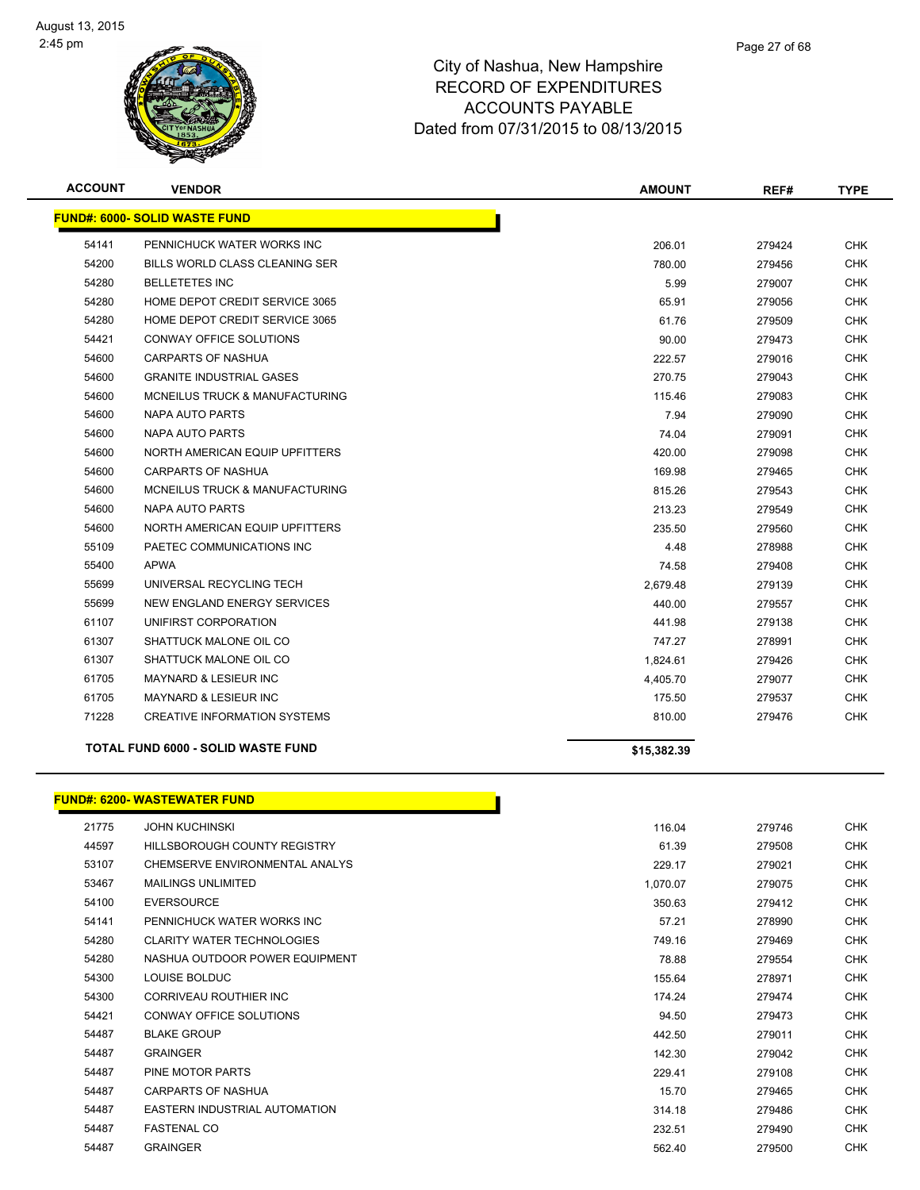# City of Nashua, New Hampshire
## RECORD OF EXPENDITURES
## ACCOUNTS PAYABLE
## Dated from 07/31/2015 to 08/13/2015

| ACCOUNT | VENDOR | AMOUNT | REF# | TYPE |
|---|---|---|---|---|
| **FUND#: 6000- SOLID WASTE FUND** | | | | |
| 54141 | PENNICHUCK WATER WORKS INC | 206.01 | 279424 | CHK |
| 54200 | BILLS WORLD CLASS CLEANING SER | 780.00 | 279456 | CHK |
| 54280 | BELLETETES INC | 5.99 | 279007 | CHK |
| 54280 | HOME DEPOT CREDIT SERVICE 3065 | 65.91 | 279056 | CHK |
| 54280 | HOME DEPOT CREDIT SERVICE 3065 | 61.76 | 279509 | CHK |
| 54421 | CONWAY OFFICE SOLUTIONS | 90.00 | 279473 | CHK |
| 54600 | CARPARTS OF NASHUA | 222.57 | 279016 | CHK |
| 54600 | GRANITE INDUSTRIAL GASES | 270.75 | 279043 | CHK |
| 54600 | MCNEILUS TRUCK & MANUFACTURING | 115.46 | 279083 | CHK |
| 54600 | NAPA AUTO PARTS | 7.94 | 279090 | CHK |
| 54600 | NAPA AUTO PARTS | 74.04 | 279091 | CHK |
| 54600 | NORTH AMERICAN EQUIP UPFITTERS | 420.00 | 279098 | CHK |
| 54600 | CARPARTS OF NASHUA | 169.98 | 279465 | CHK |
| 54600 | MCNEILUS TRUCK & MANUFACTURING | 815.26 | 279543 | CHK |
| 54600 | NAPA AUTO PARTS | 213.23 | 279549 | CHK |
| 54600 | NORTH AMERICAN EQUIP UPFITTERS | 235.50 | 279560 | CHK |
| 55109 | PAETEC COMMUNICATIONS INC | 4.48 | 278988 | CHK |
| 55400 | APWA | 74.58 | 279408 | CHK |
| 55699 | UNIVERSAL RECYCLING TECH | 2,679.48 | 279139 | CHK |
| 55699 | NEW ENGLAND ENERGY SERVICES | 440.00 | 279557 | CHK |
| 61107 | UNIFIRST CORPORATION | 441.98 | 279138 | CHK |
| 61307 | SHATTUCK MALONE OIL CO | 747.27 | 278991 | CHK |
| 61307 | SHATTUCK MALONE OIL CO | 1,824.61 | 279426 | CHK |
| 61705 | MAYNARD & LESIEUR INC | 4,405.70 | 279077 | CHK |
| 61705 | MAYNARD & LESIEUR INC | 175.50 | 279537 | CHK |
| 71228 | CREATIVE INFORMATION SYSTEMS | 810.00 | 279476 | CHK |
| **TOTAL FUND 6000 - SOLID WASTE FUND** | | **$15,382.39** | | |

| ACCOUNT | VENDOR | AMOUNT | REF# | TYPE |
|---|---|---|---|---|
| **FUND#: 6200- WASTEWATER FUND** | | | | |
| 21775 | JOHN KUCHINSKI | 116.04 | 279746 | CHK |
| 44597 | HILLSBOROUGH COUNTY REGISTRY | 61.39 | 279508 | CHK |
| 53107 | CHEMSERVE ENVIRONMENTAL ANALYS | 229.17 | 279021 | CHK |
| 53467 | MAILINGS UNLIMITED | 1,070.07 | 279075 | CHK |
| 54100 | EVERSOURCE | 350.63 | 279412 | CHK |
| 54141 | PENNICHUCK WATER WORKS INC | 57.21 | 278990 | CHK |
| 54280 | CLARITY WATER TECHNOLOGIES | 749.16 | 279469 | CHK |
| 54280 | NASHUA OUTDOOR POWER EQUIPMENT | 78.88 | 279554 | CHK |
| 54300 | LOUISE BOLDUC | 155.64 | 278971 | CHK |
| 54300 | CORRIVEAU ROUTHIER INC | 174.24 | 279474 | CHK |
| 54421 | CONWAY OFFICE SOLUTIONS | 94.50 | 279473 | CHK |
| 54487 | BLAKE GROUP | 442.50 | 279011 | CHK |
| 54487 | GRAINGER | 142.30 | 279042 | CHK |
| 54487 | PINE MOTOR PARTS | 229.41 | 279108 | CHK |
| 54487 | CARPARTS OF NASHUA | 15.70 | 279465 | CHK |
| 54487 | EASTERN INDUSTRIAL AUTOMATION | 314.18 | 279486 | CHK |
| 54487 | FASTENAL CO | 232.51 | 279490 | CHK |
| 54487 | GRAINGER | 562.40 | 279500 | CHK |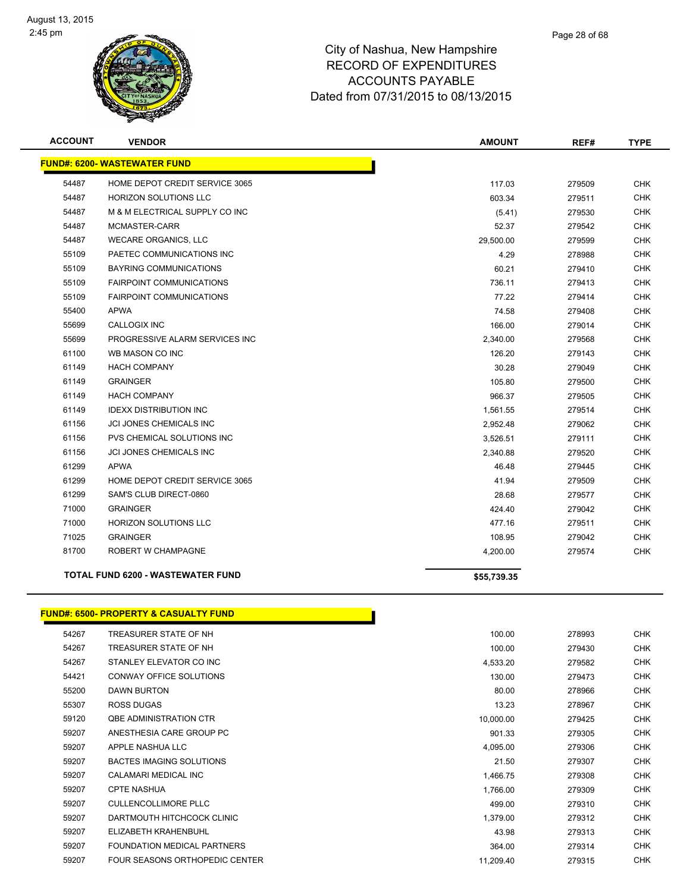# City of Nashua, New Hampshire
## RECORD OF EXPENDITURES
## ACCOUNTS PAYABLE
## Dated from 07/31/2015 to 08/13/2015

| ACCOUNT | VENDOR | AMOUNT | REF# | TYPE |
|---|---|---|---|---|
| **FUND#: 6200- WASTEWATER FUND** | | | | |
| 54487 | HOME DEPOT CREDIT SERVICE 3065 | 117.03 | 279509 | CHK |
| 54487 | HORIZON SOLUTIONS LLC | 603.34 | 279511 | CHK |
| 54487 | M & M ELECTRICAL SUPPLY CO INC | (5.41) | 279530 | CHK |
| 54487 | MCMASTER-CARR | 52.37 | 279542 | CHK |
| 54487 | WECARE ORGANICS, LLC | 29,500.00 | 279599 | CHK |
| 55109 | PAETEC COMMUNICATIONS INC | 4.29 | 278988 | CHK |
| 55109 | BAYRING COMMUNICATIONS | 60.21 | 279410 | CHK |
| 55109 | FAIRPOINT COMMUNICATIONS | 736.11 | 279413 | CHK |
| 55109 | FAIRPOINT COMMUNICATIONS | 77.22 | 279414 | CHK |
| 55400 | APWA | 74.58 | 279408 | CHK |
| 55699 | CALLOGIX INC | 166.00 | 279014 | CHK |
| 55699 | PROGRESSIVE ALARM SERVICES INC | 2,340.00 | 279568 | CHK |
| 61100 | WB MASON CO INC | 126.20 | 279143 | CHK |
| 61149 | HACH COMPANY | 30.28 | 279049 | CHK |
| 61149 | GRAINGER | 105.80 | 279500 | CHK |
| 61149 | HACH COMPANY | 966.37 | 279505 | CHK |
| 61149 | IDEXX DISTRIBUTION INC | 1,561.55 | 279514 | CHK |
| 61156 | JCI JONES CHEMICALS INC | 2,952.48 | 279062 | CHK |
| 61156 | PVS CHEMICAL SOLUTIONS INC | 3,526.51 | 279111 | CHK |
| 61156 | JCI JONES CHEMICALS INC | 2,340.88 | 279520 | CHK |
| 61299 | APWA | 46.48 | 279445 | CHK |
| 61299 | HOME DEPOT CREDIT SERVICE 3065 | 41.94 | 279509 | CHK |
| 61299 | SAM'S CLUB DIRECT-0860 | 28.68 | 279577 | CHK |
| 71000 | GRAINGER | 424.40 | 279042 | CHK |
| 71000 | HORIZON SOLUTIONS LLC | 477.16 | 279511 | CHK |
| 71025 | GRAINGER | 108.95 | 279042 | CHK |
| 81700 | ROBERT W CHAMPAGNE | 4,200.00 | 279574 | CHK |
| **TOTAL FUND 6200 - WASTEWATER FUND** | | **$55,739.35** | | |

| ACCOUNT | VENDOR | AMOUNT | REF# | TYPE |
|---|---|---|---|---|
| **FUND#: 6500- PROPERTY & CASUALTY FUND** | | | | |
| 54267 | TREASURER STATE OF NH | 100.00 | 278993 | CHK |
| 54267 | TREASURER STATE OF NH | 100.00 | 279430 | CHK |
| 54267 | STANLEY ELEVATOR CO INC | 4,533.20 | 279582 | CHK |
| 54421 | CONWAY OFFICE SOLUTIONS | 130.00 | 279473 | CHK |
| 55200 | DAWN BURTON | 80.00 | 278966 | CHK |
| 55307 | ROSS DUGAS | 13.23 | 278967 | CHK |
| 59120 | QBE ADMINISTRATION CTR | 10,000.00 | 279425 | CHK |
| 59207 | ANESTHESIA CARE GROUP PC | 901.33 | 279305 | CHK |
| 59207 | APPLE NASHUA LLC | 4,095.00 | 279306 | CHK |
| 59207 | BACTES IMAGING SOLUTIONS | 21.50 | 279307 | CHK |
| 59207 | CALAMARI MEDICAL INC | 1,466.75 | 279308 | CHK |
| 59207 | CPTE NASHUA | 1,766.00 | 279309 | CHK |
| 59207 | CULLENCOLLIMORE PLLC | 499.00 | 279310 | CHK |
| 59207 | DARTMOUTH HITCHCOCK CLINIC | 1,379.00 | 279312 | CHK |
| 59207 | ELIZABETH KRAHENBUHL | 43.98 | 279313 | CHK |
| 59207 | FOUNDATION MEDICAL PARTNERS | 364.00 | 279314 | CHK |
| 59207 | FOUR SEASONS ORTHOPEDIC CENTER | 11,209.40 | 279315 | CHK |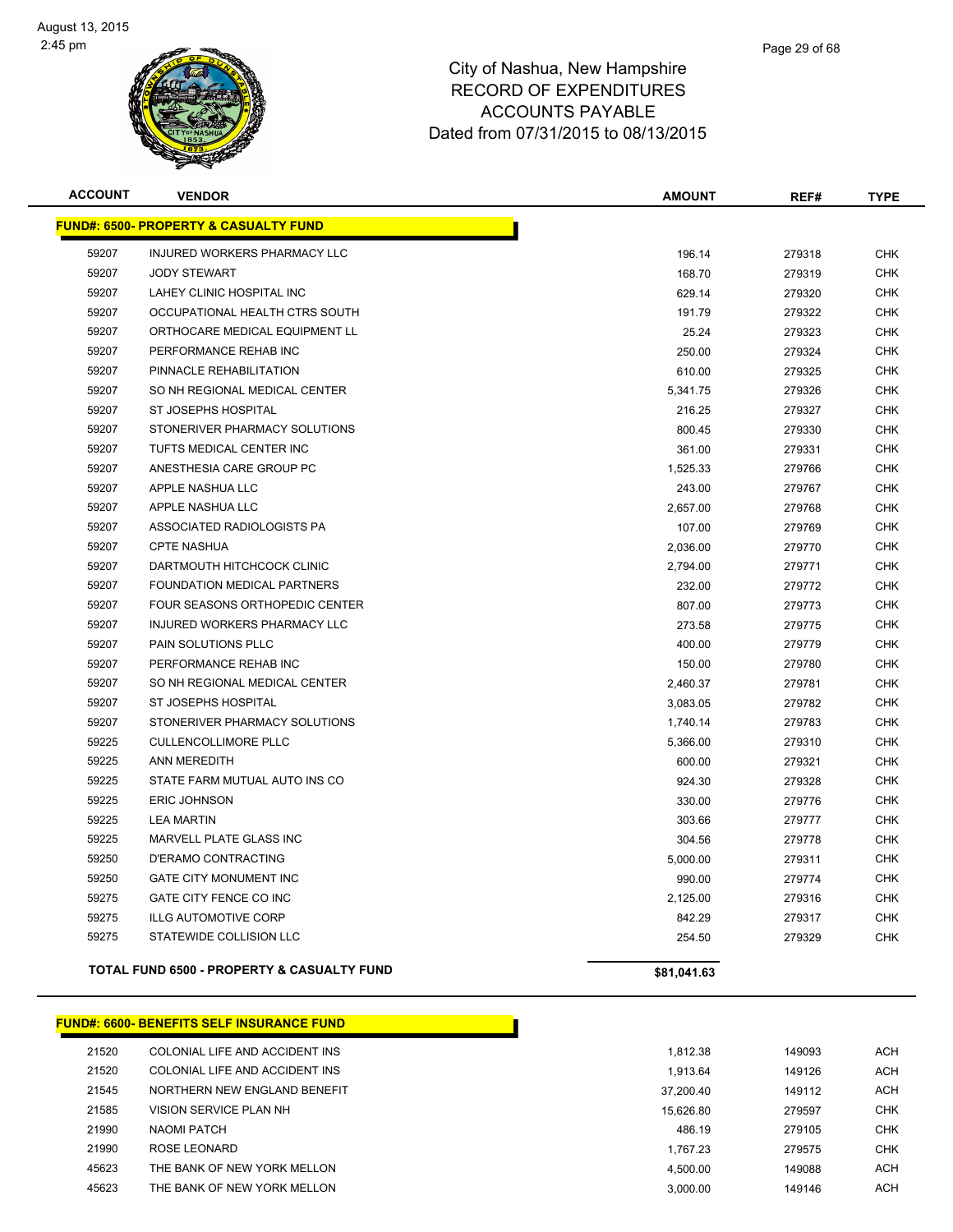City of Nashua, New Hampshire
RECORD OF EXPENDITURES
ACCOUNTS PAYABLE
Dated from 07/31/2015 to 08/13/2015

| ACCOUNT | VENDOR | AMOUNT | REF# | TYPE |
|---|---|---|---|---|
| **FUND#: 6500- PROPERTY & CASUALTY FUND** | | | | |
| 59207 | INJURED WORKERS PHARMACY LLC | 196.14 | 279318 | CHK |
| 59207 | JODY STEWART | 168.70 | 279319 | CHK |
| 59207 | LAHEY CLINIC HOSPITAL INC | 629.14 | 279320 | CHK |
| 59207 | OCCUPATIONAL HEALTH CTRS SOUTH | 191.79 | 279322 | CHK |
| 59207 | ORTHOCARE MEDICAL EQUIPMENT LL | 25.24 | 279323 | CHK |
| 59207 | PERFORMANCE REHAB INC | 250.00 | 279324 | CHK |
| 59207 | PINNACLE REHABILITATION | 610.00 | 279325 | CHK |
| 59207 | SO NH REGIONAL MEDICAL CENTER | 5,341.75 | 279326 | CHK |
| 59207 | ST JOSEPHS HOSPITAL | 216.25 | 279327 | CHK |
| 59207 | STONERIVER PHARMACY SOLUTIONS | 800.45 | 279330 | CHK |
| 59207 | TUFTS MEDICAL CENTER INC | 361.00 | 279331 | CHK |
| 59207 | ANESTHESIA CARE GROUP PC | 1,525.33 | 279766 | CHK |
| 59207 | APPLE NASHUA LLC | 243.00 | 279767 | CHK |
| 59207 | APPLE NASHUA LLC | 2,657.00 | 279768 | CHK |
| 59207 | ASSOCIATED RADIOLOGISTS PA | 107.00 | 279769 | CHK |
| 59207 | CPTE NASHUA | 2,036.00 | 279770 | CHK |
| 59207 | DARTMOUTH HITCHCOCK CLINIC | 2,794.00 | 279771 | CHK |
| 59207 | FOUNDATION MEDICAL PARTNERS | 232.00 | 279772 | CHK |
| 59207 | FOUR SEASONS ORTHOPEDIC CENTER | 807.00 | 279773 | CHK |
| 59207 | INJURED WORKERS PHARMACY LLC | 273.58 | 279775 | CHK |
| 59207 | PAIN SOLUTIONS PLLC | 400.00 | 279779 | CHK |
| 59207 | PERFORMANCE REHAB INC | 150.00 | 279780 | CHK |
| 59207 | SO NH REGIONAL MEDICAL CENTER | 2,460.37 | 279781 | CHK |
| 59207 | ST JOSEPHS HOSPITAL | 3,083.05 | 279782 | CHK |
| 59207 | STONERIVER PHARMACY SOLUTIONS | 1,740.14 | 279783 | CHK |
| 59225 | CULLENCOLLIMORE PLLC | 5,366.00 | 279310 | CHK |
| 59225 | ANN MEREDITH | 600.00 | 279321 | CHK |
| 59225 | STATE FARM MUTUAL AUTO INS CO | 924.30 | 279328 | CHK |
| 59225 | ERIC JOHNSON | 330.00 | 279776 | CHK |
| 59225 | LEA MARTIN | 303.66 | 279777 | CHK |
| 59225 | MARVELL PLATE GLASS INC | 304.56 | 279778 | CHK |
| 59250 | D'ERAMO CONTRACTING | 5,000.00 | 279311 | CHK |
| 59250 | GATE CITY MONUMENT INC | 990.00 | 279774 | CHK |
| 59275 | GATE CITY FENCE CO INC | 2,125.00 | 279316 | CHK |
| 59275 | ILLG AUTOMOTIVE CORP | 842.29 | 279317 | CHK |
| 59275 | STATEWIDE COLLISION LLC | 254.50 | 279329 | CHK |
| | **TOTAL FUND 6500 - PROPERTY & CASUALTY FUND** | **$81,041.63** | | |

| ACCOUNT | VENDOR | AMOUNT | REF# | TYPE |
|---|---|---|---|---|
| **FUND#: 6600- BENEFITS SELF INSURANCE FUND** | | | | |
| 21520 | COLONIAL LIFE AND ACCIDENT INS | 1,812.38 | 149093 | ACH |
| 21520 | COLONIAL LIFE AND ACCIDENT INS | 1,913.64 | 149126 | ACH |
| 21545 | NORTHERN NEW ENGLAND BENEFIT | 37,200.40 | 149112 | ACH |
| 21585 | VISION SERVICE PLAN NH | 15,626.80 | 279597 | CHK |
| 21990 | NAOMI PATCH | 486.19 | 279105 | CHK |
| 21990 | ROSE LEONARD | 1,767.23 | 279575 | CHK |
| 45623 | THE BANK OF NEW YORK MELLON | 4,500.00 | 149088 | ACH |
| 45623 | THE BANK OF NEW YORK MELLON | 3,000.00 | 149146 | ACH |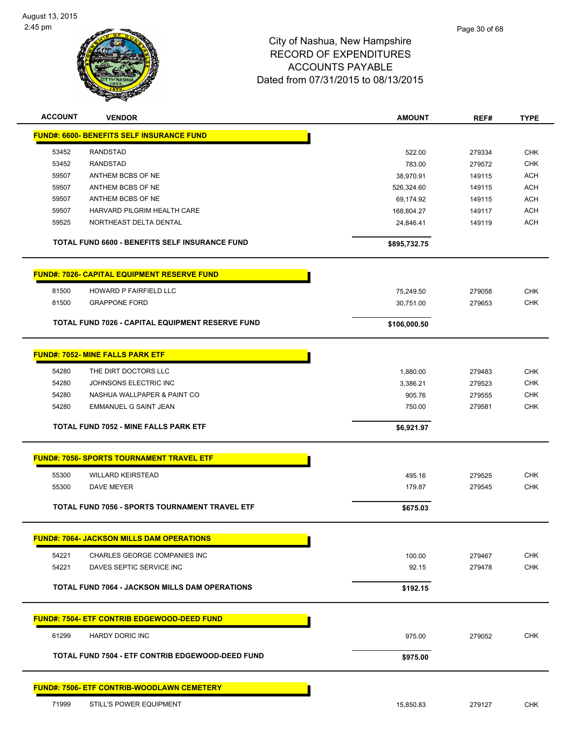City of Nashua, New Hampshire
RECORD OF EXPENDITURES
ACCOUNTS PAYABLE
Dated from 07/31/2015 to 08/13/2015

August 13, 2015
2:45 pm

| ACCOUNT | VENDOR | AMOUNT | REF# | TYPE |
|---|---|---|---|---|
| **FUND#: 6600- BENEFITS SELF INSURANCE FUND** | | | | |
| 53452 | RANDSTAD | 522.00 | 279334 | CHK |
| 53452 | RANDSTAD | 783.00 | 279572 | CHK |
| 59507 | ANTHEM BCBS OF NE | 38,970.91 | 149115 | ACH |
| 59507 | ANTHEM BCBS OF NE | 526,324.60 | 149115 | ACH |
| 59507 | ANTHEM BCBS OF NE | 69,174.92 | 149115 | ACH |
| 59507 | HARVARD PILGRIM HEALTH CARE | 168,804.27 | 149117 | ACH |
| 59525 | NORTHEAST DELTA DENTAL | 24,846.41 | 149119 | ACH |
| | **TOTAL FUND 6600 - BENEFITS SELF INSURANCE FUND** | **$895,732.75** | | |
| **FUND#: 7026- CAPITAL EQUIPMENT RESERVE FUND** | | | | |
| 81500 | HOWARD P FAIRFIELD LLC | 75,249.50 | 279058 | CHK |
| 81500 | GRAPPONE FORD | 30,751.00 | 279653 | CHK |
| | **TOTAL FUND 7026 - CAPITAL EQUIPMENT RESERVE FUND** | **$106,000.50** | | |
| **FUND#: 7052- MINE FALLS PARK ETF** | | | | |
| 54280 | THE DIRT DOCTORS LLC | 1,880.00 | 279483 | CHK |
| 54280 | JOHNSONS ELECTRIC INC | 3,386.21 | 279523 | CHK |
| 54280 | NASHUA WALLPAPER & PAINT CO | 905.76 | 279555 | CHK |
| 54280 | EMMANUEL G SAINT JEAN | 750.00 | 279581 | CHK |
| | **TOTAL FUND 7052 - MINE FALLS PARK ETF** | **$6,921.97** | | |
| **FUND#: 7056- SPORTS TOURNAMENT TRAVEL ETF** | | | | |
| 55300 | WILLARD KEIRSTEAD | 495.16 | 279525 | CHK |
| 55300 | DAVE MEYER | 179.87 | 279545 | CHK |
| | **TOTAL FUND 7056 - SPORTS TOURNAMENT TRAVEL ETF** | **$675.03** | | |
| **FUND#: 7064- JACKSON MILLS DAM OPERATIONS** | | | | |
| 54221 | CHARLES GEORGE COMPANIES INC | 100.00 | 279467 | CHK |
| 54221 | DAVES SEPTIC SERVICE INC | 92.15 | 279478 | CHK |
| | **TOTAL FUND 7064 - JACKSON MILLS DAM OPERATIONS** | **$192.15** | | |
| **FUND#: 7504- ETF CONTRIB EDGEWOOD-DEED FUND** | | | | |
| 61299 | HARDY DORIC INC | 975.00 | 279052 | CHK |
| | **TOTAL FUND 7504 - ETF CONTRIB EDGEWOOD-DEED FUND** | **$975.00** | | |
| **FUND#: 7506- ETF CONTRIB-WOODLAWN CEMETERY** | | | | |
| 71999 | STILL'S POWER EQUIPMENT | 15,850.83 | 279127 | CHK |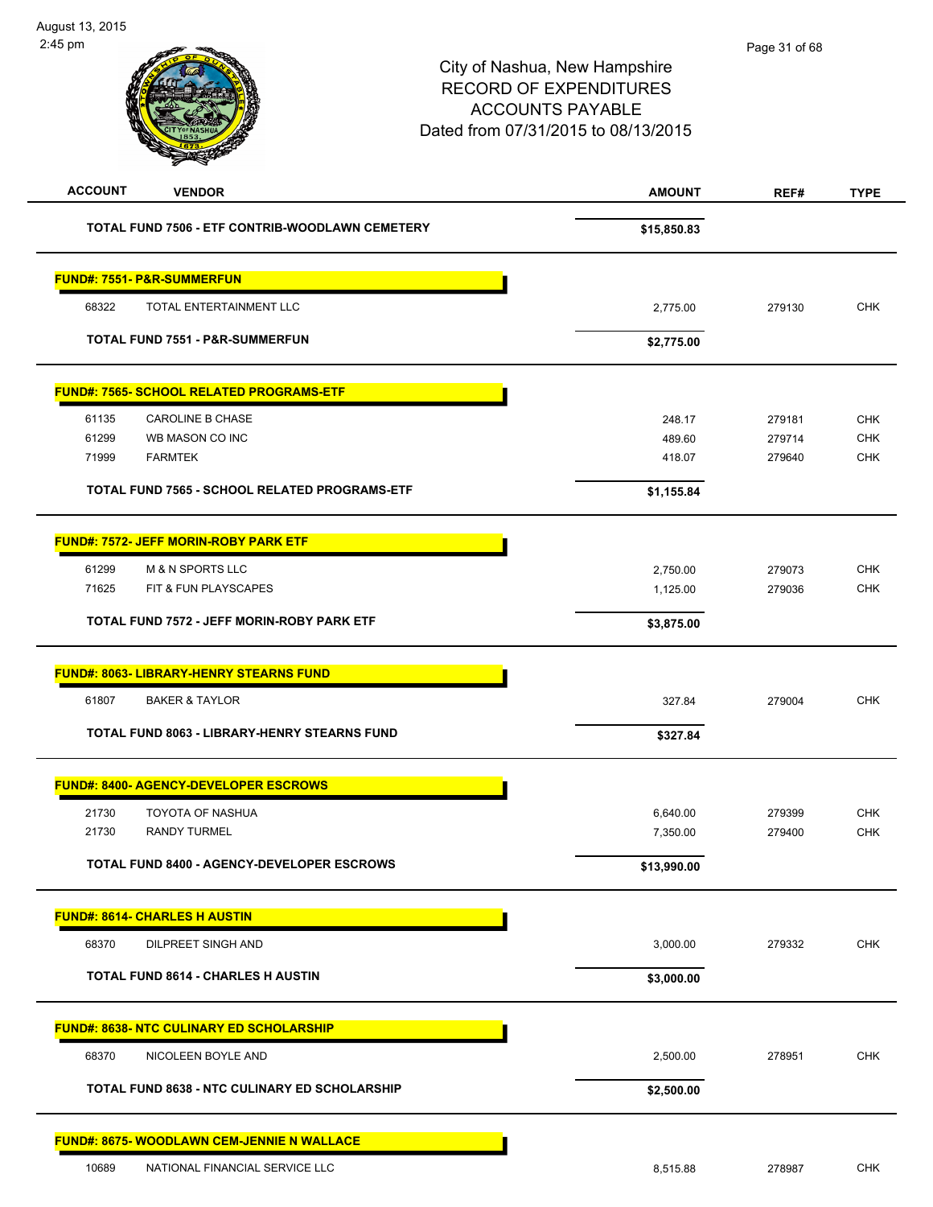City of Nashua, New Hampshire
RECORD OF EXPENDITURES
ACCOUNTS PAYABLE
Dated from 07/31/2015 to 08/13/2015

| ACCOUNT | VENDOR | AMOUNT | REF# | TYPE |
|---|---|---|---|---|
| | **TOTAL FUND 7506 - ETF CONTRIB-WOODLAWN CEMETERY** | **$15,850.83** | | |
| **FUND#: 7551- P&R-SUMMERFUN** | | | | |
| 68322 | TOTAL ENTERTAINMENT LLC | 2,775.00 | 279130 | CHK |
| | **TOTAL FUND 7551 - P&R-SUMMERFUN** | **$2,775.00** | | |
| **FUND#: 7565- SCHOOL RELATED PROGRAMS-ETF** | | | | |
| 61135 | CAROLINE B CHASE | 248.17 | 279181 | CHK |
| 61299 | WB MASON CO INC | 489.60 | 279714 | CHK |
| 71999 | FARMTEK | 418.07 | 279640 | CHK |
| | **TOTAL FUND 7565 - SCHOOL RELATED PROGRAMS-ETF** | **$1,155.84** | | |
| **FUND#: 7572- JEFF MORIN-ROBY PARK ETF** | | | | |
| 61299 | M & N SPORTS LLC | 2,750.00 | 279073 | CHK |
| 71625 | FIT & FUN PLAYSCAPES | 1,125.00 | 279036 | CHK |
| | **TOTAL FUND 7572 - JEFF MORIN-ROBY PARK ETF** | **$3,875.00** | | |
| **FUND#: 8063- LIBRARY-HENRY STEARNS FUND** | | | | |
| 61807 | BAKER & TAYLOR | 327.84 | 279004 | CHK |
| | **TOTAL FUND 8063 - LIBRARY-HENRY STEARNS FUND** | **$327.84** | | |
| **FUND#: 8400- AGENCY-DEVELOPER ESCROWS** | | | | |
| 21730 | TOYOTA OF NASHUA | 6,640.00 | 279399 | CHK |
| 21730 | RANDY TURMEL | 7,350.00 | 279400 | CHK |
| | **TOTAL FUND 8400 - AGENCY-DEVELOPER ESCROWS** | **$13,990.00** | | |
| **FUND#: 8614- CHARLES H AUSTIN** | | | | |
| 68370 | DILPREET SINGH AND | 3,000.00 | 279332 | CHK |
| | **TOTAL FUND 8614 - CHARLES H AUSTIN** | **$3,000.00** | | |
| **FUND#: 8638- NTC CULINARY ED SCHOLARSHIP** | | | | |
| 68370 | NICOLEEN BOYLE AND | 2,500.00 | 278951 | CHK |
| | **TOTAL FUND 8638 - NTC CULINARY ED SCHOLARSHIP** | **$2,500.00** | | |
| **FUND#: 8675- WOODLAWN CEM-JENNIE N WALLACE** | | | | |
| 10689 | NATIONAL FINANCIAL SERVICE LLC | 8,515.88 | 278987 | CHK |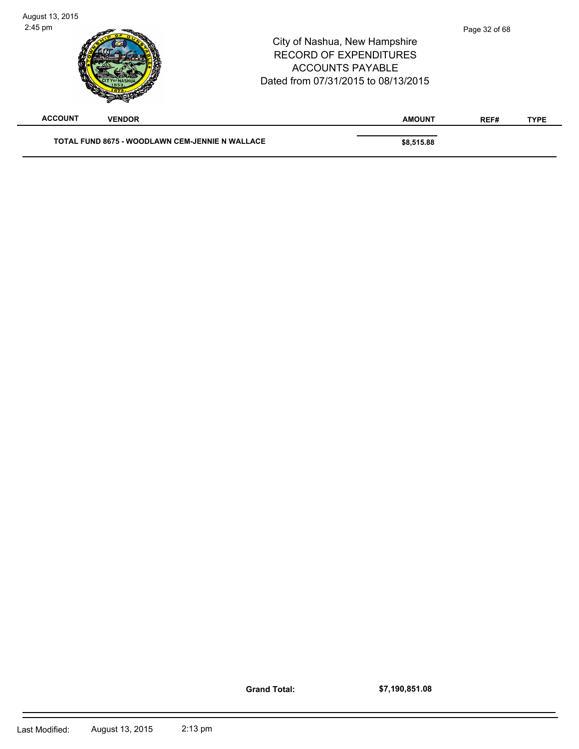| ACCOUNT | VENDOR | AMOUNT | REF# | TYPE |
|---|---|---|---|---|
| **TOTAL FUND 8675 - WOODLAWN CEM-JENNIE N WALLACE** | | **$8,515.88** | | |

**Grand Total:** **$7,190,851.08**

Last Modified: August 13, 2015 2:13 pm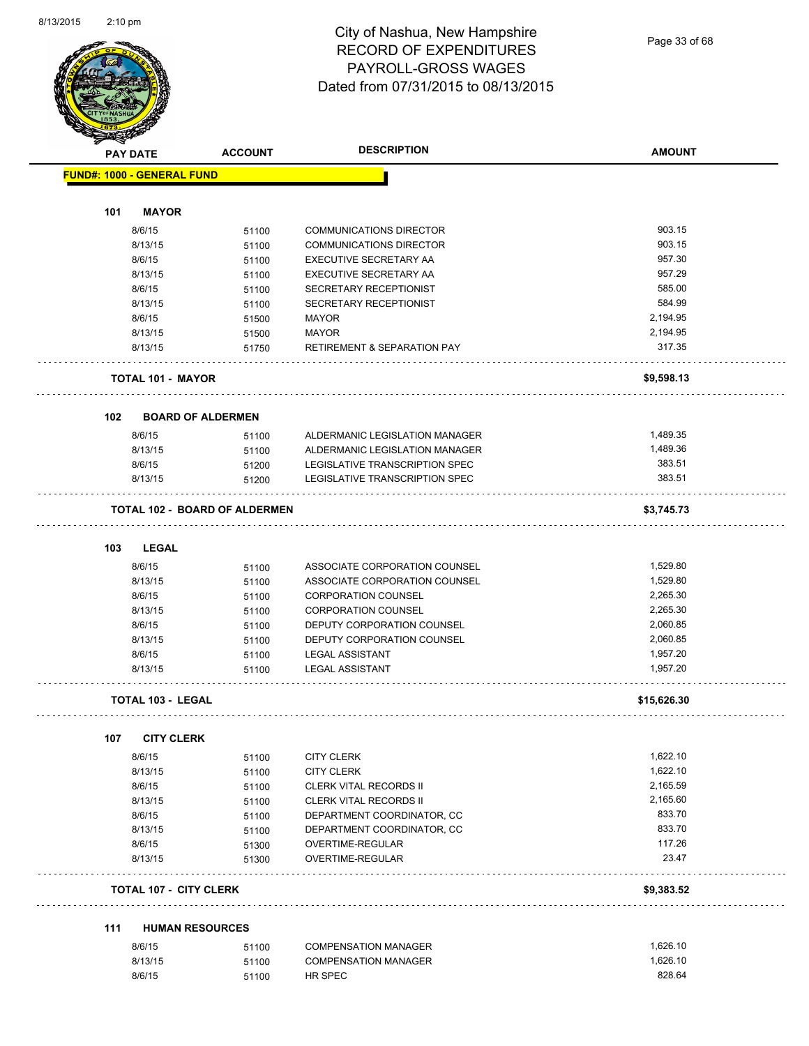# City of Nashua, New Hampshire
## RECORD OF EXPENDITURES
## PAYROLL-GROSS WAGES
## Dated from 07/31/2015 to 08/13/2015

| PAY DATE | ACCOUNT | DESCRIPTION | AMOUNT |
|---|---|---|---|
| **FUND#: 1000 - GENERAL FUND** | | | |
| **101 MAYOR** | | | |
| 8/6/15 | 51100 | COMMUNICATIONS DIRECTOR | 903.15 |
| 8/13/15 | 51100 | COMMUNICATIONS DIRECTOR | 903.15 |
| 8/6/15 | 51100 | EXECUTIVE SECRETARY AA | 957.30 |
| 8/13/15 | 51100 | EXECUTIVE SECRETARY AA | 957.29 |
| 8/6/15 | 51100 | SECRETARY RECEPTIONIST | 585.00 |
| 8/13/15 | 51100 | SECRETARY RECEPTIONIST | 584.99 |
| 8/6/15 | 51500 | MAYOR | 2,194.95 |
| 8/13/15 | 51500 | MAYOR | 2,194.95 |
| 8/13/15 | 51750 | RETIREMENT & SEPARATION PAY | 317.35 |
| **TOTAL 101 - MAYOR** | | | **$9,598.13** |
| **102 BOARD OF ALDERMEN** | | | |
| 8/6/15 | 51100 | ALDERMANIC LEGISLATION MANAGER | 1,489.35 |
| 8/13/15 | 51100 | ALDERMANIC LEGISLATION MANAGER | 1,489.36 |
| 8/6/15 | 51200 | LEGISLATIVE TRANSCRIPTION SPEC | 383.51 |
| 8/13/15 | 51200 | LEGISLATIVE TRANSCRIPTION SPEC | 383.51 |
| **TOTAL 102 - BOARD OF ALDERMEN** | | | **$3,745.73** |
| **103 LEGAL** | | | |
| 8/6/15 | 51100 | ASSOCIATE CORPORATION COUNSEL | 1,529.80 |
| 8/13/15 | 51100 | ASSOCIATE CORPORATION COUNSEL | 1,529.80 |
| 8/6/15 | 51100 | CORPORATION COUNSEL | 2,265.30 |
| 8/13/15 | 51100 | CORPORATION COUNSEL | 2,265.30 |
| 8/6/15 | 51100 | DEPUTY CORPORATION COUNSEL | 2,060.85 |
| 8/13/15 | 51100 | DEPUTY CORPORATION COUNSEL | 2,060.85 |
| 8/6/15 | 51100 | LEGAL ASSISTANT | 1,957.20 |
| 8/13/15 | 51100 | LEGAL ASSISTANT | 1,957.20 |
| **TOTAL 103 - LEGAL** | | | **$15,626.30** |
| **107 CITY CLERK** | | | |
| 8/6/15 | 51100 | CITY CLERK | 1,622.10 |
| 8/13/15 | 51100 | CITY CLERK | 1,622.10 |
| 8/6/15 | 51100 | CLERK VITAL RECORDS II | 2,165.59 |
| 8/13/15 | 51100 | CLERK VITAL RECORDS II | 2,165.60 |
| 8/6/15 | 51100 | DEPARTMENT COORDINATOR, CC | 833.70 |
| 8/13/15 | 51100 | DEPARTMENT COORDINATOR, CC | 833.70 |
| 8/6/15 | 51300 | OVERTIME-REGULAR | 117.26 |
| 8/13/15 | 51300 | OVERTIME-REGULAR | 23.47 |
| **TOTAL 107 - CITY CLERK** | | | **$9,383.52** |
| **111 HUMAN RESOURCES** | | | |
| 8/6/15 | 51100 | COMPENSATION MANAGER | 1,626.10 |
| 8/13/15 | 51100 | COMPENSATION MANAGER | 1,626.10 |
| 8/6/15 | 51100 | HR SPEC | 828.64 |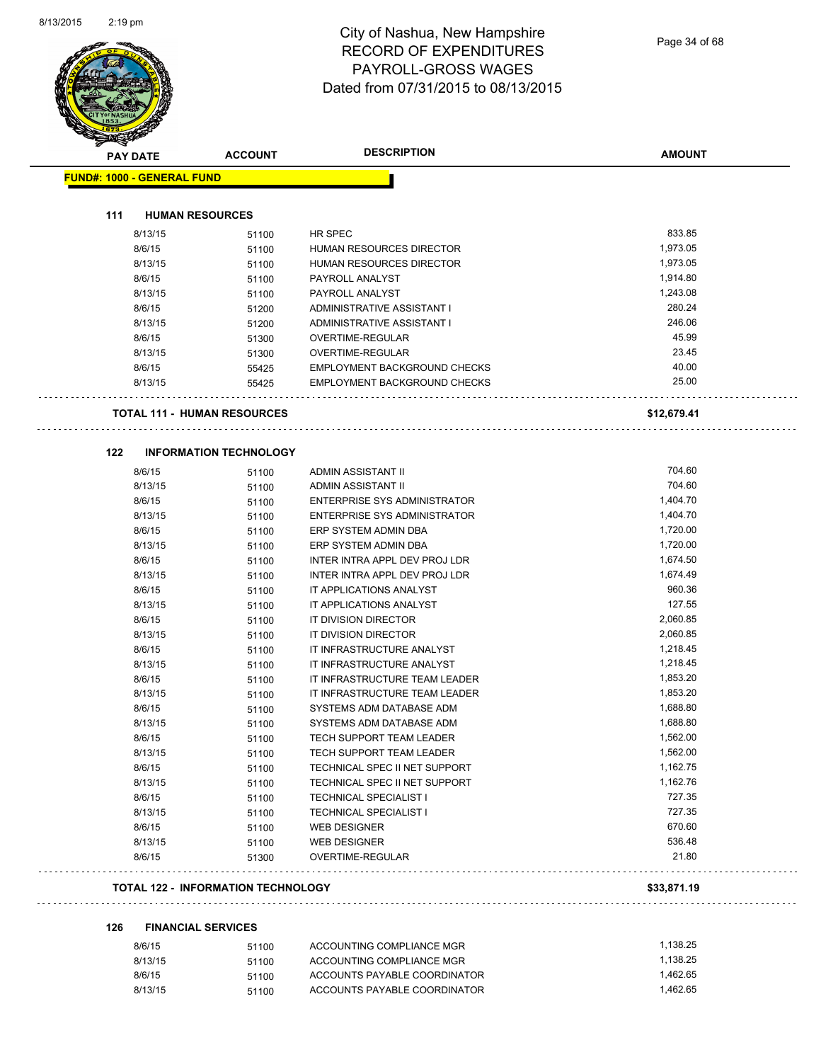# City of Nashua, New Hampshire
## RECORD OF EXPENDITURES
## PAYROLL-GROSS WAGES
## Dated from 07/31/2015 to 08/13/2015

| PAY DATE | ACCOUNT | DESCRIPTION | AMOUNT |
|---|---|---|---|

**FUND#: 1000 - GENERAL FUND**

**111 HUMAN RESOURCES**

| PAY DATE | ACCOUNT | DESCRIPTION | AMOUNT |
|---|---|---|---|
| 8/13/15 | 51100 | HR SPEC | 833.85 |
| 8/6/15 | 51100 | HUMAN RESOURCES DIRECTOR | 1,973.05 |
| 8/13/15 | 51100 | HUMAN RESOURCES DIRECTOR | 1,973.05 |
| 8/6/15 | 51100 | PAYROLL ANALYST | 1,914.80 |
| 8/13/15 | 51100 | PAYROLL ANALYST | 1,243.08 |
| 8/6/15 | 51200 | ADMINISTRATIVE ASSISTANT I | 280.24 |
| 8/13/15 | 51200 | ADMINISTRATIVE ASSISTANT I | 246.06 |
| 8/6/15 | 51300 | OVERTIME-REGULAR | 45.99 |
| 8/13/15 | 51300 | OVERTIME-REGULAR | 23.45 |
| 8/6/15 | 55425 | EMPLOYMENT BACKGROUND CHECKS | 40.00 |
| 8/13/15 | 55425 | EMPLOYMENT BACKGROUND CHECKS | 25.00 |

**TOTAL 111 - HUMAN RESOURCES** **$12,679.41**

**122 INFORMATION TECHNOLOGY**

| PAY DATE | ACCOUNT | DESCRIPTION | AMOUNT |
|---|---|---|---|
| 8/6/15 | 51100 | ADMIN ASSISTANT II | 704.60 |
| 8/13/15 | 51100 | ADMIN ASSISTANT II | 704.60 |
| 8/6/15 | 51100 | ENTERPRISE SYS ADMINISTRATOR | 1,404.70 |
| 8/13/15 | 51100 | ENTERPRISE SYS ADMINISTRATOR | 1,404.70 |
| 8/6/15 | 51100 | ERP SYSTEM ADMIN DBA | 1,720.00 |
| 8/13/15 | 51100 | ERP SYSTEM ADMIN DBA | 1,720.00 |
| 8/6/15 | 51100 | INTER INTRA APPL DEV PROJ LDR | 1,674.50 |
| 8/13/15 | 51100 | INTER INTRA APPL DEV PROJ LDR | 1,674.49 |
| 8/6/15 | 51100 | IT APPLICATIONS ANALYST | 960.36 |
| 8/13/15 | 51100 | IT APPLICATIONS ANALYST | 127.55 |
| 8/6/15 | 51100 | IT DIVISION DIRECTOR | 2,060.85 |
| 8/13/15 | 51100 | IT DIVISION DIRECTOR | 2,060.85 |
| 8/6/15 | 51100 | IT INFRASTRUCTURE ANALYST | 1,218.45 |
| 8/13/15 | 51100 | IT INFRASTRUCTURE ANALYST | 1,218.45 |
| 8/6/15 | 51100 | IT INFRASTRUCTURE TEAM LEADER | 1,853.20 |
| 8/13/15 | 51100 | IT INFRASTRUCTURE TEAM LEADER | 1,853.20 |
| 8/6/15 | 51100 | SYSTEMS ADM DATABASE ADM | 1,688.80 |
| 8/13/15 | 51100 | SYSTEMS ADM DATABASE ADM | 1,688.80 |
| 8/6/15 | 51100 | TECH SUPPORT TEAM LEADER | 1,562.00 |
| 8/13/15 | 51100 | TECH SUPPORT TEAM LEADER | 1,562.00 |
| 8/6/15 | 51100 | TECHNICAL SPEC II NET SUPPORT | 1,162.75 |
| 8/13/15 | 51100 | TECHNICAL SPEC II NET SUPPORT | 1,162.76 |
| 8/6/15 | 51100 | TECHNICAL SPECIALIST I | 727.35 |
| 8/13/15 | 51100 | TECHNICAL SPECIALIST I | 727.35 |
| 8/6/15 | 51100 | WEB DESIGNER | 670.60 |
| 8/13/15 | 51100 | WEB DESIGNER | 536.48 |
| 8/6/15 | 51300 | OVERTIME-REGULAR | 21.80 |

**TOTAL 122 - INFORMATION TECHNOLOGY** **$33,871.19**

**126 FINANCIAL SERVICES**

| PAY DATE | ACCOUNT | DESCRIPTION | AMOUNT |
|---|---|---|---|
| 8/6/15 | 51100 | ACCOUNTING COMPLIANCE MGR | 1,138.25 |
| 8/13/15 | 51100 | ACCOUNTING COMPLIANCE MGR | 1,138.25 |
| 8/6/15 | 51100 | ACCOUNTS PAYABLE COORDINATOR | 1,462.65 |
| 8/13/15 | 51100 | ACCOUNTS PAYABLE COORDINATOR | 1,462.65 |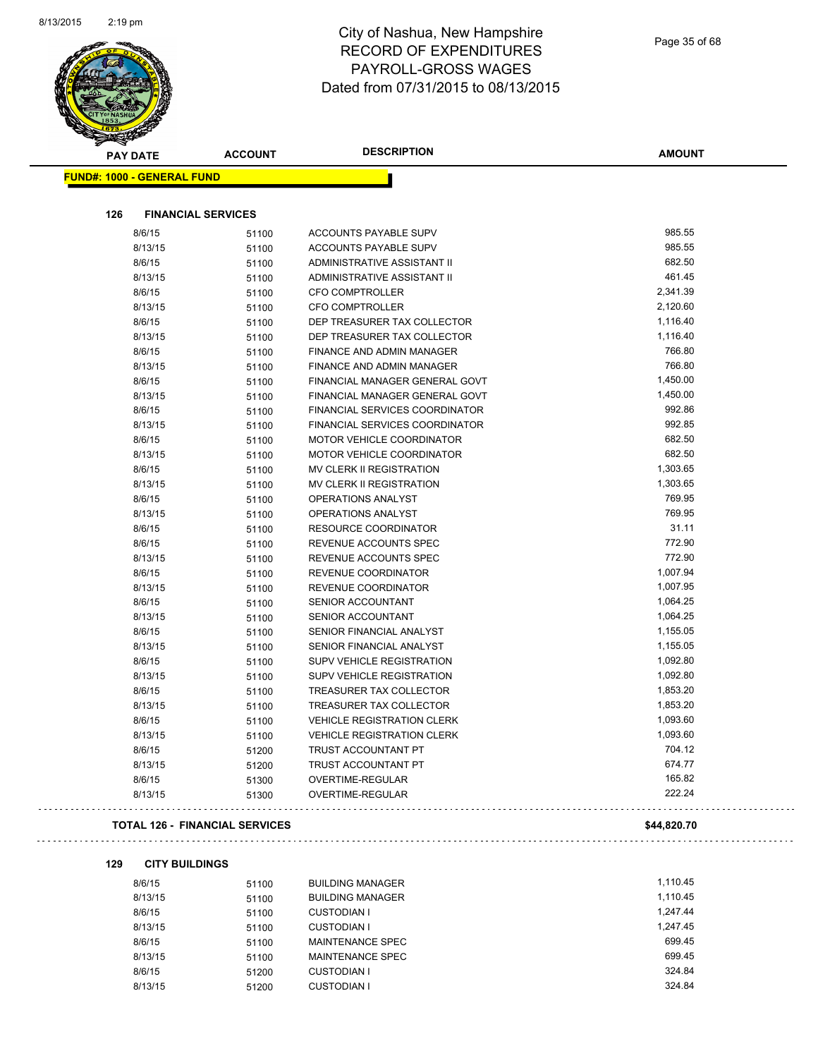# City of Nashua, New Hampshire
## RECORD OF EXPENDITURES
## PAYROLL-GROSS WAGES
## Dated from 07/31/2015 to 08/13/2015

**FUND#: 1000 - GENERAL FUND**

### 126 FINANCIAL SERVICES

| PAY DATE | ACCOUNT | DESCRIPTION | AMOUNT |
|---|---|---|---|
| 8/6/15 | 51100 | ACCOUNTS PAYABLE SUPV | 985.55 |
| 8/13/15 | 51100 | ACCOUNTS PAYABLE SUPV | 985.55 |
| 8/6/15 | 51100 | ADMINISTRATIVE ASSISTANT II | 682.50 |
| 8/13/15 | 51100 | ADMINISTRATIVE ASSISTANT II | 461.45 |
| 8/6/15 | 51100 | CFO COMPTROLLER | 2,341.39 |
| 8/13/15 | 51100 | CFO COMPTROLLER | 2,120.60 |
| 8/6/15 | 51100 | DEP TREASURER TAX COLLECTOR | 1,116.40 |
| 8/13/15 | 51100 | DEP TREASURER TAX COLLECTOR | 1,116.40 |
| 8/6/15 | 51100 | FINANCE AND ADMIN MANAGER | 766.80 |
| 8/13/15 | 51100 | FINANCE AND ADMIN MANAGER | 766.80 |
| 8/6/15 | 51100 | FINANCIAL MANAGER GENERAL GOVT | 1,450.00 |
| 8/13/15 | 51100 | FINANCIAL MANAGER GENERAL GOVT | 1,450.00 |
| 8/6/15 | 51100 | FINANCIAL SERVICES COORDINATOR | 992.86 |
| 8/13/15 | 51100 | FINANCIAL SERVICES COORDINATOR | 992.85 |
| 8/6/15 | 51100 | MOTOR VEHICLE COORDINATOR | 682.50 |
| 8/13/15 | 51100 | MOTOR VEHICLE COORDINATOR | 682.50 |
| 8/6/15 | 51100 | MV CLERK II REGISTRATION | 1,303.65 |
| 8/13/15 | 51100 | MV CLERK II REGISTRATION | 1,303.65 |
| 8/6/15 | 51100 | OPERATIONS ANALYST | 769.95 |
| 8/13/15 | 51100 | OPERATIONS ANALYST | 769.95 |
| 8/6/15 | 51100 | RESOURCE COORDINATOR | 31.11 |
| 8/6/15 | 51100 | REVENUE ACCOUNTS SPEC | 772.90 |
| 8/13/15 | 51100 | REVENUE ACCOUNTS SPEC | 772.90 |
| 8/6/15 | 51100 | REVENUE COORDINATOR | 1,007.94 |
| 8/13/15 | 51100 | REVENUE COORDINATOR | 1,007.95 |
| 8/6/15 | 51100 | SENIOR ACCOUNTANT | 1,064.25 |
| 8/13/15 | 51100 | SENIOR ACCOUNTANT | 1,064.25 |
| 8/6/15 | 51100 | SENIOR FINANCIAL ANALYST | 1,155.05 |
| 8/13/15 | 51100 | SENIOR FINANCIAL ANALYST | 1,155.05 |
| 8/6/15 | 51100 | SUPV VEHICLE REGISTRATION | 1,092.80 |
| 8/13/15 | 51100 | SUPV VEHICLE REGISTRATION | 1,092.80 |
| 8/6/15 | 51100 | TREASURER TAX COLLECTOR | 1,853.20 |
| 8/13/15 | 51100 | TREASURER TAX COLLECTOR | 1,853.20 |
| 8/6/15 | 51100 | VEHICLE REGISTRATION CLERK | 1,093.60 |
| 8/13/15 | 51100 | VEHICLE REGISTRATION CLERK | 1,093.60 |
| 8/6/15 | 51200 | TRUST ACCOUNTANT PT | 704.12 |
| 8/13/15 | 51200 | TRUST ACCOUNTANT PT | 674.77 |
| 8/6/15 | 51300 | OVERTIME-REGULAR | 165.82 |
| 8/13/15 | 51300 | OVERTIME-REGULAR | 222.24 |

**TOTAL 126 - FINANCIAL SERVICES** **$44,820.70**

### 129 CITY BUILDINGS

| PAY DATE | ACCOUNT | DESCRIPTION | AMOUNT |
|---|---|---|---|
| 8/6/15 | 51100 | BUILDING MANAGER | 1,110.45 |
| 8/13/15 | 51100 | BUILDING MANAGER | 1,110.45 |
| 8/6/15 | 51100 | CUSTODIAN I | 1,247.44 |
| 8/13/15 | 51100 | CUSTODIAN I | 1,247.45 |
| 8/6/15 | 51100 | MAINTENANCE SPEC | 699.45 |
| 8/13/15 | 51100 | MAINTENANCE SPEC | 699.45 |
| 8/6/15 | 51200 | CUSTODIAN I | 324.84 |
| 8/13/15 | 51200 | CUSTODIAN I | 324.84 |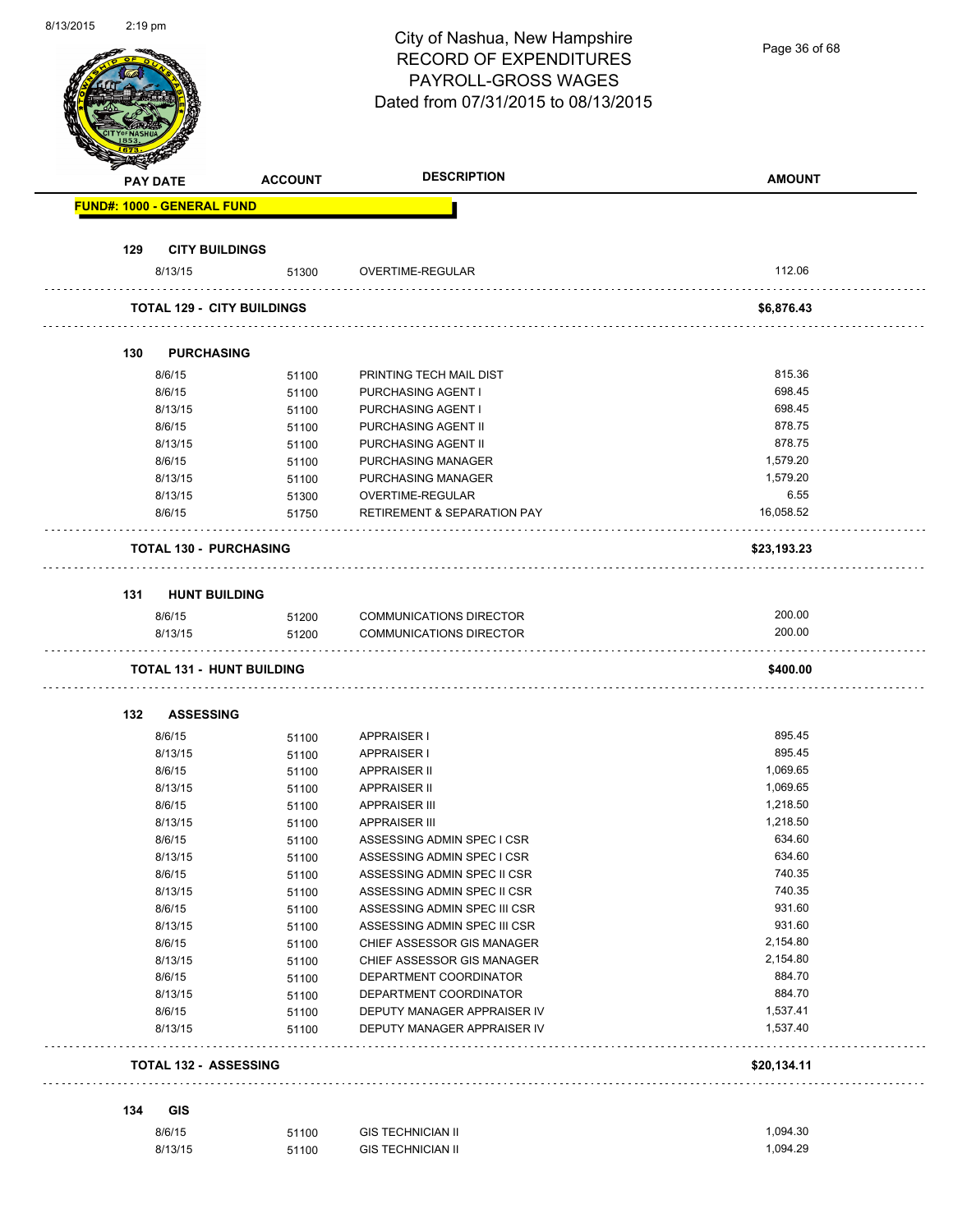# City of Nashua, New Hampshire
## RECORD OF EXPENDITURES
## PAYROLL-GROSS WAGES
## Dated from 07/31/2015 to 08/13/2015

| PAY DATE | ACCOUNT | DESCRIPTION | AMOUNT |
|---|---|---|---|
| **FUND#: 1000 - GENERAL FUND** | | | |
| **129 CITY BUILDINGS** | | | |
| 8/13/15 | 51300 | OVERTIME-REGULAR | 112.06 |
| **TOTAL 129 - CITY BUILDINGS** | | | **$6,876.43** |
| **130 PURCHASING** | | | |
| 8/6/15 | 51100 | PRINTING TECH MAIL DIST | 815.36 |
| 8/6/15 | 51100 | PURCHASING AGENT I | 698.45 |
| 8/13/15 | 51100 | PURCHASING AGENT I | 698.45 |
| 8/6/15 | 51100 | PURCHASING AGENT II | 878.75 |
| 8/13/15 | 51100 | PURCHASING AGENT II | 878.75 |
| 8/6/15 | 51100 | PURCHASING MANAGER | 1,579.20 |
| 8/13/15 | 51100 | PURCHASING MANAGER | 1,579.20 |
| 8/13/15 | 51300 | OVERTIME-REGULAR | 6.55 |
| 8/6/15 | 51750 | RETIREMENT & SEPARATION PAY | 16,058.52 |
| **TOTAL 130 - PURCHASING** | | | **$23,193.23** |
| **131 HUNT BUILDING** | | | |
| 8/6/15 | 51200 | COMMUNICATIONS DIRECTOR | 200.00 |
| 8/13/15 | 51200 | COMMUNICATIONS DIRECTOR | 200.00 |
| **TOTAL 131 - HUNT BUILDING** | | | **$400.00** |
| **132 ASSESSING** | | | |
| 8/6/15 | 51100 | APPRAISER I | 895.45 |
| 8/13/15 | 51100 | APPRAISER I | 895.45 |
| 8/6/15 | 51100 | APPRAISER II | 1,069.65 |
| 8/13/15 | 51100 | APPRAISER II | 1,069.65 |
| 8/6/15 | 51100 | APPRAISER III | 1,218.50 |
| 8/13/15 | 51100 | APPRAISER III | 1,218.50 |
| 8/6/15 | 51100 | ASSESSING ADMIN SPEC I CSR | 634.60 |
| 8/13/15 | 51100 | ASSESSING ADMIN SPEC I CSR | 634.60 |
| 8/6/15 | 51100 | ASSESSING ADMIN SPEC II CSR | 740.35 |
| 8/13/15 | 51100 | ASSESSING ADMIN SPEC II CSR | 740.35 |
| 8/6/15 | 51100 | ASSESSING ADMIN SPEC III CSR | 931.60 |
| 8/13/15 | 51100 | ASSESSING ADMIN SPEC III CSR | 931.60 |
| 8/6/15 | 51100 | CHIEF ASSESSOR GIS MANAGER | 2,154.80 |
| 8/13/15 | 51100 | CHIEF ASSESSOR GIS MANAGER | 2,154.80 |
| 8/6/15 | 51100 | DEPARTMENT COORDINATOR | 884.70 |
| 8/13/15 | 51100 | DEPARTMENT COORDINATOR | 884.70 |
| 8/6/15 | 51100 | DEPUTY MANAGER APPRAISER IV | 1,537.41 |
| 8/13/15 | 51100 | DEPUTY MANAGER APPRAISER IV | 1,537.40 |
| **TOTAL 132 - ASSESSING** | | | **$20,134.11** |
| **134 GIS** | | | |
| 8/6/15 | 51100 | GIS TECHNICIAN II | 1,094.30 |
| 8/13/15 | 51100 | GIS TECHNICIAN II | 1,094.29 |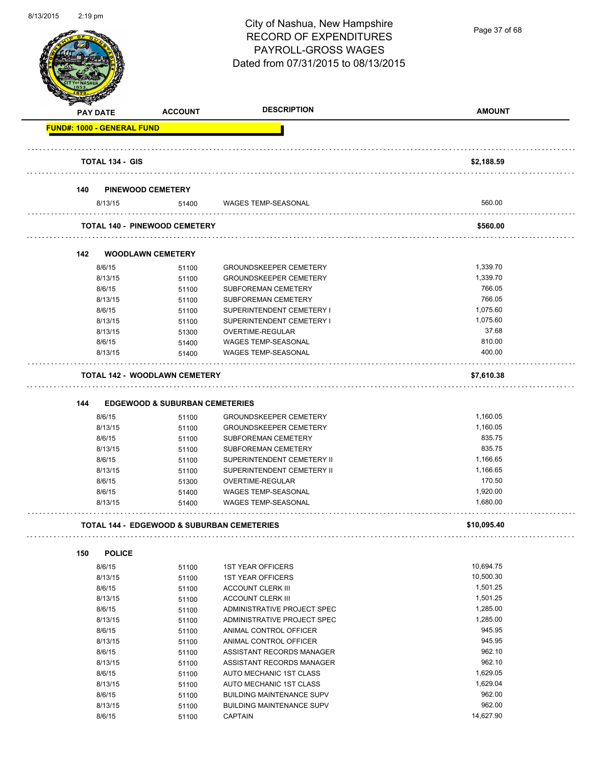City of Nashua, New Hampshire
RECORD OF EXPENDITURES
PAYROLL-GROSS WAGES
Dated from 07/31/2015 to 08/13/2015

| PAY DATE | ACCOUNT | DESCRIPTION | AMOUNT |
|---|---|---|---|
| **FUND#: 1000 - GENERAL FUND** | | | |
| **TOTAL 134 - GIS** | | | **$2,188.59** |
| **140 PINEWOOD CEMETERY** | | | |
| 8/13/15 | 51400 | WAGES TEMP-SEASONAL | 560.00 |
| **TOTAL 140 - PINEWOOD CEMETERY** | | | **$560.00** |
| **142 WOODLAWN CEMETERY** | | | |
| 8/6/15 | 51100 | GROUNDSKEEPER CEMETERY | 1,339.70 |
| 8/13/15 | 51100 | GROUNDSKEEPER CEMETERY | 1,339.70 |
| 8/6/15 | 51100 | SUBFOREMAN CEMETERY | 766.05 |
| 8/13/15 | 51100 | SUBFOREMAN CEMETERY | 766.05 |
| 8/6/15 | 51100 | SUPERINTENDENT CEMETERY I | 1,075.60 |
| 8/13/15 | 51100 | SUPERINTENDENT CEMETERY I | 1,075.60 |
| 8/13/15 | 51300 | OVERTIME-REGULAR | 37.68 |
| 8/6/15 | 51400 | WAGES TEMP-SEASONAL | 810.00 |
| 8/13/15 | 51400 | WAGES TEMP-SEASONAL | 400.00 |
| **TOTAL 142 - WOODLAWN CEMETERY** | | | **$7,610.38** |
| **144 EDGEWOOD & SUBURBAN CEMETERIES** | | | |
| 8/6/15 | 51100 | GROUNDSKEEPER CEMETERY | 1,160.05 |
| 8/13/15 | 51100 | GROUNDSKEEPER CEMETERY | 1,160.05 |
| 8/6/15 | 51100 | SUBFOREMAN CEMETERY | 835.75 |
| 8/13/15 | 51100 | SUBFOREMAN CEMETERY | 835.75 |
| 8/6/15 | 51100 | SUPERINTENDENT CEMETERY II | 1,166.65 |
| 8/13/15 | 51100 | SUPERINTENDENT CEMETERY II | 1,166.65 |
| 8/6/15 | 51300 | OVERTIME-REGULAR | 170.50 |
| 8/6/15 | 51400 | WAGES TEMP-SEASONAL | 1,920.00 |
| 8/13/15 | 51400 | WAGES TEMP-SEASONAL | 1,680.00 |
| **TOTAL 144 - EDGEWOOD & SUBURBAN CEMETERIES** | | | **$10,095.40** |
| **150 POLICE** | | | |
| 8/6/15 | 51100 | 1ST YEAR OFFICERS | 10,694.75 |
| 8/13/15 | 51100 | 1ST YEAR OFFICERS | 10,500.30 |
| 8/6/15 | 51100 | ACCOUNT CLERK III | 1,501.25 |
| 8/13/15 | 51100 | ACCOUNT CLERK III | 1,501.25 |
| 8/6/15 | 51100 | ADMINISTRATIVE PROJECT SPEC | 1,285.00 |
| 8/13/15 | 51100 | ADMINISTRATIVE PROJECT SPEC | 1,285.00 |
| 8/6/15 | 51100 | ANIMAL CONTROL OFFICER | 945.95 |
| 8/13/15 | 51100 | ANIMAL CONTROL OFFICER | 945.95 |
| 8/6/15 | 51100 | ASSISTANT RECORDS MANAGER | 962.10 |
| 8/13/15 | 51100 | ASSISTANT RECORDS MANAGER | 962.10 |
| 8/6/15 | 51100 | AUTO MECHANIC 1ST CLASS | 1,629.05 |
| 8/13/15 | 51100 | AUTO MECHANIC 1ST CLASS | 1,629.04 |
| 8/6/15 | 51100 | BUILDING MAINTENANCE SUPV | 962.00 |
| 8/13/15 | 51100 | BUILDING MAINTENANCE SUPV | 962.00 |
| 8/6/15 | 51100 | CAPTAIN | 14,627.90 |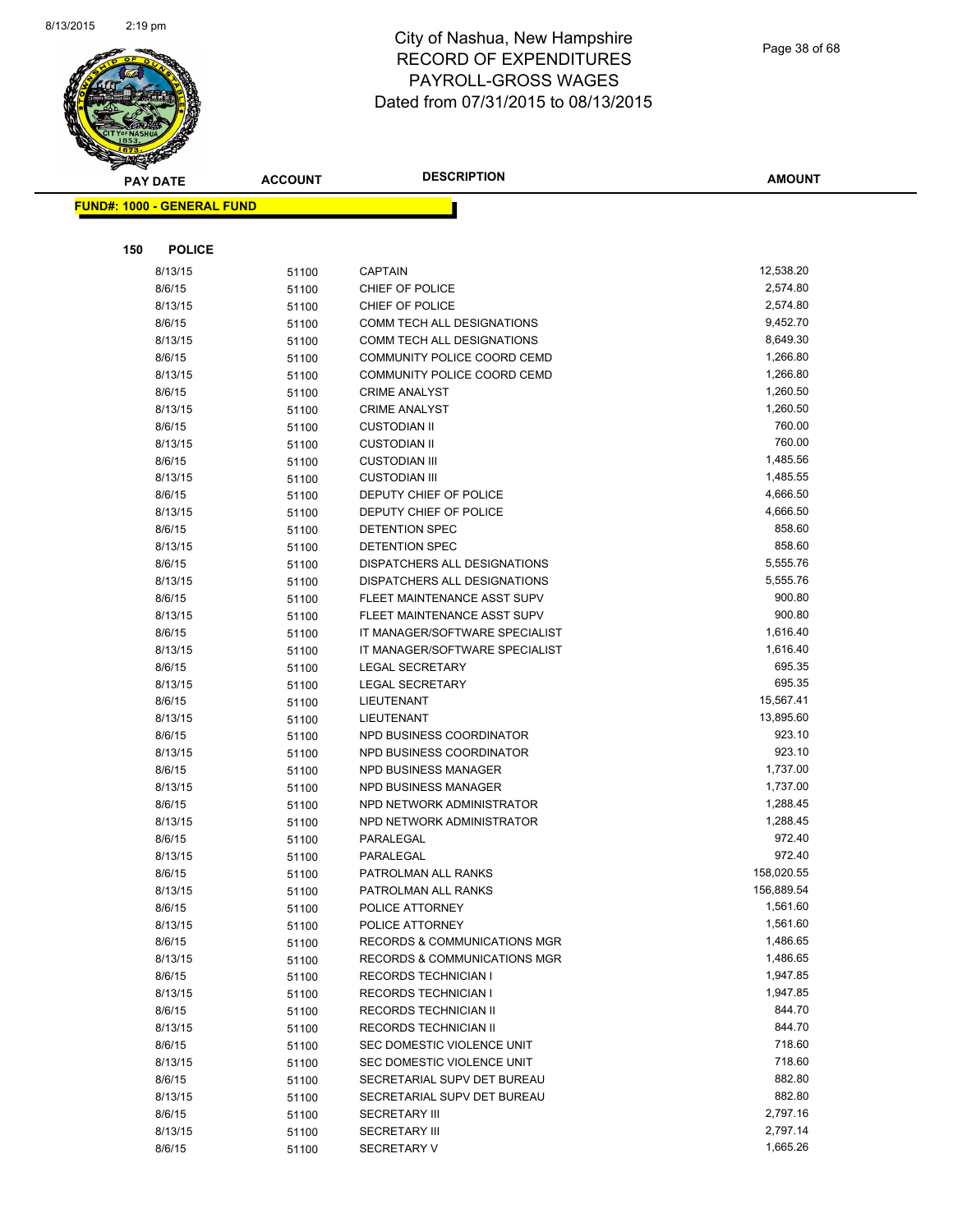# City of Nashua, New Hampshire
## RECORD OF EXPENDITURES
## PAYROLL-GROSS WAGES
## Dated from 07/31/2015 to 08/13/2015

**FUND#: 1000 - GENERAL FUND**

**150 POLICE**

| PAY DATE | ACCOUNT | DESCRIPTION | AMOUNT |
|---|---|---|---|
| 8/13/15 | 51100 | CAPTAIN | 12,538.20 |
| 8/6/15 | 51100 | CHIEF OF POLICE | 2,574.80 |
| 8/13/15 | 51100 | CHIEF OF POLICE | 2,574.80 |
| 8/6/15 | 51100 | COMM TECH ALL DESIGNATIONS | 9,452.70 |
| 8/13/15 | 51100 | COMM TECH ALL DESIGNATIONS | 8,649.30 |
| 8/6/15 | 51100 | COMMUNITY POLICE COORD CEMD | 1,266.80 |
| 8/13/15 | 51100 | COMMUNITY POLICE COORD CEMD | 1,266.80 |
| 8/6/15 | 51100 | CRIME ANALYST | 1,260.50 |
| 8/13/15 | 51100 | CRIME ANALYST | 1,260.50 |
| 8/6/15 | 51100 | CUSTODIAN II | 760.00 |
| 8/13/15 | 51100 | CUSTODIAN II | 760.00 |
| 8/6/15 | 51100 | CUSTODIAN III | 1,485.56 |
| 8/13/15 | 51100 | CUSTODIAN III | 1,485.55 |
| 8/6/15 | 51100 | DEPUTY CHIEF OF POLICE | 4,666.50 |
| 8/13/15 | 51100 | DEPUTY CHIEF OF POLICE | 4,666.50 |
| 8/6/15 | 51100 | DETENTION SPEC | 858.60 |
| 8/13/15 | 51100 | DETENTION SPEC | 858.60 |
| 8/6/15 | 51100 | DISPATCHERS ALL DESIGNATIONS | 5,555.76 |
| 8/13/15 | 51100 | DISPATCHERS ALL DESIGNATIONS | 5,555.76 |
| 8/6/15 | 51100 | FLEET MAINTENANCE ASST SUPV | 900.80 |
| 8/13/15 | 51100 | FLEET MAINTENANCE ASST SUPV | 900.80 |
| 8/6/15 | 51100 | IT MANAGER/SOFTWARE SPECIALIST | 1,616.40 |
| 8/13/15 | 51100 | IT MANAGER/SOFTWARE SPECIALIST | 1,616.40 |
| 8/6/15 | 51100 | LEGAL SECRETARY | 695.35 |
| 8/13/15 | 51100 | LEGAL SECRETARY | 695.35 |
| 8/6/15 | 51100 | LIEUTENANT | 15,567.41 |
| 8/13/15 | 51100 | LIEUTENANT | 13,895.60 |
| 8/6/15 | 51100 | NPD BUSINESS COORDINATOR | 923.10 |
| 8/13/15 | 51100 | NPD BUSINESS COORDINATOR | 923.10 |
| 8/6/15 | 51100 | NPD BUSINESS MANAGER | 1,737.00 |
| 8/13/15 | 51100 | NPD BUSINESS MANAGER | 1,737.00 |
| 8/6/15 | 51100 | NPD NETWORK ADMINISTRATOR | 1,288.45 |
| 8/13/15 | 51100 | NPD NETWORK ADMINISTRATOR | 1,288.45 |
| 8/6/15 | 51100 | PARALEGAL | 972.40 |
| 8/13/15 | 51100 | PARALEGAL | 972.40 |
| 8/6/15 | 51100 | PATROLMAN ALL RANKS | 158,020.55 |
| 8/13/15 | 51100 | PATROLMAN ALL RANKS | 156,889.54 |
| 8/6/15 | 51100 | POLICE ATTORNEY | 1,561.60 |
| 8/13/15 | 51100 | POLICE ATTORNEY | 1,561.60 |
| 8/6/15 | 51100 | RECORDS & COMMUNICATIONS MGR | 1,486.65 |
| 8/13/15 | 51100 | RECORDS & COMMUNICATIONS MGR | 1,486.65 |
| 8/6/15 | 51100 | RECORDS TECHNICIAN I | 1,947.85 |
| 8/13/15 | 51100 | RECORDS TECHNICIAN I | 1,947.85 |
| 8/6/15 | 51100 | RECORDS TECHNICIAN II | 844.70 |
| 8/13/15 | 51100 | RECORDS TECHNICIAN II | 844.70 |
| 8/6/15 | 51100 | SEC DOMESTIC VIOLENCE UNIT | 718.60 |
| 8/13/15 | 51100 | SEC DOMESTIC VIOLENCE UNIT | 718.60 |
| 8/6/15 | 51100 | SECRETARIAL SUPV DET BUREAU | 882.80 |
| 8/13/15 | 51100 | SECRETARIAL SUPV DET BUREAU | 882.80 |
| 8/6/15 | 51100 | SECRETARY III | 2,797.16 |
| 8/13/15 | 51100 | SECRETARY III | 2,797.14 |
| 8/6/15 | 51100 | SECRETARY V | 1,665.26 |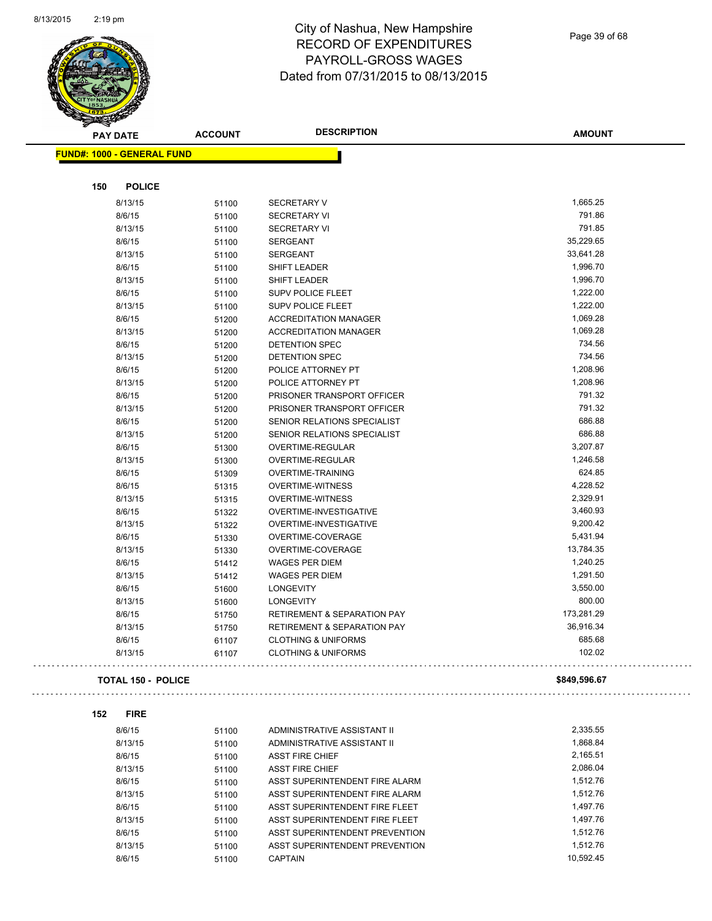# City of Nashua, New Hampshire
# RECORD OF EXPENDITURES
# PAYROLL-GROSS WAGES
# Dated from 07/31/2015 to 08/13/2015

| PAY DATE | ACCOUNT | DESCRIPTION | AMOUNT |
|---|---|---|---|

**FUND#: 1000 - GENERAL FUND**

**150 POLICE**

| PAY DATE | ACCOUNT | DESCRIPTION | AMOUNT |
|---|---|---|---|
| 8/13/15 | 51100 | SECRETARY V | 1,665.25 |
| 8/6/15 | 51100 | SECRETARY VI | 791.86 |
| 8/13/15 | 51100 | SECRETARY VI | 791.85 |
| 8/6/15 | 51100 | SERGEANT | 35,229.65 |
| 8/13/15 | 51100 | SERGEANT | 33,641.28 |
| 8/6/15 | 51100 | SHIFT LEADER | 1,996.70 |
| 8/13/15 | 51100 | SHIFT LEADER | 1,996.70 |
| 8/6/15 | 51100 | SUPV POLICE FLEET | 1,222.00 |
| 8/13/15 | 51100 | SUPV POLICE FLEET | 1,222.00 |
| 8/6/15 | 51200 | ACCREDITATION MANAGER | 1,069.28 |
| 8/13/15 | 51200 | ACCREDITATION MANAGER | 1,069.28 |
| 8/6/15 | 51200 | DETENTION SPEC | 734.56 |
| 8/13/15 | 51200 | DETENTION SPEC | 734.56 |
| 8/6/15 | 51200 | POLICE ATTORNEY PT | 1,208.96 |
| 8/13/15 | 51200 | POLICE ATTORNEY PT | 1,208.96 |
| 8/6/15 | 51200 | PRISONER TRANSPORT OFFICER | 791.32 |
| 8/13/15 | 51200 | PRISONER TRANSPORT OFFICER | 791.32 |
| 8/6/15 | 51200 | SENIOR RELATIONS SPECIALIST | 686.88 |
| 8/13/15 | 51200 | SENIOR RELATIONS SPECIALIST | 686.88 |
| 8/6/15 | 51300 | OVERTIME-REGULAR | 3,207.87 |
| 8/13/15 | 51300 | OVERTIME-REGULAR | 1,246.58 |
| 8/6/15 | 51309 | OVERTIME-TRAINING | 624.85 |
| 8/6/15 | 51315 | OVERTIME-WITNESS | 4,228.52 |
| 8/13/15 | 51315 | OVERTIME-WITNESS | 2,329.91 |
| 8/6/15 | 51322 | OVERTIME-INVESTIGATIVE | 3,460.93 |
| 8/13/15 | 51322 | OVERTIME-INVESTIGATIVE | 9,200.42 |
| 8/6/15 | 51330 | OVERTIME-COVERAGE | 5,431.94 |
| 8/13/15 | 51330 | OVERTIME-COVERAGE | 13,784.35 |
| 8/6/15 | 51412 | WAGES PER DIEM | 1,240.25 |
| 8/13/15 | 51412 | WAGES PER DIEM | 1,291.50 |
| 8/6/15 | 51600 | LONGEVITY | 3,550.00 |
| 8/13/15 | 51600 | LONGEVITY | 800.00 |
| 8/6/15 | 51750 | RETIREMENT & SEPARATION PAY | 173,281.29 |
| 8/13/15 | 51750 | RETIREMENT & SEPARATION PAY | 36,916.34 |
| 8/6/15 | 61107 | CLOTHING & UNIFORMS | 685.68 |
| 8/13/15 | 61107 | CLOTHING & UNIFORMS | 102.02 |

**TOTAL 150 - POLICE** **$849,596.67**

**152 FIRE**

| PAY DATE | ACCOUNT | DESCRIPTION | AMOUNT |
|---|---|---|---|
| 8/6/15 | 51100 | ADMINISTRATIVE ASSISTANT II | 2,335.55 |
| 8/13/15 | 51100 | ADMINISTRATIVE ASSISTANT II | 1,868.84 |
| 8/6/15 | 51100 | ASST FIRE CHIEF | 2,165.51 |
| 8/13/15 | 51100 | ASST FIRE CHIEF | 2,086.04 |
| 8/6/15 | 51100 | ASST SUPERINTENDENT FIRE ALARM | 1,512.76 |
| 8/13/15 | 51100 | ASST SUPERINTENDENT FIRE ALARM | 1,512.76 |
| 8/6/15 | 51100 | ASST SUPERINTENDENT FIRE FLEET | 1,497.76 |
| 8/13/15 | 51100 | ASST SUPERINTENDENT FIRE FLEET | 1,497.76 |
| 8/6/15 | 51100 | ASST SUPERINTENDENT PREVENTION | 1,512.76 |
| 8/13/15 | 51100 | ASST SUPERINTENDENT PREVENTION | 1,512.76 |
| 8/6/15 | 51100 | CAPTAIN | 10,592.45 |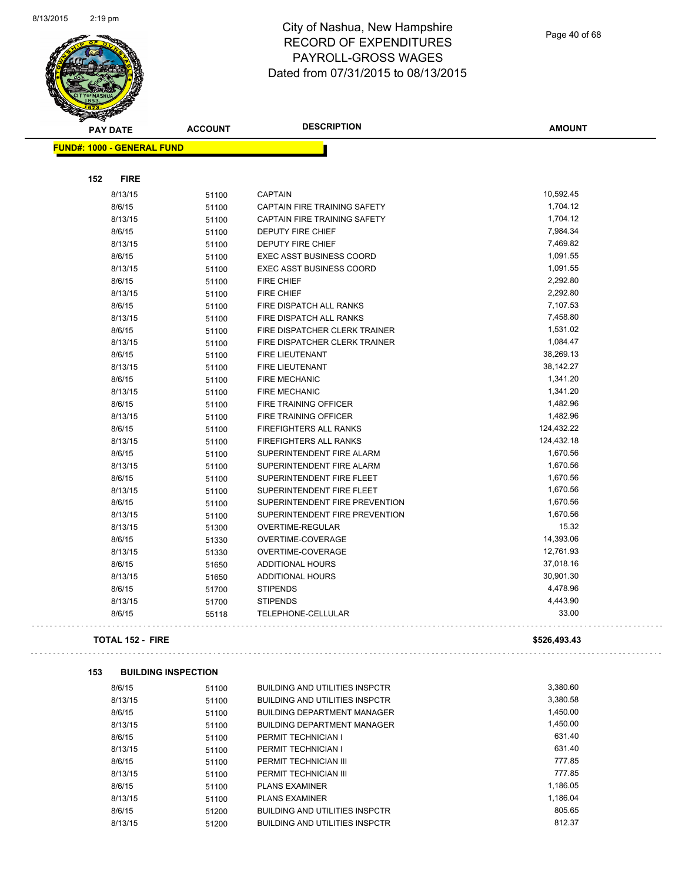# City of Nashua, New Hampshire
# RECORD OF EXPENDITURES
# PAYROLL-GROSS WAGES
# Dated from 07/31/2015 to 08/13/2015

| PAY DATE | ACCOUNT | DESCRIPTION | AMOUNT |
|---|---|---|---|

**FUND#: 1000 - GENERAL FUND**

**152 FIRE**

| PAY DATE | ACCOUNT | DESCRIPTION | AMOUNT |
|---|---|---|---|
| 8/13/15 | 51100 | CAPTAIN | 10,592.45 |
| 8/6/15 | 51100 | CAPTAIN FIRE TRAINING SAFETY | 1,704.12 |
| 8/13/15 | 51100 | CAPTAIN FIRE TRAINING SAFETY | 1,704.12 |
| 8/6/15 | 51100 | DEPUTY FIRE CHIEF | 7,984.34 |
| 8/13/15 | 51100 | DEPUTY FIRE CHIEF | 7,469.82 |
| 8/6/15 | 51100 | EXEC ASST BUSINESS COORD | 1,091.55 |
| 8/13/15 | 51100 | EXEC ASST BUSINESS COORD | 1,091.55 |
| 8/6/15 | 51100 | FIRE CHIEF | 2,292.80 |
| 8/13/15 | 51100 | FIRE CHIEF | 2,292.80 |
| 8/6/15 | 51100 | FIRE DISPATCH ALL RANKS | 7,107.53 |
| 8/13/15 | 51100 | FIRE DISPATCH ALL RANKS | 7,458.80 |
| 8/6/15 | 51100 | FIRE DISPATCHER CLERK TRAINER | 1,531.02 |
| 8/13/15 | 51100 | FIRE DISPATCHER CLERK TRAINER | 1,084.47 |
| 8/6/15 | 51100 | FIRE LIEUTENANT | 38,269.13 |
| 8/13/15 | 51100 | FIRE LIEUTENANT | 38,142.27 |
| 8/6/15 | 51100 | FIRE MECHANIC | 1,341.20 |
| 8/13/15 | 51100 | FIRE MECHANIC | 1,341.20 |
| 8/6/15 | 51100 | FIRE TRAINING OFFICER | 1,482.96 |
| 8/13/15 | 51100 | FIRE TRAINING OFFICER | 1,482.96 |
| 8/6/15 | 51100 | FIREFIGHTERS ALL RANKS | 124,432.22 |
| 8/13/15 | 51100 | FIREFIGHTERS ALL RANKS | 124,432.18 |
| 8/6/15 | 51100 | SUPERINTENDENT FIRE ALARM | 1,670.56 |
| 8/13/15 | 51100 | SUPERINTENDENT FIRE ALARM | 1,670.56 |
| 8/6/15 | 51100 | SUPERINTENDENT FIRE FLEET | 1,670.56 |
| 8/13/15 | 51100 | SUPERINTENDENT FIRE FLEET | 1,670.56 |
| 8/6/15 | 51100 | SUPERINTENDENT FIRE PREVENTION | 1,670.56 |
| 8/13/15 | 51100 | SUPERINTENDENT FIRE PREVENTION | 1,670.56 |
| 8/13/15 | 51300 | OVERTIME-REGULAR | 15.32 |
| 8/6/15 | 51330 | OVERTIME-COVERAGE | 14,393.06 |
| 8/13/15 | 51330 | OVERTIME-COVERAGE | 12,761.93 |
| 8/6/15 | 51650 | ADDITIONAL HOURS | 37,018.16 |
| 8/13/15 | 51650 | ADDITIONAL HOURS | 30,901.30 |
| 8/6/15 | 51700 | STIPENDS | 4,478.96 |
| 8/13/15 | 51700 | STIPENDS | 4,443.90 |
| 8/6/15 | 55118 | TELEPHONE-CELLULAR | 33.00 |

**TOTAL 152 - FIRE** **$526,493.43**

**153 BUILDING INSPECTION**

| PAY DATE | ACCOUNT | DESCRIPTION | AMOUNT |
|---|---|---|---|
| 8/6/15 | 51100 | BUILDING AND UTILITIES INSPCTR | 3,380.60 |
| 8/13/15 | 51100 | BUILDING AND UTILITIES INSPCTR | 3,380.58 |
| 8/6/15 | 51100 | BUILDING DEPARTMENT MANAGER | 1,450.00 |
| 8/13/15 | 51100 | BUILDING DEPARTMENT MANAGER | 1,450.00 |
| 8/6/15 | 51100 | PERMIT TECHNICIAN I | 631.40 |
| 8/13/15 | 51100 | PERMIT TECHNICIAN I | 631.40 |
| 8/6/15 | 51100 | PERMIT TECHNICIAN III | 777.85 |
| 8/13/15 | 51100 | PERMIT TECHNICIAN III | 777.85 |
| 8/6/15 | 51100 | PLANS EXAMINER | 1,186.05 |
| 8/13/15 | 51100 | PLANS EXAMINER | 1,186.04 |
| 8/6/15 | 51200 | BUILDING AND UTILITIES INSPCTR | 805.65 |
| 8/13/15 | 51200 | BUILDING AND UTILITIES INSPCTR | 812.37 |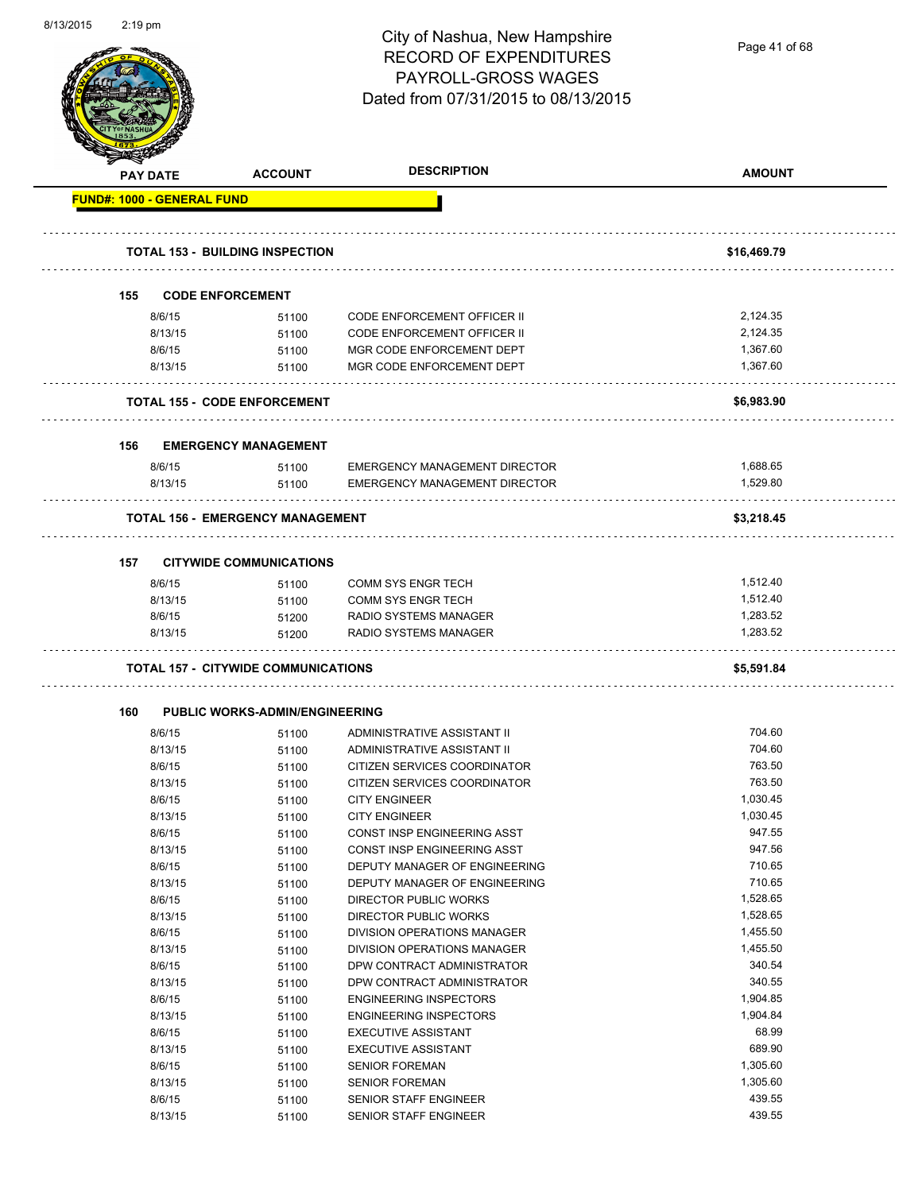# City of Nashua, New Hampshire
## RECORD OF EXPENDITURES
## PAYROLL-GROSS WAGES
## Dated from 07/31/2015 to 08/13/2015

| PAY DATE | ACCOUNT | DESCRIPTION | AMOUNT |
|---|---|---|---|
| **FUND#: 1000 - GENERAL FUND** | | | |
| **TOTAL 153 - BUILDING INSPECTION** | | | **$16,469.79** |
| **155 CODE ENFORCEMENT** | | | |
| 8/6/15 | 51100 | CODE ENFORCEMENT OFFICER II | 2,124.35 |
| 8/13/15 | 51100 | CODE ENFORCEMENT OFFICER II | 2,124.35 |
| 8/6/15 | 51100 | MGR CODE ENFORCEMENT DEPT | 1,367.60 |
| 8/13/15 | 51100 | MGR CODE ENFORCEMENT DEPT | 1,367.60 |
| **TOTAL 155 - CODE ENFORCEMENT** | | | **$6,983.90** |
| **156 EMERGENCY MANAGEMENT** | | | |
| 8/6/15 | 51100 | EMERGENCY MANAGEMENT DIRECTOR | 1,688.65 |
| 8/13/15 | 51100 | EMERGENCY MANAGEMENT DIRECTOR | 1,529.80 |
| **TOTAL 156 - EMERGENCY MANAGEMENT** | | | **$3,218.45** |
| **157 CITYWIDE COMMUNICATIONS** | | | |
| 8/6/15 | 51100 | COMM SYS ENGR TECH | 1,512.40 |
| 8/13/15 | 51100 | COMM SYS ENGR TECH | 1,512.40 |
| 8/6/15 | 51200 | RADIO SYSTEMS MANAGER | 1,283.52 |
| 8/13/15 | 51200 | RADIO SYSTEMS MANAGER | 1,283.52 |
| **TOTAL 157 - CITYWIDE COMMUNICATIONS** | | | **$5,591.84** |
| **160 PUBLIC WORKS-ADMIN/ENGINEERING** | | | |
| 8/6/15 | 51100 | ADMINISTRATIVE ASSISTANT II | 704.60 |
| 8/13/15 | 51100 | ADMINISTRATIVE ASSISTANT II | 704.60 |
| 8/6/15 | 51100 | CITIZEN SERVICES COORDINATOR | 763.50 |
| 8/13/15 | 51100 | CITIZEN SERVICES COORDINATOR | 763.50 |
| 8/6/15 | 51100 | CITY ENGINEER | 1,030.45 |
| 8/13/15 | 51100 | CITY ENGINEER | 1,030.45 |
| 8/6/15 | 51100 | CONST INSP ENGINEERING ASST | 947.55 |
| 8/13/15 | 51100 | CONST INSP ENGINEERING ASST | 947.56 |
| 8/6/15 | 51100 | DEPUTY MANAGER OF ENGINEERING | 710.65 |
| 8/13/15 | 51100 | DEPUTY MANAGER OF ENGINEERING | 710.65 |
| 8/6/15 | 51100 | DIRECTOR PUBLIC WORKS | 1,528.65 |
| 8/13/15 | 51100 | DIRECTOR PUBLIC WORKS | 1,528.65 |
| 8/6/15 | 51100 | DIVISION OPERATIONS MANAGER | 1,455.50 |
| 8/13/15 | 51100 | DIVISION OPERATIONS MANAGER | 1,455.50 |
| 8/6/15 | 51100 | DPW CONTRACT ADMINISTRATOR | 340.54 |
| 8/13/15 | 51100 | DPW CONTRACT ADMINISTRATOR | 340.55 |
| 8/6/15 | 51100 | ENGINEERING INSPECTORS | 1,904.85 |
| 8/13/15 | 51100 | ENGINEERING INSPECTORS | 1,904.84 |
| 8/6/15 | 51100 | EXECUTIVE ASSISTANT | 68.99 |
| 8/13/15 | 51100 | EXECUTIVE ASSISTANT | 689.90 |
| 8/6/15 | 51100 | SENIOR FOREMAN | 1,305.60 |
| 8/13/15 | 51100 | SENIOR FOREMAN | 1,305.60 |
| 8/6/15 | 51100 | SENIOR STAFF ENGINEER | 439.55 |
| 8/13/15 | 51100 | SENIOR STAFF ENGINEER | 439.55 |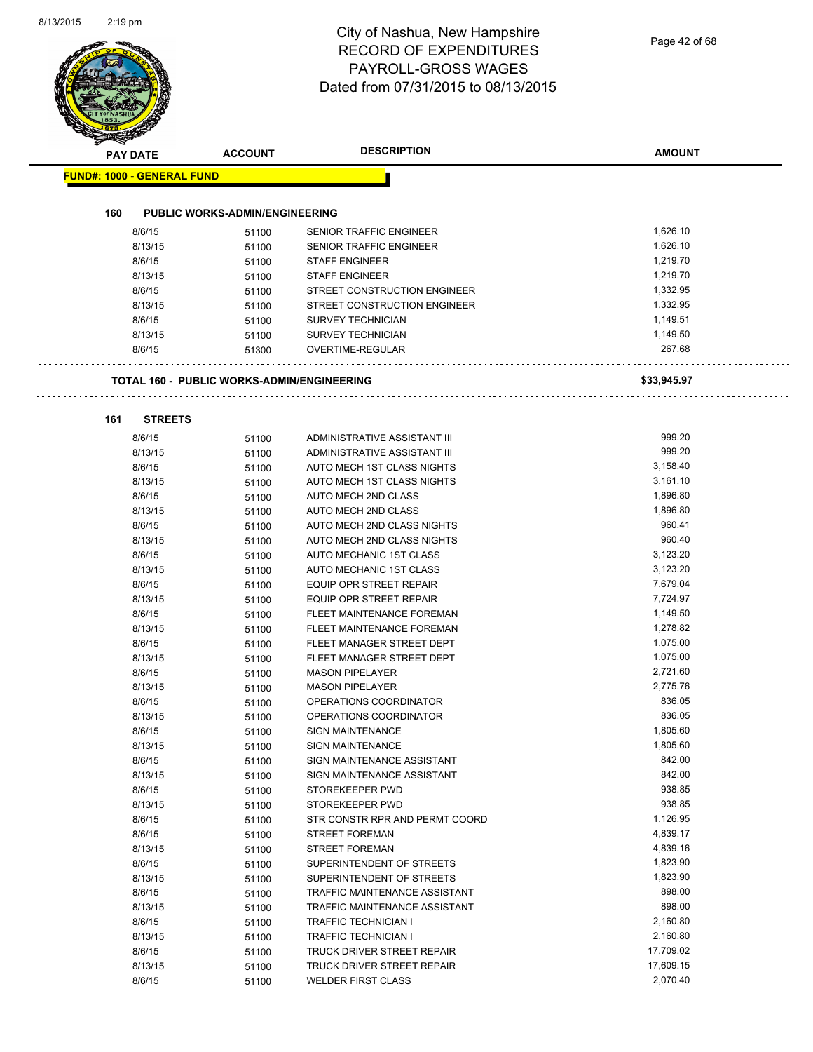# City of Nashua, New Hampshire
## RECORD OF EXPENDITURES
## PAYROLL-GROSS WAGES
## Dated from 07/31/2015 to 08/13/2015

| PAY DATE | ACCOUNT | DESCRIPTION | AMOUNT |
|---|---|---|---|
| **FUND#: 1000 - GENERAL FUND** | | | |
| **160 PUBLIC WORKS-ADMIN/ENGINEERING** | | | |
| 8/6/15 | 51100 | SENIOR TRAFFIC ENGINEER | 1,626.10 |
| 8/13/15 | 51100 | SENIOR TRAFFIC ENGINEER | 1,626.10 |
| 8/6/15 | 51100 | STAFF ENGINEER | 1,219.70 |
| 8/13/15 | 51100 | STAFF ENGINEER | 1,219.70 |
| 8/6/15 | 51100 | STREET CONSTRUCTION ENGINEER | 1,332.95 |
| 8/13/15 | 51100 | STREET CONSTRUCTION ENGINEER | 1,332.95 |
| 8/6/15 | 51100 | SURVEY TECHNICIAN | 1,149.51 |
| 8/13/15 | 51100 | SURVEY TECHNICIAN | 1,149.50 |
| 8/6/15 | 51300 | OVERTIME-REGULAR | 267.68 |
| **TOTAL 160 - PUBLIC WORKS-ADMIN/ENGINEERING** | | | **$33,945.97** |
| **161 STREETS** | | | |
| 8/6/15 | 51100 | ADMINISTRATIVE ASSISTANT III | 999.20 |
| 8/13/15 | 51100 | ADMINISTRATIVE ASSISTANT III | 999.20 |
| 8/6/15 | 51100 | AUTO MECH 1ST CLASS NIGHTS | 3,158.40 |
| 8/13/15 | 51100 | AUTO MECH 1ST CLASS NIGHTS | 3,161.10 |
| 8/6/15 | 51100 | AUTO MECH 2ND CLASS | 1,896.80 |
| 8/13/15 | 51100 | AUTO MECH 2ND CLASS | 1,896.80 |
| 8/6/15 | 51100 | AUTO MECH 2ND CLASS NIGHTS | 960.41 |
| 8/13/15 | 51100 | AUTO MECH 2ND CLASS NIGHTS | 960.40 |
| 8/6/15 | 51100 | AUTO MECHANIC 1ST CLASS | 3,123.20 |
| 8/13/15 | 51100 | AUTO MECHANIC 1ST CLASS | 3,123.20 |
| 8/6/15 | 51100 | EQUIP OPR STREET REPAIR | 7,679.04 |
| 8/13/15 | 51100 | EQUIP OPR STREET REPAIR | 7,724.97 |
| 8/6/15 | 51100 | FLEET MAINTENANCE FOREMAN | 1,149.50 |
| 8/13/15 | 51100 | FLEET MAINTENANCE FOREMAN | 1,278.82 |
| 8/6/15 | 51100 | FLEET MANAGER STREET DEPT | 1,075.00 |
| 8/13/15 | 51100 | FLEET MANAGER STREET DEPT | 1,075.00 |
| 8/6/15 | 51100 | MASON PIPELAYER | 2,721.60 |
| 8/13/15 | 51100 | MASON PIPELAYER | 2,775.76 |
| 8/6/15 | 51100 | OPERATIONS COORDINATOR | 836.05 |
| 8/13/15 | 51100 | OPERATIONS COORDINATOR | 836.05 |
| 8/6/15 | 51100 | SIGN MAINTENANCE | 1,805.60 |
| 8/13/15 | 51100 | SIGN MAINTENANCE | 1,805.60 |
| 8/6/15 | 51100 | SIGN MAINTENANCE ASSISTANT | 842.00 |
| 8/13/15 | 51100 | SIGN MAINTENANCE ASSISTANT | 842.00 |
| 8/6/15 | 51100 | STOREKEEPER PWD | 938.85 |
| 8/13/15 | 51100 | STOREKEEPER PWD | 938.85 |
| 8/6/15 | 51100 | STR CONSTR RPR AND PERMT COORD | 1,126.95 |
| 8/6/15 | 51100 | STREET FOREMAN | 4,839.17 |
| 8/13/15 | 51100 | STREET FOREMAN | 4,839.16 |
| 8/6/15 | 51100 | SUPERINTENDENT OF STREETS | 1,823.90 |
| 8/13/15 | 51100 | SUPERINTENDENT OF STREETS | 1,823.90 |
| 8/6/15 | 51100 | TRAFFIC MAINTENANCE ASSISTANT | 898.00 |
| 8/13/15 | 51100 | TRAFFIC MAINTENANCE ASSISTANT | 898.00 |
| 8/6/15 | 51100 | TRAFFIC TECHNICIAN I | 2,160.80 |
| 8/13/15 | 51100 | TRAFFIC TECHNICIAN I | 2,160.80 |
| 8/6/15 | 51100 | TRUCK DRIVER STREET REPAIR | 17,709.02 |
| 8/13/15 | 51100 | TRUCK DRIVER STREET REPAIR | 17,609.15 |
| 8/6/15 | 51100 | WELDER FIRST CLASS | 2,070.40 |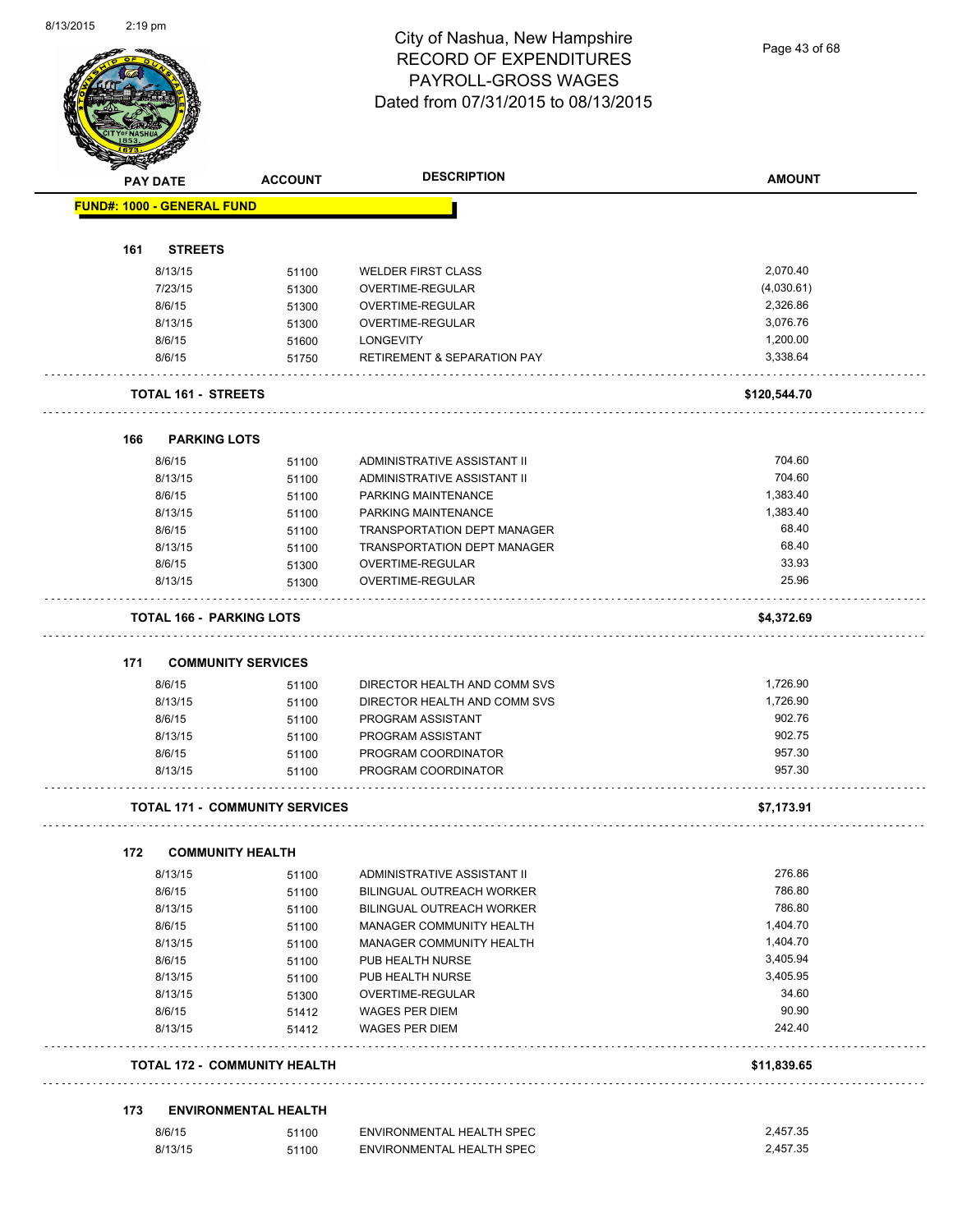# City of Nashua, New Hampshire
## RECORD OF EXPENDITURES
## PAYROLL-GROSS WAGES
## Dated from 07/31/2015 to 08/13/2015

| PAY DATE | ACCOUNT | DESCRIPTION | AMOUNT |
|---|---|---|---|
| **FUND#: 1000 - GENERAL FUND** | | | |
| **161 STREETS** | | | |
| 8/13/15 | 51100 | WELDER FIRST CLASS | 2,070.40 |
| 7/23/15 | 51300 | OVERTIME-REGULAR | (4,030.61) |
| 8/6/15 | 51300 | OVERTIME-REGULAR | 2,326.86 |
| 8/13/15 | 51300 | OVERTIME-REGULAR | 3,076.76 |
| 8/6/15 | 51600 | LONGEVITY | 1,200.00 |
| 8/6/15 | 51750 | RETIREMENT & SEPARATION PAY | 3,338.64 |
| **TOTAL 161 - STREETS** | | | **$120,544.70** |
| **166 PARKING LOTS** | | | |
| 8/6/15 | 51100 | ADMINISTRATIVE ASSISTANT II | 704.60 |
| 8/13/15 | 51100 | ADMINISTRATIVE ASSISTANT II | 704.60 |
| 8/6/15 | 51100 | PARKING MAINTENANCE | 1,383.40 |
| 8/13/15 | 51100 | PARKING MAINTENANCE | 1,383.40 |
| 8/6/15 | 51100 | TRANSPORTATION DEPT MANAGER | 68.40 |
| 8/13/15 | 51100 | TRANSPORTATION DEPT MANAGER | 68.40 |
| 8/6/15 | 51300 | OVERTIME-REGULAR | 33.93 |
| 8/13/15 | 51300 | OVERTIME-REGULAR | 25.96 |
| **TOTAL 166 - PARKING LOTS** | | | **$4,372.69** |
| **171 COMMUNITY SERVICES** | | | |
| 8/6/15 | 51100 | DIRECTOR HEALTH AND COMM SVS | 1,726.90 |
| 8/13/15 | 51100 | DIRECTOR HEALTH AND COMM SVS | 1,726.90 |
| 8/6/15 | 51100 | PROGRAM ASSISTANT | 902.76 |
| 8/13/15 | 51100 | PROGRAM ASSISTANT | 902.75 |
| 8/6/15 | 51100 | PROGRAM COORDINATOR | 957.30 |
| 8/13/15 | 51100 | PROGRAM COORDINATOR | 957.30 |
| **TOTAL 171 - COMMUNITY SERVICES** | | | **$7,173.91** |
| **172 COMMUNITY HEALTH** | | | |
| 8/13/15 | 51100 | ADMINISTRATIVE ASSISTANT II | 276.86 |
| 8/6/15 | 51100 | BILINGUAL OUTREACH WORKER | 786.80 |
| 8/13/15 | 51100 | BILINGUAL OUTREACH WORKER | 786.80 |
| 8/6/15 | 51100 | MANAGER COMMUNITY HEALTH | 1,404.70 |
| 8/13/15 | 51100 | MANAGER COMMUNITY HEALTH | 1,404.70 |
| 8/6/15 | 51100 | PUB HEALTH NURSE | 3,405.94 |
| 8/13/15 | 51100 | PUB HEALTH NURSE | 3,405.95 |
| 8/13/15 | 51300 | OVERTIME-REGULAR | 34.60 |
| 8/6/15 | 51412 | WAGES PER DIEM | 90.90 |
| 8/13/15 | 51412 | WAGES PER DIEM | 242.40 |
| **TOTAL 172 - COMMUNITY HEALTH** | | | **$11,839.65** |
| **173 ENVIRONMENTAL HEALTH** | | | |
| 8/6/15 | 51100 | ENVIRONMENTAL HEALTH SPEC | 2,457.35 |
| 8/13/15 | 51100 | ENVIRONMENTAL HEALTH SPEC | 2,457.35 |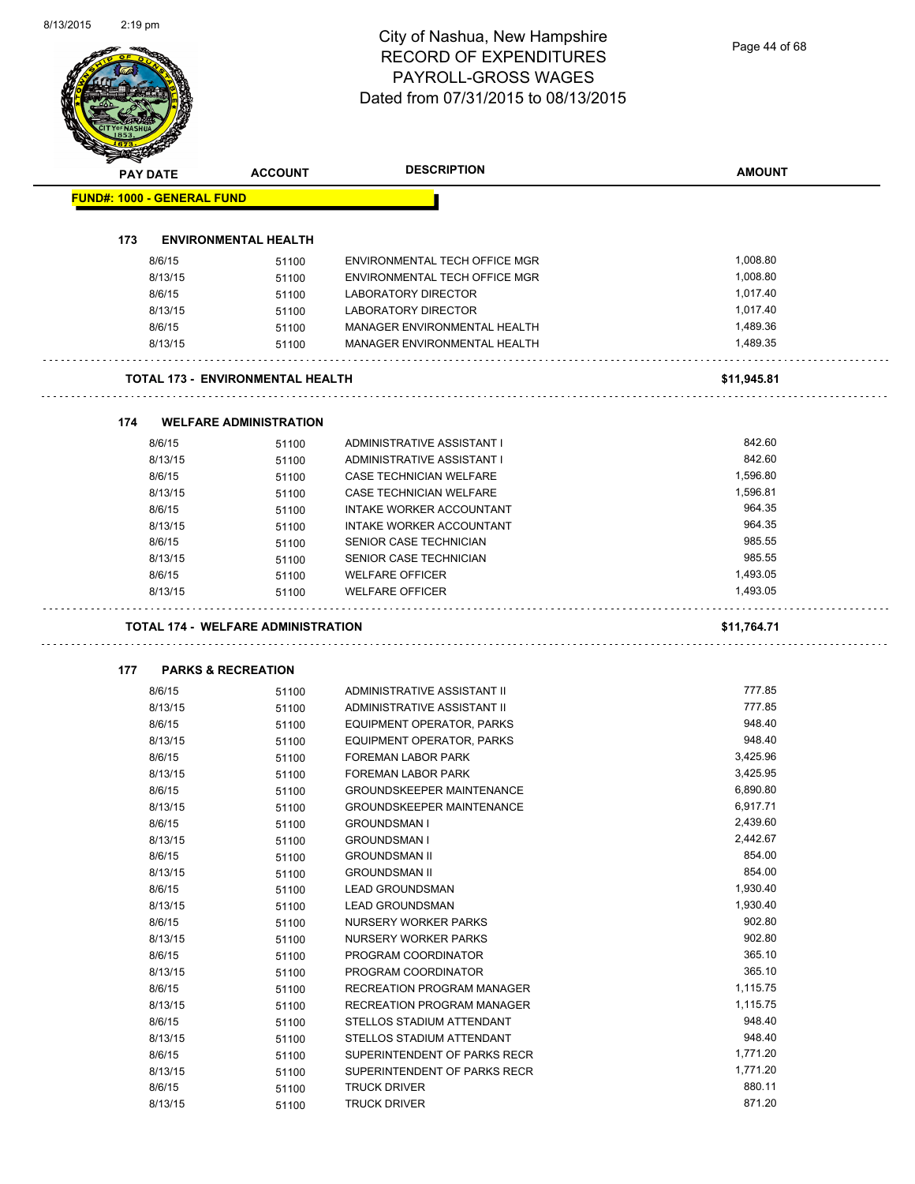# City of Nashua, New Hampshire
## RECORD OF EXPENDITURES
## PAYROLL-GROSS WAGES
## Dated from 07/31/2015 to 08/13/2015

| PAY DATE | ACCOUNT | DESCRIPTION | AMOUNT |
|---|---|---|---|

**FUND#: 1000 - GENERAL FUND**

### 173 ENVIRONMENTAL HEALTH

| PAY DATE | ACCOUNT | DESCRIPTION | AMOUNT |
|---|---|---|---|
| 8/6/15 | 51100 | ENVIRONMENTAL TECH OFFICE MGR | 1,008.80 |
| 8/13/15 | 51100 | ENVIRONMENTAL TECH OFFICE MGR | 1,008.80 |
| 8/6/15 | 51100 | LABORATORY DIRECTOR | 1,017.40 |
| 8/13/15 | 51100 | LABORATORY DIRECTOR | 1,017.40 |
| 8/6/15 | 51100 | MANAGER ENVIRONMENTAL HEALTH | 1,489.36 |
| 8/13/15 | 51100 | MANAGER ENVIRONMENTAL HEALTH | 1,489.35 |

**TOTAL 173 - ENVIRONMENTAL HEALTH** **$11,945.81**

### 174 WELFARE ADMINISTRATION

| PAY DATE | ACCOUNT | DESCRIPTION | AMOUNT |
|---|---|---|---|
| 8/6/15 | 51100 | ADMINISTRATIVE ASSISTANT I | 842.60 |
| 8/13/15 | 51100 | ADMINISTRATIVE ASSISTANT I | 842.60 |
| 8/6/15 | 51100 | CASE TECHNICIAN WELFARE | 1,596.80 |
| 8/13/15 | 51100 | CASE TECHNICIAN WELFARE | 1,596.81 |
| 8/6/15 | 51100 | INTAKE WORKER ACCOUNTANT | 964.35 |
| 8/13/15 | 51100 | INTAKE WORKER ACCOUNTANT | 964.35 |
| 8/6/15 | 51100 | SENIOR CASE TECHNICIAN | 985.55 |
| 8/13/15 | 51100 | SENIOR CASE TECHNICIAN | 985.55 |
| 8/6/15 | 51100 | WELFARE OFFICER | 1,493.05 |
| 8/13/15 | 51100 | WELFARE OFFICER | 1,493.05 |

**TOTAL 174 - WELFARE ADMINISTRATION** **$11,764.71**

### 177 PARKS & RECREATION

| PAY DATE | ACCOUNT | DESCRIPTION | AMOUNT |
|---|---|---|---|
| 8/6/15 | 51100 | ADMINISTRATIVE ASSISTANT II | 777.85 |
| 8/13/15 | 51100 | ADMINISTRATIVE ASSISTANT II | 777.85 |
| 8/6/15 | 51100 | EQUIPMENT OPERATOR, PARKS | 948.40 |
| 8/13/15 | 51100 | EQUIPMENT OPERATOR, PARKS | 948.40 |
| 8/6/15 | 51100 | FOREMAN LABOR PARK | 3,425.96 |
| 8/13/15 | 51100 | FOREMAN LABOR PARK | 3,425.95 |
| 8/6/15 | 51100 | GROUNDSKEEPER MAINTENANCE | 6,890.80 |
| 8/13/15 | 51100 | GROUNDSKEEPER MAINTENANCE | 6,917.71 |
| 8/6/15 | 51100 | GROUNDSMAN I | 2,439.60 |
| 8/13/15 | 51100 | GROUNDSMAN I | 2,442.67 |
| 8/6/15 | 51100 | GROUNDSMAN II | 854.00 |
| 8/13/15 | 51100 | GROUNDSMAN II | 854.00 |
| 8/6/15 | 51100 | LEAD GROUNDSMAN | 1,930.40 |
| 8/13/15 | 51100 | LEAD GROUNDSMAN | 1,930.40 |
| 8/6/15 | 51100 | NURSERY WORKER PARKS | 902.80 |
| 8/13/15 | 51100 | NURSERY WORKER PARKS | 902.80 |
| 8/6/15 | 51100 | PROGRAM COORDINATOR | 365.10 |
| 8/13/15 | 51100 | PROGRAM COORDINATOR | 365.10 |
| 8/6/15 | 51100 | RECREATION PROGRAM MANAGER | 1,115.75 |
| 8/13/15 | 51100 | RECREATION PROGRAM MANAGER | 1,115.75 |
| 8/6/15 | 51100 | STELLOS STADIUM ATTENDANT | 948.40 |
| 8/13/15 | 51100 | STELLOS STADIUM ATTENDANT | 948.40 |
| 8/6/15 | 51100 | SUPERINTENDENT OF PARKS RECR | 1,771.20 |
| 8/13/15 | 51100 | SUPERINTENDENT OF PARKS RECR | 1,771.20 |
| 8/6/15 | 51100 | TRUCK DRIVER | 880.11 |
| 8/13/15 | 51100 | TRUCK DRIVER | 871.20 |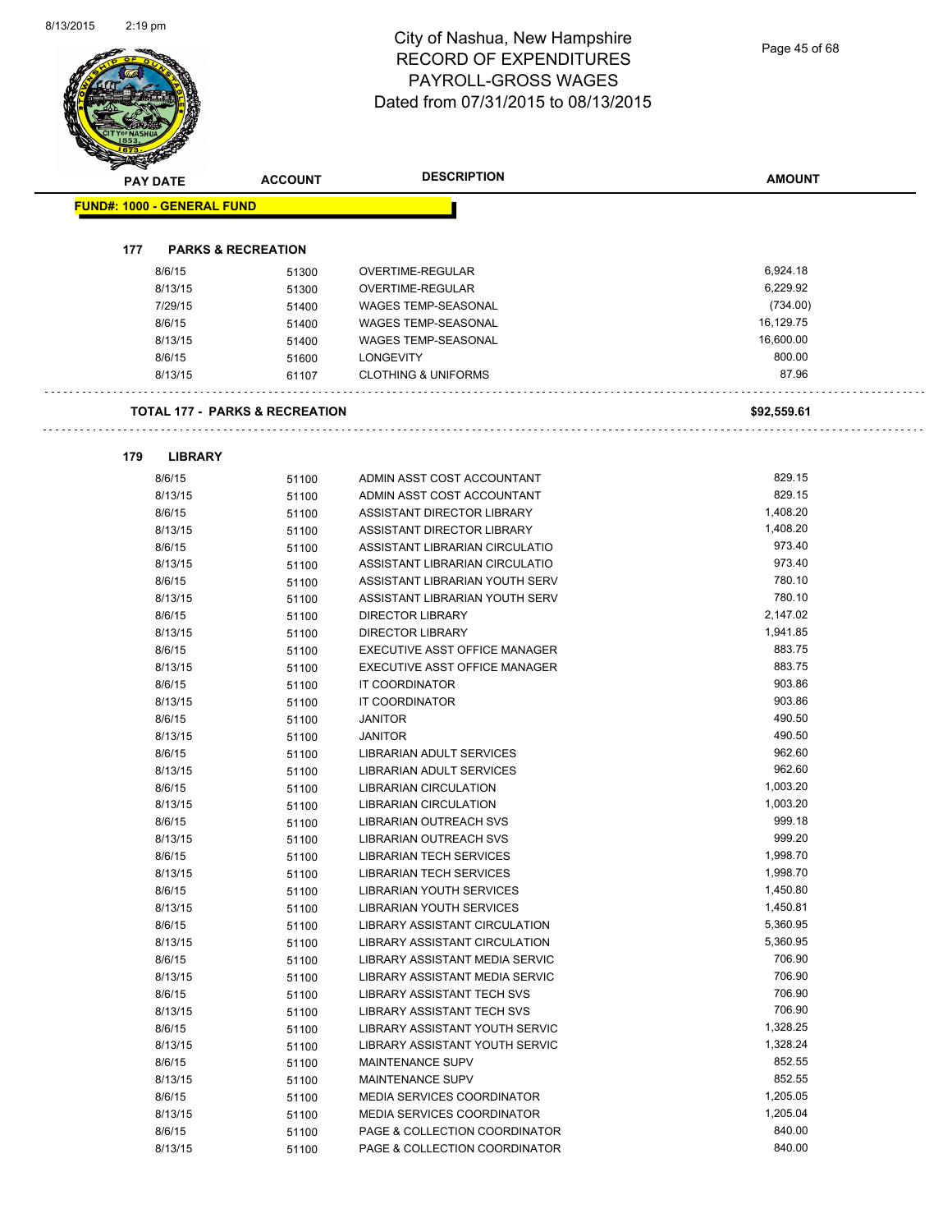# City of Nashua, New Hampshire
## RECORD OF EXPENDITURES
## PAYROLL-GROSS WAGES
## Dated from 07/31/2015 to 08/13/2015

| PAY DATE | ACCOUNT | DESCRIPTION | AMOUNT |
|---|---|---|---|

**FUND#: 1000 - GENERAL FUND**

**177 PARKS & RECREATION**

| PAY DATE | ACCOUNT | DESCRIPTION | AMOUNT |
|---|---|---|---|
| 8/6/15 | 51300 | OVERTIME-REGULAR | 6,924.18 |
| 8/13/15 | 51300 | OVERTIME-REGULAR | 6,229.92 |
| 7/29/15 | 51400 | WAGES TEMP-SEASONAL | (734.00) |
| 8/6/15 | 51400 | WAGES TEMP-SEASONAL | 16,129.75 |
| 8/13/15 | 51400 | WAGES TEMP-SEASONAL | 16,600.00 |
| 8/6/15 | 51600 | LONGEVITY | 800.00 |
| 8/13/15 | 61107 | CLOTHING & UNIFORMS | 87.96 |

**TOTAL 177 - PARKS & RECREATION** **$92,559.61**

**179 LIBRARY**

| PAY DATE | ACCOUNT | DESCRIPTION | AMOUNT |
|---|---|---|---|
| 8/6/15 | 51100 | ADMIN ASST COST ACCOUNTANT | 829.15 |
| 8/13/15 | 51100 | ADMIN ASST COST ACCOUNTANT | 829.15 |
| 8/6/15 | 51100 | ASSISTANT DIRECTOR LIBRARY | 1,408.20 |
| 8/13/15 | 51100 | ASSISTANT DIRECTOR LIBRARY | 1,408.20 |
| 8/6/15 | 51100 | ASSISTANT LIBRARIAN CIRCULATIO | 973.40 |
| 8/13/15 | 51100 | ASSISTANT LIBRARIAN CIRCULATIO | 973.40 |
| 8/6/15 | 51100 | ASSISTANT LIBRARIAN YOUTH SERV | 780.10 |
| 8/13/15 | 51100 | ASSISTANT LIBRARIAN YOUTH SERV | 780.10 |
| 8/6/15 | 51100 | DIRECTOR LIBRARY | 2,147.02 |
| 8/13/15 | 51100 | DIRECTOR LIBRARY | 1,941.85 |
| 8/6/15 | 51100 | EXECUTIVE ASST OFFICE MANAGER | 883.75 |
| 8/13/15 | 51100 | EXECUTIVE ASST OFFICE MANAGER | 883.75 |
| 8/6/15 | 51100 | IT COORDINATOR | 903.86 |
| 8/13/15 | 51100 | IT COORDINATOR | 903.86 |
| 8/6/15 | 51100 | JANITOR | 490.50 |
| 8/13/15 | 51100 | JANITOR | 490.50 |
| 8/6/15 | 51100 | LIBRARIAN ADULT SERVICES | 962.60 |
| 8/13/15 | 51100 | LIBRARIAN ADULT SERVICES | 962.60 |
| 8/6/15 | 51100 | LIBRARIAN CIRCULATION | 1,003.20 |
| 8/13/15 | 51100 | LIBRARIAN CIRCULATION | 1,003.20 |
| 8/6/15 | 51100 | LIBRARIAN OUTREACH SVS | 999.18 |
| 8/13/15 | 51100 | LIBRARIAN OUTREACH SVS | 999.20 |
| 8/6/15 | 51100 | LIBRARIAN TECH SERVICES | 1,998.70 |
| 8/13/15 | 51100 | LIBRARIAN TECH SERVICES | 1,998.70 |
| 8/6/15 | 51100 | LIBRARIAN YOUTH SERVICES | 1,450.80 |
| 8/13/15 | 51100 | LIBRARIAN YOUTH SERVICES | 1,450.81 |
| 8/6/15 | 51100 | LIBRARY ASSISTANT CIRCULATION | 5,360.95 |
| 8/13/15 | 51100 | LIBRARY ASSISTANT CIRCULATION | 5,360.95 |
| 8/6/15 | 51100 | LIBRARY ASSISTANT MEDIA SERVIC | 706.90 |
| 8/13/15 | 51100 | LIBRARY ASSISTANT MEDIA SERVIC | 706.90 |
| 8/6/15 | 51100 | LIBRARY ASSISTANT TECH SVS | 706.90 |
| 8/13/15 | 51100 | LIBRARY ASSISTANT TECH SVS | 706.90 |
| 8/6/15 | 51100 | LIBRARY ASSISTANT YOUTH SERVIC | 1,328.25 |
| 8/13/15 | 51100 | LIBRARY ASSISTANT YOUTH SERVIC | 1,328.24 |
| 8/6/15 | 51100 | MAINTENANCE SUPV | 852.55 |
| 8/13/15 | 51100 | MAINTENANCE SUPV | 852.55 |
| 8/6/15 | 51100 | MEDIA SERVICES COORDINATOR | 1,205.05 |
| 8/13/15 | 51100 | MEDIA SERVICES COORDINATOR | 1,205.04 |
| 8/6/15 | 51100 | PAGE & COLLECTION COORDINATOR | 840.00 |
| 8/13/15 | 51100 | PAGE & COLLECTION COORDINATOR | 840.00 |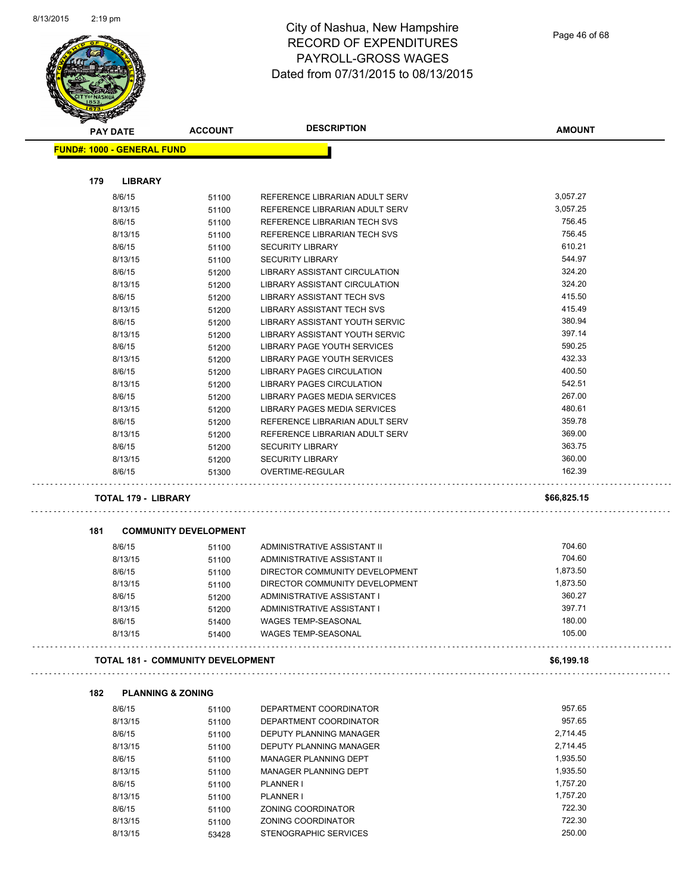# City of Nashua, New Hampshire
# RECORD OF EXPENDITURES
# PAYROLL-GROSS WAGES
# Dated from 07/31/2015 to 08/13/2015

| PAY DATE | ACCOUNT | DESCRIPTION | AMOUNT |
|---|---|---|---|

**FUND#: 1000 - GENERAL FUND**

### 179 LIBRARY

| PAY DATE | ACCOUNT | DESCRIPTION | AMOUNT |
|---|---|---|---|
| 8/6/15 | 51100 | REFERENCE LIBRARIAN ADULT SERV | 3,057.27 |
| 8/13/15 | 51100 | REFERENCE LIBRARIAN ADULT SERV | 3,057.25 |
| 8/6/15 | 51100 | REFERENCE LIBRARIAN TECH SVS | 756.45 |
| 8/13/15 | 51100 | REFERENCE LIBRARIAN TECH SVS | 756.45 |
| 8/6/15 | 51100 | SECURITY LIBRARY | 610.21 |
| 8/13/15 | 51100 | SECURITY LIBRARY | 544.97 |
| 8/6/15 | 51200 | LIBRARY ASSISTANT CIRCULATION | 324.20 |
| 8/13/15 | 51200 | LIBRARY ASSISTANT CIRCULATION | 324.20 |
| 8/6/15 | 51200 | LIBRARY ASSISTANT TECH SVS | 415.50 |
| 8/13/15 | 51200 | LIBRARY ASSISTANT TECH SVS | 415.49 |
| 8/6/15 | 51200 | LIBRARY ASSISTANT YOUTH SERVIC | 380.94 |
| 8/13/15 | 51200 | LIBRARY ASSISTANT YOUTH SERVIC | 397.14 |
| 8/6/15 | 51200 | LIBRARY PAGE YOUTH SERVICES | 590.25 |
| 8/13/15 | 51200 | LIBRARY PAGE YOUTH SERVICES | 432.33 |
| 8/6/15 | 51200 | LIBRARY PAGES CIRCULATION | 400.50 |
| 8/13/15 | 51200 | LIBRARY PAGES CIRCULATION | 542.51 |
| 8/6/15 | 51200 | LIBRARY PAGES MEDIA SERVICES | 267.00 |
| 8/13/15 | 51200 | LIBRARY PAGES MEDIA SERVICES | 480.61 |
| 8/6/15 | 51200 | REFERENCE LIBRARIAN ADULT SERV | 359.78 |
| 8/13/15 | 51200 | REFERENCE LIBRARIAN ADULT SERV | 369.00 |
| 8/6/15 | 51200 | SECURITY LIBRARY | 363.75 |
| 8/13/15 | 51200 | SECURITY LIBRARY | 360.00 |
| 8/6/15 | 51300 | OVERTIME-REGULAR | 162.39 |

**TOTAL 179 - LIBRARY** **$66,825.15**

### 181 COMMUNITY DEVELOPMENT

| PAY DATE | ACCOUNT | DESCRIPTION | AMOUNT |
|---|---|---|---|
| 8/6/15 | 51100 | ADMINISTRATIVE ASSISTANT II | 704.60 |
| 8/13/15 | 51100 | ADMINISTRATIVE ASSISTANT II | 704.60 |
| 8/6/15 | 51100 | DIRECTOR COMMUNITY DEVELOPMENT | 1,873.50 |
| 8/13/15 | 51100 | DIRECTOR COMMUNITY DEVELOPMENT | 1,873.50 |
| 8/6/15 | 51200 | ADMINISTRATIVE ASSISTANT I | 360.27 |
| 8/13/15 | 51200 | ADMINISTRATIVE ASSISTANT I | 397.71 |
| 8/6/15 | 51400 | WAGES TEMP-SEASONAL | 180.00 |
| 8/13/15 | 51400 | WAGES TEMP-SEASONAL | 105.00 |

**TOTAL 181 - COMMUNITY DEVELOPMENT** **$6,199.18**

### 182 PLANNING & ZONING

| PAY DATE | ACCOUNT | DESCRIPTION | AMOUNT |
|---|---|---|---|
| 8/6/15 | 51100 | DEPARTMENT COORDINATOR | 957.65 |
| 8/13/15 | 51100 | DEPARTMENT COORDINATOR | 957.65 |
| 8/6/15 | 51100 | DEPUTY PLANNING MANAGER | 2,714.45 |
| 8/13/15 | 51100 | DEPUTY PLANNING MANAGER | 2,714.45 |
| 8/6/15 | 51100 | MANAGER PLANNING DEPT | 1,935.50 |
| 8/13/15 | 51100 | MANAGER PLANNING DEPT | 1,935.50 |
| 8/6/15 | 51100 | PLANNER I | 1,757.20 |
| 8/13/15 | 51100 | PLANNER I | 1,757.20 |
| 8/6/15 | 51100 | ZONING COORDINATOR | 722.30 |
| 8/13/15 | 51100 | ZONING COORDINATOR | 722.30 |
| 8/13/15 | 53428 | STENOGRAPHIC SERVICES | 250.00 |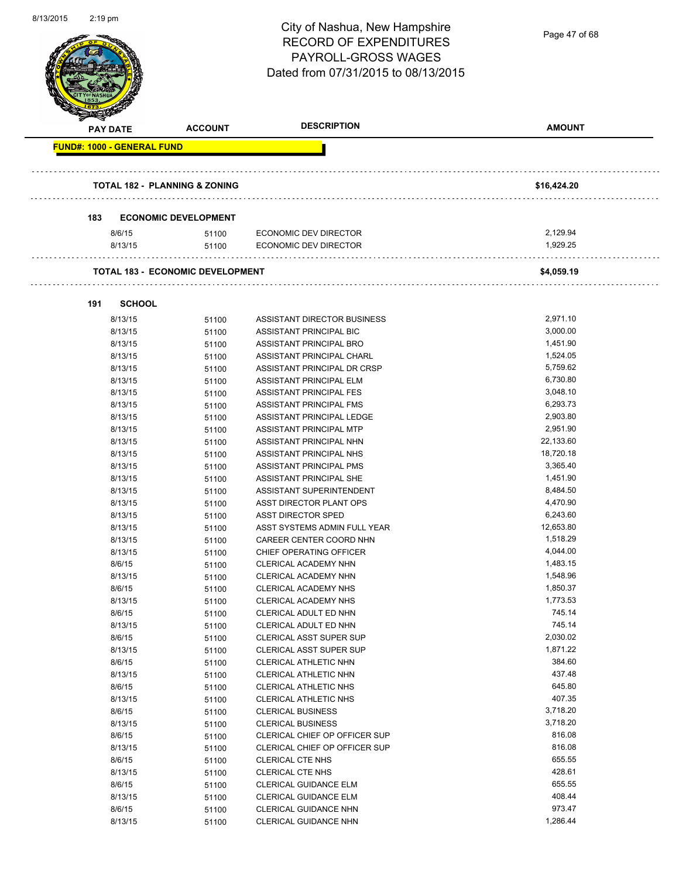# City of Nashua, New Hampshire
# RECORD OF EXPENDITURES
# PAYROLL-GROSS WAGES
# Dated from 07/31/2015 to 08/13/2015

| PAY DATE | ACCOUNT | DESCRIPTION | AMOUNT |
|---|---|---|---|
| **FUND#: 1000 - GENERAL FUND** | | | |
| **TOTAL 182 - PLANNING & ZONING** | | | **$16,424.20** |
| **183 ECONOMIC DEVELOPMENT** | | | |
| 8/6/15 | 51100 | ECONOMIC DEV DIRECTOR | 2,129.94 |
| 8/13/15 | 51100 | ECONOMIC DEV DIRECTOR | 1,929.25 |
| **TOTAL 183 - ECONOMIC DEVELOPMENT** | | | **$4,059.19** |
| **191 SCHOOL** | | | |
| 8/13/15 | 51100 | ASSISTANT DIRECTOR BUSINESS | 2,971.10 |
| 8/13/15 | 51100 | ASSISTANT PRINCIPAL BIC | 3,000.00 |
| 8/13/15 | 51100 | ASSISTANT PRINCIPAL BRO | 1,451.90 |
| 8/13/15 | 51100 | ASSISTANT PRINCIPAL CHARL | 1,524.05 |
| 8/13/15 | 51100 | ASSISTANT PRINCIPAL DR CRSP | 5,759.62 |
| 8/13/15 | 51100 | ASSISTANT PRINCIPAL ELM | 6,730.80 |
| 8/13/15 | 51100 | ASSISTANT PRINCIPAL FES | 3,048.10 |
| 8/13/15 | 51100 | ASSISTANT PRINCIPAL FMS | 6,293.73 |
| 8/13/15 | 51100 | ASSISTANT PRINCIPAL LEDGE | 2,903.80 |
| 8/13/15 | 51100 | ASSISTANT PRINCIPAL MTP | 2,951.90 |
| 8/13/15 | 51100 | ASSISTANT PRINCIPAL NHN | 22,133.60 |
| 8/13/15 | 51100 | ASSISTANT PRINCIPAL NHS | 18,720.18 |
| 8/13/15 | 51100 | ASSISTANT PRINCIPAL PMS | 3,365.40 |
| 8/13/15 | 51100 | ASSISTANT PRINCIPAL SHE | 1,451.90 |
| 8/13/15 | 51100 | ASSISTANT SUPERINTENDENT | 8,484.50 |
| 8/13/15 | 51100 | ASST DIRECTOR PLANT OPS | 4,470.90 |
| 8/13/15 | 51100 | ASST DIRECTOR SPED | 6,243.60 |
| 8/13/15 | 51100 | ASST SYSTEMS ADMIN FULL YEAR | 12,653.80 |
| 8/13/15 | 51100 | CAREER CENTER COORD NHN | 1,518.29 |
| 8/13/15 | 51100 | CHIEF OPERATING OFFICER | 4,044.00 |
| 8/6/15 | 51100 | CLERICAL ACADEMY NHN | 1,483.15 |
| 8/13/15 | 51100 | CLERICAL ACADEMY NHN | 1,548.96 |
| 8/6/15 | 51100 | CLERICAL ACADEMY NHS | 1,850.37 |
| 8/13/15 | 51100 | CLERICAL ACADEMY NHS | 1,773.53 |
| 8/6/15 | 51100 | CLERICAL ADULT ED NHN | 745.14 |
| 8/13/15 | 51100 | CLERICAL ADULT ED NHN | 745.14 |
| 8/6/15 | 51100 | CLERICAL ASST SUPER SUP | 2,030.02 |
| 8/13/15 | 51100 | CLERICAL ASST SUPER SUP | 1,871.22 |
| 8/6/15 | 51100 | CLERICAL ATHLETIC NHN | 384.60 |
| 8/13/15 | 51100 | CLERICAL ATHLETIC NHN | 437.48 |
| 8/6/15 | 51100 | CLERICAL ATHLETIC NHS | 645.80 |
| 8/13/15 | 51100 | CLERICAL ATHLETIC NHS | 407.35 |
| 8/6/15 | 51100 | CLERICAL BUSINESS | 3,718.20 |
| 8/13/15 | 51100 | CLERICAL BUSINESS | 3,718.20 |
| 8/6/15 | 51100 | CLERICAL CHIEF OP OFFICER SUP | 816.08 |
| 8/13/15 | 51100 | CLERICAL CHIEF OP OFFICER SUP | 816.08 |
| 8/6/15 | 51100 | CLERICAL CTE NHS | 655.55 |
| 8/13/15 | 51100 | CLERICAL CTE NHS | 428.61 |
| 8/6/15 | 51100 | CLERICAL GUIDANCE ELM | 655.55 |
| 8/13/15 | 51100 | CLERICAL GUIDANCE ELM | 408.44 |
| 8/6/15 | 51100 | CLERICAL GUIDANCE NHN | 973.47 |
| 8/13/15 | 51100 | CLERICAL GUIDANCE NHN | 1,286.44 |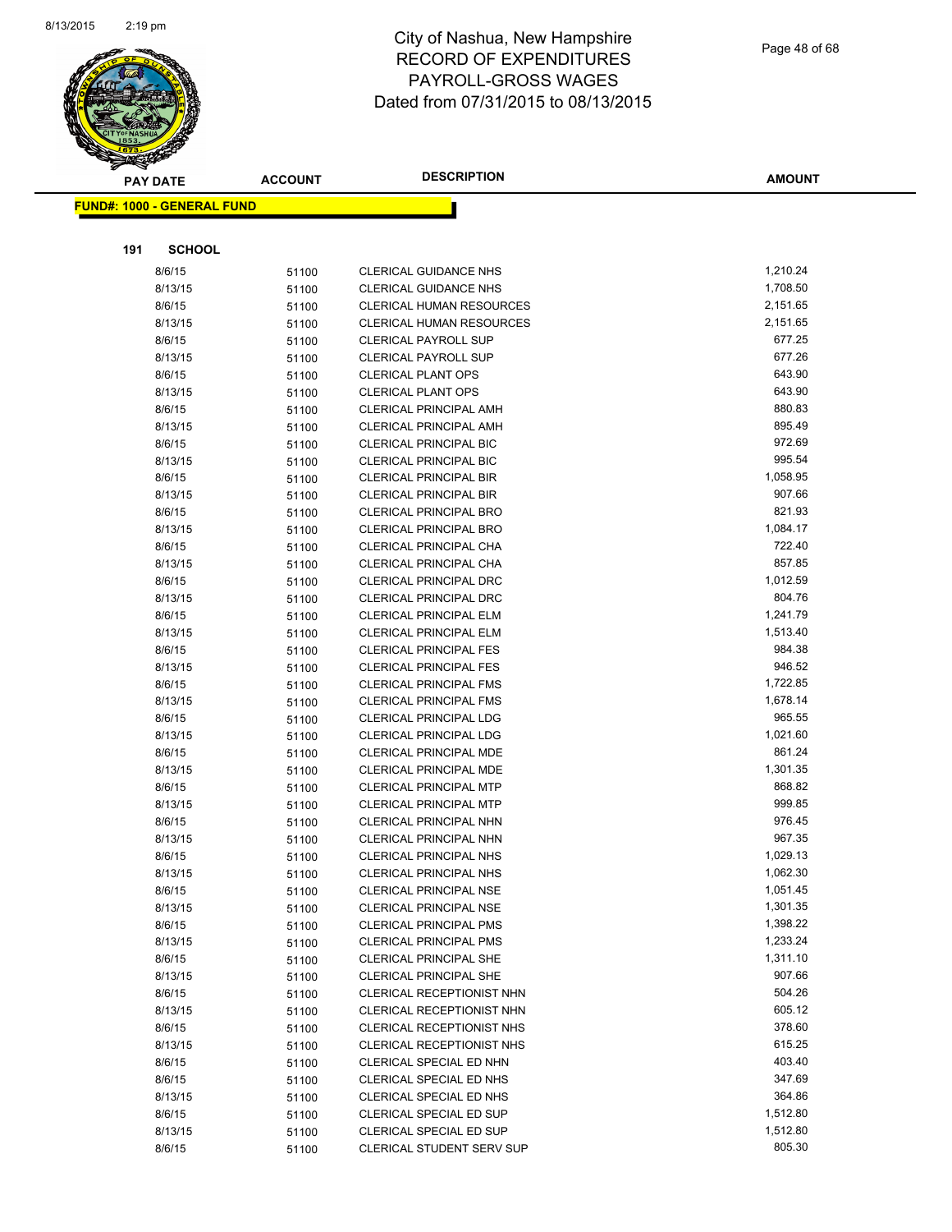# City of Nashua, New Hampshire
## RECORD OF EXPENDITURES
## PAYROLL-GROSS WAGES
## Dated from 07/31/2015 to 08/13/2015

**FUND#: 1000 - GENERAL FUND**

**191 SCHOOL**

| PAY DATE | ACCOUNT | DESCRIPTION | AMOUNT |
|---|---|---|---|
| 8/6/15 | 51100 | CLERICAL GUIDANCE NHS | 1,210.24 |
| 8/13/15 | 51100 | CLERICAL GUIDANCE NHS | 1,708.50 |
| 8/6/15 | 51100 | CLERICAL HUMAN RESOURCES | 2,151.65 |
| 8/13/15 | 51100 | CLERICAL HUMAN RESOURCES | 2,151.65 |
| 8/6/15 | 51100 | CLERICAL PAYROLL SUP | 677.25 |
| 8/13/15 | 51100 | CLERICAL PAYROLL SUP | 677.26 |
| 8/6/15 | 51100 | CLERICAL PLANT OPS | 643.90 |
| 8/13/15 | 51100 | CLERICAL PLANT OPS | 643.90 |
| 8/6/15 | 51100 | CLERICAL PRINCIPAL AMH | 880.83 |
| 8/13/15 | 51100 | CLERICAL PRINCIPAL AMH | 895.49 |
| 8/6/15 | 51100 | CLERICAL PRINCIPAL BIC | 972.69 |
| 8/13/15 | 51100 | CLERICAL PRINCIPAL BIC | 995.54 |
| 8/6/15 | 51100 | CLERICAL PRINCIPAL BIR | 1,058.95 |
| 8/13/15 | 51100 | CLERICAL PRINCIPAL BIR | 907.66 |
| 8/6/15 | 51100 | CLERICAL PRINCIPAL BRO | 821.93 |
| 8/13/15 | 51100 | CLERICAL PRINCIPAL BRO | 1,084.17 |
| 8/6/15 | 51100 | CLERICAL PRINCIPAL CHA | 722.40 |
| 8/13/15 | 51100 | CLERICAL PRINCIPAL CHA | 857.85 |
| 8/6/15 | 51100 | CLERICAL PRINCIPAL DRC | 1,012.59 |
| 8/13/15 | 51100 | CLERICAL PRINCIPAL DRC | 804.76 |
| 8/6/15 | 51100 | CLERICAL PRINCIPAL ELM | 1,241.79 |
| 8/13/15 | 51100 | CLERICAL PRINCIPAL ELM | 1,513.40 |
| 8/6/15 | 51100 | CLERICAL PRINCIPAL FES | 984.38 |
| 8/13/15 | 51100 | CLERICAL PRINCIPAL FES | 946.52 |
| 8/6/15 | 51100 | CLERICAL PRINCIPAL FMS | 1,722.85 |
| 8/13/15 | 51100 | CLERICAL PRINCIPAL FMS | 1,678.14 |
| 8/6/15 | 51100 | CLERICAL PRINCIPAL LDG | 965.55 |
| 8/13/15 | 51100 | CLERICAL PRINCIPAL LDG | 1,021.60 |
| 8/6/15 | 51100 | CLERICAL PRINCIPAL MDE | 861.24 |
| 8/13/15 | 51100 | CLERICAL PRINCIPAL MDE | 1,301.35 |
| 8/6/15 | 51100 | CLERICAL PRINCIPAL MTP | 868.82 |
| 8/13/15 | 51100 | CLERICAL PRINCIPAL MTP | 999.85 |
| 8/6/15 | 51100 | CLERICAL PRINCIPAL NHN | 976.45 |
| 8/13/15 | 51100 | CLERICAL PRINCIPAL NHN | 967.35 |
| 8/6/15 | 51100 | CLERICAL PRINCIPAL NHS | 1,029.13 |
| 8/13/15 | 51100 | CLERICAL PRINCIPAL NHS | 1,062.30 |
| 8/6/15 | 51100 | CLERICAL PRINCIPAL NSE | 1,051.45 |
| 8/13/15 | 51100 | CLERICAL PRINCIPAL NSE | 1,301.35 |
| 8/6/15 | 51100 | CLERICAL PRINCIPAL PMS | 1,398.22 |
| 8/13/15 | 51100 | CLERICAL PRINCIPAL PMS | 1,233.24 |
| 8/6/15 | 51100 | CLERICAL PRINCIPAL SHE | 1,311.10 |
| 8/13/15 | 51100 | CLERICAL PRINCIPAL SHE | 907.66 |
| 8/6/15 | 51100 | CLERICAL RECEPTIONIST NHN | 504.26 |
| 8/13/15 | 51100 | CLERICAL RECEPTIONIST NHN | 605.12 |
| 8/6/15 | 51100 | CLERICAL RECEPTIONIST NHS | 378.60 |
| 8/13/15 | 51100 | CLERICAL RECEPTIONIST NHS | 615.25 |
| 8/6/15 | 51100 | CLERICAL SPECIAL ED NHN | 403.40 |
| 8/6/15 | 51100 | CLERICAL SPECIAL ED NHS | 347.69 |
| 8/13/15 | 51100 | CLERICAL SPECIAL ED NHS | 364.86 |
| 8/6/15 | 51100 | CLERICAL SPECIAL ED SUP | 1,512.80 |
| 8/13/15 | 51100 | CLERICAL SPECIAL ED SUP | 1,512.80 |
| 8/6/15 | 51100 | CLERICAL STUDENT SERV SUP | 805.30 |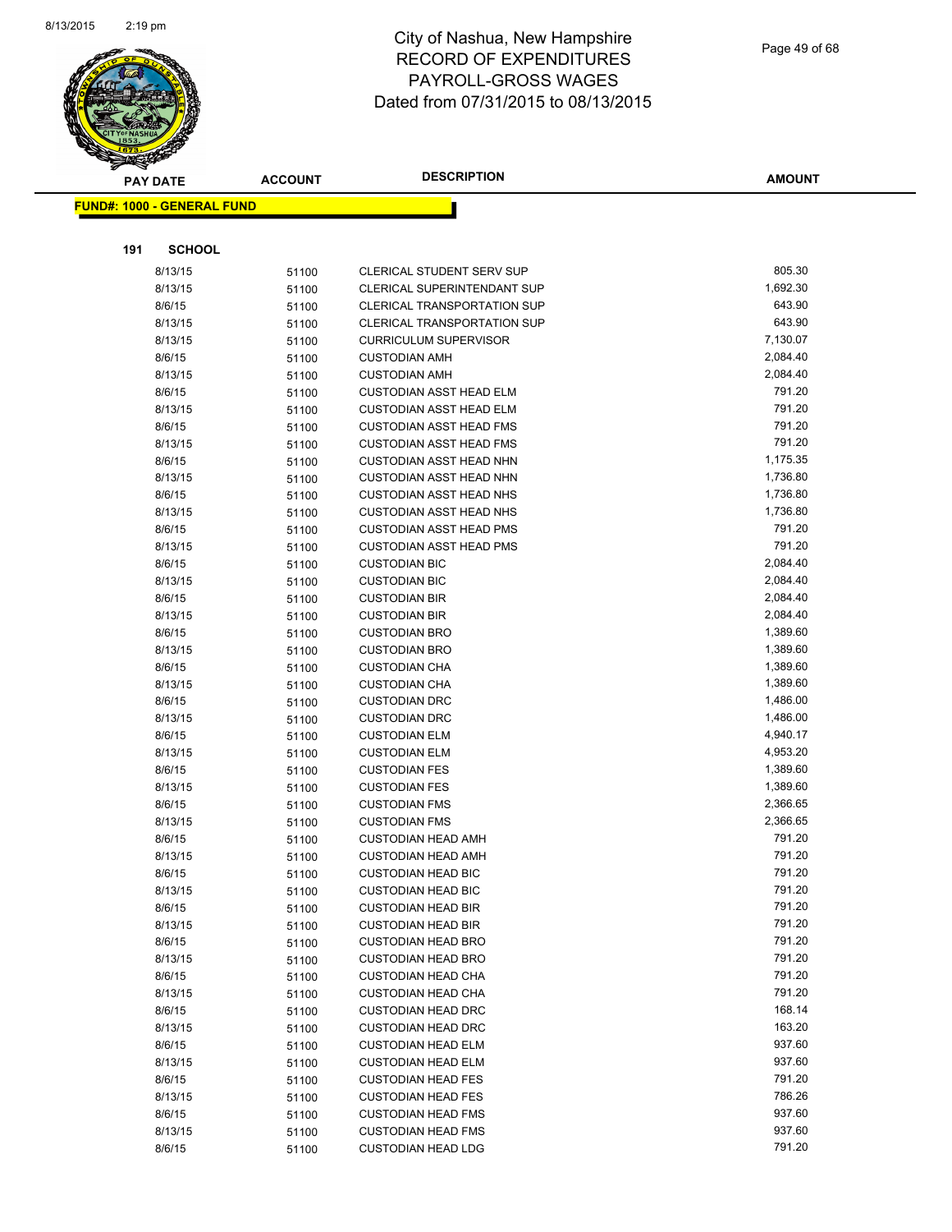# City of Nashua, New Hampshire
## RECORD OF EXPENDITURES
## PAYROLL-GROSS WAGES
## Dated from 07/31/2015 to 08/13/2015

**FUND#: 1000 - GENERAL FUND**

**191 SCHOOL**

| PAY DATE | ACCOUNT | DESCRIPTION | AMOUNT |
|---|---|---|---|
| 8/13/15 | 51100 | CLERICAL STUDENT SERV SUP | 805.30 |
| 8/13/15 | 51100 | CLERICAL SUPERINTENDANT SUP | 1,692.30 |
| 8/6/15 | 51100 | CLERICAL TRANSPORTATION SUP | 643.90 |
| 8/13/15 | 51100 | CLERICAL TRANSPORTATION SUP | 643.90 |
| 8/13/15 | 51100 | CURRICULUM SUPERVISOR | 7,130.07 |
| 8/6/15 | 51100 | CUSTODIAN AMH | 2,084.40 |
| 8/13/15 | 51100 | CUSTODIAN AMH | 2,084.40 |
| 8/6/15 | 51100 | CUSTODIAN ASST HEAD ELM | 791.20 |
| 8/13/15 | 51100 | CUSTODIAN ASST HEAD ELM | 791.20 |
| 8/6/15 | 51100 | CUSTODIAN ASST HEAD FMS | 791.20 |
| 8/13/15 | 51100 | CUSTODIAN ASST HEAD FMS | 791.20 |
| 8/6/15 | 51100 | CUSTODIAN ASST HEAD NHN | 1,175.35 |
| 8/13/15 | 51100 | CUSTODIAN ASST HEAD NHN | 1,736.80 |
| 8/6/15 | 51100 | CUSTODIAN ASST HEAD NHS | 1,736.80 |
| 8/13/15 | 51100 | CUSTODIAN ASST HEAD NHS | 1,736.80 |
| 8/6/15 | 51100 | CUSTODIAN ASST HEAD PMS | 791.20 |
| 8/13/15 | 51100 | CUSTODIAN ASST HEAD PMS | 791.20 |
| 8/6/15 | 51100 | CUSTODIAN BIC | 2,084.40 |
| 8/13/15 | 51100 | CUSTODIAN BIC | 2,084.40 |
| 8/6/15 | 51100 | CUSTODIAN BIR | 2,084.40 |
| 8/13/15 | 51100 | CUSTODIAN BIR | 2,084.40 |
| 8/6/15 | 51100 | CUSTODIAN BRO | 1,389.60 |
| 8/13/15 | 51100 | CUSTODIAN BRO | 1,389.60 |
| 8/6/15 | 51100 | CUSTODIAN CHA | 1,389.60 |
| 8/13/15 | 51100 | CUSTODIAN CHA | 1,389.60 |
| 8/6/15 | 51100 | CUSTODIAN DRC | 1,486.00 |
| 8/13/15 | 51100 | CUSTODIAN DRC | 1,486.00 |
| 8/6/15 | 51100 | CUSTODIAN ELM | 4,940.17 |
| 8/13/15 | 51100 | CUSTODIAN ELM | 4,953.20 |
| 8/6/15 | 51100 | CUSTODIAN FES | 1,389.60 |
| 8/13/15 | 51100 | CUSTODIAN FES | 1,389.60 |
| 8/6/15 | 51100 | CUSTODIAN FMS | 2,366.65 |
| 8/13/15 | 51100 | CUSTODIAN FMS | 2,366.65 |
| 8/6/15 | 51100 | CUSTODIAN HEAD AMH | 791.20 |
| 8/13/15 | 51100 | CUSTODIAN HEAD AMH | 791.20 |
| 8/6/15 | 51100 | CUSTODIAN HEAD BIC | 791.20 |
| 8/13/15 | 51100 | CUSTODIAN HEAD BIC | 791.20 |
| 8/6/15 | 51100 | CUSTODIAN HEAD BIR | 791.20 |
| 8/13/15 | 51100 | CUSTODIAN HEAD BIR | 791.20 |
| 8/6/15 | 51100 | CUSTODIAN HEAD BRO | 791.20 |
| 8/13/15 | 51100 | CUSTODIAN HEAD BRO | 791.20 |
| 8/6/15 | 51100 | CUSTODIAN HEAD CHA | 791.20 |
| 8/13/15 | 51100 | CUSTODIAN HEAD CHA | 791.20 |
| 8/6/15 | 51100 | CUSTODIAN HEAD DRC | 168.14 |
| 8/13/15 | 51100 | CUSTODIAN HEAD DRC | 163.20 |
| 8/6/15 | 51100 | CUSTODIAN HEAD ELM | 937.60 |
| 8/13/15 | 51100 | CUSTODIAN HEAD ELM | 937.60 |
| 8/6/15 | 51100 | CUSTODIAN HEAD FES | 791.20 |
| 8/13/15 | 51100 | CUSTODIAN HEAD FES | 786.26 |
| 8/6/15 | 51100 | CUSTODIAN HEAD FMS | 937.60 |
| 8/13/15 | 51100 | CUSTODIAN HEAD FMS | 937.60 |
| 8/6/15 | 51100 | CUSTODIAN HEAD LDG | 791.20 |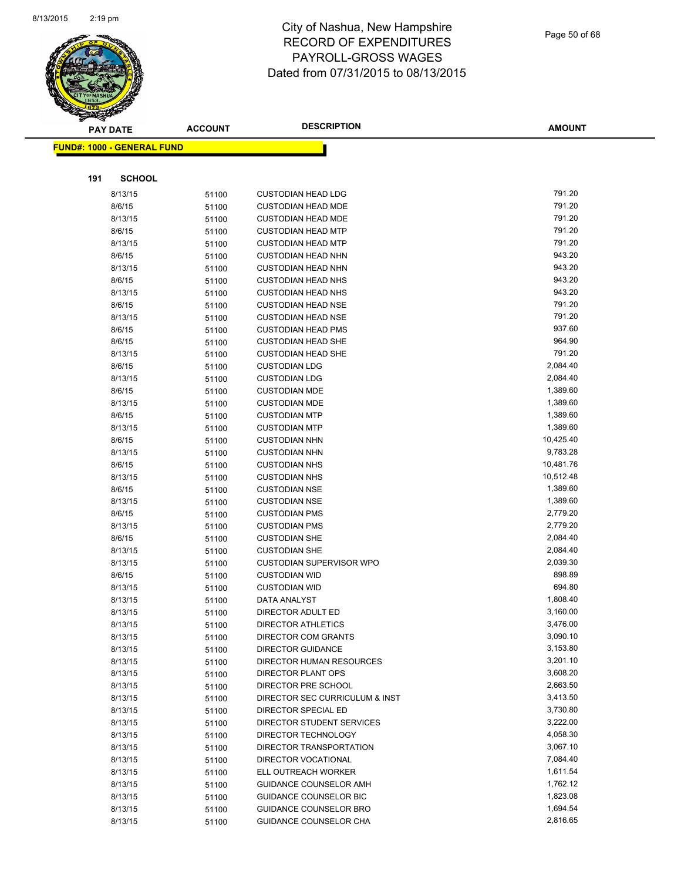# City of Nashua, New Hampshire
## RECORD OF EXPENDITURES
## PAYROLL-GROSS WAGES
## Dated from 07/31/2015 to 08/13/2015

**FUND#: 1000 - GENERAL FUND**

**191 SCHOOL**

| PAY DATE | ACCOUNT | DESCRIPTION | AMOUNT |
|---|---|---|---|
| 8/13/15 | 51100 | CUSTODIAN HEAD LDG | 791.20 |
| 8/6/15 | 51100 | CUSTODIAN HEAD MDE | 791.20 |
| 8/13/15 | 51100 | CUSTODIAN HEAD MDE | 791.20 |
| 8/6/15 | 51100 | CUSTODIAN HEAD MTP | 791.20 |
| 8/13/15 | 51100 | CUSTODIAN HEAD MTP | 791.20 |
| 8/6/15 | 51100 | CUSTODIAN HEAD NHN | 943.20 |
| 8/13/15 | 51100 | CUSTODIAN HEAD NHN | 943.20 |
| 8/6/15 | 51100 | CUSTODIAN HEAD NHS | 943.20 |
| 8/13/15 | 51100 | CUSTODIAN HEAD NHS | 943.20 |
| 8/6/15 | 51100 | CUSTODIAN HEAD NSE | 791.20 |
| 8/13/15 | 51100 | CUSTODIAN HEAD NSE | 791.20 |
| 8/6/15 | 51100 | CUSTODIAN HEAD PMS | 937.60 |
| 8/6/15 | 51100 | CUSTODIAN HEAD SHE | 964.90 |
| 8/13/15 | 51100 | CUSTODIAN HEAD SHE | 791.20 |
| 8/6/15 | 51100 | CUSTODIAN LDG | 2,084.40 |
| 8/13/15 | 51100 | CUSTODIAN LDG | 2,084.40 |
| 8/6/15 | 51100 | CUSTODIAN MDE | 1,389.60 |
| 8/13/15 | 51100 | CUSTODIAN MDE | 1,389.60 |
| 8/6/15 | 51100 | CUSTODIAN MTP | 1,389.60 |
| 8/13/15 | 51100 | CUSTODIAN MTP | 1,389.60 |
| 8/6/15 | 51100 | CUSTODIAN NHN | 10,425.40 |
| 8/13/15 | 51100 | CUSTODIAN NHN | 9,783.28 |
| 8/6/15 | 51100 | CUSTODIAN NHS | 10,481.76 |
| 8/13/15 | 51100 | CUSTODIAN NHS | 10,512.48 |
| 8/6/15 | 51100 | CUSTODIAN NSE | 1,389.60 |
| 8/13/15 | 51100 | CUSTODIAN NSE | 1,389.60 |
| 8/6/15 | 51100 | CUSTODIAN PMS | 2,779.20 |
| 8/13/15 | 51100 | CUSTODIAN PMS | 2,779.20 |
| 8/6/15 | 51100 | CUSTODIAN SHE | 2,084.40 |
| 8/13/15 | 51100 | CUSTODIAN SHE | 2,084.40 |
| 8/13/15 | 51100 | CUSTODIAN SUPERVISOR WPO | 2,039.30 |
| 8/6/15 | 51100 | CUSTODIAN WID | 898.89 |
| 8/13/15 | 51100 | CUSTODIAN WID | 694.80 |
| 8/13/15 | 51100 | DATA ANALYST | 1,808.40 |
| 8/13/15 | 51100 | DIRECTOR ADULT ED | 3,160.00 |
| 8/13/15 | 51100 | DIRECTOR ATHLETICS | 3,476.00 |
| 8/13/15 | 51100 | DIRECTOR COM GRANTS | 3,090.10 |
| 8/13/15 | 51100 | DIRECTOR GUIDANCE | 3,153.80 |
| 8/13/15 | 51100 | DIRECTOR HUMAN RESOURCES | 3,201.10 |
| 8/13/15 | 51100 | DIRECTOR PLANT OPS | 3,608.20 |
| 8/13/15 | 51100 | DIRECTOR PRE SCHOOL | 2,663.50 |
| 8/13/15 | 51100 | DIRECTOR SEC CURRICULUM & INST | 3,413.50 |
| 8/13/15 | 51100 | DIRECTOR SPECIAL ED | 3,730.80 |
| 8/13/15 | 51100 | DIRECTOR STUDENT SERVICES | 3,222.00 |
| 8/13/15 | 51100 | DIRECTOR TECHNOLOGY | 4,058.30 |
| 8/13/15 | 51100 | DIRECTOR TRANSPORTATION | 3,067.10 |
| 8/13/15 | 51100 | DIRECTOR VOCATIONAL | 7,084.40 |
| 8/13/15 | 51100 | ELL OUTREACH WORKER | 1,611.54 |
| 8/13/15 | 51100 | GUIDANCE COUNSELOR AMH | 1,762.12 |
| 8/13/15 | 51100 | GUIDANCE COUNSELOR BIC | 1,823.08 |
| 8/13/15 | 51100 | GUIDANCE COUNSELOR BRO | 1,694.54 |
| 8/13/15 | 51100 | GUIDANCE COUNSELOR CHA | 2,816.65 |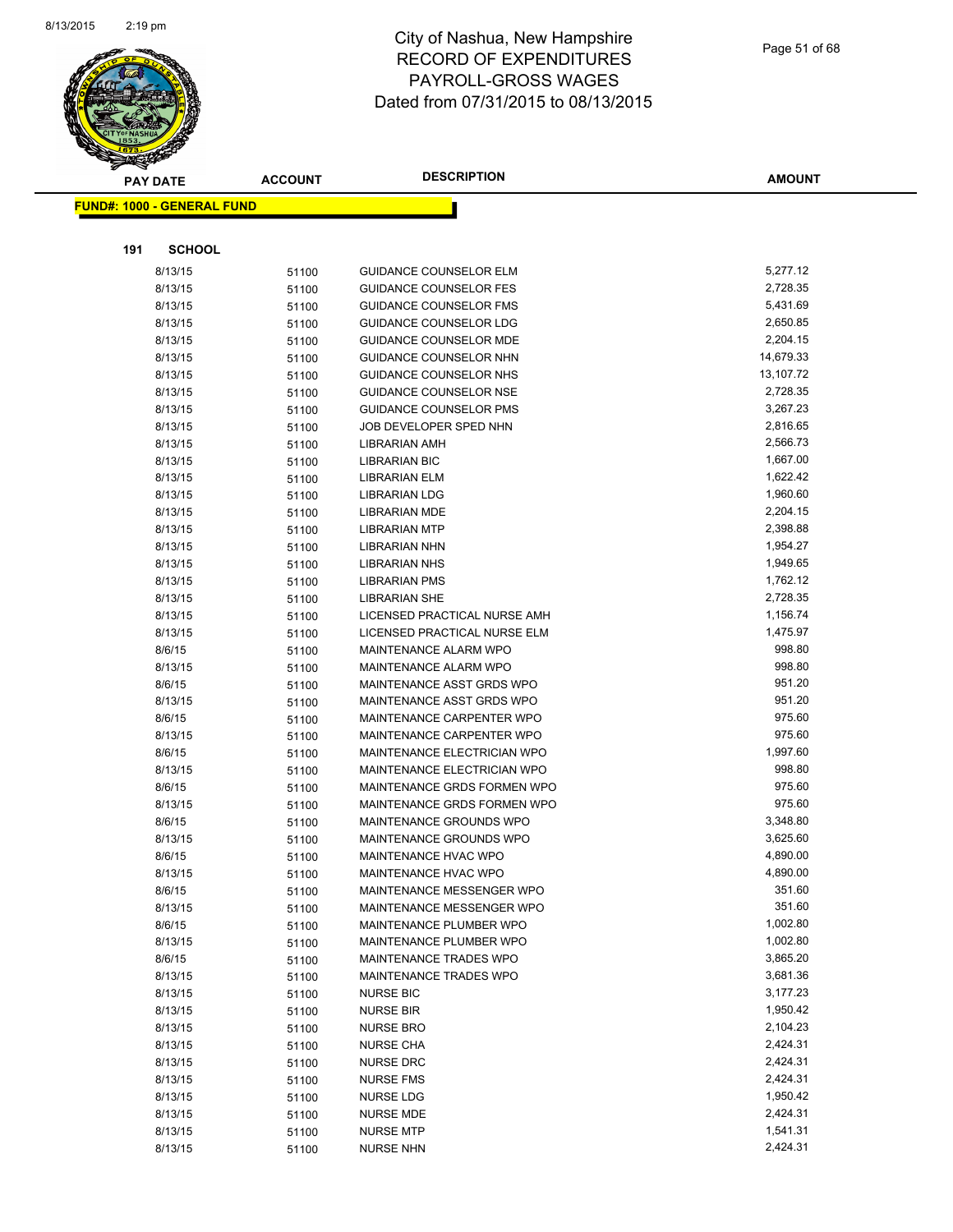# City of Nashua, New Hampshire
## RECORD OF EXPENDITURES
## PAYROLL-GROSS WAGES
## Dated from 07/31/2015 to 08/13/2015

**FUND#: 1000 - GENERAL FUND**

**191 SCHOOL**

| PAY DATE | ACCOUNT | DESCRIPTION | AMOUNT |
|---|---|---|---|
| 8/13/15 | 51100 | GUIDANCE COUNSELOR ELM | 5,277.12 |
| 8/13/15 | 51100 | GUIDANCE COUNSELOR FES | 2,728.35 |
| 8/13/15 | 51100 | GUIDANCE COUNSELOR FMS | 5,431.69 |
| 8/13/15 | 51100 | GUIDANCE COUNSELOR LDG | 2,650.85 |
| 8/13/15 | 51100 | GUIDANCE COUNSELOR MDE | 2,204.15 |
| 8/13/15 | 51100 | GUIDANCE COUNSELOR NHN | 14,679.33 |
| 8/13/15 | 51100 | GUIDANCE COUNSELOR NHS | 13,107.72 |
| 8/13/15 | 51100 | GUIDANCE COUNSELOR NSE | 2,728.35 |
| 8/13/15 | 51100 | GUIDANCE COUNSELOR PMS | 3,267.23 |
| 8/13/15 | 51100 | JOB DEVELOPER SPED NHN | 2,816.65 |
| 8/13/15 | 51100 | LIBRARIAN AMH | 2,566.73 |
| 8/13/15 | 51100 | LIBRARIAN BIC | 1,667.00 |
| 8/13/15 | 51100 | LIBRARIAN ELM | 1,622.42 |
| 8/13/15 | 51100 | LIBRARIAN LDG | 1,960.60 |
| 8/13/15 | 51100 | LIBRARIAN MDE | 2,204.15 |
| 8/13/15 | 51100 | LIBRARIAN MTP | 2,398.88 |
| 8/13/15 | 51100 | LIBRARIAN NHN | 1,954.27 |
| 8/13/15 | 51100 | LIBRARIAN NHS | 1,949.65 |
| 8/13/15 | 51100 | LIBRARIAN PMS | 1,762.12 |
| 8/13/15 | 51100 | LIBRARIAN SHE | 2,728.35 |
| 8/13/15 | 51100 | LICENSED PRACTICAL NURSE AMH | 1,156.74 |
| 8/13/15 | 51100 | LICENSED PRACTICAL NURSE ELM | 1,475.97 |
| 8/6/15 | 51100 | MAINTENANCE ALARM WPO | 998.80 |
| 8/13/15 | 51100 | MAINTENANCE ALARM WPO | 998.80 |
| 8/6/15 | 51100 | MAINTENANCE ASST GRDS WPO | 951.20 |
| 8/13/15 | 51100 | MAINTENANCE ASST GRDS WPO | 951.20 |
| 8/6/15 | 51100 | MAINTENANCE CARPENTER WPO | 975.60 |
| 8/13/15 | 51100 | MAINTENANCE CARPENTER WPO | 975.60 |
| 8/6/15 | 51100 | MAINTENANCE ELECTRICIAN WPO | 1,997.60 |
| 8/13/15 | 51100 | MAINTENANCE ELECTRICIAN WPO | 998.80 |
| 8/6/15 | 51100 | MAINTENANCE GRDS FORMEN WPO | 975.60 |
| 8/13/15 | 51100 | MAINTENANCE GRDS FORMEN WPO | 975.60 |
| 8/6/15 | 51100 | MAINTENANCE GROUNDS WPO | 3,348.80 |
| 8/13/15 | 51100 | MAINTENANCE GROUNDS WPO | 3,625.60 |
| 8/6/15 | 51100 | MAINTENANCE HVAC WPO | 4,890.00 |
| 8/13/15 | 51100 | MAINTENANCE HVAC WPO | 4,890.00 |
| 8/6/15 | 51100 | MAINTENANCE MESSENGER WPO | 351.60 |
| 8/13/15 | 51100 | MAINTENANCE MESSENGER WPO | 351.60 |
| 8/6/15 | 51100 | MAINTENANCE PLUMBER WPO | 1,002.80 |
| 8/13/15 | 51100 | MAINTENANCE PLUMBER WPO | 1,002.80 |
| 8/6/15 | 51100 | MAINTENANCE TRADES WPO | 3,865.20 |
| 8/13/15 | 51100 | MAINTENANCE TRADES WPO | 3,681.36 |
| 8/13/15 | 51100 | NURSE BIC | 3,177.23 |
| 8/13/15 | 51100 | NURSE BIR | 1,950.42 |
| 8/13/15 | 51100 | NURSE BRO | 2,104.23 |
| 8/13/15 | 51100 | NURSE CHA | 2,424.31 |
| 8/13/15 | 51100 | NURSE DRC | 2,424.31 |
| 8/13/15 | 51100 | NURSE FMS | 2,424.31 |
| 8/13/15 | 51100 | NURSE LDG | 1,950.42 |
| 8/13/15 | 51100 | NURSE MDE | 2,424.31 |
| 8/13/15 | 51100 | NURSE MTP | 1,541.31 |
| 8/13/15 | 51100 | NURSE NHN | 2,424.31 |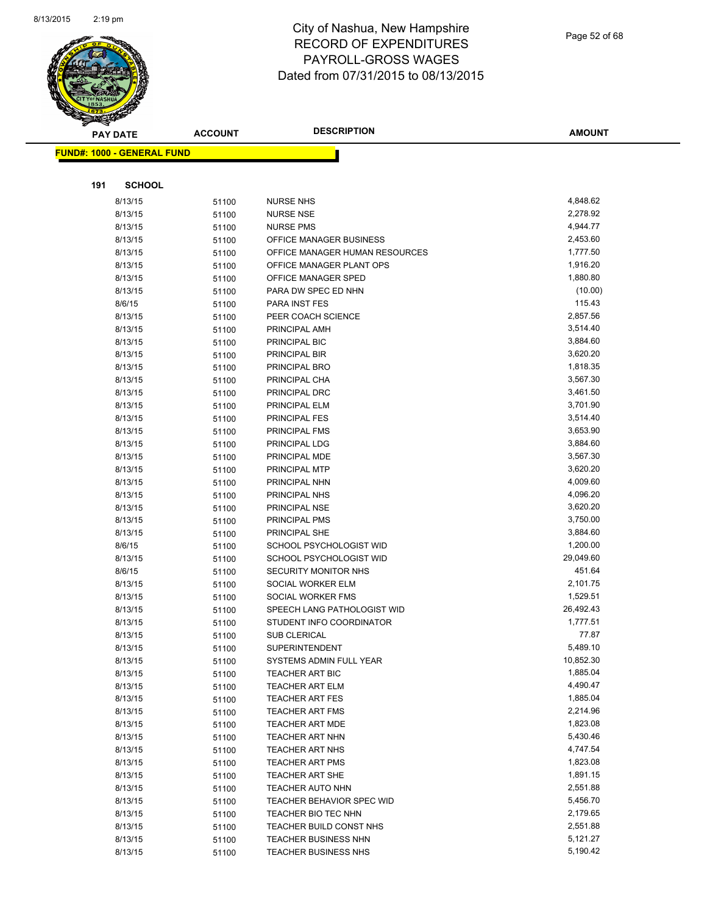# City of Nashua, New Hampshire
# RECORD OF EXPENDITURES
# PAYROLL-GROSS WAGES
# Dated from 07/31/2015 to 08/13/2015

**FUND#: 1000 - GENERAL FUND**

**191 SCHOOL**

| PAY DATE | ACCOUNT | DESCRIPTION | AMOUNT |
|---|---|---|---|
| 8/13/15 | 51100 | NURSE NHS | 4,848.62 |
| 8/13/15 | 51100 | NURSE NSE | 2,278.92 |
| 8/13/15 | 51100 | NURSE PMS | 4,944.77 |
| 8/13/15 | 51100 | OFFICE MANAGER BUSINESS | 2,453.60 |
| 8/13/15 | 51100 | OFFICE MANAGER HUMAN RESOURCES | 1,777.50 |
| 8/13/15 | 51100 | OFFICE MANAGER PLANT OPS | 1,916.20 |
| 8/13/15 | 51100 | OFFICE MANAGER SPED | 1,880.80 |
| 8/13/15 | 51100 | PARA DW SPEC ED NHN | (10.00) |
| 8/6/15 | 51100 | PARA INST FES | 115.43 |
| 8/13/15 | 51100 | PEER COACH SCIENCE | 2,857.56 |
| 8/13/15 | 51100 | PRINCIPAL AMH | 3,514.40 |
| 8/13/15 | 51100 | PRINCIPAL BIC | 3,884.60 |
| 8/13/15 | 51100 | PRINCIPAL BIR | 3,620.20 |
| 8/13/15 | 51100 | PRINCIPAL BRO | 1,818.35 |
| 8/13/15 | 51100 | PRINCIPAL CHA | 3,567.30 |
| 8/13/15 | 51100 | PRINCIPAL DRC | 3,461.50 |
| 8/13/15 | 51100 | PRINCIPAL ELM | 3,701.90 |
| 8/13/15 | 51100 | PRINCIPAL FES | 3,514.40 |
| 8/13/15 | 51100 | PRINCIPAL FMS | 3,653.90 |
| 8/13/15 | 51100 | PRINCIPAL LDG | 3,884.60 |
| 8/13/15 | 51100 | PRINCIPAL MDE | 3,567.30 |
| 8/13/15 | 51100 | PRINCIPAL MTP | 3,620.20 |
| 8/13/15 | 51100 | PRINCIPAL NHN | 4,009.60 |
| 8/13/15 | 51100 | PRINCIPAL NHS | 4,096.20 |
| 8/13/15 | 51100 | PRINCIPAL NSE | 3,620.20 |
| 8/13/15 | 51100 | PRINCIPAL PMS | 3,750.00 |
| 8/13/15 | 51100 | PRINCIPAL SHE | 3,884.60 |
| 8/6/15 | 51100 | SCHOOL PSYCHOLOGIST WID | 1,200.00 |
| 8/13/15 | 51100 | SCHOOL PSYCHOLOGIST WID | 29,049.60 |
| 8/6/15 | 51100 | SECURITY MONITOR NHS | 451.64 |
| 8/13/15 | 51100 | SOCIAL WORKER ELM | 2,101.75 |
| 8/13/15 | 51100 | SOCIAL WORKER FMS | 1,529.51 |
| 8/13/15 | 51100 | SPEECH LANG PATHOLOGIST WID | 26,492.43 |
| 8/13/15 | 51100 | STUDENT INFO COORDINATOR | 1,777.51 |
| 8/13/15 | 51100 | SUB CLERICAL | 77.87 |
| 8/13/15 | 51100 | SUPERINTENDENT | 5,489.10 |
| 8/13/15 | 51100 | SYSTEMS ADMIN FULL YEAR | 10,852.30 |
| 8/13/15 | 51100 | TEACHER ART BIC | 1,885.04 |
| 8/13/15 | 51100 | TEACHER ART ELM | 4,490.47 |
| 8/13/15 | 51100 | TEACHER ART FES | 1,885.04 |
| 8/13/15 | 51100 | TEACHER ART FMS | 2,214.96 |
| 8/13/15 | 51100 | TEACHER ART MDE | 1,823.08 |
| 8/13/15 | 51100 | TEACHER ART NHN | 5,430.46 |
| 8/13/15 | 51100 | TEACHER ART NHS | 4,747.54 |
| 8/13/15 | 51100 | TEACHER ART PMS | 1,823.08 |
| 8/13/15 | 51100 | TEACHER ART SHE | 1,891.15 |
| 8/13/15 | 51100 | TEACHER AUTO NHN | 2,551.88 |
| 8/13/15 | 51100 | TEACHER BEHAVIOR SPEC WID | 5,456.70 |
| 8/13/15 | 51100 | TEACHER BIO TEC NHN | 2,179.65 |
| 8/13/15 | 51100 | TEACHER BUILD CONST NHS | 2,551.88 |
| 8/13/15 | 51100 | TEACHER BUSINESS NHN | 5,121.27 |
| 8/13/15 | 51100 | TEACHER BUSINESS NHS | 5,190.42 |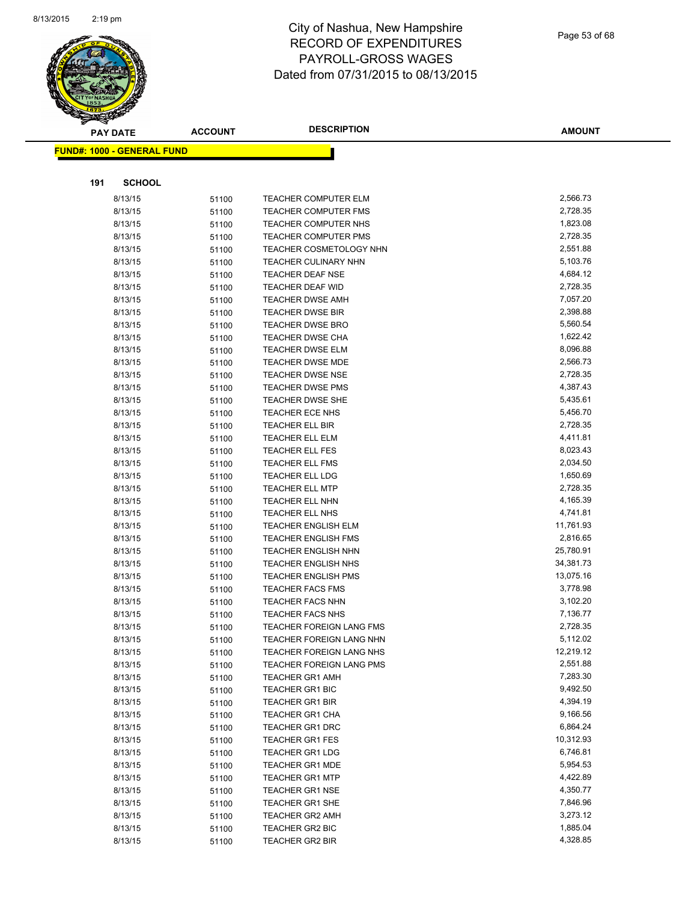# City of Nashua, New Hampshire
## RECORD OF EXPENDITURES
## PAYROLL-GROSS WAGES
## Dated from 07/31/2015 to 08/13/2015

**FUND#: 1000 - GENERAL FUND**

**191 SCHOOL**

| PAY DATE | ACCOUNT | DESCRIPTION | AMOUNT |
|---|---|---|---|
| 8/13/15 | 51100 | TEACHER COMPUTER ELM | 2,566.73 |
| 8/13/15 | 51100 | TEACHER COMPUTER FMS | 2,728.35 |
| 8/13/15 | 51100 | TEACHER COMPUTER NHS | 1,823.08 |
| 8/13/15 | 51100 | TEACHER COMPUTER PMS | 2,728.35 |
| 8/13/15 | 51100 | TEACHER COSMETOLOGY NHN | 2,551.88 |
| 8/13/15 | 51100 | TEACHER CULINARY NHN | 5,103.76 |
| 8/13/15 | 51100 | TEACHER DEAF NSE | 4,684.12 |
| 8/13/15 | 51100 | TEACHER DEAF WID | 2,728.35 |
| 8/13/15 | 51100 | TEACHER DWSE AMH | 7,057.20 |
| 8/13/15 | 51100 | TEACHER DWSE BIR | 2,398.88 |
| 8/13/15 | 51100 | TEACHER DWSE BRO | 5,560.54 |
| 8/13/15 | 51100 | TEACHER DWSE CHA | 1,622.42 |
| 8/13/15 | 51100 | TEACHER DWSE ELM | 8,096.88 |
| 8/13/15 | 51100 | TEACHER DWSE MDE | 2,566.73 |
| 8/13/15 | 51100 | TEACHER DWSE NSE | 2,728.35 |
| 8/13/15 | 51100 | TEACHER DWSE PMS | 4,387.43 |
| 8/13/15 | 51100 | TEACHER DWSE SHE | 5,435.61 |
| 8/13/15 | 51100 | TEACHER ECE NHS | 5,456.70 |
| 8/13/15 | 51100 | TEACHER ELL BIR | 2,728.35 |
| 8/13/15 | 51100 | TEACHER ELL ELM | 4,411.81 |
| 8/13/15 | 51100 | TEACHER ELL FES | 8,023.43 |
| 8/13/15 | 51100 | TEACHER ELL FMS | 2,034.50 |
| 8/13/15 | 51100 | TEACHER ELL LDG | 1,650.69 |
| 8/13/15 | 51100 | TEACHER ELL MTP | 2,728.35 |
| 8/13/15 | 51100 | TEACHER ELL NHN | 4,165.39 |
| 8/13/15 | 51100 | TEACHER ELL NHS | 4,741.81 |
| 8/13/15 | 51100 | TEACHER ENGLISH ELM | 11,761.93 |
| 8/13/15 | 51100 | TEACHER ENGLISH FMS | 2,816.65 |
| 8/13/15 | 51100 | TEACHER ENGLISH NHN | 25,780.91 |
| 8/13/15 | 51100 | TEACHER ENGLISH NHS | 34,381.73 |
| 8/13/15 | 51100 | TEACHER ENGLISH PMS | 13,075.16 |
| 8/13/15 | 51100 | TEACHER FACS FMS | 3,778.98 |
| 8/13/15 | 51100 | TEACHER FACS NHN | 3,102.20 |
| 8/13/15 | 51100 | TEACHER FACS NHS | 7,136.77 |
| 8/13/15 | 51100 | TEACHER FOREIGN LANG FMS | 2,728.35 |
| 8/13/15 | 51100 | TEACHER FOREIGN LANG NHN | 5,112.02 |
| 8/13/15 | 51100 | TEACHER FOREIGN LANG NHS | 12,219.12 |
| 8/13/15 | 51100 | TEACHER FOREIGN LANG PMS | 2,551.88 |
| 8/13/15 | 51100 | TEACHER GR1 AMH | 7,283.30 |
| 8/13/15 | 51100 | TEACHER GR1 BIC | 9,492.50 |
| 8/13/15 | 51100 | TEACHER GR1 BIR | 4,394.19 |
| 8/13/15 | 51100 | TEACHER GR1 CHA | 9,166.56 |
| 8/13/15 | 51100 | TEACHER GR1 DRC | 6,864.24 |
| 8/13/15 | 51100 | TEACHER GR1 FES | 10,312.93 |
| 8/13/15 | 51100 | TEACHER GR1 LDG | 6,746.81 |
| 8/13/15 | 51100 | TEACHER GR1 MDE | 5,954.53 |
| 8/13/15 | 51100 | TEACHER GR1 MTP | 4,422.89 |
| 8/13/15 | 51100 | TEACHER GR1 NSE | 4,350.77 |
| 8/13/15 | 51100 | TEACHER GR1 SHE | 7,846.96 |
| 8/13/15 | 51100 | TEACHER GR2 AMH | 3,273.12 |
| 8/13/15 | 51100 | TEACHER GR2 BIC | 1,885.04 |
| 8/13/15 | 51100 | TEACHER GR2 BIR | 4,328.85 |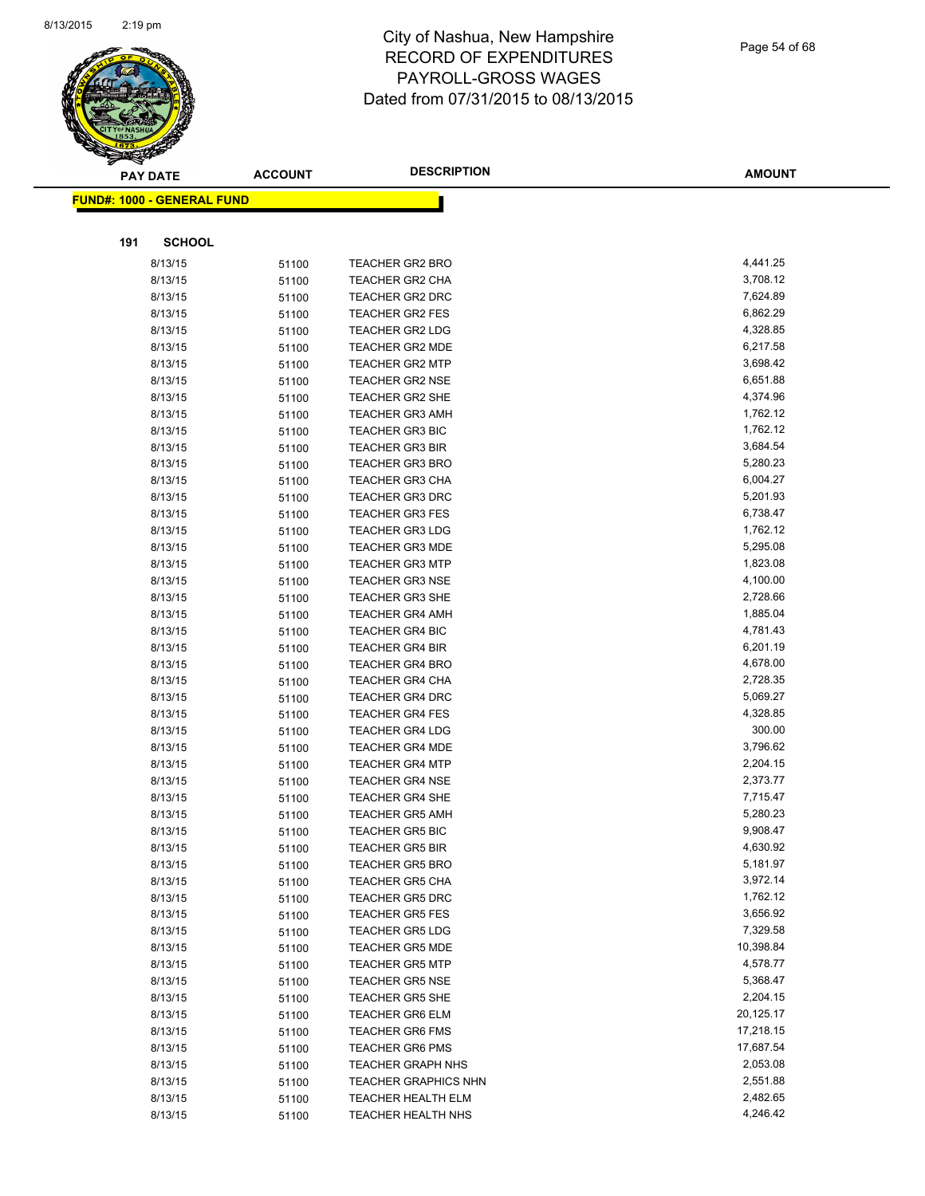# City of Nashua, New Hampshire
# RECORD OF EXPENDITURES
# PAYROLL-GROSS WAGES
# Dated from 07/31/2015 to 08/13/2015

**FUND#: 1000 - GENERAL FUND**

**191 SCHOOL**

| PAY DATE | ACCOUNT | DESCRIPTION | AMOUNT |
|---|---|---|---|
| 8/13/15 | 51100 | TEACHER GR2 BRO | 4,441.25 |
| 8/13/15 | 51100 | TEACHER GR2 CHA | 3,708.12 |
| 8/13/15 | 51100 | TEACHER GR2 DRC | 7,624.89 |
| 8/13/15 | 51100 | TEACHER GR2 FES | 6,862.29 |
| 8/13/15 | 51100 | TEACHER GR2 LDG | 4,328.85 |
| 8/13/15 | 51100 | TEACHER GR2 MDE | 6,217.58 |
| 8/13/15 | 51100 | TEACHER GR2 MTP | 3,698.42 |
| 8/13/15 | 51100 | TEACHER GR2 NSE | 6,651.88 |
| 8/13/15 | 51100 | TEACHER GR2 SHE | 4,374.96 |
| 8/13/15 | 51100 | TEACHER GR3 AMH | 1,762.12 |
| 8/13/15 | 51100 | TEACHER GR3 BIC | 1,762.12 |
| 8/13/15 | 51100 | TEACHER GR3 BIR | 3,684.54 |
| 8/13/15 | 51100 | TEACHER GR3 BRO | 5,280.23 |
| 8/13/15 | 51100 | TEACHER GR3 CHA | 6,004.27 |
| 8/13/15 | 51100 | TEACHER GR3 DRC | 5,201.93 |
| 8/13/15 | 51100 | TEACHER GR3 FES | 6,738.47 |
| 8/13/15 | 51100 | TEACHER GR3 LDG | 1,762.12 |
| 8/13/15 | 51100 | TEACHER GR3 MDE | 5,295.08 |
| 8/13/15 | 51100 | TEACHER GR3 MTP | 1,823.08 |
| 8/13/15 | 51100 | TEACHER GR3 NSE | 4,100.00 |
| 8/13/15 | 51100 | TEACHER GR3 SHE | 2,728.66 |
| 8/13/15 | 51100 | TEACHER GR4 AMH | 1,885.04 |
| 8/13/15 | 51100 | TEACHER GR4 BIC | 4,781.43 |
| 8/13/15 | 51100 | TEACHER GR4 BIR | 6,201.19 |
| 8/13/15 | 51100 | TEACHER GR4 BRO | 4,678.00 |
| 8/13/15 | 51100 | TEACHER GR4 CHA | 2,728.35 |
| 8/13/15 | 51100 | TEACHER GR4 DRC | 5,069.27 |
| 8/13/15 | 51100 | TEACHER GR4 FES | 4,328.85 |
| 8/13/15 | 51100 | TEACHER GR4 LDG | 300.00 |
| 8/13/15 | 51100 | TEACHER GR4 MDE | 3,796.62 |
| 8/13/15 | 51100 | TEACHER GR4 MTP | 2,204.15 |
| 8/13/15 | 51100 | TEACHER GR4 NSE | 2,373.77 |
| 8/13/15 | 51100 | TEACHER GR4 SHE | 7,715.47 |
| 8/13/15 | 51100 | TEACHER GR5 AMH | 5,280.23 |
| 8/13/15 | 51100 | TEACHER GR5 BIC | 9,908.47 |
| 8/13/15 | 51100 | TEACHER GR5 BIR | 4,630.92 |
| 8/13/15 | 51100 | TEACHER GR5 BRO | 5,181.97 |
| 8/13/15 | 51100 | TEACHER GR5 CHA | 3,972.14 |
| 8/13/15 | 51100 | TEACHER GR5 DRC | 1,762.12 |
| 8/13/15 | 51100 | TEACHER GR5 FES | 3,656.92 |
| 8/13/15 | 51100 | TEACHER GR5 LDG | 7,329.58 |
| 8/13/15 | 51100 | TEACHER GR5 MDE | 10,398.84 |
| 8/13/15 | 51100 | TEACHER GR5 MTP | 4,578.77 |
| 8/13/15 | 51100 | TEACHER GR5 NSE | 5,368.47 |
| 8/13/15 | 51100 | TEACHER GR5 SHE | 2,204.15 |
| 8/13/15 | 51100 | TEACHER GR6 ELM | 20,125.17 |
| 8/13/15 | 51100 | TEACHER GR6 FMS | 17,218.15 |
| 8/13/15 | 51100 | TEACHER GR6 PMS | 17,687.54 |
| 8/13/15 | 51100 | TEACHER GRAPH NHS | 2,053.08 |
| 8/13/15 | 51100 | TEACHER GRAPHICS NHN | 2,551.88 |
| 8/13/15 | 51100 | TEACHER HEALTH ELM | 2,482.65 |
| 8/13/15 | 51100 | TEACHER HEALTH NHS | 4,246.42 |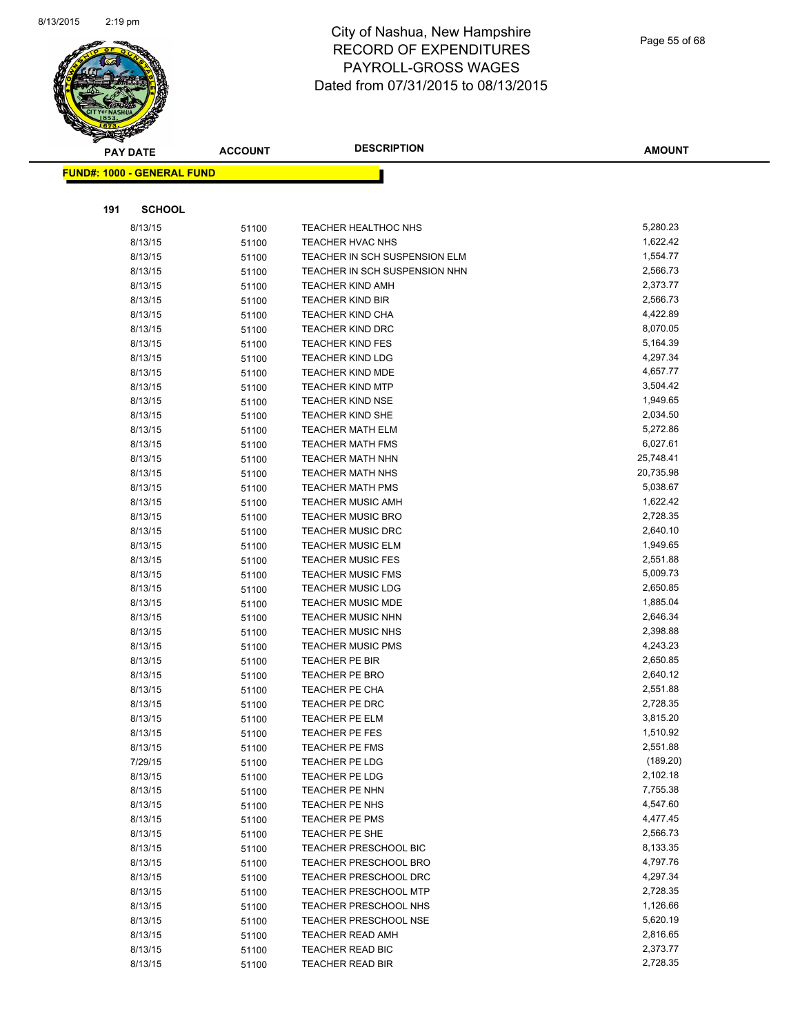# City of Nashua, New Hampshire
## RECORD OF EXPENDITURES
## PAYROLL-GROSS WAGES
## Dated from 07/31/2015 to 08/13/2015

**FUND#: 1000 - GENERAL FUND**

**191 SCHOOL**

| PAY DATE | ACCOUNT | DESCRIPTION | AMOUNT |
|---|---|---|---|
| 8/13/15 | 51100 | TEACHER HEALTHOC NHS | 5,280.23 |
| 8/13/15 | 51100 | TEACHER HVAC NHS | 1,622.42 |
| 8/13/15 | 51100 | TEACHER IN SCH SUSPENSION ELM | 1,554.77 |
| 8/13/15 | 51100 | TEACHER IN SCH SUSPENSION NHN | 2,566.73 |
| 8/13/15 | 51100 | TEACHER KIND AMH | 2,373.77 |
| 8/13/15 | 51100 | TEACHER KIND BIR | 2,566.73 |
| 8/13/15 | 51100 | TEACHER KIND CHA | 4,422.89 |
| 8/13/15 | 51100 | TEACHER KIND DRC | 8,070.05 |
| 8/13/15 | 51100 | TEACHER KIND FES | 5,164.39 |
| 8/13/15 | 51100 | TEACHER KIND LDG | 4,297.34 |
| 8/13/15 | 51100 | TEACHER KIND MDE | 4,657.77 |
| 8/13/15 | 51100 | TEACHER KIND MTP | 3,504.42 |
| 8/13/15 | 51100 | TEACHER KIND NSE | 1,949.65 |
| 8/13/15 | 51100 | TEACHER KIND SHE | 2,034.50 |
| 8/13/15 | 51100 | TEACHER MATH ELM | 5,272.86 |
| 8/13/15 | 51100 | TEACHER MATH FMS | 6,027.61 |
| 8/13/15 | 51100 | TEACHER MATH NHN | 25,748.41 |
| 8/13/15 | 51100 | TEACHER MATH NHS | 20,735.98 |
| 8/13/15 | 51100 | TEACHER MATH PMS | 5,038.67 |
| 8/13/15 | 51100 | TEACHER MUSIC AMH | 1,622.42 |
| 8/13/15 | 51100 | TEACHER MUSIC BRO | 2,728.35 |
| 8/13/15 | 51100 | TEACHER MUSIC DRC | 2,640.10 |
| 8/13/15 | 51100 | TEACHER MUSIC ELM | 1,949.65 |
| 8/13/15 | 51100 | TEACHER MUSIC FES | 2,551.88 |
| 8/13/15 | 51100 | TEACHER MUSIC FMS | 5,009.73 |
| 8/13/15 | 51100 | TEACHER MUSIC LDG | 2,650.85 |
| 8/13/15 | 51100 | TEACHER MUSIC MDE | 1,885.04 |
| 8/13/15 | 51100 | TEACHER MUSIC NHN | 2,646.34 |
| 8/13/15 | 51100 | TEACHER MUSIC NHS | 2,398.88 |
| 8/13/15 | 51100 | TEACHER MUSIC PMS | 4,243.23 |
| 8/13/15 | 51100 | TEACHER PE BIR | 2,650.85 |
| 8/13/15 | 51100 | TEACHER PE BRO | 2,640.12 |
| 8/13/15 | 51100 | TEACHER PE CHA | 2,551.88 |
| 8/13/15 | 51100 | TEACHER PE DRC | 2,728.35 |
| 8/13/15 | 51100 | TEACHER PE ELM | 3,815.20 |
| 8/13/15 | 51100 | TEACHER PE FES | 1,510.92 |
| 8/13/15 | 51100 | TEACHER PE FMS | 2,551.88 |
| 7/29/15 | 51100 | TEACHER PE LDG | (189.20) |
| 8/13/15 | 51100 | TEACHER PE LDG | 2,102.18 |
| 8/13/15 | 51100 | TEACHER PE NHN | 7,755.38 |
| 8/13/15 | 51100 | TEACHER PE NHS | 4,547.60 |
| 8/13/15 | 51100 | TEACHER PE PMS | 4,477.45 |
| 8/13/15 | 51100 | TEACHER PE SHE | 2,566.73 |
| 8/13/15 | 51100 | TEACHER PRESCHOOL BIC | 8,133.35 |
| 8/13/15 | 51100 | TEACHER PRESCHOOL BRO | 4,797.76 |
| 8/13/15 | 51100 | TEACHER PRESCHOOL DRC | 4,297.34 |
| 8/13/15 | 51100 | TEACHER PRESCHOOL MTP | 2,728.35 |
| 8/13/15 | 51100 | TEACHER PRESCHOOL NHS | 1,126.66 |
| 8/13/15 | 51100 | TEACHER PRESCHOOL NSE | 5,620.19 |
| 8/13/15 | 51100 | TEACHER READ AMH | 2,816.65 |
| 8/13/15 | 51100 | TEACHER READ BIC | 2,373.77 |
| 8/13/15 | 51100 | TEACHER READ BIR | 2,728.35 |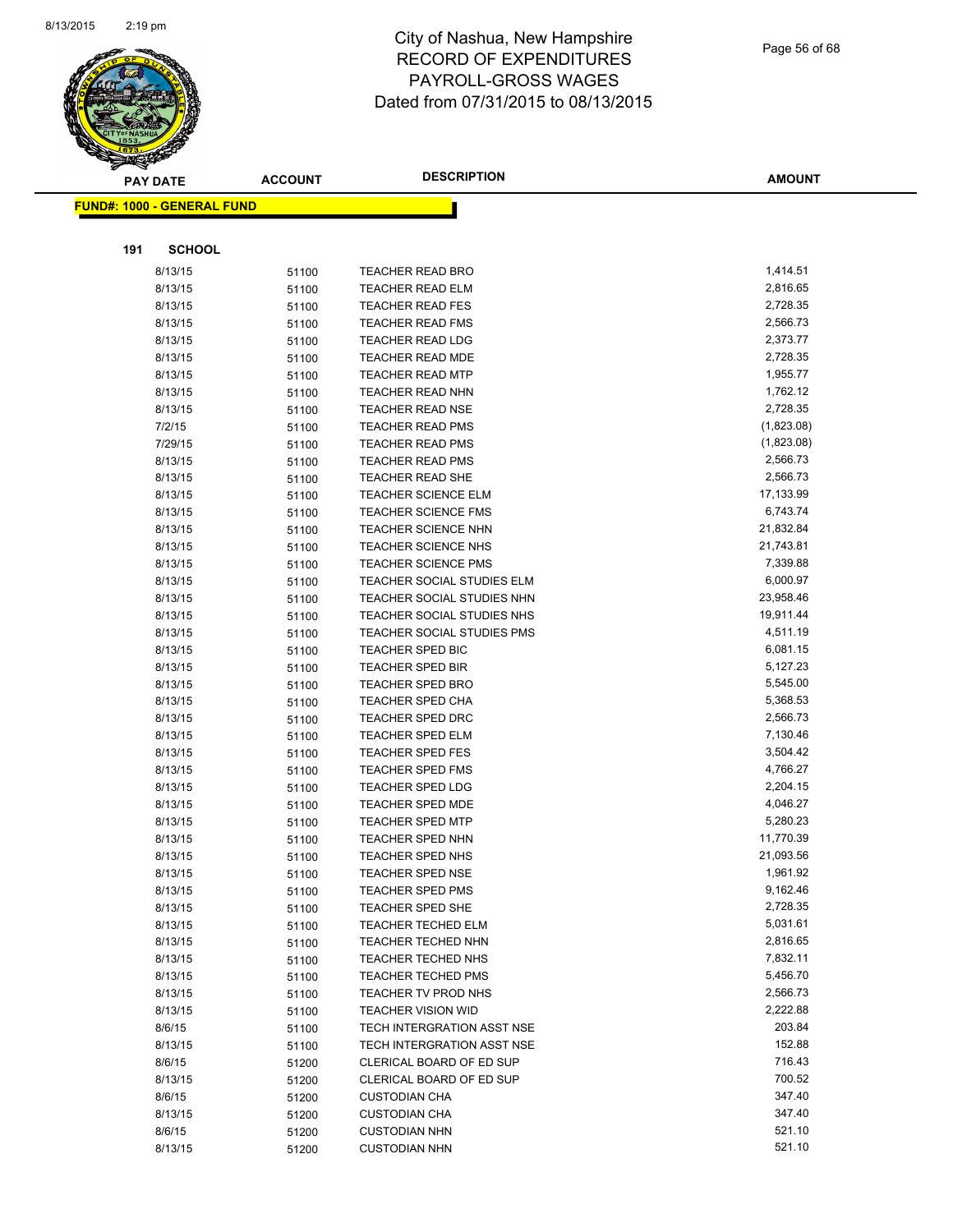# City of Nashua, New Hampshire
## RECORD OF EXPENDITURES
## PAYROLL-GROSS WAGES
## Dated from 07/31/2015 to 08/13/2015

**FUND#: 1000 - GENERAL FUND**

**191 SCHOOL**

| PAY DATE | ACCOUNT | DESCRIPTION | AMOUNT |
|---|---|---|---|
| 8/13/15 | 51100 | TEACHER READ BRO | 1,414.51 |
| 8/13/15 | 51100 | TEACHER READ ELM | 2,816.65 |
| 8/13/15 | 51100 | TEACHER READ FES | 2,728.35 |
| 8/13/15 | 51100 | TEACHER READ FMS | 2,566.73 |
| 8/13/15 | 51100 | TEACHER READ LDG | 2,373.77 |
| 8/13/15 | 51100 | TEACHER READ MDE | 2,728.35 |
| 8/13/15 | 51100 | TEACHER READ MTP | 1,955.77 |
| 8/13/15 | 51100 | TEACHER READ NHN | 1,762.12 |
| 8/13/15 | 51100 | TEACHER READ NSE | 2,728.35 |
| 7/2/15 | 51100 | TEACHER READ PMS | (1,823.08) |
| 7/29/15 | 51100 | TEACHER READ PMS | (1,823.08) |
| 8/13/15 | 51100 | TEACHER READ PMS | 2,566.73 |
| 8/13/15 | 51100 | TEACHER READ SHE | 2,566.73 |
| 8/13/15 | 51100 | TEACHER SCIENCE ELM | 17,133.99 |
| 8/13/15 | 51100 | TEACHER SCIENCE FMS | 6,743.74 |
| 8/13/15 | 51100 | TEACHER SCIENCE NHN | 21,832.84 |
| 8/13/15 | 51100 | TEACHER SCIENCE NHS | 21,743.81 |
| 8/13/15 | 51100 | TEACHER SCIENCE PMS | 7,339.88 |
| 8/13/15 | 51100 | TEACHER SOCIAL STUDIES ELM | 6,000.97 |
| 8/13/15 | 51100 | TEACHER SOCIAL STUDIES NHN | 23,958.46 |
| 8/13/15 | 51100 | TEACHER SOCIAL STUDIES NHS | 19,911.44 |
| 8/13/15 | 51100 | TEACHER SOCIAL STUDIES PMS | 4,511.19 |
| 8/13/15 | 51100 | TEACHER SPED BIC | 6,081.15 |
| 8/13/15 | 51100 | TEACHER SPED BIR | 5,127.23 |
| 8/13/15 | 51100 | TEACHER SPED BRO | 5,545.00 |
| 8/13/15 | 51100 | TEACHER SPED CHA | 5,368.53 |
| 8/13/15 | 51100 | TEACHER SPED DRC | 2,566.73 |
| 8/13/15 | 51100 | TEACHER SPED ELM | 7,130.46 |
| 8/13/15 | 51100 | TEACHER SPED FES | 3,504.42 |
| 8/13/15 | 51100 | TEACHER SPED FMS | 4,766.27 |
| 8/13/15 | 51100 | TEACHER SPED LDG | 2,204.15 |
| 8/13/15 | 51100 | TEACHER SPED MDE | 4,046.27 |
| 8/13/15 | 51100 | TEACHER SPED MTP | 5,280.23 |
| 8/13/15 | 51100 | TEACHER SPED NHN | 11,770.39 |
| 8/13/15 | 51100 | TEACHER SPED NHS | 21,093.56 |
| 8/13/15 | 51100 | TEACHER SPED NSE | 1,961.92 |
| 8/13/15 | 51100 | TEACHER SPED PMS | 9,162.46 |
| 8/13/15 | 51100 | TEACHER SPED SHE | 2,728.35 |
| 8/13/15 | 51100 | TEACHER TECHED ELM | 5,031.61 |
| 8/13/15 | 51100 | TEACHER TECHED NHN | 2,816.65 |
| 8/13/15 | 51100 | TEACHER TECHED NHS | 7,832.11 |
| 8/13/15 | 51100 | TEACHER TECHED PMS | 5,456.70 |
| 8/13/15 | 51100 | TEACHER TV PROD NHS | 2,566.73 |
| 8/13/15 | 51100 | TEACHER VISION WID | 2,222.88 |
| 8/6/15 | 51100 | TECH INTERGRATION ASST NSE | 203.84 |
| 8/13/15 | 51100 | TECH INTERGRATION ASST NSE | 152.88 |
| 8/6/15 | 51200 | CLERICAL BOARD OF ED SUP | 716.43 |
| 8/13/15 | 51200 | CLERICAL BOARD OF ED SUP | 700.52 |
| 8/6/15 | 51200 | CUSTODIAN CHA | 347.40 |
| 8/13/15 | 51200 | CUSTODIAN CHA | 347.40 |
| 8/6/15 | 51200 | CUSTODIAN NHN | 521.10 |
| 8/13/15 | 51200 | CUSTODIAN NHN | 521.10 |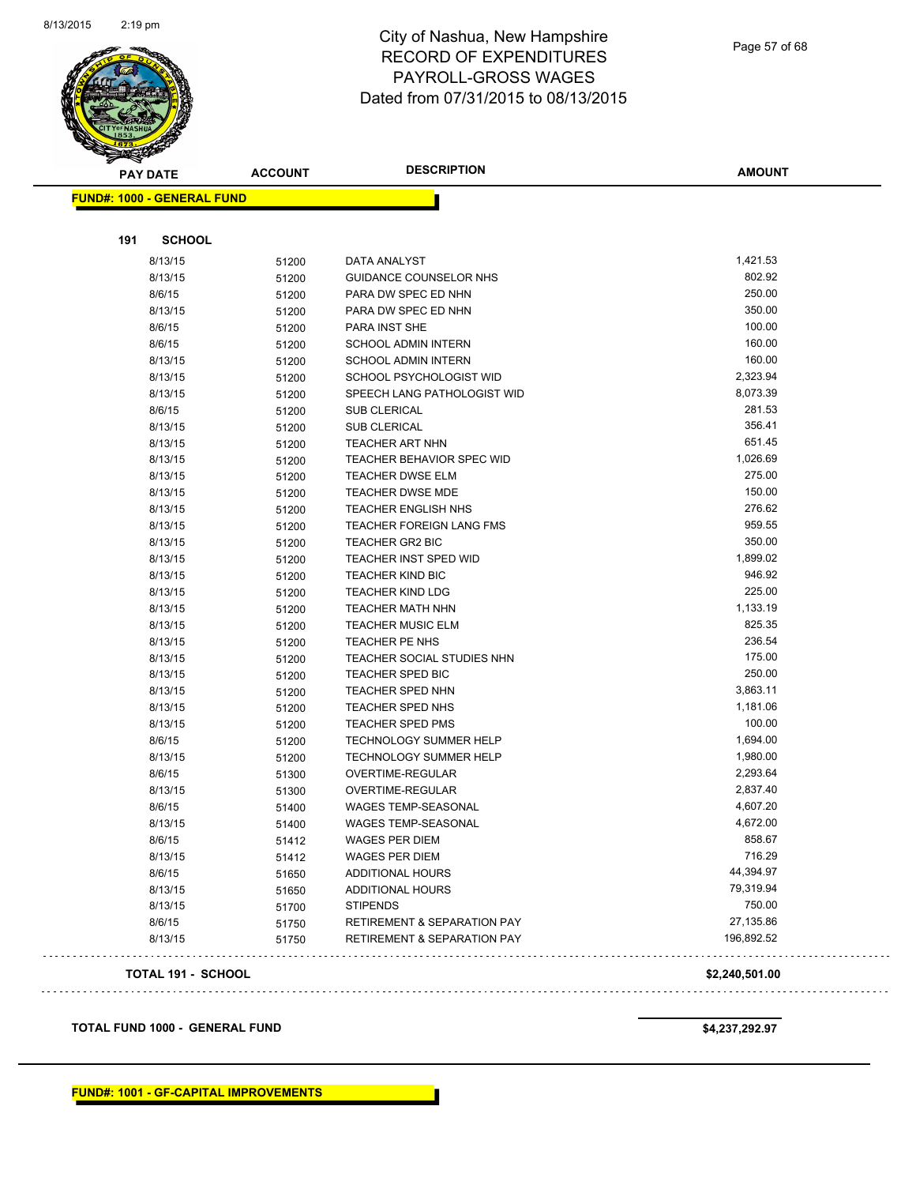# City of Nashua, New Hampshire
## RECORD OF EXPENDITURES
## PAYROLL-GROSS WAGES
## Dated from 07/31/2015 to 08/13/2015

**FUND#: 1000 - GENERAL FUND**

**191 SCHOOL**

| PAY DATE | ACCOUNT | DESCRIPTION | AMOUNT |
|---|---|---|---|
| 8/13/15 | 51200 | DATA ANALYST | 1,421.53 |
| 8/13/15 | 51200 | GUIDANCE COUNSELOR NHS | 802.92 |
| 8/6/15 | 51200 | PARA DW SPEC ED NHN | 250.00 |
| 8/13/15 | 51200 | PARA DW SPEC ED NHN | 350.00 |
| 8/6/15 | 51200 | PARA INST SHE | 100.00 |
| 8/6/15 | 51200 | SCHOOL ADMIN INTERN | 160.00 |
| 8/13/15 | 51200 | SCHOOL ADMIN INTERN | 160.00 |
| 8/13/15 | 51200 | SCHOOL PSYCHOLOGIST WID | 2,323.94 |
| 8/13/15 | 51200 | SPEECH LANG PATHOLOGIST WID | 8,073.39 |
| 8/6/15 | 51200 | SUB CLERICAL | 281.53 |
| 8/13/15 | 51200 | SUB CLERICAL | 356.41 |
| 8/13/15 | 51200 | TEACHER ART NHN | 651.45 |
| 8/13/15 | 51200 | TEACHER BEHAVIOR SPEC WID | 1,026.69 |
| 8/13/15 | 51200 | TEACHER DWSE ELM | 275.00 |
| 8/13/15 | 51200 | TEACHER DWSE MDE | 150.00 |
| 8/13/15 | 51200 | TEACHER ENGLISH NHS | 276.62 |
| 8/13/15 | 51200 | TEACHER FOREIGN LANG FMS | 959.55 |
| 8/13/15 | 51200 | TEACHER GR2 BIC | 350.00 |
| 8/13/15 | 51200 | TEACHER INST SPED WID | 1,899.02 |
| 8/13/15 | 51200 | TEACHER KIND BIC | 946.92 |
| 8/13/15 | 51200 | TEACHER KIND LDG | 225.00 |
| 8/13/15 | 51200 | TEACHER MATH NHN | 1,133.19 |
| 8/13/15 | 51200 | TEACHER MUSIC ELM | 825.35 |
| 8/13/15 | 51200 | TEACHER PE NHS | 236.54 |
| 8/13/15 | 51200 | TEACHER SOCIAL STUDIES NHN | 175.00 |
| 8/13/15 | 51200 | TEACHER SPED BIC | 250.00 |
| 8/13/15 | 51200 | TEACHER SPED NHN | 3,863.11 |
| 8/13/15 | 51200 | TEACHER SPED NHS | 1,181.06 |
| 8/13/15 | 51200 | TEACHER SPED PMS | 100.00 |
| 8/6/15 | 51200 | TECHNOLOGY SUMMER HELP | 1,694.00 |
| 8/13/15 | 51200 | TECHNOLOGY SUMMER HELP | 1,980.00 |
| 8/6/15 | 51300 | OVERTIME-REGULAR | 2,293.64 |
| 8/13/15 | 51300 | OVERTIME-REGULAR | 2,837.40 |
| 8/6/15 | 51400 | WAGES TEMP-SEASONAL | 4,607.20 |
| 8/13/15 | 51400 | WAGES TEMP-SEASONAL | 4,672.00 |
| 8/6/15 | 51412 | WAGES PER DIEM | 858.67 |
| 8/13/15 | 51412 | WAGES PER DIEM | 716.29 |
| 8/6/15 | 51650 | ADDITIONAL HOURS | 44,394.97 |
| 8/13/15 | 51650 | ADDITIONAL HOURS | 79,319.94 |
| 8/13/15 | 51700 | STIPENDS | 750.00 |
| 8/6/15 | 51750 | RETIREMENT & SEPARATION PAY | 27,135.86 |
| 8/13/15 | 51750 | RETIREMENT & SEPARATION PAY | 196,892.52 |

**TOTAL 191 - SCHOOL** **$2,240,501.00**

**TOTAL FUND 1000 - GENERAL FUND** **$4,237,292.97**

**FUND#: 1001 - GF-CAPITAL IMPROVEMENTS**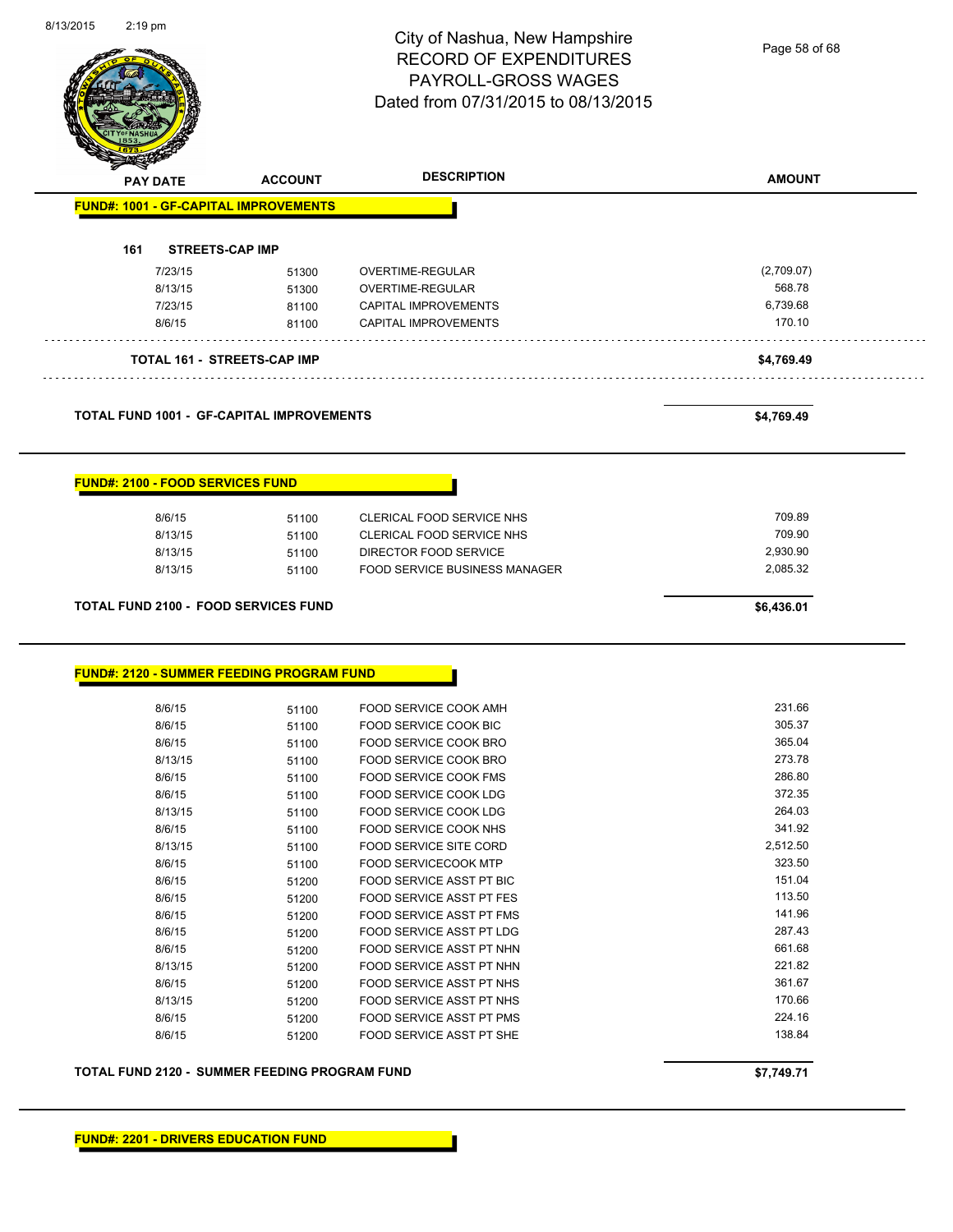# City of Nashua, New Hampshire
# RECORD OF EXPENDITURES
# PAYROLL-GROSS WAGES
# Dated from 07/31/2015 to 08/13/2015

8/13/2015 2:19 pm

## FUND#: 1001 - GF-CAPITAL IMPROVEMENTS

### 161 STREETS-CAP IMP

| PAY DATE | ACCOUNT | DESCRIPTION | AMOUNT |
|---|---|---|---|
| 7/23/15 | 51300 | OVERTIME-REGULAR | (2,709.07) |
| 8/13/15 | 51300 | OVERTIME-REGULAR | 568.78 |
| 7/23/15 | 81100 | CAPITAL IMPROVEMENTS | 6,739.68 |
| 8/6/15 | 81100 | CAPITAL IMPROVEMENTS | 170.10 |
| **TOTAL 161 - STREETS-CAP IMP** | | | **$4,769.49** |

**TOTAL FUND 1001 - GF-CAPITAL IMPROVEMENTS** **$4,769.49**

## FUND#: 2100 - FOOD SERVICES FUND

| PAY DATE | ACCOUNT | DESCRIPTION | AMOUNT |
|---|---|---|---|
| 8/6/15 | 51100 | CLERICAL FOOD SERVICE NHS | 709.89 |
| 8/13/15 | 51100 | CLERICAL FOOD SERVICE NHS | 709.90 |
| 8/13/15 | 51100 | DIRECTOR FOOD SERVICE | 2,930.90 |
| 8/13/15 | 51100 | FOOD SERVICE BUSINESS MANAGER | 2,085.32 |

**TOTAL FUND 2100 - FOOD SERVICES FUND** **$6,436.01**

## FUND#: 2120 - SUMMER FEEDING PROGRAM FUND

| PAY DATE | ACCOUNT | DESCRIPTION | AMOUNT |
|---|---|---|---|
| 8/6/15 | 51100 | FOOD SERVICE COOK AMH | 231.66 |
| 8/6/15 | 51100 | FOOD SERVICE COOK BIC | 305.37 |
| 8/6/15 | 51100 | FOOD SERVICE COOK BRO | 365.04 |
| 8/13/15 | 51100 | FOOD SERVICE COOK BRO | 273.78 |
| 8/6/15 | 51100 | FOOD SERVICE COOK FMS | 286.80 |
| 8/6/15 | 51100 | FOOD SERVICE COOK LDG | 372.35 |
| 8/13/15 | 51100 | FOOD SERVICE COOK LDG | 264.03 |
| 8/6/15 | 51100 | FOOD SERVICE COOK NHS | 341.92 |
| 8/13/15 | 51100 | FOOD SERVICE SITE CORD | 2,512.50 |
| 8/6/15 | 51100 | FOOD SERVICECOOK MTP | 323.50 |
| 8/6/15 | 51200 | FOOD SERVICE ASST PT BIC | 151.04 |
| 8/6/15 | 51200 | FOOD SERVICE ASST PT FES | 113.50 |
| 8/6/15 | 51200 | FOOD SERVICE ASST PT FMS | 141.96 |
| 8/6/15 | 51200 | FOOD SERVICE ASST PT LDG | 287.43 |
| 8/6/15 | 51200 | FOOD SERVICE ASST PT NHN | 661.68 |
| 8/13/15 | 51200 | FOOD SERVICE ASST PT NHN | 221.82 |
| 8/6/15 | 51200 | FOOD SERVICE ASST PT NHS | 361.67 |
| 8/13/15 | 51200 | FOOD SERVICE ASST PT NHS | 170.66 |
| 8/6/15 | 51200 | FOOD SERVICE ASST PT PMS | 224.16 |
| 8/6/15 | 51200 | FOOD SERVICE ASST PT SHE | 138.84 |

**TOTAL FUND 2120 - SUMMER FEEDING PROGRAM FUND** **$7,749.71**

## FUND#: 2201 - DRIVERS EDUCATION FUND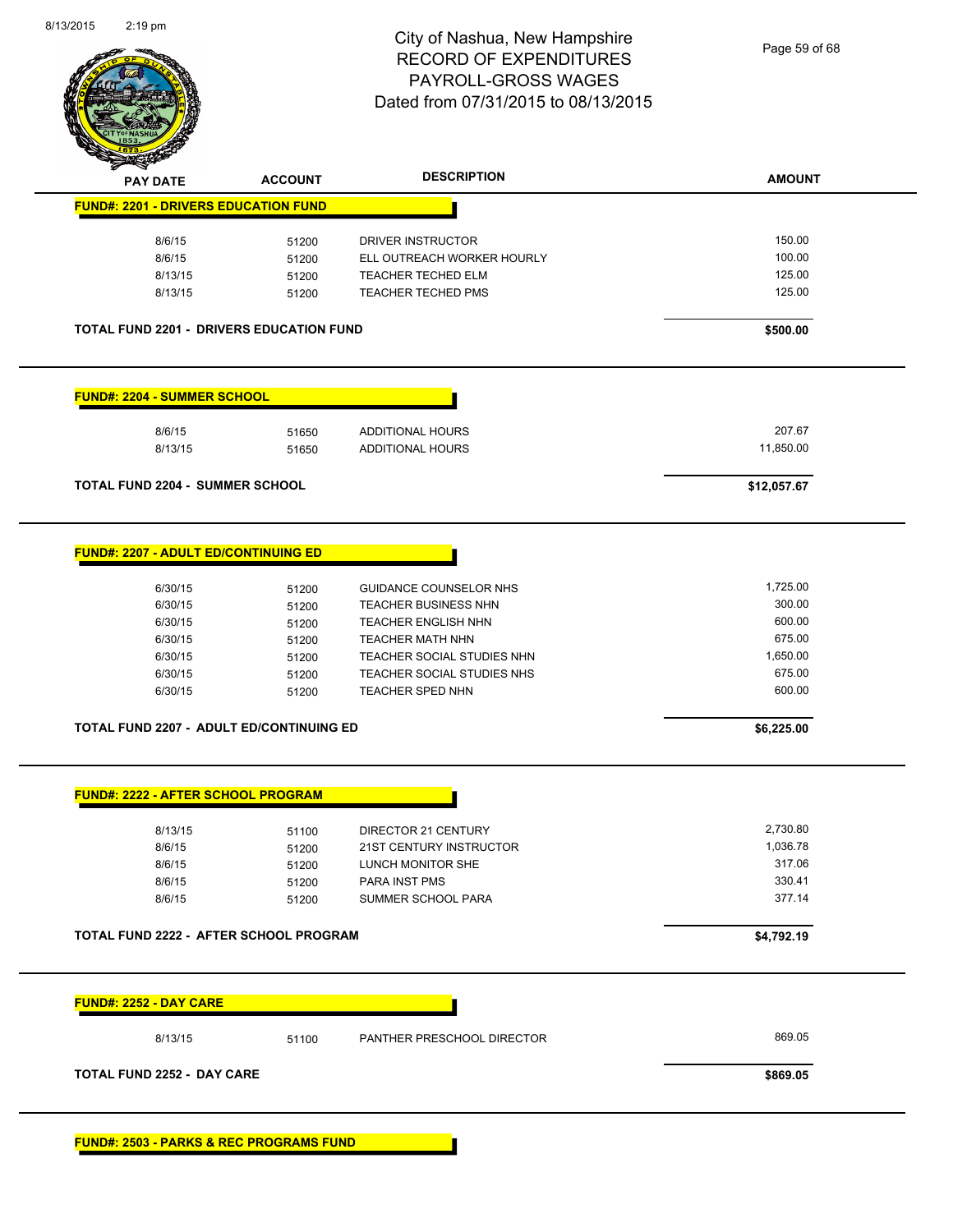# City of Nashua, New Hampshire
## RECORD OF EXPENDITURES
## PAYROLL-GROSS WAGES
## Dated from 07/31/2015 to 08/13/2015

| PAY DATE | ACCOUNT | DESCRIPTION | AMOUNT |
|---|---|---|---|
| **FUND#: 2201 - DRIVERS EDUCATION FUND** | | | |
| 8/6/15 | 51200 | DRIVER INSTRUCTOR | 150.00 |
| 8/6/15 | 51200 | ELL OUTREACH WORKER HOURLY | 100.00 |
| 8/13/15 | 51200 | TEACHER TECHED ELM | 125.00 |
| 8/13/15 | 51200 | TEACHER TECHED PMS | 125.00 |
| **TOTAL FUND 2201 - DRIVERS EDUCATION FUND** | | | **$500.00** |
| **FUND#: 2204 - SUMMER SCHOOL** | | | |
| 8/6/15 | 51650 | ADDITIONAL HOURS | 207.67 |
| 8/13/15 | 51650 | ADDITIONAL HOURS | 11,850.00 |
| **TOTAL FUND 2204 - SUMMER SCHOOL** | | | **$12,057.67** |
| **FUND#: 2207 - ADULT ED/CONTINUING ED** | | | |
| 6/30/15 | 51200 | GUIDANCE COUNSELOR NHS | 1,725.00 |
| 6/30/15 | 51200 | TEACHER BUSINESS NHN | 300.00 |
| 6/30/15 | 51200 | TEACHER ENGLISH NHN | 600.00 |
| 6/30/15 | 51200 | TEACHER MATH NHN | 675.00 |
| 6/30/15 | 51200 | TEACHER SOCIAL STUDIES NHN | 1,650.00 |
| 6/30/15 | 51200 | TEACHER SOCIAL STUDIES NHS | 675.00 |
| 6/30/15 | 51200 | TEACHER SPED NHN | 600.00 |
| **TOTAL FUND 2207 - ADULT ED/CONTINUING ED** | | | **$6,225.00** |
| **FUND#: 2222 - AFTER SCHOOL PROGRAM** | | | |
| 8/13/15 | 51100 | DIRECTOR 21 CENTURY | 2,730.80 |
| 8/6/15 | 51200 | 21ST CENTURY INSTRUCTOR | 1,036.78 |
| 8/6/15 | 51200 | LUNCH MONITOR SHE | 317.06 |
| 8/6/15 | 51200 | PARA INST PMS | 330.41 |
| 8/6/15 | 51200 | SUMMER SCHOOL PARA | 377.14 |
| **TOTAL FUND 2222 - AFTER SCHOOL PROGRAM** | | | **$4,792.19** |
| **FUND#: 2252 - DAY CARE** | | | |
| 8/13/15 | 51100 | PANTHER PRESCHOOL DIRECTOR | 869.05 |
| **TOTAL FUND 2252 - DAY CARE** | | | **$869.05** |
| **FUND#: 2503 - PARKS & REC PROGRAMS FUND** | | | |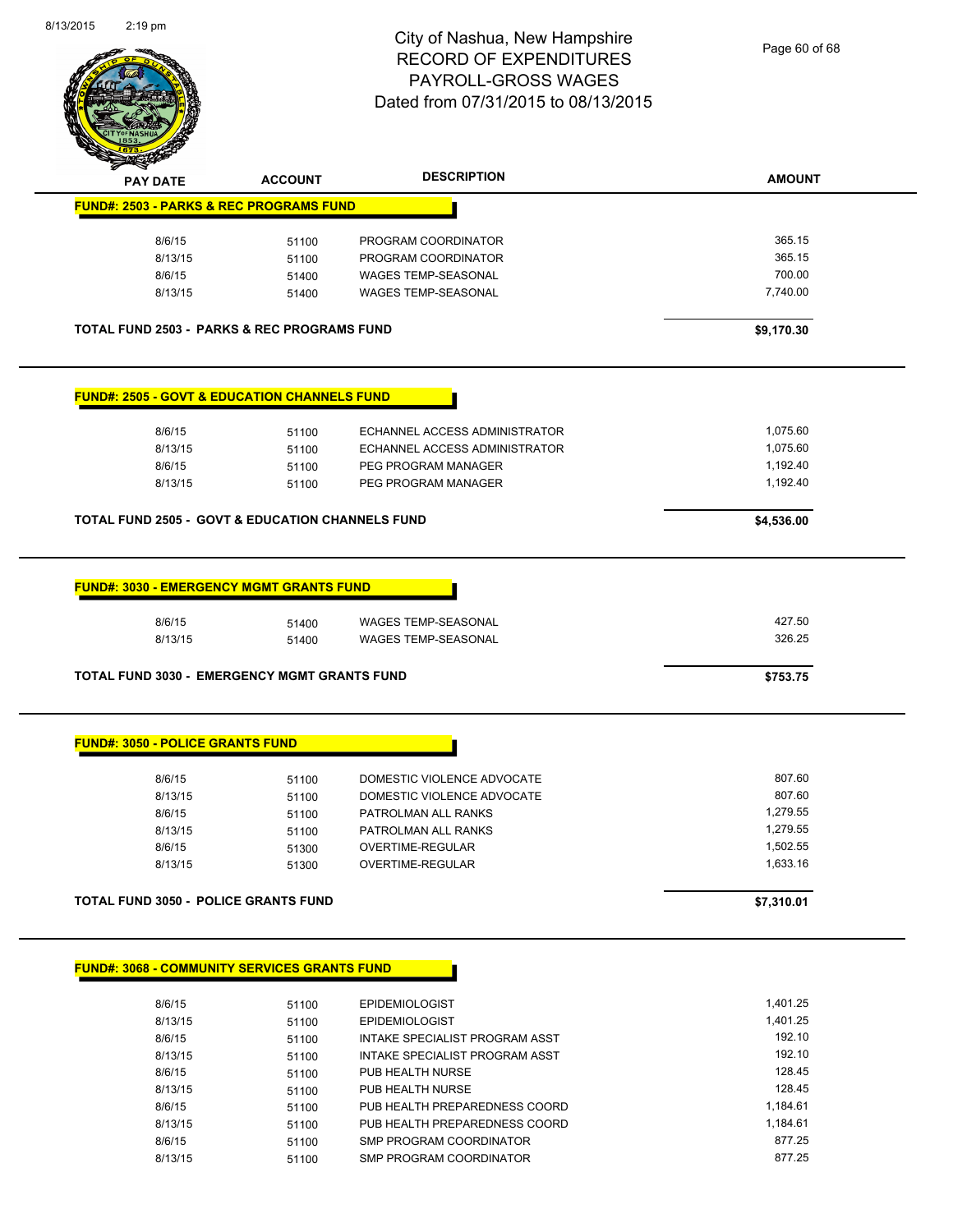# City of Nashua, New Hampshire
# RECORD OF EXPENDITURES
# PAYROLL-GROSS WAGES
# Dated from 07/31/2015 to 08/13/2015

### FUND#: 2503 - PARKS & REC PROGRAMS FUND

| PAY DATE | ACCOUNT | DESCRIPTION | AMOUNT |
|---|---|---|---|
| 8/6/15 | 51100 | PROGRAM COORDINATOR | 365.15 |
| 8/13/15 | 51100 | PROGRAM COORDINATOR | 365.15 |
| 8/6/15 | 51400 | WAGES TEMP-SEASONAL | 700.00 |
| 8/13/15 | 51400 | WAGES TEMP-SEASONAL | 7,740.00 |

**TOTAL FUND 2503 - PARKS & REC PROGRAMS FUND** **$9,170.30**

### FUND#: 2505 - GOVT & EDUCATION CHANNELS FUND

| PAY DATE | ACCOUNT | DESCRIPTION | AMOUNT |
|---|---|---|---|
| 8/6/15 | 51100 | ECHANNEL ACCESS ADMINISTRATOR | 1,075.60 |
| 8/13/15 | 51100 | ECHANNEL ACCESS ADMINISTRATOR | 1,075.60 |
| 8/6/15 | 51100 | PEG PROGRAM MANAGER | 1,192.40 |
| 8/13/15 | 51100 | PEG PROGRAM MANAGER | 1,192.40 |

**TOTAL FUND 2505 - GOVT & EDUCATION CHANNELS FUND** **$4,536.00**

### FUND#: 3030 - EMERGENCY MGMT GRANTS FUND

| PAY DATE | ACCOUNT | DESCRIPTION | AMOUNT |
|---|---|---|---|
| 8/6/15 | 51400 | WAGES TEMP-SEASONAL | 427.50 |
| 8/13/15 | 51400 | WAGES TEMP-SEASONAL | 326.25 |

**TOTAL FUND 3030 - EMERGENCY MGMT GRANTS FUND** **$753.75**

### FUND#: 3050 - POLICE GRANTS FUND

| PAY DATE | ACCOUNT | DESCRIPTION | AMOUNT |
|---|---|---|---|
| 8/6/15 | 51100 | DOMESTIC VIOLENCE ADVOCATE | 807.60 |
| 8/13/15 | 51100 | DOMESTIC VIOLENCE ADVOCATE | 807.60 |
| 8/6/15 | 51100 | PATROLMAN ALL RANKS | 1,279.55 |
| 8/13/15 | 51100 | PATROLMAN ALL RANKS | 1,279.55 |
| 8/6/15 | 51300 | OVERTIME-REGULAR | 1,502.55 |
| 8/13/15 | 51300 | OVERTIME-REGULAR | 1,633.16 |

**TOTAL FUND 3050 - POLICE GRANTS FUND** **$7,310.01**

### FUND#: 3068 - COMMUNITY SERVICES GRANTS FUND

| PAY DATE | ACCOUNT | DESCRIPTION | AMOUNT |
|---|---|---|---|
| 8/6/15 | 51100 | EPIDEMIOLOGIST | 1,401.25 |
| 8/13/15 | 51100 | EPIDEMIOLOGIST | 1,401.25 |
| 8/6/15 | 51100 | INTAKE SPECIALIST PROGRAM ASST | 192.10 |
| 8/13/15 | 51100 | INTAKE SPECIALIST PROGRAM ASST | 192.10 |
| 8/6/15 | 51100 | PUB HEALTH NURSE | 128.45 |
| 8/13/15 | 51100 | PUB HEALTH NURSE | 128.45 |
| 8/6/15 | 51100 | PUB HEALTH PREPAREDNESS COORD | 1,184.61 |
| 8/13/15 | 51100 | PUB HEALTH PREPAREDNESS COORD | 1,184.61 |
| 8/6/15 | 51100 | SMP PROGRAM COORDINATOR | 877.25 |
| 8/13/15 | 51100 | SMP PROGRAM COORDINATOR | 877.25 |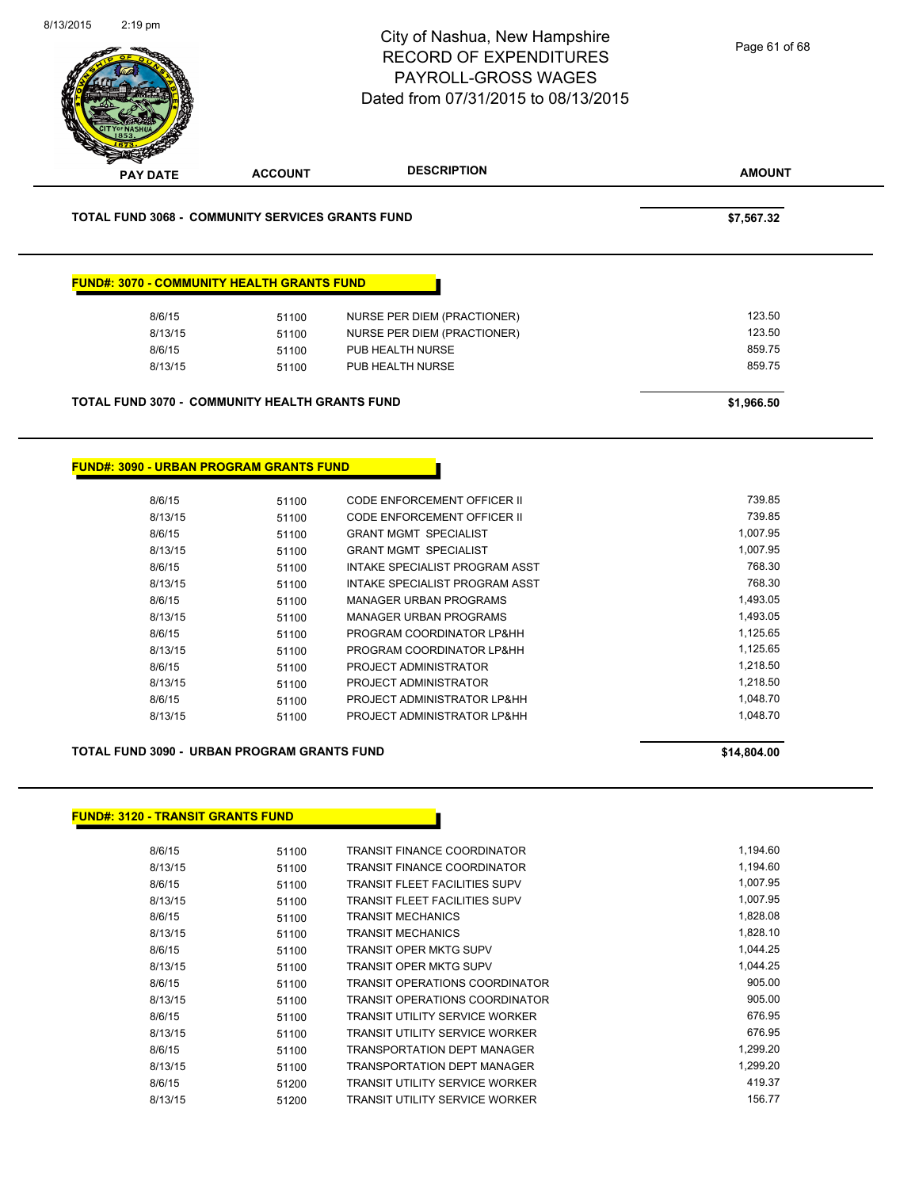# City of Nashua, New Hampshire
## RECORD OF EXPENDITURES
## PAYROLL-GROSS WAGES
## Dated from 07/31/2015 to 08/13/2015

| PAY DATE | ACCOUNT | DESCRIPTION | AMOUNT |
|---|---|---|---|

**TOTAL FUND 3068 - COMMUNITY SERVICES GRANTS FUND** **$7,567.32**

### FUND#: 3070 - COMMUNITY HEALTH GRANTS FUND

| PAY DATE | ACCOUNT | DESCRIPTION | AMOUNT |
|---|---|---|---|
| 8/6/15 | 51100 | NURSE PER DIEM (PRACTIONER) | 123.50 |
| 8/13/15 | 51100 | NURSE PER DIEM (PRACTIONER) | 123.50 |
| 8/6/15 | 51100 | PUB HEALTH NURSE | 859.75 |
| 8/13/15 | 51100 | PUB HEALTH NURSE | 859.75 |

**TOTAL FUND 3070 - COMMUNITY HEALTH GRANTS FUND** **$1,966.50**

### FUND#: 3090 - URBAN PROGRAM GRANTS FUND

| PAY DATE | ACCOUNT | DESCRIPTION | AMOUNT |
|---|---|---|---|
| 8/6/15 | 51100 | CODE ENFORCEMENT OFFICER II | 739.85 |
| 8/13/15 | 51100 | CODE ENFORCEMENT OFFICER II | 739.85 |
| 8/6/15 | 51100 | GRANT MGMT SPECIALIST | 1,007.95 |
| 8/13/15 | 51100 | GRANT MGMT SPECIALIST | 1,007.95 |
| 8/6/15 | 51100 | INTAKE SPECIALIST PROGRAM ASST | 768.30 |
| 8/13/15 | 51100 | INTAKE SPECIALIST PROGRAM ASST | 768.30 |
| 8/6/15 | 51100 | MANAGER URBAN PROGRAMS | 1,493.05 |
| 8/13/15 | 51100 | MANAGER URBAN PROGRAMS | 1,493.05 |
| 8/6/15 | 51100 | PROGRAM COORDINATOR LP&HH | 1,125.65 |
| 8/13/15 | 51100 | PROGRAM COORDINATOR LP&HH | 1,125.65 |
| 8/6/15 | 51100 | PROJECT ADMINISTRATOR | 1,218.50 |
| 8/13/15 | 51100 | PROJECT ADMINISTRATOR | 1,218.50 |
| 8/6/15 | 51100 | PROJECT ADMINISTRATOR LP&HH | 1,048.70 |
| 8/13/15 | 51100 | PROJECT ADMINISTRATOR LP&HH | 1,048.70 |

**TOTAL FUND 3090 - URBAN PROGRAM GRANTS FUND** **$14,804.00**

### FUND#: 3120 - TRANSIT GRANTS FUND

| PAY DATE | ACCOUNT | DESCRIPTION | AMOUNT |
|---|---|---|---|
| 8/6/15 | 51100 | TRANSIT FINANCE COORDINATOR | 1,194.60 |
| 8/13/15 | 51100 | TRANSIT FINANCE COORDINATOR | 1,194.60 |
| 8/6/15 | 51100 | TRANSIT FLEET FACILITIES SUPV | 1,007.95 |
| 8/13/15 | 51100 | TRANSIT FLEET FACILITIES SUPV | 1,007.95 |
| 8/6/15 | 51100 | TRANSIT MECHANICS | 1,828.08 |
| 8/13/15 | 51100 | TRANSIT MECHANICS | 1,828.10 |
| 8/6/15 | 51100 | TRANSIT OPER MKTG SUPV | 1,044.25 |
| 8/13/15 | 51100 | TRANSIT OPER MKTG SUPV | 1,044.25 |
| 8/6/15 | 51100 | TRANSIT OPERATIONS COORDINATOR | 905.00 |
| 8/13/15 | 51100 | TRANSIT OPERATIONS COORDINATOR | 905.00 |
| 8/6/15 | 51100 | TRANSIT UTILITY SERVICE WORKER | 676.95 |
| 8/13/15 | 51100 | TRANSIT UTILITY SERVICE WORKER | 676.95 |
| 8/6/15 | 51100 | TRANSPORTATION DEPT MANAGER | 1,299.20 |
| 8/13/15 | 51100 | TRANSPORTATION DEPT MANAGER | 1,299.20 |
| 8/6/15 | 51200 | TRANSIT UTILITY SERVICE WORKER | 419.37 |
| 8/13/15 | 51200 | TRANSIT UTILITY SERVICE WORKER | 156.77 |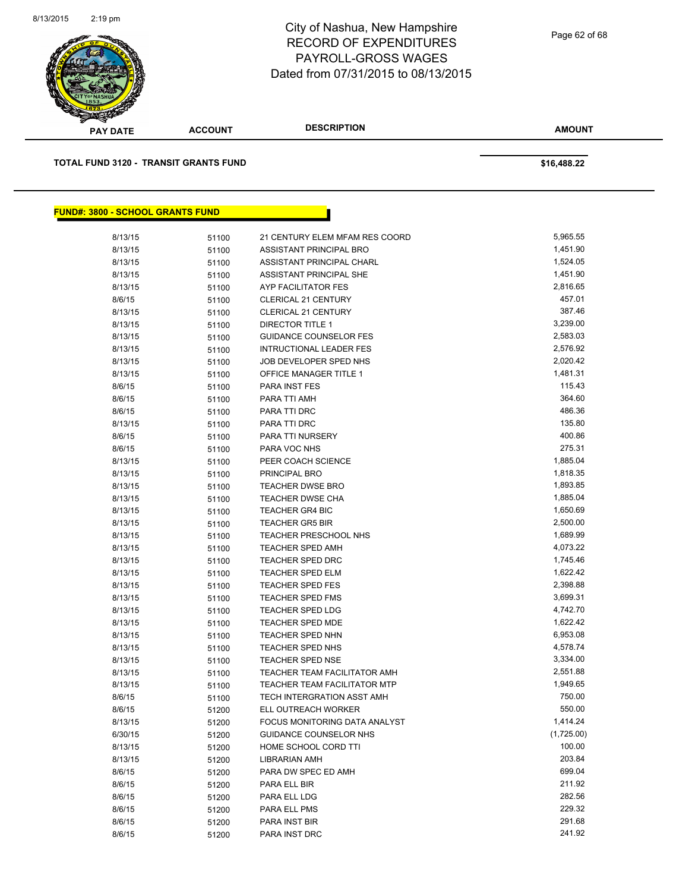# City of Nashua, New Hampshire
## RECORD OF EXPENDITURES
## PAYROLL-GROSS WAGES
## Dated from 07/31/2015 to 08/13/2015

| PAY DATE | ACCOUNT | DESCRIPTION | AMOUNT |
|---|---|---|---|

**TOTAL FUND 3120 - TRANSIT GRANTS FUND** **$16,488.22**

**FUND#: 3800 - SCHOOL GRANTS FUND**

| PAY DATE | ACCOUNT | DESCRIPTION | AMOUNT |
|---|---|---|---|
| 8/13/15 | 51100 | 21 CENTURY ELEM MFAM RES COORD | 5,965.55 |
| 8/13/15 | 51100 | ASSISTANT PRINCIPAL BRO | 1,451.90 |
| 8/13/15 | 51100 | ASSISTANT PRINCIPAL CHARL | 1,524.05 |
| 8/13/15 | 51100 | ASSISTANT PRINCIPAL SHE | 1,451.90 |
| 8/13/15 | 51100 | AYP FACILITATOR FES | 2,816.65 |
| 8/6/15 | 51100 | CLERICAL 21 CENTURY | 457.01 |
| 8/13/15 | 51100 | CLERICAL 21 CENTURY | 387.46 |
| 8/13/15 | 51100 | DIRECTOR TITLE 1 | 3,239.00 |
| 8/13/15 | 51100 | GUIDANCE COUNSELOR FES | 2,583.03 |
| 8/13/15 | 51100 | INTRUCTIONAL LEADER FES | 2,576.92 |
| 8/13/15 | 51100 | JOB DEVELOPER SPED NHS | 2,020.42 |
| 8/13/15 | 51100 | OFFICE MANAGER TITLE 1 | 1,481.31 |
| 8/6/15 | 51100 | PARA INST FES | 115.43 |
| 8/6/15 | 51100 | PARA TTI AMH | 364.60 |
| 8/6/15 | 51100 | PARA TTI DRC | 486.36 |
| 8/13/15 | 51100 | PARA TTI DRC | 135.80 |
| 8/6/15 | 51100 | PARA TTI NURSERY | 400.86 |
| 8/6/15 | 51100 | PARA VOC NHS | 275.31 |
| 8/13/15 | 51100 | PEER COACH SCIENCE | 1,885.04 |
| 8/13/15 | 51100 | PRINCIPAL BRO | 1,818.35 |
| 8/13/15 | 51100 | TEACHER DWSE BRO | 1,893.85 |
| 8/13/15 | 51100 | TEACHER DWSE CHA | 1,885.04 |
| 8/13/15 | 51100 | TEACHER GR4 BIC | 1,650.69 |
| 8/13/15 | 51100 | TEACHER GR5 BIR | 2,500.00 |
| 8/13/15 | 51100 | TEACHER PRESCHOOL NHS | 1,689.99 |
| 8/13/15 | 51100 | TEACHER SPED AMH | 4,073.22 |
| 8/13/15 | 51100 | TEACHER SPED DRC | 1,745.46 |
| 8/13/15 | 51100 | TEACHER SPED ELM | 1,622.42 |
| 8/13/15 | 51100 | TEACHER SPED FES | 2,398.88 |
| 8/13/15 | 51100 | TEACHER SPED FMS | 3,699.31 |
| 8/13/15 | 51100 | TEACHER SPED LDG | 4,742.70 |
| 8/13/15 | 51100 | TEACHER SPED MDE | 1,622.42 |
| 8/13/15 | 51100 | TEACHER SPED NHN | 6,953.08 |
| 8/13/15 | 51100 | TEACHER SPED NHS | 4,578.74 |
| 8/13/15 | 51100 | TEACHER SPED NSE | 3,334.00 |
| 8/13/15 | 51100 | TEACHER TEAM FACILITATOR AMH | 2,551.88 |
| 8/13/15 | 51100 | TEACHER TEAM FACILITATOR MTP | 1,949.65 |
| 8/6/15 | 51100 | TECH INTERGRATION ASST AMH | 750.00 |
| 8/6/15 | 51200 | ELL OUTREACH WORKER | 550.00 |
| 8/13/15 | 51200 | FOCUS MONITORING DATA ANALYST | 1,414.24 |
| 6/30/15 | 51200 | GUIDANCE COUNSELOR NHS | (1,725.00) |
| 8/13/15 | 51200 | HOME SCHOOL CORD TTI | 100.00 |
| 8/13/15 | 51200 | LIBRARIAN AMH | 203.84 |
| 8/6/15 | 51200 | PARA DW SPEC ED AMH | 699.04 |
| 8/6/15 | 51200 | PARA ELL BIR | 211.92 |
| 8/6/15 | 51200 | PARA ELL LDG | 282.56 |
| 8/6/15 | 51200 | PARA ELL PMS | 229.32 |
| 8/6/15 | 51200 | PARA INST BIR | 291.68 |
| 8/6/15 | 51200 | PARA INST DRC | 241.92 |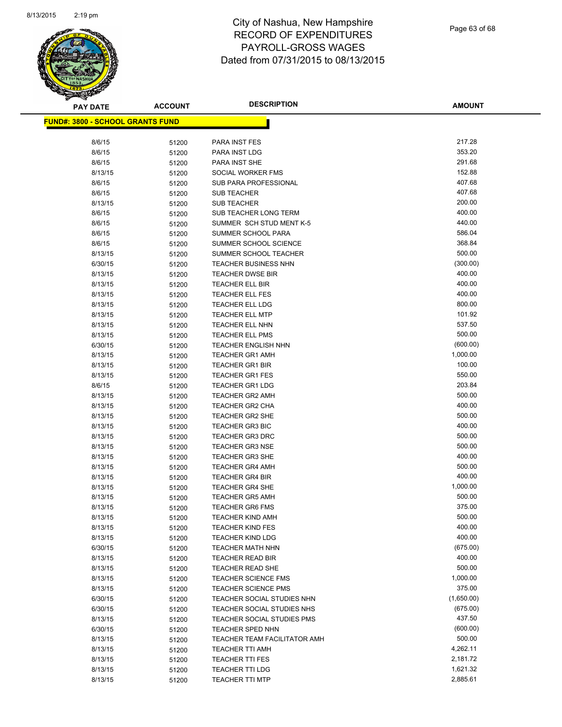# City of Nashua, New Hampshire
# RECORD OF EXPENDITURES
# PAYROLL-GROSS WAGES
# Dated from 07/31/2015 to 08/13/2015

| PAY DATE | ACCOUNT | DESCRIPTION | AMOUNT |
|---|---|---|---|
| **FUND#: 3800 - SCHOOL GRANTS FUND** | | | |
| 8/6/15 | 51200 | PARA INST FES | 217.28 |
| 8/6/15 | 51200 | PARA INST LDG | 353.20 |
| 8/6/15 | 51200 | PARA INST SHE | 291.68 |
| 8/13/15 | 51200 | SOCIAL WORKER FMS | 152.88 |
| 8/6/15 | 51200 | SUB PARA PROFESSIONAL | 407.68 |
| 8/6/15 | 51200 | SUB TEACHER | 407.68 |
| 8/13/15 | 51200 | SUB TEACHER | 200.00 |
| 8/6/15 | 51200 | SUB TEACHER LONG TERM | 400.00 |
| 8/6/15 | 51200 | SUMMER SCH STUD MENT K-5 | 440.00 |
| 8/6/15 | 51200 | SUMMER SCHOOL PARA | 586.04 |
| 8/6/15 | 51200 | SUMMER SCHOOL SCIENCE | 368.84 |
| 8/13/15 | 51200 | SUMMER SCHOOL TEACHER | 500.00 |
| 6/30/15 | 51200 | TEACHER BUSINESS NHN | (300.00) |
| 8/13/15 | 51200 | TEACHER DWSE BIR | 400.00 |
| 8/13/15 | 51200 | TEACHER ELL BIR | 400.00 |
| 8/13/15 | 51200 | TEACHER ELL FES | 400.00 |
| 8/13/15 | 51200 | TEACHER ELL LDG | 800.00 |
| 8/13/15 | 51200 | TEACHER ELL MTP | 101.92 |
| 8/13/15 | 51200 | TEACHER ELL NHN | 537.50 |
| 8/13/15 | 51200 | TEACHER ELL PMS | 500.00 |
| 6/30/15 | 51200 | TEACHER ENGLISH NHN | (600.00) |
| 8/13/15 | 51200 | TEACHER GR1 AMH | 1,000.00 |
| 8/13/15 | 51200 | TEACHER GR1 BIR | 100.00 |
| 8/13/15 | 51200 | TEACHER GR1 FES | 550.00 |
| 8/6/15 | 51200 | TEACHER GR1 LDG | 203.84 |
| 8/13/15 | 51200 | TEACHER GR2 AMH | 500.00 |
| 8/13/15 | 51200 | TEACHER GR2 CHA | 400.00 |
| 8/13/15 | 51200 | TEACHER GR2 SHE | 500.00 |
| 8/13/15 | 51200 | TEACHER GR3 BIC | 400.00 |
| 8/13/15 | 51200 | TEACHER GR3 DRC | 500.00 |
| 8/13/15 | 51200 | TEACHER GR3 NSE | 500.00 |
| 8/13/15 | 51200 | TEACHER GR3 SHE | 400.00 |
| 8/13/15 | 51200 | TEACHER GR4 AMH | 500.00 |
| 8/13/15 | 51200 | TEACHER GR4 BIR | 400.00 |
| 8/13/15 | 51200 | TEACHER GR4 SHE | 1,000.00 |
| 8/13/15 | 51200 | TEACHER GR5 AMH | 500.00 |
| 8/13/15 | 51200 | TEACHER GR6 FMS | 375.00 |
| 8/13/15 | 51200 | TEACHER KIND AMH | 500.00 |
| 8/13/15 | 51200 | TEACHER KIND FES | 400.00 |
| 8/13/15 | 51200 | TEACHER KIND LDG | 400.00 |
| 6/30/15 | 51200 | TEACHER MATH NHN | (675.00) |
| 8/13/15 | 51200 | TEACHER READ BIR | 400.00 |
| 8/13/15 | 51200 | TEACHER READ SHE | 500.00 |
| 8/13/15 | 51200 | TEACHER SCIENCE FMS | 1,000.00 |
| 8/13/15 | 51200 | TEACHER SCIENCE PMS | 375.00 |
| 6/30/15 | 51200 | TEACHER SOCIAL STUDIES NHN | (1,650.00) |
| 6/30/15 | 51200 | TEACHER SOCIAL STUDIES NHS | (675.00) |
| 8/13/15 | 51200 | TEACHER SOCIAL STUDIES PMS | 437.50 |
| 6/30/15 | 51200 | TEACHER SPED NHN | (600.00) |
| 8/13/15 | 51200 | TEACHER TEAM FACILITATOR AMH | 500.00 |
| 8/13/15 | 51200 | TEACHER TTI AMH | 4,262.11 |
| 8/13/15 | 51200 | TEACHER TTI FES | 2,181.72 |
| 8/13/15 | 51200 | TEACHER TTI LDG | 1,621.32 |
| 8/13/15 | 51200 | TEACHER TTI MTP | 2,885.61 |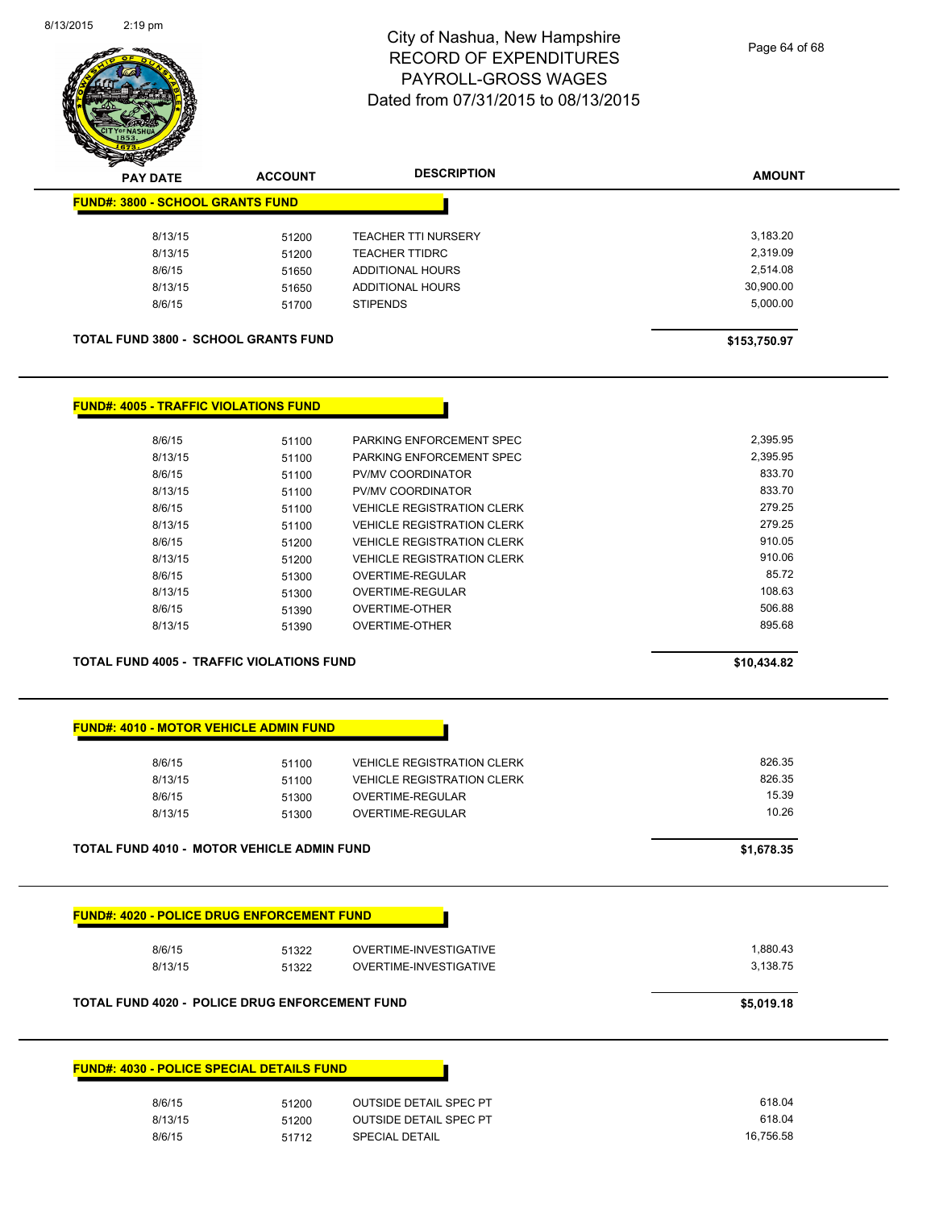# City of Nashua, New Hampshire
# RECORD OF EXPENDITURES
# PAYROLL-GROSS WAGES
# Dated from 07/31/2015 to 08/13/2015

| PAY DATE | ACCOUNT | DESCRIPTION | AMOUNT |
|---|---|---|---|

**FUND#: 3800 - SCHOOL GRANTS FUND**

| PAY DATE | ACCOUNT | DESCRIPTION | AMOUNT |
|---|---|---|---|
| 8/13/15 | 51200 | TEACHER TTI NURSERY | 3,183.20 |
| 8/13/15 | 51200 | TEACHER TTIDRC | 2,319.09 |
| 8/6/15 | 51650 | ADDITIONAL HOURS | 2,514.08 |
| 8/13/15 | 51650 | ADDITIONAL HOURS | 30,900.00 |
| 8/6/15 | 51700 | STIPENDS | 5,000.00 |

**TOTAL FUND 3800 - SCHOOL GRANTS FUND** **$153,750.97**

**FUND#: 4005 - TRAFFIC VIOLATIONS FUND**

| PAY DATE | ACCOUNT | DESCRIPTION | AMOUNT |
|---|---|---|---|
| 8/6/15 | 51100 | PARKING ENFORCEMENT SPEC | 2,395.95 |
| 8/13/15 | 51100 | PARKING ENFORCEMENT SPEC | 2,395.95 |
| 8/6/15 | 51100 | PV/MV COORDINATOR | 833.70 |
| 8/13/15 | 51100 | PV/MV COORDINATOR | 833.70 |
| 8/6/15 | 51100 | VEHICLE REGISTRATION CLERK | 279.25 |
| 8/13/15 | 51100 | VEHICLE REGISTRATION CLERK | 279.25 |
| 8/6/15 | 51200 | VEHICLE REGISTRATION CLERK | 910.05 |
| 8/13/15 | 51200 | VEHICLE REGISTRATION CLERK | 910.06 |
| 8/6/15 | 51300 | OVERTIME-REGULAR | 85.72 |
| 8/13/15 | 51300 | OVERTIME-REGULAR | 108.63 |
| 8/6/15 | 51390 | OVERTIME-OTHER | 506.88 |
| 8/13/15 | 51390 | OVERTIME-OTHER | 895.68 |

**TOTAL FUND 4005 - TRAFFIC VIOLATIONS FUND** **$10,434.82**

**FUND#: 4010 - MOTOR VEHICLE ADMIN FUND**

| PAY DATE | ACCOUNT | DESCRIPTION | AMOUNT |
|---|---|---|---|
| 8/6/15 | 51100 | VEHICLE REGISTRATION CLERK | 826.35 |
| 8/13/15 | 51100 | VEHICLE REGISTRATION CLERK | 826.35 |
| 8/6/15 | 51300 | OVERTIME-REGULAR | 15.39 |
| 8/13/15 | 51300 | OVERTIME-REGULAR | 10.26 |

**TOTAL FUND 4010 - MOTOR VEHICLE ADMIN FUND** **$1,678.35**

**FUND#: 4020 - POLICE DRUG ENFORCEMENT FUND**

| PAY DATE | ACCOUNT | DESCRIPTION | AMOUNT |
|---|---|---|---|
| 8/6/15 | 51322 | OVERTIME-INVESTIGATIVE | 1,880.43 |
| 8/13/15 | 51322 | OVERTIME-INVESTIGATIVE | 3,138.75 |

**TOTAL FUND 4020 - POLICE DRUG ENFORCEMENT FUND** **$5,019.18**

**FUND#: 4030 - POLICE SPECIAL DETAILS FUND**

| PAY DATE | ACCOUNT | DESCRIPTION | AMOUNT |
|---|---|---|---|
| 8/6/15 | 51200 | OUTSIDE DETAIL SPEC PT | 618.04 |
| 8/13/15 | 51200 | OUTSIDE DETAIL SPEC PT | 618.04 |
| 8/6/15 | 51712 | SPECIAL DETAIL | 16,756.58 |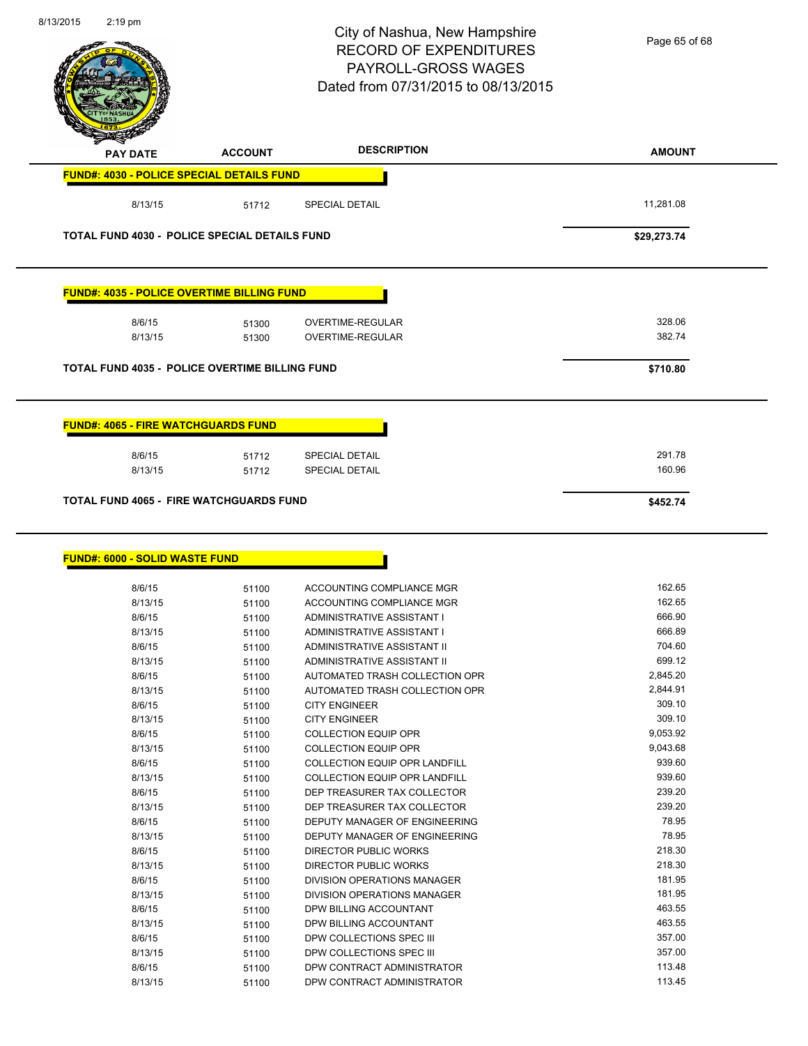# City of Nashua, New Hampshire
## RECORD OF EXPENDITURES
## PAYROLL-GROSS WAGES
## Dated from 07/31/2015 to 08/13/2015

| PAY DATE | ACCOUNT | DESCRIPTION | AMOUNT |
|---|---|---|---|
| **FUND#: 4030 - POLICE SPECIAL DETAILS FUND** | | | |
| 8/13/15 | 51712 | SPECIAL DETAIL | 11,281.08 |
| **TOTAL FUND 4030 - POLICE SPECIAL DETAILS FUND** | | | **$29,273.74** |
| **FUND#: 4035 - POLICE OVERTIME BILLING FUND** | | | |
| 8/6/15 | 51300 | OVERTIME-REGULAR | 328.06 |
| 8/13/15 | 51300 | OVERTIME-REGULAR | 382.74 |
| **TOTAL FUND 4035 - POLICE OVERTIME BILLING FUND** | | | **$710.80** |
| **FUND#: 4065 - FIRE WATCHGUARDS FUND** | | | |
| 8/6/15 | 51712 | SPECIAL DETAIL | 291.78 |
| 8/13/15 | 51712 | SPECIAL DETAIL | 160.96 |
| **TOTAL FUND 4065 - FIRE WATCHGUARDS FUND** | | | **$452.74** |
| **FUND#: 6000 - SOLID WASTE FUND** | | | |
| 8/6/15 | 51100 | ACCOUNTING COMPLIANCE MGR | 162.65 |
| 8/13/15 | 51100 | ACCOUNTING COMPLIANCE MGR | 162.65 |
| 8/6/15 | 51100 | ADMINISTRATIVE ASSISTANT I | 666.90 |
| 8/13/15 | 51100 | ADMINISTRATIVE ASSISTANT I | 666.89 |
| 8/6/15 | 51100 | ADMINISTRATIVE ASSISTANT II | 704.60 |
| 8/13/15 | 51100 | ADMINISTRATIVE ASSISTANT II | 699.12 |
| 8/6/15 | 51100 | AUTOMATED TRASH COLLECTION OPR | 2,845.20 |
| 8/13/15 | 51100 | AUTOMATED TRASH COLLECTION OPR | 2,844.91 |
| 8/6/15 | 51100 | CITY ENGINEER | 309.10 |
| 8/13/15 | 51100 | CITY ENGINEER | 309.10 |
| 8/6/15 | 51100 | COLLECTION EQUIP OPR | 9,053.92 |
| 8/13/15 | 51100 | COLLECTION EQUIP OPR | 9,043.68 |
| 8/6/15 | 51100 | COLLECTION EQUIP OPR LANDFILL | 939.60 |
| 8/13/15 | 51100 | COLLECTION EQUIP OPR LANDFILL | 939.60 |
| 8/6/15 | 51100 | DEP TREASURER TAX COLLECTOR | 239.20 |
| 8/13/15 | 51100 | DEP TREASURER TAX COLLECTOR | 239.20 |
| 8/6/15 | 51100 | DEPUTY MANAGER OF ENGINEERING | 78.95 |
| 8/13/15 | 51100 | DEPUTY MANAGER OF ENGINEERING | 78.95 |
| 8/6/15 | 51100 | DIRECTOR PUBLIC WORKS | 218.30 |
| 8/13/15 | 51100 | DIRECTOR PUBLIC WORKS | 218.30 |
| 8/6/15 | 51100 | DIVISION OPERATIONS MANAGER | 181.95 |
| 8/13/15 | 51100 | DIVISION OPERATIONS MANAGER | 181.95 |
| 8/6/15 | 51100 | DPW BILLING ACCOUNTANT | 463.55 |
| 8/13/15 | 51100 | DPW BILLING ACCOUNTANT | 463.55 |
| 8/6/15 | 51100 | DPW COLLECTIONS SPEC III | 357.00 |
| 8/13/15 | 51100 | DPW COLLECTIONS SPEC III | 357.00 |
| 8/6/15 | 51100 | DPW CONTRACT ADMINISTRATOR | 113.48 |
| 8/13/15 | 51100 | DPW CONTRACT ADMINISTRATOR | 113.45 |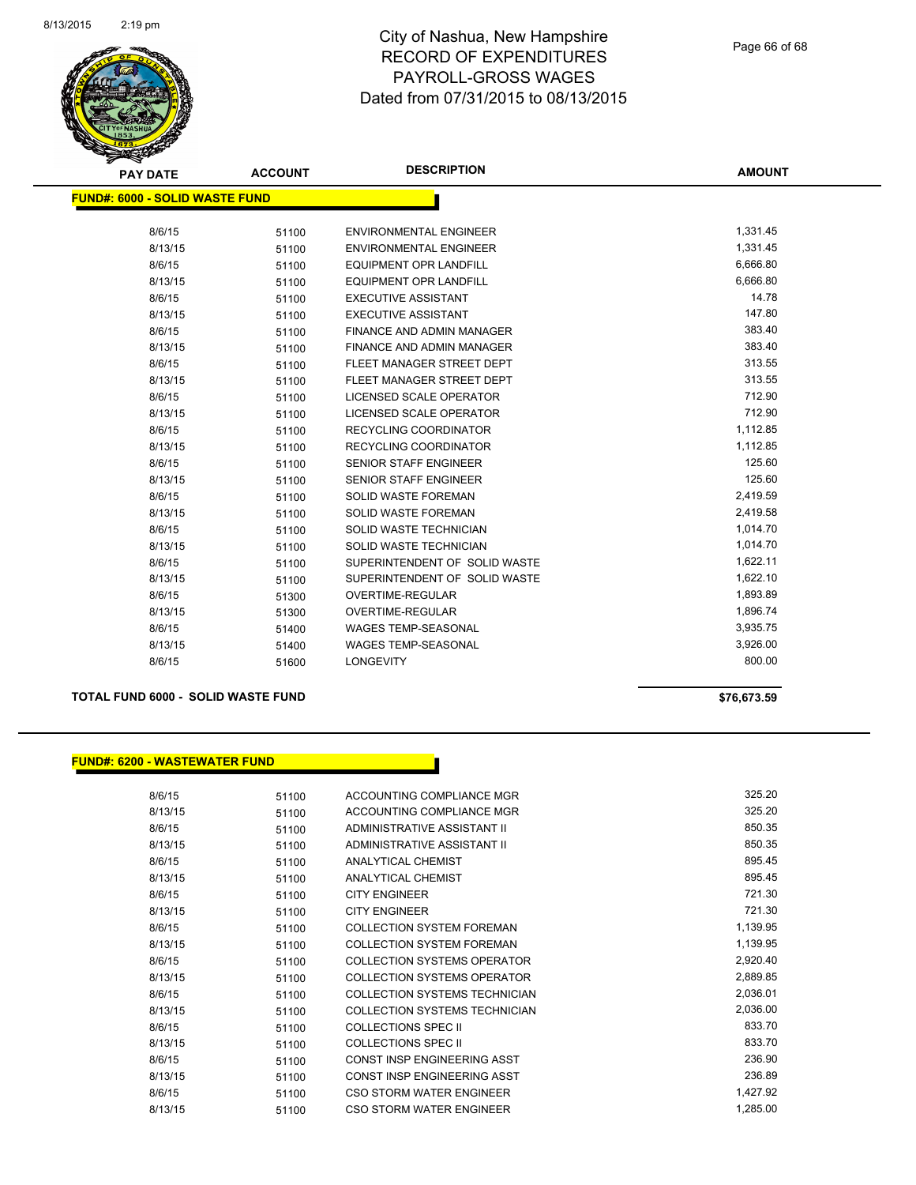# City of Nashua, New Hampshire
## RECORD OF EXPENDITURES
## PAYROLL-GROSS WAGES
## Dated from 07/31/2015 to 08/13/2015

| PAY DATE | ACCOUNT | DESCRIPTION | AMOUNT |
|---|---|---|---|
| **FUND#: 6000 - SOLID WASTE FUND** | | | |
| 8/6/15 | 51100 | ENVIRONMENTAL ENGINEER | 1,331.45 |
| 8/13/15 | 51100 | ENVIRONMENTAL ENGINEER | 1,331.45 |
| 8/6/15 | 51100 | EQUIPMENT OPR LANDFILL | 6,666.80 |
| 8/13/15 | 51100 | EQUIPMENT OPR LANDFILL | 6,666.80 |
| 8/6/15 | 51100 | EXECUTIVE ASSISTANT | 14.78 |
| 8/13/15 | 51100 | EXECUTIVE ASSISTANT | 147.80 |
| 8/6/15 | 51100 | FINANCE AND ADMIN MANAGER | 383.40 |
| 8/13/15 | 51100 | FINANCE AND ADMIN MANAGER | 383.40 |
| 8/6/15 | 51100 | FLEET MANAGER STREET DEPT | 313.55 |
| 8/13/15 | 51100 | FLEET MANAGER STREET DEPT | 313.55 |
| 8/6/15 | 51100 | LICENSED SCALE OPERATOR | 712.90 |
| 8/13/15 | 51100 | LICENSED SCALE OPERATOR | 712.90 |
| 8/6/15 | 51100 | RECYCLING COORDINATOR | 1,112.85 |
| 8/13/15 | 51100 | RECYCLING COORDINATOR | 1,112.85 |
| 8/6/15 | 51100 | SENIOR STAFF ENGINEER | 125.60 |
| 8/13/15 | 51100 | SENIOR STAFF ENGINEER | 125.60 |
| 8/6/15 | 51100 | SOLID WASTE FOREMAN | 2,419.59 |
| 8/13/15 | 51100 | SOLID WASTE FOREMAN | 2,419.58 |
| 8/6/15 | 51100 | SOLID WASTE TECHNICIAN | 1,014.70 |
| 8/13/15 | 51100 | SOLID WASTE TECHNICIAN | 1,014.70 |
| 8/6/15 | 51100 | SUPERINTENDENT OF SOLID WASTE | 1,622.11 |
| 8/13/15 | 51100 | SUPERINTENDENT OF SOLID WASTE | 1,622.10 |
| 8/6/15 | 51300 | OVERTIME-REGULAR | 1,893.89 |
| 8/13/15 | 51300 | OVERTIME-REGULAR | 1,896.74 |
| 8/6/15 | 51400 | WAGES TEMP-SEASONAL | 3,935.75 |
| 8/13/15 | 51400 | WAGES TEMP-SEASONAL | 3,926.00 |
| 8/6/15 | 51600 | LONGEVITY | 800.00 |
| **TOTAL FUND 6000 - SOLID WASTE FUND** | | | **$76,673.59** |

| PAY DATE | ACCOUNT | DESCRIPTION | AMOUNT |
|---|---|---|---|
| **FUND#: 6200 - WASTEWATER FUND** | | | |
| 8/6/15 | 51100 | ACCOUNTING COMPLIANCE MGR | 325.20 |
| 8/13/15 | 51100 | ACCOUNTING COMPLIANCE MGR | 325.20 |
| 8/6/15 | 51100 | ADMINISTRATIVE ASSISTANT II | 850.35 |
| 8/13/15 | 51100 | ADMINISTRATIVE ASSISTANT II | 850.35 |
| 8/6/15 | 51100 | ANALYTICAL CHEMIST | 895.45 |
| 8/13/15 | 51100 | ANALYTICAL CHEMIST | 895.45 |
| 8/6/15 | 51100 | CITY ENGINEER | 721.30 |
| 8/13/15 | 51100 | CITY ENGINEER | 721.30 |
| 8/6/15 | 51100 | COLLECTION SYSTEM FOREMAN | 1,139.95 |
| 8/13/15 | 51100 | COLLECTION SYSTEM FOREMAN | 1,139.95 |
| 8/6/15 | 51100 | COLLECTION SYSTEMS OPERATOR | 2,920.40 |
| 8/13/15 | 51100 | COLLECTION SYSTEMS OPERATOR | 2,889.85 |
| 8/6/15 | 51100 | COLLECTION SYSTEMS TECHNICIAN | 2,036.01 |
| 8/13/15 | 51100 | COLLECTION SYSTEMS TECHNICIAN | 2,036.00 |
| 8/6/15 | 51100 | COLLECTIONS SPEC II | 833.70 |
| 8/13/15 | 51100 | COLLECTIONS SPEC II | 833.70 |
| 8/6/15 | 51100 | CONST INSP ENGINEERING ASST | 236.90 |
| 8/13/15 | 51100 | CONST INSP ENGINEERING ASST | 236.89 |
| 8/6/15 | 51100 | CSO STORM WATER ENGINEER | 1,427.92 |
| 8/13/15 | 51100 | CSO STORM WATER ENGINEER | 1,285.00 |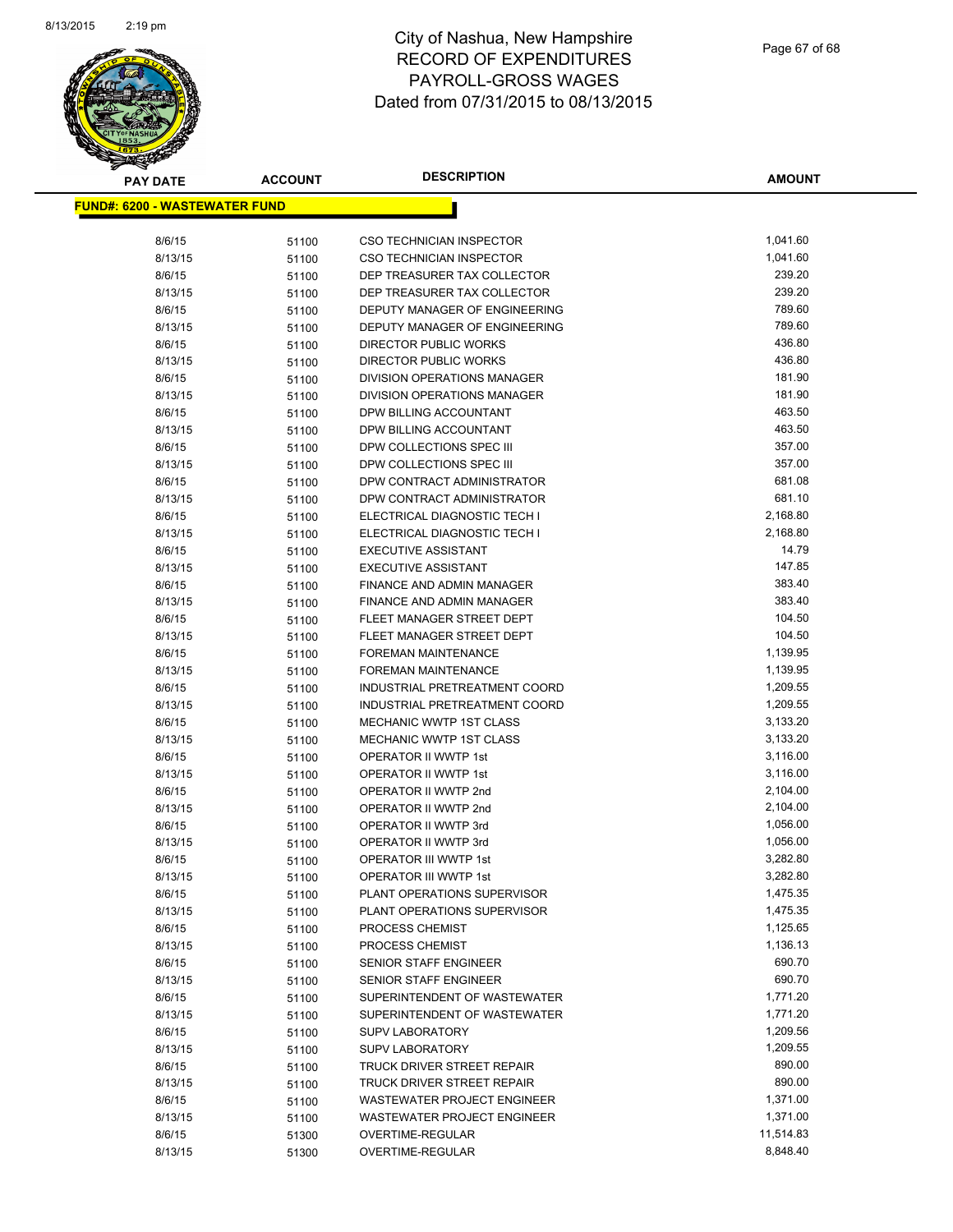# City of Nashua, New Hampshire
## RECORD OF EXPENDITURES
## PAYROLL-GROSS WAGES
## Dated from 07/31/2015 to 08/13/2015

**FUND#: 6200 - WASTEWATER FUND**

| PAY DATE | ACCOUNT | DESCRIPTION | AMOUNT |
|---|---|---|---|
| 8/6/15 | 51100 | CSO TECHNICIAN INSPECTOR | 1,041.60 |
| 8/13/15 | 51100 | CSO TECHNICIAN INSPECTOR | 1,041.60 |
| 8/6/15 | 51100 | DEP TREASURER TAX COLLECTOR | 239.20 |
| 8/13/15 | 51100 | DEP TREASURER TAX COLLECTOR | 239.20 |
| 8/6/15 | 51100 | DEPUTY MANAGER OF ENGINEERING | 789.60 |
| 8/13/15 | 51100 | DEPUTY MANAGER OF ENGINEERING | 789.60 |
| 8/6/15 | 51100 | DIRECTOR PUBLIC WORKS | 436.80 |
| 8/13/15 | 51100 | DIRECTOR PUBLIC WORKS | 436.80 |
| 8/6/15 | 51100 | DIVISION OPERATIONS MANAGER | 181.90 |
| 8/13/15 | 51100 | DIVISION OPERATIONS MANAGER | 181.90 |
| 8/6/15 | 51100 | DPW BILLING ACCOUNTANT | 463.50 |
| 8/13/15 | 51100 | DPW BILLING ACCOUNTANT | 463.50 |
| 8/6/15 | 51100 | DPW COLLECTIONS SPEC III | 357.00 |
| 8/13/15 | 51100 | DPW COLLECTIONS SPEC III | 357.00 |
| 8/6/15 | 51100 | DPW CONTRACT ADMINISTRATOR | 681.08 |
| 8/13/15 | 51100 | DPW CONTRACT ADMINISTRATOR | 681.10 |
| 8/6/15 | 51100 | ELECTRICAL DIAGNOSTIC TECH I | 2,168.80 |
| 8/13/15 | 51100 | ELECTRICAL DIAGNOSTIC TECH I | 2,168.80 |
| 8/6/15 | 51100 | EXECUTIVE ASSISTANT | 14.79 |
| 8/13/15 | 51100 | EXECUTIVE ASSISTANT | 147.85 |
| 8/6/15 | 51100 | FINANCE AND ADMIN MANAGER | 383.40 |
| 8/13/15 | 51100 | FINANCE AND ADMIN MANAGER | 383.40 |
| 8/6/15 | 51100 | FLEET MANAGER STREET DEPT | 104.50 |
| 8/13/15 | 51100 | FLEET MANAGER STREET DEPT | 104.50 |
| 8/6/15 | 51100 | FOREMAN MAINTENANCE | 1,139.95 |
| 8/13/15 | 51100 | FOREMAN MAINTENANCE | 1,139.95 |
| 8/6/15 | 51100 | INDUSTRIAL PRETREATMENT COORD | 1,209.55 |
| 8/13/15 | 51100 | INDUSTRIAL PRETREATMENT COORD | 1,209.55 |
| 8/6/15 | 51100 | MECHANIC WWTP 1ST CLASS | 3,133.20 |
| 8/13/15 | 51100 | MECHANIC WWTP 1ST CLASS | 3,133.20 |
| 8/6/15 | 51100 | OPERATOR II WWTP 1st | 3,116.00 |
| 8/13/15 | 51100 | OPERATOR II WWTP 1st | 3,116.00 |
| 8/6/15 | 51100 | OPERATOR II WWTP 2nd | 2,104.00 |
| 8/13/15 | 51100 | OPERATOR II WWTP 2nd | 2,104.00 |
| 8/6/15 | 51100 | OPERATOR II WWTP 3rd | 1,056.00 |
| 8/13/15 | 51100 | OPERATOR II WWTP 3rd | 1,056.00 |
| 8/6/15 | 51100 | OPERATOR III WWTP 1st | 3,282.80 |
| 8/13/15 | 51100 | OPERATOR III WWTP 1st | 3,282.80 |
| 8/6/15 | 51100 | PLANT OPERATIONS SUPERVISOR | 1,475.35 |
| 8/13/15 | 51100 | PLANT OPERATIONS SUPERVISOR | 1,475.35 |
| 8/6/15 | 51100 | PROCESS CHEMIST | 1,125.65 |
| 8/13/15 | 51100 | PROCESS CHEMIST | 1,136.13 |
| 8/6/15 | 51100 | SENIOR STAFF ENGINEER | 690.70 |
| 8/13/15 | 51100 | SENIOR STAFF ENGINEER | 690.70 |
| 8/6/15 | 51100 | SUPERINTENDENT OF WASTEWATER | 1,771.20 |
| 8/13/15 | 51100 | SUPERINTENDENT OF WASTEWATER | 1,771.20 |
| 8/6/15 | 51100 | SUPV LABORATORY | 1,209.56 |
| 8/13/15 | 51100 | SUPV LABORATORY | 1,209.55 |
| 8/6/15 | 51100 | TRUCK DRIVER STREET REPAIR | 890.00 |
| 8/13/15 | 51100 | TRUCK DRIVER STREET REPAIR | 890.00 |
| 8/6/15 | 51100 | WASTEWATER PROJECT ENGINEER | 1,371.00 |
| 8/13/15 | 51100 | WASTEWATER PROJECT ENGINEER | 1,371.00 |
| 8/6/15 | 51300 | OVERTIME-REGULAR | 11,514.83 |
| 8/13/15 | 51300 | OVERTIME-REGULAR | 8,848.40 |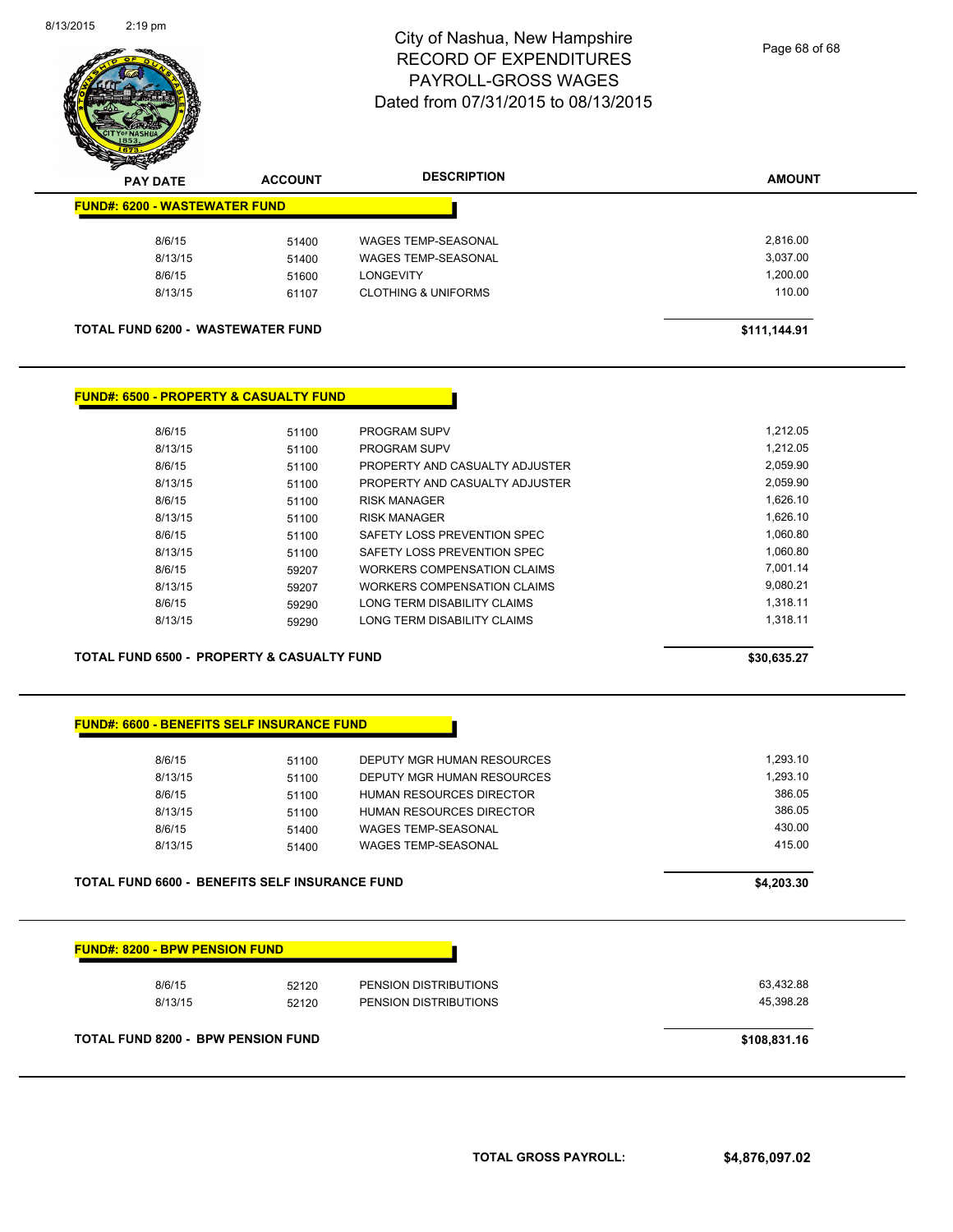# City of Nashua, New Hampshire
# RECORD OF EXPENDITURES
# PAYROLL-GROSS WAGES
# Dated from 07/31/2015 to 08/13/2015

| PAY DATE | ACCOUNT | DESCRIPTION | AMOUNT |
|---|---|---|---|
| **FUND#: 6200 - WASTEWATER FUND** | | | |
| 8/6/15 | 51400 | WAGES TEMP-SEASONAL | 2,816.00 |
| 8/13/15 | 51400 | WAGES TEMP-SEASONAL | 3,037.00 |
| 8/6/15 | 51600 | LONGEVITY | 1,200.00 |
| 8/13/15 | 61107 | CLOTHING & UNIFORMS | 110.00 |
| **TOTAL FUND 6200 - WASTEWATER FUND** | | | **$111,144.91** |

| PAY DATE | ACCOUNT | DESCRIPTION | AMOUNT |
|---|---|---|---|
| **FUND#: 6500 - PROPERTY & CASUALTY FUND** | | | |
| 8/6/15 | 51100 | PROGRAM SUPV | 1,212.05 |
| 8/13/15 | 51100 | PROGRAM SUPV | 1,212.05 |
| 8/6/15 | 51100 | PROPERTY AND CASUALTY ADJUSTER | 2,059.90 |
| 8/13/15 | 51100 | PROPERTY AND CASUALTY ADJUSTER | 2,059.90 |
| 8/6/15 | 51100 | RISK MANAGER | 1,626.10 |
| 8/13/15 | 51100 | RISK MANAGER | 1,626.10 |
| 8/6/15 | 51100 | SAFETY LOSS PREVENTION SPEC | 1,060.80 |
| 8/13/15 | 51100 | SAFETY LOSS PREVENTION SPEC | 1,060.80 |
| 8/6/15 | 59207 | WORKERS COMPENSATION CLAIMS | 7,001.14 |
| 8/13/15 | 59207 | WORKERS COMPENSATION CLAIMS | 9,080.21 |
| 8/6/15 | 59290 | LONG TERM DISABILITY CLAIMS | 1,318.11 |
| 8/13/15 | 59290 | LONG TERM DISABILITY CLAIMS | 1,318.11 |
| **TOTAL FUND 6500 - PROPERTY & CASUALTY FUND** | | | **$30,635.27** |

| PAY DATE | ACCOUNT | DESCRIPTION | AMOUNT |
|---|---|---|---|
| **FUND#: 6600 - BENEFITS SELF INSURANCE FUND** | | | |
| 8/6/15 | 51100 | DEPUTY MGR HUMAN RESOURCES | 1,293.10 |
| 8/13/15 | 51100 | DEPUTY MGR HUMAN RESOURCES | 1,293.10 |
| 8/6/15 | 51100 | HUMAN RESOURCES DIRECTOR | 386.05 |
| 8/13/15 | 51100 | HUMAN RESOURCES DIRECTOR | 386.05 |
| 8/6/15 | 51400 | WAGES TEMP-SEASONAL | 430.00 |
| 8/13/15 | 51400 | WAGES TEMP-SEASONAL | 415.00 |
| **TOTAL FUND 6600 - BENEFITS SELF INSURANCE FUND** | | | **$4,203.30** |

| PAY DATE | ACCOUNT | DESCRIPTION | AMOUNT |
|---|---|---|---|
| **FUND#: 8200 - BPW PENSION FUND** | | | |
| 8/6/15 | 52120 | PENSION DISTRIBUTIONS | 63,432.88 |
| 8/13/15 | 52120 | PENSION DISTRIBUTIONS | 45,398.28 |
| **TOTAL FUND 8200 - BPW PENSION FUND** | | | **$108,831.16** |

**TOTAL GROSS PAYROLL: $4,876,097.02**